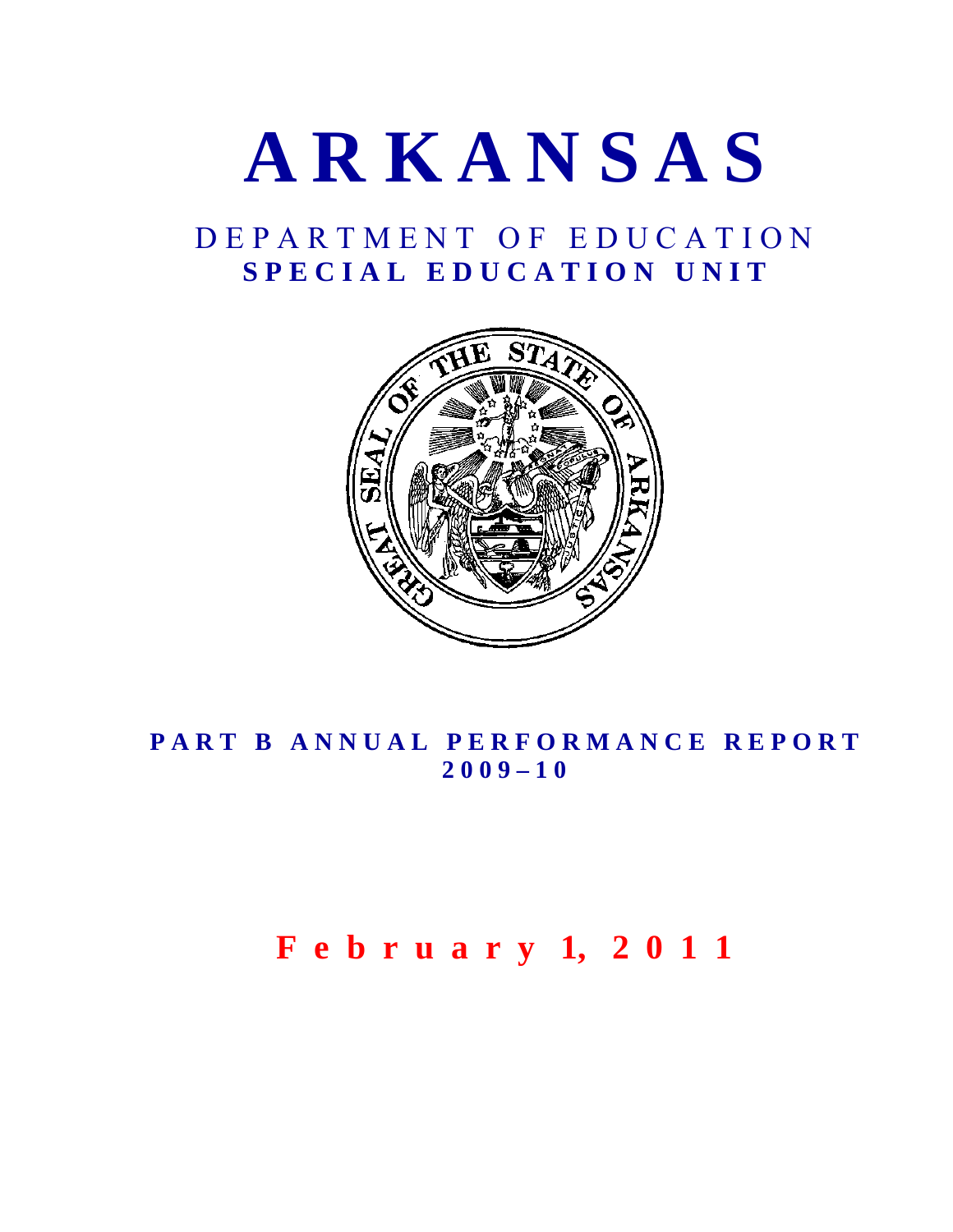# ARKANSAS

## DEPARTMENT OF EDUCATION
## SPECIAL EDUCATION UNIT

## PART B ANNUAL PERFORMANCE REPORT
## 2009–10

**February 1, 2011**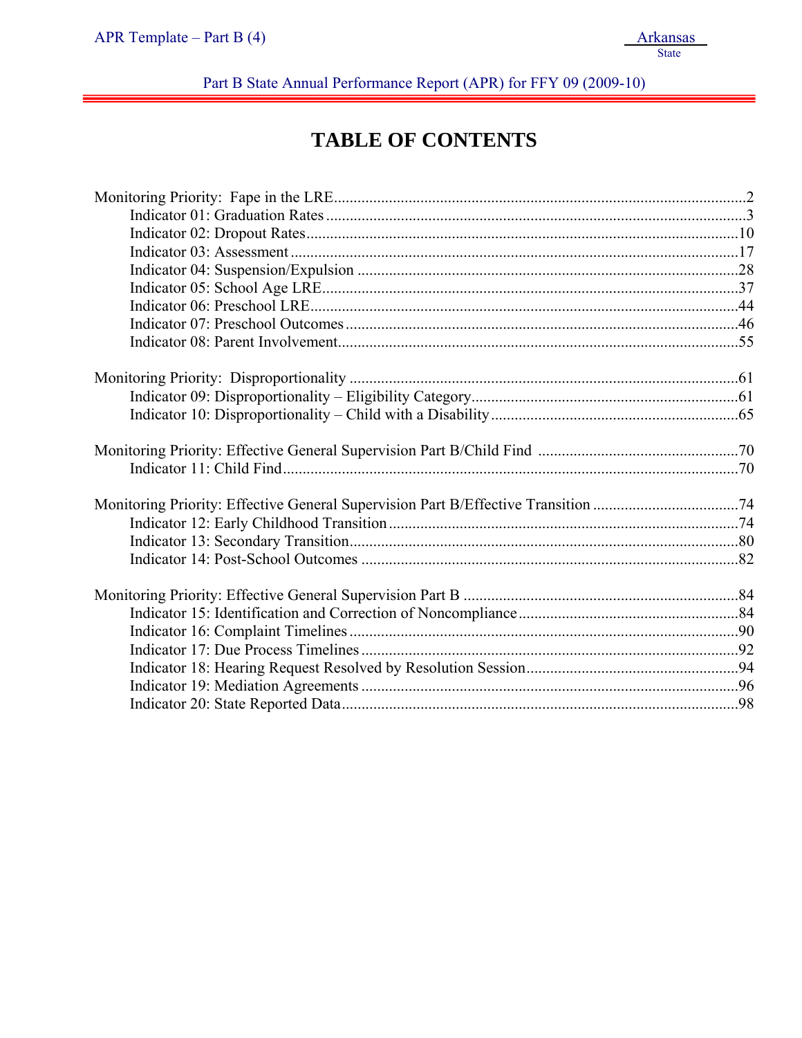# TABLE OF CONTENTS

Monitoring Priority: Fape in the LRE .......................................................................................................2
- Indicator 01: Graduation Rates .........................................................................................................3
- Indicator 02: Dropout Rates ............................................................................................................10
- Indicator 03: Assessment ................................................................................................................17
- Indicator 04: Suspension/Expulsion ................................................................................................28
- Indicator 05: School Age LRE .........................................................................................................37
- Indicator 06: Preschool LRE ............................................................................................................44
- Indicator 07: Preschool Outcomes ...................................................................................................46
- Indicator 08: Parent Involvement .....................................................................................................55

Monitoring Priority: Disproportionality ..................................................................................................61
- Indicator 09: Disproportionality – Eligibility Category ...................................................................61
- Indicator 10: Disproportionality – Child with a Disability ..............................................................65

Monitoring Priority: Effective General Supervision Part B/Child Find ..................................................70
- Indicator 11: Child Find ...................................................................................................................70

Monitoring Priority: Effective General Supervision Part B/Effective Transition ....................................74
- Indicator 12: Early Childhood Transition ........................................................................................74
- Indicator 13: Secondary Transition ..................................................................................................80
- Indicator 14: Post-School Outcomes ...............................................................................................82

Monitoring Priority: Effective General Supervision Part B .....................................................................84
- Indicator 15: Identification and Correction of Noncompliance .......................................................84
- Indicator 16: Complaint Timelines ..................................................................................................90
- Indicator 17: Due Process Timelines ...............................................................................................92
- Indicator 18: Hearing Request Resolved by Resolution Session .....................................................94
- Indicator 19: Mediation Agreements ...............................................................................................96
- Indicator 20: State Reported Data ....................................................................................................98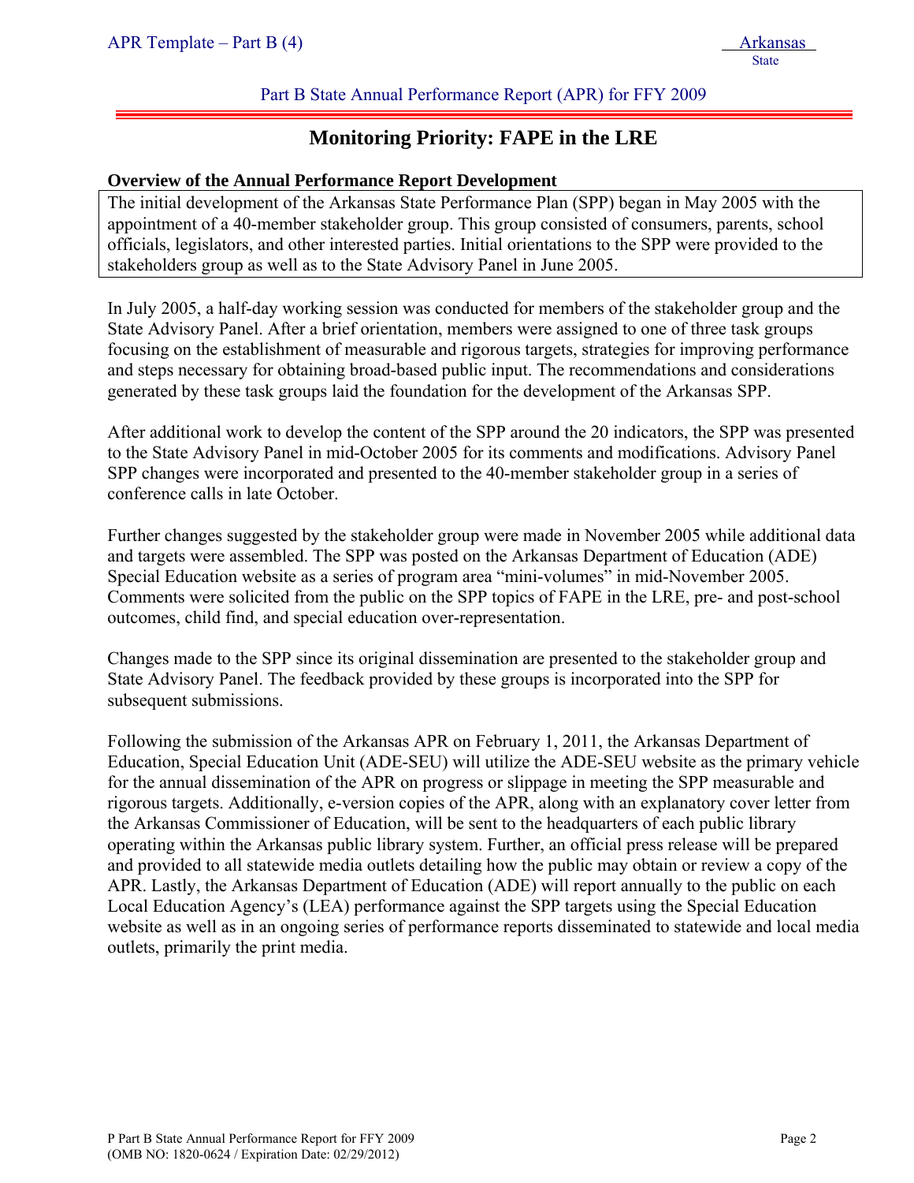Part B State Annual Performance Report (APR) for FFY 2009

# Monitoring Priority: FAPE in the LRE

**Overview of the Annual Performance Report Development**

The initial development of the Arkansas State Performance Plan (SPP) began in May 2005 with the appointment of a 40-member stakeholder group. This group consisted of consumers, parents, school officials, legislators, and other interested parties. Initial orientations to the SPP were provided to the stakeholders group as well as to the State Advisory Panel in June 2005.

In July 2005, a half-day working session was conducted for members of the stakeholder group and the State Advisory Panel. After a brief orientation, members were assigned to one of three task groups focusing on the establishment of measurable and rigorous targets, strategies for improving performance and steps necessary for obtaining broad-based public input. The recommendations and considerations generated by these task groups laid the foundation for the development of the Arkansas SPP.

After additional work to develop the content of the SPP around the 20 indicators, the SPP was presented to the State Advisory Panel in mid-October 2005 for its comments and modifications. Advisory Panel SPP changes were incorporated and presented to the 40-member stakeholder group in a series of conference calls in late October.

Further changes suggested by the stakeholder group were made in November 2005 while additional data and targets were assembled. The SPP was posted on the Arkansas Department of Education (ADE) Special Education website as a series of program area "mini-volumes" in mid-November 2005. Comments were solicited from the public on the SPP topics of FAPE in the LRE, pre- and post-school outcomes, child find, and special education over-representation.

Changes made to the SPP since its original dissemination are presented to the stakeholder group and State Advisory Panel. The feedback provided by these groups is incorporated into the SPP for subsequent submissions.

Following the submission of the Arkansas APR on February 1, 2011, the Arkansas Department of Education, Special Education Unit (ADE-SEU) will utilize the ADE-SEU website as the primary vehicle for the annual dissemination of the APR on progress or slippage in meeting the SPP measurable and rigorous targets. Additionally, e-version copies of the APR, along with an explanatory cover letter from the Arkansas Commissioner of Education, will be sent to the headquarters of each public library operating within the Arkansas public library system. Further, an official press release will be prepared and provided to all statewide media outlets detailing how the public may obtain or review a copy of the APR. Lastly, the Arkansas Department of Education (ADE) will report annually to the public on each Local Education Agency's (LEA) performance against the SPP targets using the Special Education website as well as in an ongoing series of performance reports disseminated to statewide and local media outlets, primarily the print media.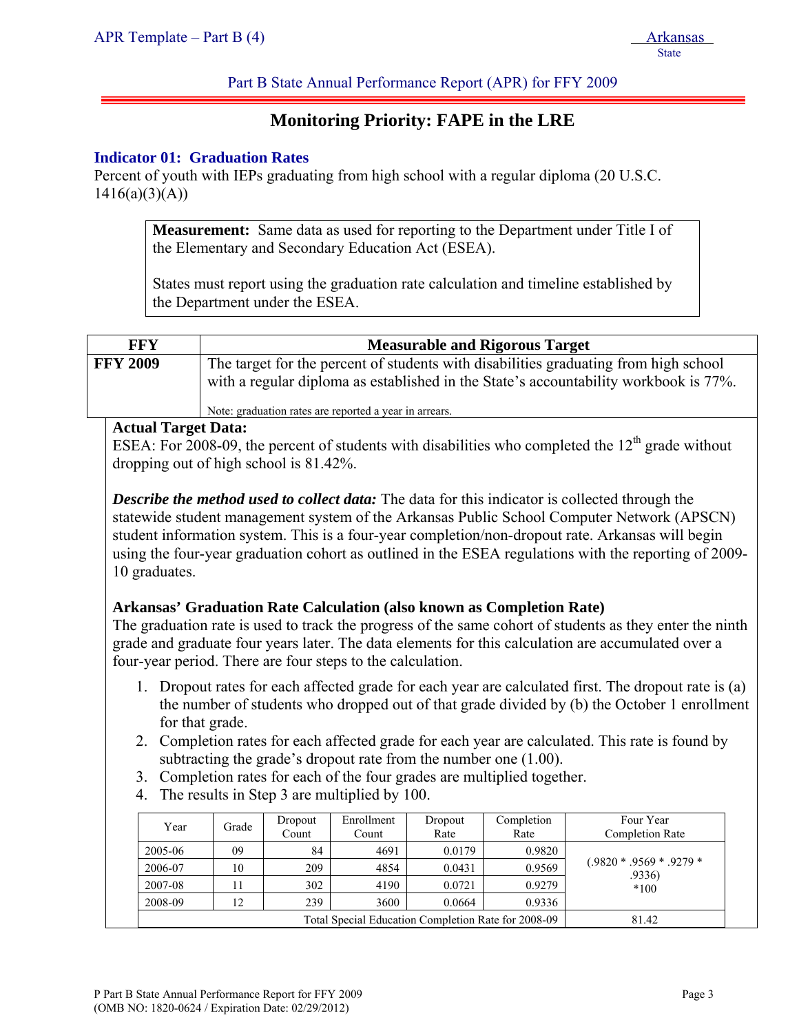Part B State Annual Performance Report (APR) for FFY 2009

## Monitoring Priority: FAPE in the LRE

### Indicator 01: Graduation Rates

Percent of youth with IEPs graduating from high school with a regular diploma (20 U.S.C. 1416(a)(3)(A))

> **Measurement:** Same data as used for reporting to the Department under Title I of the Elementary and Secondary Education Act (ESEA).
>
> States must report using the graduation rate calculation and timeline established by the Department under the ESEA.

| FFY | Measurable and Rigorous Target |
|---|---|
| **FFY 2009** | The target for the percent of students with disabilities graduating from high school with a regular diploma as established in the State's accountability workbook is 77%. Note: graduation rates are reported a year in arrears. |

**Actual Target Data:**

ESEA: For 2008-09, the percent of students with disabilities who completed the 12th grade without dropping out of high school is 81.42%.

***Describe the method used to collect data:*** The data for this indicator is collected through the statewide student management system of the Arkansas Public School Computer Network (APSCN) student information system. This is a four-year completion/non-dropout rate. Arkansas will begin using the four-year graduation cohort as outlined in the ESEA regulations with the reporting of 2009-10 graduates.

**Arkansas' Graduation Rate Calculation (also known as Completion Rate)**

The graduation rate is used to track the progress of the same cohort of students as they enter the ninth grade and graduate four years later. The data elements for this calculation are accumulated over a four-year period. There are four steps to the calculation.

1. Dropout rates for each affected grade for each year are calculated first. The dropout rate is (a) the number of students who dropped out of that grade divided by (b) the October 1 enrollment for that grade.
2. Completion rates for each affected grade for each year are calculated. This rate is found by subtracting the grade's dropout rate from the number one (1.00).
3. Completion rates for each of the four grades are multiplied together.
4. The results in Step 3 are multiplied by 100.

| Year | Grade | Dropout Count | Enrollment Count | Dropout Rate | Completion Rate | Four Year Completion Rate |
|---|---|---|---|---|---|---|
| 2005-06 | 09 | 84 | 4691 | 0.0179 | 0.9820 | (.9820 * .9569 * .9279 * .9336) *100 |
| 2006-07 | 10 | 209 | 4854 | 0.0431 | 0.9569 | |
| 2007-08 | 11 | 302 | 4190 | 0.0721 | 0.9279 | |
| 2008-09 | 12 | 239 | 3600 | 0.0664 | 0.9336 | |
| Total Special Education Completion Rate for 2008-09 | | | | | | 81.42 |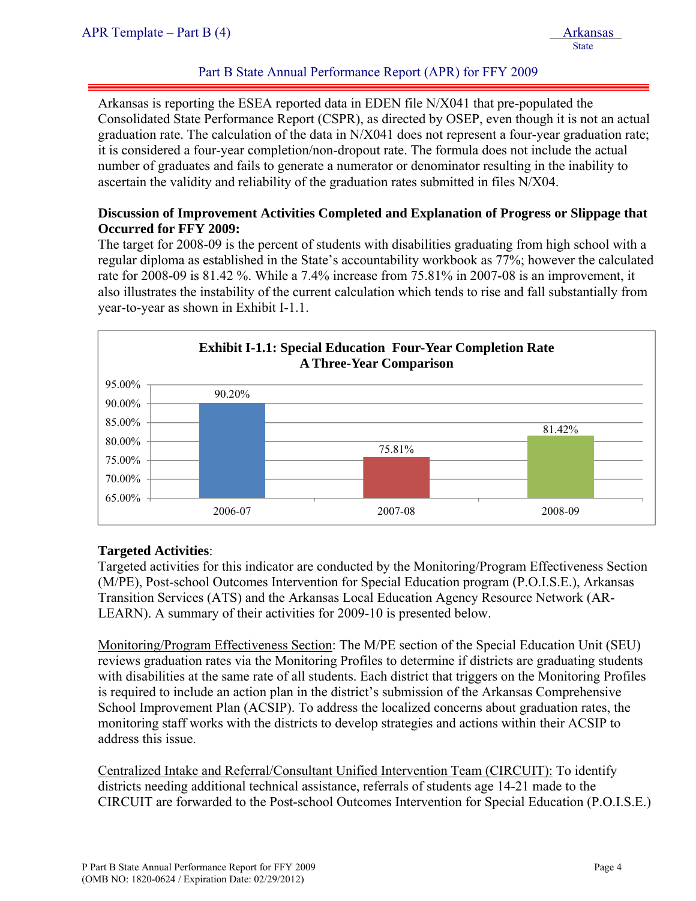Arkansas is reporting the ESEA reported data in EDEN file N/X041 that pre-populated the Consolidated State Performance Report (CSPR), as directed by OSEP, even though it is not an actual graduation rate. The calculation of the data in N/X041 does not represent a four-year graduation rate; it is considered a four-year completion/non-dropout rate. The formula does not include the actual number of graduates and fails to generate a numerator or denominator resulting in the inability to ascertain the validity and reliability of the graduation rates submitted in files N/X04.

**Discussion of Improvement Activities Completed and Explanation of Progress or Slippage that Occurred for FFY 2009:**

The target for 2008-09 is the percent of students with disabilities graduating from high school with a regular diploma as established in the State's accountability workbook as 77%; however the calculated rate for 2008-09 is 81.42 %. While a 7.4% increase from 75.81% in 2007-08 is an improvement, it also illustrates the instability of the current calculation which tends to rise and fall substantially from year-to-year as shown in Exhibit I-1.1.

**Exhibit I-1.1: Special Education Four-Year Completion Rate A Three-Year Comparison**

| Year | Completion Rate |
|---|---|
| 2006-07 | 90.20% |
| 2007-08 | 75.81% |
| 2008-09 | 81.42% |

**Targeted Activities**:

Targeted activities for this indicator are conducted by the Monitoring/Program Effectiveness Section (M/PE), Post-school Outcomes Intervention for Special Education program (P.O.I.S.E.), Arkansas Transition Services (ATS) and the Arkansas Local Education Agency Resource Network (AR-LEARN). A summary of their activities for 2009-10 is presented below.

Monitoring/Program Effectiveness Section: The M/PE section of the Special Education Unit (SEU) reviews graduation rates via the Monitoring Profiles to determine if districts are graduating students with disabilities at the same rate of all students. Each district that triggers on the Monitoring Profiles is required to include an action plan in the district's submission of the Arkansas Comprehensive School Improvement Plan (ACSIP). To address the localized concerns about graduation rates, the monitoring staff works with the districts to develop strategies and actions within their ACSIP to address this issue.

Centralized Intake and Referral/Consultant Unified Intervention Team (CIRCUIT): To identify districts needing additional technical assistance, referrals of students age 14-21 made to the CIRCUIT are forwarded to the Post-school Outcomes Intervention for Special Education (P.O.I.S.E.)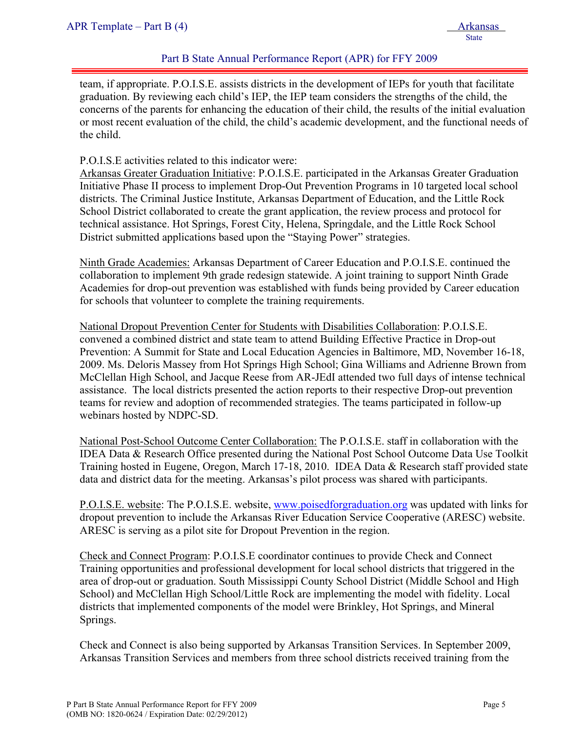team, if appropriate. P.O.I.S.E. assists districts in the development of IEPs for youth that facilitate graduation. By reviewing each child's IEP, the IEP team considers the strengths of the child, the concerns of the parents for enhancing the education of their child, the results of the initial evaluation or most recent evaluation of the child, the child's academic development, and the functional needs of the child.

P.O.I.S.E activities related to this indicator were:
Arkansas Greater Graduation Initiative: P.O.I.S.E. participated in the Arkansas Greater Graduation Initiative Phase II process to implement Drop-Out Prevention Programs in 10 targeted local school districts. The Criminal Justice Institute, Arkansas Department of Education, and the Little Rock School District collaborated to create the grant application, the review process and protocol for technical assistance. Hot Springs, Forest City, Helena, Springdale, and the Little Rock School District submitted applications based upon the "Staying Power" strategies.

Ninth Grade Academies: Arkansas Department of Career Education and P.O.I.S.E. continued the collaboration to implement 9th grade redesign statewide. A joint training to support Ninth Grade Academies for drop-out prevention was established with funds being provided by Career education for schools that volunteer to complete the training requirements.

National Dropout Prevention Center for Students with Disabilities Collaboration: P.O.I.S.E. convened a combined district and state team to attend Building Effective Practice in Drop-out Prevention: A Summit for State and Local Education Agencies in Baltimore, MD, November 16-18, 2009. Ms. Deloris Massey from Hot Springs High School; Gina Williams and Adrienne Brown from McClellan High School, and Jacque Reese from AR-JEdI attended two full days of intense technical assistance. The local districts presented the action reports to their respective Drop-out prevention teams for review and adoption of recommended strategies. The teams participated in follow-up webinars hosted by NDPC-SD.

National Post-School Outcome Center Collaboration: The P.O.I.S.E. staff in collaboration with the IDEA Data & Research Office presented during the National Post School Outcome Data Use Toolkit Training hosted in Eugene, Oregon, March 17-18, 2010. IDEA Data & Research staff provided state data and district data for the meeting. Arkansas's pilot process was shared with participants.

P.O.I.S.E. website: The P.O.I.S.E. website, www.poisedforgraduation.org was updated with links for dropout prevention to include the Arkansas River Education Service Cooperative (ARESC) website. ARESC is serving as a pilot site for Dropout Prevention in the region.

Check and Connect Program: P.O.I.S.E coordinator continues to provide Check and Connect Training opportunities and professional development for local school districts that triggered in the area of drop-out or graduation. South Mississippi County School District (Middle School and High School) and McClellan High School/Little Rock are implementing the model with fidelity. Local districts that implemented components of the model were Brinkley, Hot Springs, and Mineral Springs.

Check and Connect is also being supported by Arkansas Transition Services. In September 2009, Arkansas Transition Services and members from three school districts received training from the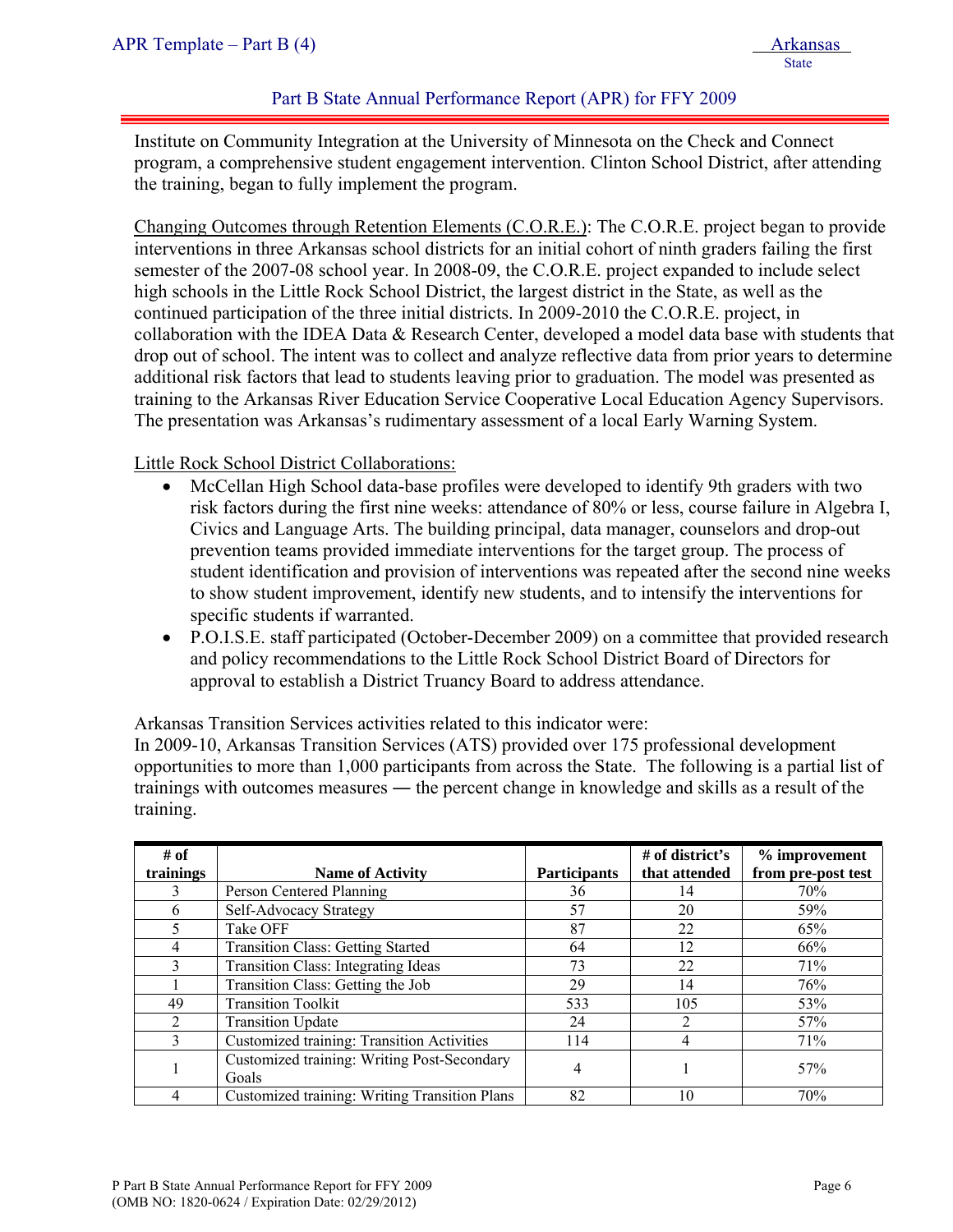Institute on Community Integration at the University of Minnesota on the Check and Connect program, a comprehensive student engagement intervention. Clinton School District, after attending the training, began to fully implement the program.

Changing Outcomes through Retention Elements (C.O.R.E.): The C.O.R.E. project began to provide interventions in three Arkansas school districts for an initial cohort of ninth graders failing the first semester of the 2007-08 school year. In 2008-09, the C.O.R.E. project expanded to include select high schools in the Little Rock School District, the largest district in the State, as well as the continued participation of the three initial districts. In 2009-2010 the C.O.R.E. project, in collaboration with the IDEA Data & Research Center, developed a model data base with students that drop out of school. The intent was to collect and analyze reflective data from prior years to determine additional risk factors that lead to students leaving prior to graduation. The model was presented as training to the Arkansas River Education Service Cooperative Local Education Agency Supervisors. The presentation was Arkansas's rudimentary assessment of a local Early Warning System.

Little Rock School District Collaborations:

- McCellan High School data-base profiles were developed to identify 9th graders with two risk factors during the first nine weeks: attendance of 80% or less, course failure in Algebra I, Civics and Language Arts. The building principal, data manager, counselors and drop-out prevention teams provided immediate interventions for the target group. The process of student identification and provision of interventions was repeated after the second nine weeks to show student improvement, identify new students, and to intensify the interventions for specific students if warranted.
- P.O.I.S.E. staff participated (October-December 2009) on a committee that provided research and policy recommendations to the Little Rock School District Board of Directors for approval to establish a District Truancy Board to address attendance.

Arkansas Transition Services activities related to this indicator were:
In 2009-10, Arkansas Transition Services (ATS) provided over 175 professional development opportunities to more than 1,000 participants from across the State. The following is a partial list of trainings with outcomes measures ― the percent change in knowledge and skills as a result of the training.

| # of trainings | Name of Activity | Participants | # of district's that attended | % improvement from pre-post test |
|---|---|---|---|---|
| 3 | Person Centered Planning | 36 | 14 | 70% |
| 6 | Self-Advocacy Strategy | 57 | 20 | 59% |
| 5 | Take OFF | 87 | 22 | 65% |
| 4 | Transition Class: Getting Started | 64 | 12 | 66% |
| 3 | Transition Class: Integrating Ideas | 73 | 22 | 71% |
| 1 | Transition Class: Getting the Job | 29 | 14 | 76% |
| 49 | Transition Toolkit | 533 | 105 | 53% |
| 2 | Transition Update | 24 | 2 | 57% |
| 3 | Customized training: Transition Activities | 114 | 4 | 71% |
| 1 | Customized training: Writing Post-Secondary Goals | 4 | 1 | 57% |
| 4 | Customized training: Writing Transition Plans | 82 | 10 | 70% |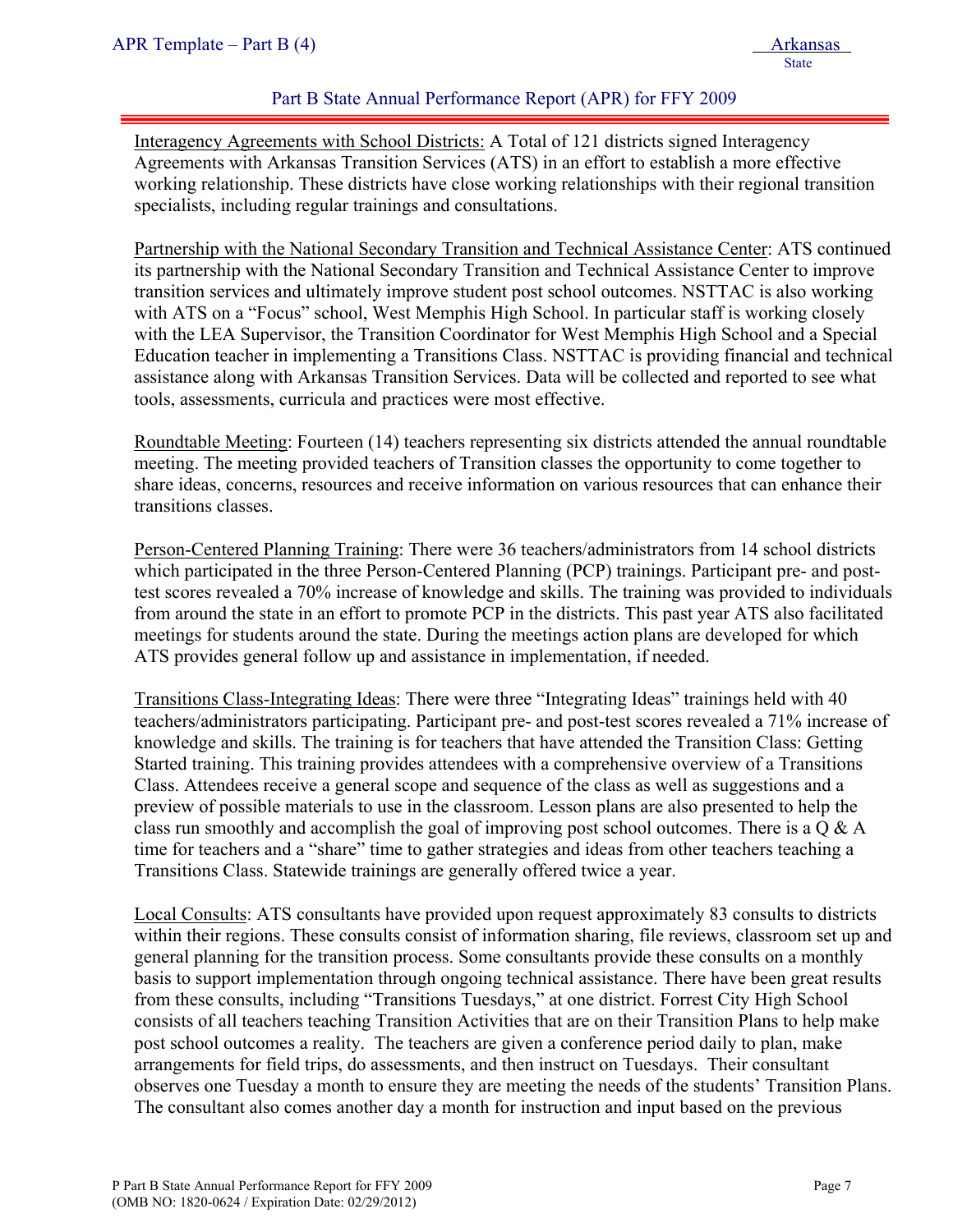Interagency Agreements with School Districts: A Total of 121 districts signed Interagency Agreements with Arkansas Transition Services (ATS) in an effort to establish a more effective working relationship. These districts have close working relationships with their regional transition specialists, including regular trainings and consultations.

Partnership with the National Secondary Transition and Technical Assistance Center: ATS continued its partnership with the National Secondary Transition and Technical Assistance Center to improve transition services and ultimately improve student post school outcomes. NSTTAC is also working with ATS on a "Focus" school, West Memphis High School. In particular staff is working closely with the LEA Supervisor, the Transition Coordinator for West Memphis High School and a Special Education teacher in implementing a Transitions Class. NSTTAC is providing financial and technical assistance along with Arkansas Transition Services. Data will be collected and reported to see what tools, assessments, curricula and practices were most effective.

Roundtable Meeting: Fourteen (14) teachers representing six districts attended the annual roundtable meeting. The meeting provided teachers of Transition classes the opportunity to come together to share ideas, concerns, resources and receive information on various resources that can enhance their transitions classes.

Person-Centered Planning Training: There were 36 teachers/administrators from 14 school districts which participated in the three Person-Centered Planning (PCP) trainings. Participant pre- and post-test scores revealed a 70% increase of knowledge and skills. The training was provided to individuals from around the state in an effort to promote PCP in the districts. This past year ATS also facilitated meetings for students around the state. During the meetings action plans are developed for which ATS provides general follow up and assistance in implementation, if needed.

Transitions Class-Integrating Ideas: There were three "Integrating Ideas" trainings held with 40 teachers/administrators participating. Participant pre- and post-test scores revealed a 71% increase of knowledge and skills. The training is for teachers that have attended the Transition Class: Getting Started training. This training provides attendees with a comprehensive overview of a Transitions Class. Attendees receive a general scope and sequence of the class as well as suggestions and a preview of possible materials to use in the classroom. Lesson plans are also presented to help the class run smoothly and accomplish the goal of improving post school outcomes. There is a Q & A time for teachers and a "share" time to gather strategies and ideas from other teachers teaching a Transitions Class. Statewide trainings are generally offered twice a year.

Local Consults: ATS consultants have provided upon request approximately 83 consults to districts within their regions. These consults consist of information sharing, file reviews, classroom set up and general planning for the transition process. Some consultants provide these consults on a monthly basis to support implementation through ongoing technical assistance. There have been great results from these consults, including "Transitions Tuesdays," at one district. Forrest City High School consists of all teachers teaching Transition Activities that are on their Transition Plans to help make post school outcomes a reality. The teachers are given a conference period daily to plan, make arrangements for field trips, do assessments, and then instruct on Tuesdays. Their consultant observes one Tuesday a month to ensure they are meeting the needs of the students' Transition Plans. The consultant also comes another day a month for instruction and input based on the previous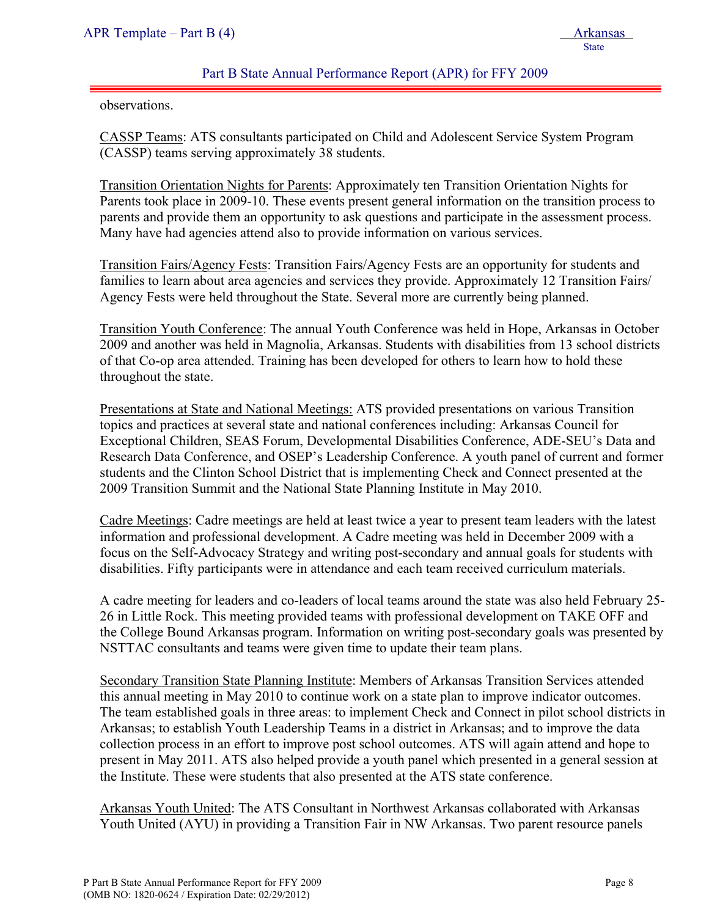observations.

<u>CASSP Teams</u>: ATS consultants participated on Child and Adolescent Service System Program (CASSP) teams serving approximately 38 students.

<u>Transition Orientation Nights for Parents</u>: Approximately ten Transition Orientation Nights for Parents took place in 2009-10. These events present general information on the transition process to parents and provide them an opportunity to ask questions and participate in the assessment process. Many have had agencies attend also to provide information on various services.

<u>Transition Fairs/Agency Fests</u>: Transition Fairs/Agency Fests are an opportunity for students and families to learn about area agencies and services they provide. Approximately 12 Transition Fairs/ Agency Fests were held throughout the State. Several more are currently being planned.

<u>Transition Youth Conference</u>: The annual Youth Conference was held in Hope, Arkansas in October 2009 and another was held in Magnolia, Arkansas. Students with disabilities from 13 school districts of that Co-op area attended. Training has been developed for others to learn how to hold these throughout the state.

<u>Presentations at State and National Meetings:</u> ATS provided presentations on various Transition topics and practices at several state and national conferences including: Arkansas Council for Exceptional Children, SEAS Forum, Developmental Disabilities Conference, ADE-SEU's Data and Research Data Conference, and OSEP's Leadership Conference. A youth panel of current and former students and the Clinton School District that is implementing Check and Connect presented at the 2009 Transition Summit and the National State Planning Institute in May 2010.

<u>Cadre Meetings</u>: Cadre meetings are held at least twice a year to present team leaders with the latest information and professional development. A Cadre meeting was held in December 2009 with a focus on the Self-Advocacy Strategy and writing post-secondary and annual goals for students with disabilities. Fifty participants were in attendance and each team received curriculum materials.

A cadre meeting for leaders and co-leaders of local teams around the state was also held February 25-26 in Little Rock. This meeting provided teams with professional development on TAKE OFF and the College Bound Arkansas program. Information on writing post-secondary goals was presented by NSTTAC consultants and teams were given time to update their team plans.

<u>Secondary Transition State Planning Institute</u>: Members of Arkansas Transition Services attended this annual meeting in May 2010 to continue work on a state plan to improve indicator outcomes. The team established goals in three areas: to implement Check and Connect in pilot school districts in Arkansas; to establish Youth Leadership Teams in a district in Arkansas; and to improve the data collection process in an effort to improve post school outcomes. ATS will again attend and hope to present in May 2011. ATS also helped provide a youth panel which presented in a general session at the Institute. These were students that also presented at the ATS state conference.

<u>Arkansas Youth United</u>: The ATS Consultant in Northwest Arkansas collaborated with Arkansas Youth United (AYU) in providing a Transition Fair in NW Arkansas. Two parent resource panels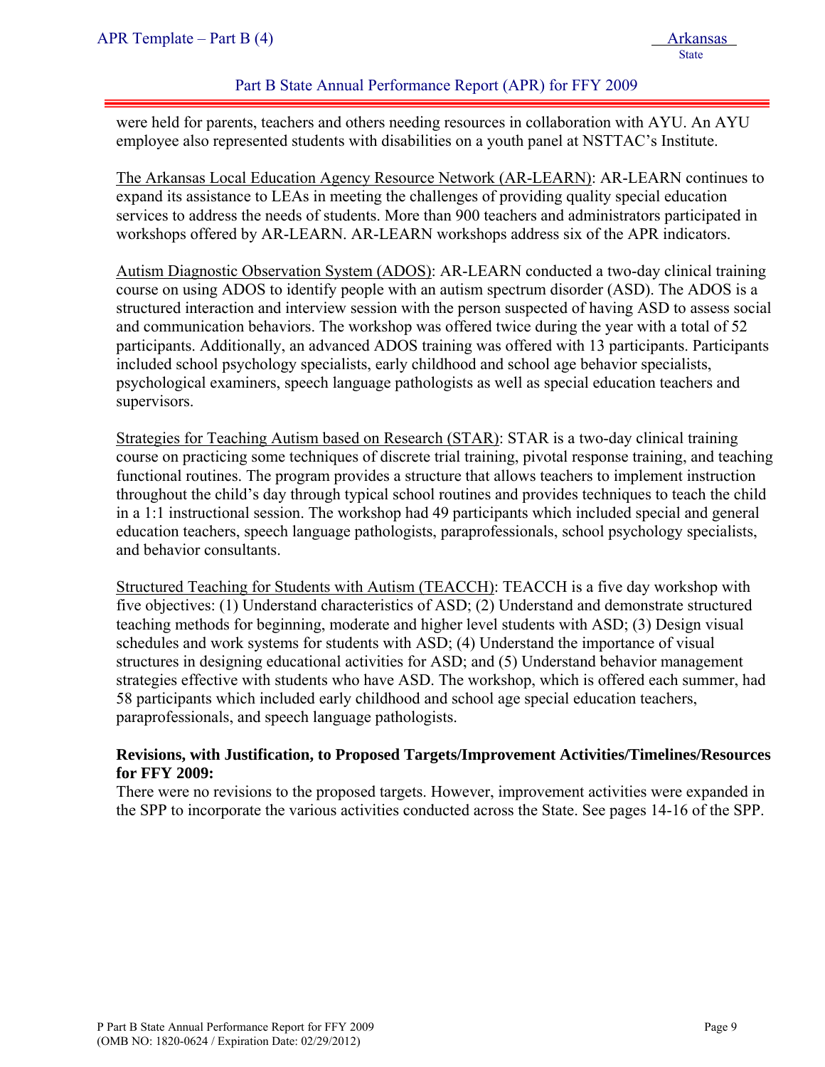were held for parents, teachers and others needing resources in collaboration with AYU. An AYU employee also represented students with disabilities on a youth panel at NSTTAC's Institute.

The Arkansas Local Education Agency Resource Network (AR-LEARN): AR-LEARN continues to expand its assistance to LEAs in meeting the challenges of providing quality special education services to address the needs of students. More than 900 teachers and administrators participated in workshops offered by AR-LEARN. AR-LEARN workshops address six of the APR indicators.

Autism Diagnostic Observation System (ADOS): AR-LEARN conducted a two-day clinical training course on using ADOS to identify people with an autism spectrum disorder (ASD). The ADOS is a structured interaction and interview session with the person suspected of having ASD to assess social and communication behaviors. The workshop was offered twice during the year with a total of 52 participants. Additionally, an advanced ADOS training was offered with 13 participants. Participants included school psychology specialists, early childhood and school age behavior specialists, psychological examiners, speech language pathologists as well as special education teachers and supervisors.

Strategies for Teaching Autism based on Research (STAR): STAR is a two-day clinical training course on practicing some techniques of discrete trial training, pivotal response training, and teaching functional routines. The program provides a structure that allows teachers to implement instruction throughout the child's day through typical school routines and provides techniques to teach the child in a 1:1 instructional session. The workshop had 49 participants which included special and general education teachers, speech language pathologists, paraprofessionals, school psychology specialists, and behavior consultants.

Structured Teaching for Students with Autism (TEACCH): TEACCH is a five day workshop with five objectives: (1) Understand characteristics of ASD; (2) Understand and demonstrate structured teaching methods for beginning, moderate and higher level students with ASD; (3) Design visual schedules and work systems for students with ASD; (4) Understand the importance of visual structures in designing educational activities for ASD; and (5) Understand behavior management strategies effective with students who have ASD. The workshop, which is offered each summer, had 58 participants which included early childhood and school age special education teachers, paraprofessionals, and speech language pathologists.

**Revisions, with Justification, to Proposed Targets/Improvement Activities/Timelines/Resources for FFY 2009:**

There were no revisions to the proposed targets. However, improvement activities were expanded in the SPP to incorporate the various activities conducted across the State. See pages 14-16 of the SPP.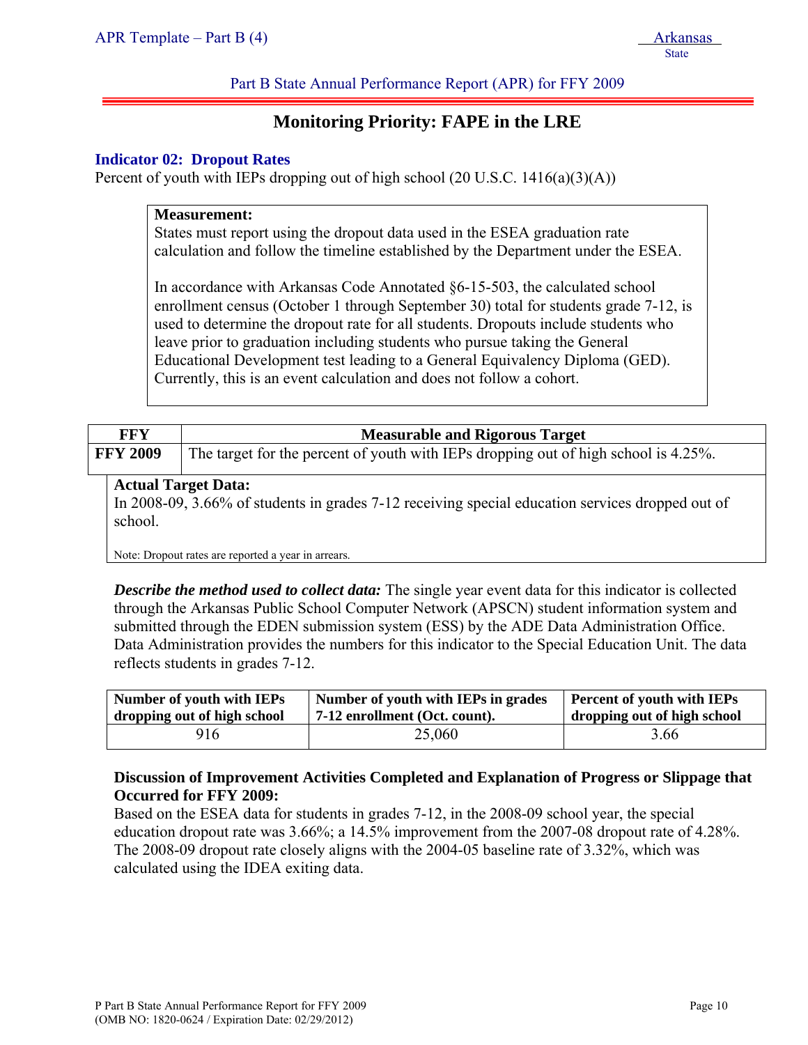Part B State Annual Performance Report (APR) for FFY 2009

# Monitoring Priority: FAPE in the LRE

## Indicator 02: Dropout Rates

Percent of youth with IEPs dropping out of high school (20 U.S.C. 1416(a)(3)(A))

**Measurement:**
States must report using the dropout data used in the ESEA graduation rate calculation and follow the timeline established by the Department under the ESEA.

In accordance with Arkansas Code Annotated §6-15-503, the calculated school enrollment census (October 1 through September 30) total for students grade 7-12, is used to determine the dropout rate for all students. Dropouts include students who leave prior to graduation including students who pursue taking the General Educational Development test leading to a General Equivalency Diploma (GED). Currently, this is an event calculation and does not follow a cohort.

| FFY | Measurable and Rigorous Target |
|---|---|
| **FFY 2009** | The target for the percent of youth with IEPs dropping out of high school is 4.25%. |

**Actual Target Data:**
In 2008-09, 3.66% of students in grades 7-12 receiving special education services dropped out of school.

Note: Dropout rates are reported a year in arrears.

***Describe the method used to collect data:*** The single year event data for this indicator is collected through the Arkansas Public School Computer Network (APSCN) student information system and submitted through the EDEN submission system (ESS) by the ADE Data Administration Office. Data Administration provides the numbers for this indicator to the Special Education Unit. The data reflects students in grades 7-12.

| Number of youth with IEPs dropping out of high school | Number of youth with IEPs in grades 7-12 enrollment (Oct. count). | Percent of youth with IEPs dropping out of high school |
|---|---|---|
| 916 | 25,060 | 3.66 |

**Discussion of Improvement Activities Completed and Explanation of Progress or Slippage that Occurred for FFY 2009:**
Based on the ESEA data for students in grades 7-12, in the 2008-09 school year, the special education dropout rate was 3.66%; a 14.5% improvement from the 2007-08 dropout rate of 4.28%. The 2008-09 dropout rate closely aligns with the 2004-05 baseline rate of 3.32%, which was calculated using the IDEA exiting data.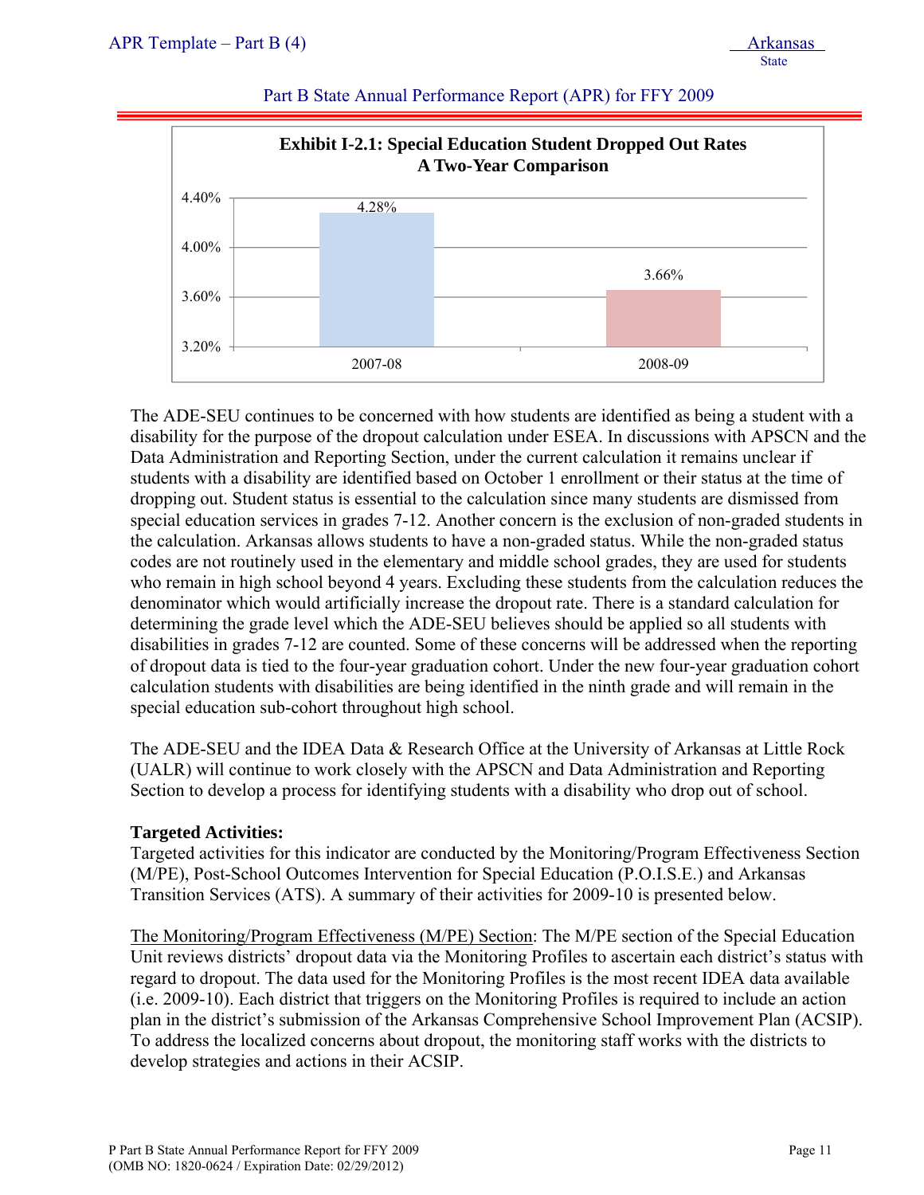**Exhibit I-2.1: Special Education Student Dropped Out Rates**
**A Two-Year Comparison**

| Year | Dropout Rate |
|---|---|
| 2007-08 | 4.28% |
| 2008-09 | 3.66% |

The ADE-SEU continues to be concerned with how students are identified as being a student with a disability for the purpose of the dropout calculation under ESEA. In discussions with APSCN and the Data Administration and Reporting Section, under the current calculation it remains unclear if students with a disability are identified based on October 1 enrollment or their status at the time of dropping out. Student status is essential to the calculation since many students are dismissed from special education services in grades 7-12. Another concern is the exclusion of non-graded students in the calculation. Arkansas allows students to have a non-graded status. While the non-graded status codes are not routinely used in the elementary and middle school grades, they are used for students who remain in high school beyond 4 years. Excluding these students from the calculation reduces the denominator which would artificially increase the dropout rate. There is a standard calculation for determining the grade level which the ADE-SEU believes should be applied so all students with disabilities in grades 7-12 are counted. Some of these concerns will be addressed when the reporting of dropout data is tied to the four-year graduation cohort. Under the new four-year graduation cohort calculation students with disabilities are being identified in the ninth grade and will remain in the special education sub-cohort throughout high school.

The ADE-SEU and the IDEA Data & Research Office at the University of Arkansas at Little Rock (UALR) will continue to work closely with the APSCN and Data Administration and Reporting Section to develop a process for identifying students with a disability who drop out of school.

**Targeted Activities:**
Targeted activities for this indicator are conducted by the Monitoring/Program Effectiveness Section (M/PE), Post-School Outcomes Intervention for Special Education (P.O.I.S.E.) and Arkansas Transition Services (ATS). A summary of their activities for 2009-10 is presented below.

The Monitoring/Program Effectiveness (M/PE) Section: The M/PE section of the Special Education Unit reviews districts' dropout data via the Monitoring Profiles to ascertain each district's status with regard to dropout. The data used for the Monitoring Profiles is the most recent IDEA data available (i.e. 2009-10). Each district that triggers on the Monitoring Profiles is required to include an action plan in the district's submission of the Arkansas Comprehensive School Improvement Plan (ACSIP). To address the localized concerns about dropout, the monitoring staff works with the districts to develop strategies and actions in their ACSIP.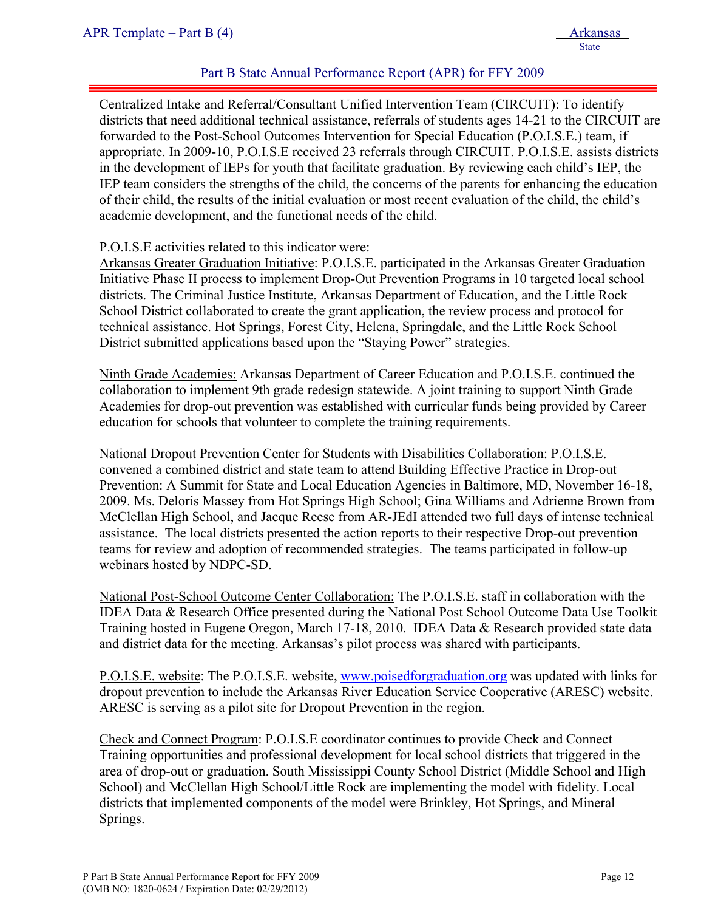Centralized Intake and Referral/Consultant Unified Intervention Team (CIRCUIT): To identify districts that need additional technical assistance, referrals of students ages 14-21 to the CIRCUIT are forwarded to the Post-School Outcomes Intervention for Special Education (P.O.I.S.E.) team, if appropriate. In 2009-10, P.O.I.S.E received 23 referrals through CIRCUIT. P.O.I.S.E. assists districts in the development of IEPs for youth that facilitate graduation. By reviewing each child's IEP, the IEP team considers the strengths of the child, the concerns of the parents for enhancing the education of their child, the results of the initial evaluation or most recent evaluation of the child, the child's academic development, and the functional needs of the child.

P.O.I.S.E activities related to this indicator were:

Arkansas Greater Graduation Initiative: P.O.I.S.E. participated in the Arkansas Greater Graduation Initiative Phase II process to implement Drop-Out Prevention Programs in 10 targeted local school districts. The Criminal Justice Institute, Arkansas Department of Education, and the Little Rock School District collaborated to create the grant application, the review process and protocol for technical assistance. Hot Springs, Forest City, Helena, Springdale, and the Little Rock School District submitted applications based upon the "Staying Power" strategies.

Ninth Grade Academies: Arkansas Department of Career Education and P.O.I.S.E. continued the collaboration to implement 9th grade redesign statewide. A joint training to support Ninth Grade Academies for drop-out prevention was established with curricular funds being provided by Career education for schools that volunteer to complete the training requirements.

National Dropout Prevention Center for Students with Disabilities Collaboration: P.O.I.S.E. convened a combined district and state team to attend Building Effective Practice in Drop-out Prevention: A Summit for State and Local Education Agencies in Baltimore, MD, November 16-18, 2009. Ms. Deloris Massey from Hot Springs High School; Gina Williams and Adrienne Brown from McClellan High School, and Jacque Reese from AR-JEdI attended two full days of intense technical assistance. The local districts presented the action reports to their respective Drop-out prevention teams for review and adoption of recommended strategies. The teams participated in follow-up webinars hosted by NDPC-SD.

National Post-School Outcome Center Collaboration: The P.O.I.S.E. staff in collaboration with the IDEA Data & Research Office presented during the National Post School Outcome Data Use Toolkit Training hosted in Eugene Oregon, March 17-18, 2010. IDEA Data & Research provided state data and district data for the meeting. Arkansas's pilot process was shared with participants.

P.O.I.S.E. website: The P.O.I.S.E. website, www.poisedforgraduation.org was updated with links for dropout prevention to include the Arkansas River Education Service Cooperative (ARESC) website. ARESC is serving as a pilot site for Dropout Prevention in the region.

Check and Connect Program: P.O.I.S.E coordinator continues to provide Check and Connect Training opportunities and professional development for local school districts that triggered in the area of drop-out or graduation. South Mississippi County School District (Middle School and High School) and McClellan High School/Little Rock are implementing the model with fidelity. Local districts that implemented components of the model were Brinkley, Hot Springs, and Mineral Springs.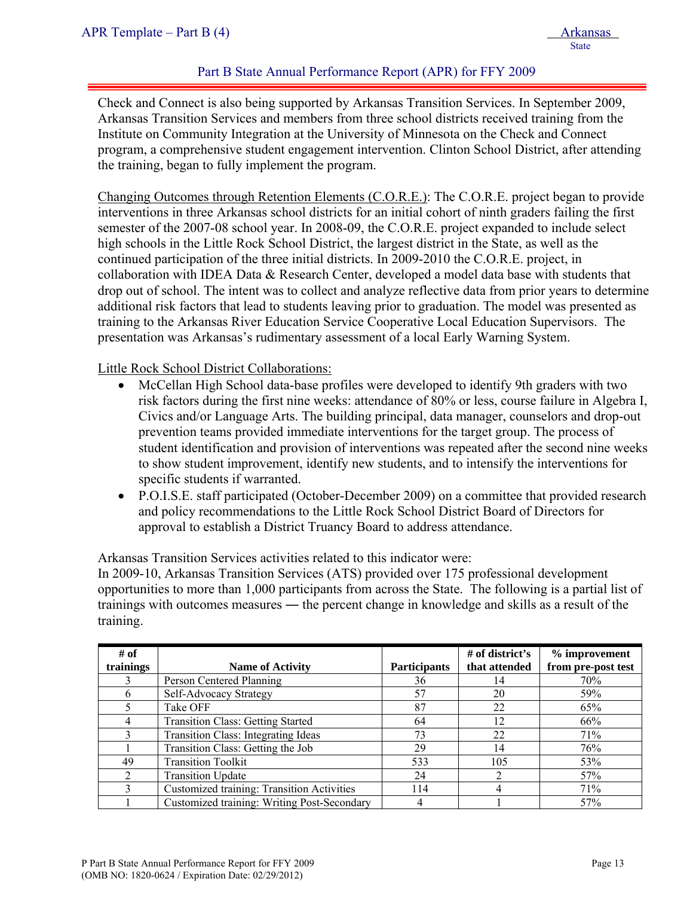Check and Connect is also being supported by Arkansas Transition Services. In September 2009, Arkansas Transition Services and members from three school districts received training from the Institute on Community Integration at the University of Minnesota on the Check and Connect program, a comprehensive student engagement intervention. Clinton School District, after attending the training, began to fully implement the program.

Changing Outcomes through Retention Elements (C.O.R.E.): The C.O.R.E. project began to provide interventions in three Arkansas school districts for an initial cohort of ninth graders failing the first semester of the 2007-08 school year. In 2008-09, the C.O.R.E. project expanded to include select high schools in the Little Rock School District, the largest district in the State, as well as the continued participation of the three initial districts. In 2009-2010 the C.O.R.E. project, in collaboration with IDEA Data & Research Center, developed a model data base with students that drop out of school. The intent was to collect and analyze reflective data from prior years to determine additional risk factors that lead to students leaving prior to graduation. The model was presented as training to the Arkansas River Education Service Cooperative Local Education Supervisors. The presentation was Arkansas's rudimentary assessment of a local Early Warning System.

Little Rock School District Collaborations:

- McCellan High School data-base profiles were developed to identify 9th graders with two risk factors during the first nine weeks: attendance of 80% or less, course failure in Algebra I, Civics and/or Language Arts. The building principal, data manager, counselors and drop-out prevention teams provided immediate interventions for the target group. The process of student identification and provision of interventions was repeated after the second nine weeks to show student improvement, identify new students, and to intensify the interventions for specific students if warranted.
- P.O.I.S.E. staff participated (October-December 2009) on a committee that provided research and policy recommendations to the Little Rock School District Board of Directors for approval to establish a District Truancy Board to address attendance.

Arkansas Transition Services activities related to this indicator were:
In 2009-10, Arkansas Transition Services (ATS) provided over 175 professional development opportunities to more than 1,000 participants from across the State. The following is a partial list of trainings with outcomes measures ― the percent change in knowledge and skills as a result of the training.

| # of trainings | Name of Activity | Participants | # of district's that attended | % improvement from pre-post test |
|---|---|---|---|---|
| 3 | Person Centered Planning | 36 | 14 | 70% |
| 6 | Self-Advocacy Strategy | 57 | 20 | 59% |
| 5 | Take OFF | 87 | 22 | 65% |
| 4 | Transition Class: Getting Started | 64 | 12 | 66% |
| 3 | Transition Class: Integrating Ideas | 73 | 22 | 71% |
| 1 | Transition Class: Getting the Job | 29 | 14 | 76% |
| 49 | Transition Toolkit | 533 | 105 | 53% |
| 2 | Transition Update | 24 | 2 | 57% |
| 3 | Customized training: Transition Activities | 114 | 4 | 71% |
| 1 | Customized training: Writing Post-Secondary | 4 | 1 | 57% |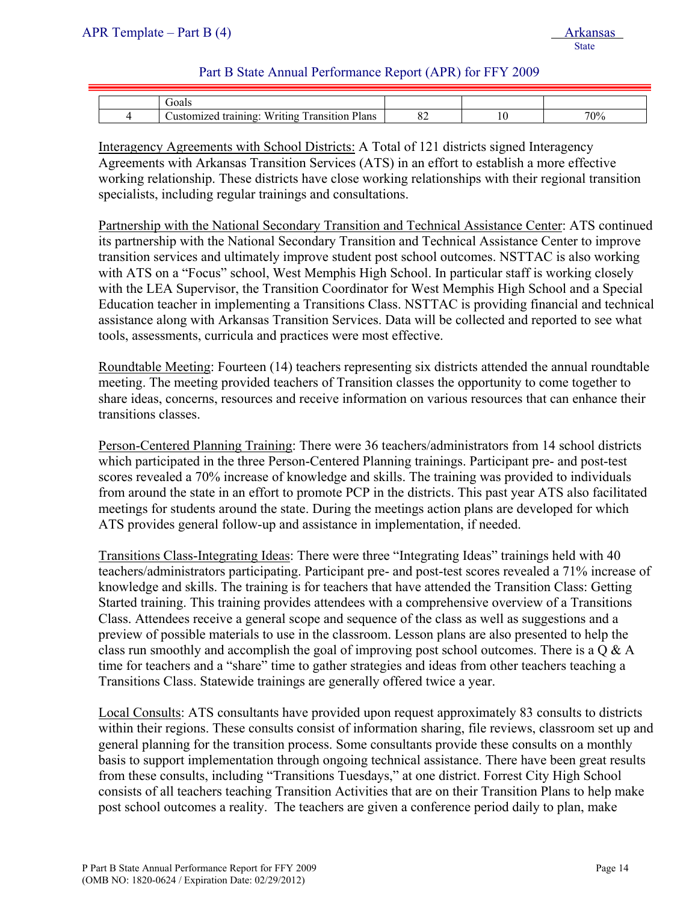| | Goals | | | |
|---|---|---|---|---|
| 4 | Customized training: Writing Transition Plans | 82 | 10 | 70% |

Interagency Agreements with School Districts: A Total of 121 districts signed Interagency Agreements with Arkansas Transition Services (ATS) in an effort to establish a more effective working relationship. These districts have close working relationships with their regional transition specialists, including regular trainings and consultations.

Partnership with the National Secondary Transition and Technical Assistance Center: ATS continued its partnership with the National Secondary Transition and Technical Assistance Center to improve transition services and ultimately improve student post school outcomes. NSTTAC is also working with ATS on a "Focus" school, West Memphis High School. In particular staff is working closely with the LEA Supervisor, the Transition Coordinator for West Memphis High School and a Special Education teacher in implementing a Transitions Class. NSTTAC is providing financial and technical assistance along with Arkansas Transition Services. Data will be collected and reported to see what tools, assessments, curricula and practices were most effective.

Roundtable Meeting: Fourteen (14) teachers representing six districts attended the annual roundtable meeting. The meeting provided teachers of Transition classes the opportunity to come together to share ideas, concerns, resources and receive information on various resources that can enhance their transitions classes.

Person-Centered Planning Training: There were 36 teachers/administrators from 14 school districts which participated in the three Person-Centered Planning trainings. Participant pre- and post-test scores revealed a 70% increase of knowledge and skills. The training was provided to individuals from around the state in an effort to promote PCP in the districts. This past year ATS also facilitated meetings for students around the state. During the meetings action plans are developed for which ATS provides general follow-up and assistance in implementation, if needed.

Transitions Class-Integrating Ideas: There were three "Integrating Ideas" trainings held with 40 teachers/administrators participating. Participant pre- and post-test scores revealed a 71% increase of knowledge and skills. The training is for teachers that have attended the Transition Class: Getting Started training. This training provides attendees with a comprehensive overview of a Transitions Class. Attendees receive a general scope and sequence of the class as well as suggestions and a preview of possible materials to use in the classroom. Lesson plans are also presented to help the class run smoothly and accomplish the goal of improving post school outcomes. There is a Q & A time for teachers and a "share" time to gather strategies and ideas from other teachers teaching a Transitions Class. Statewide trainings are generally offered twice a year.

Local Consults: ATS consultants have provided upon request approximately 83 consults to districts within their regions. These consults consist of information sharing, file reviews, classroom set up and general planning for the transition process. Some consultants provide these consults on a monthly basis to support implementation through ongoing technical assistance. There have been great results from these consults, including "Transitions Tuesdays," at one district. Forrest City High School consists of all teachers teaching Transition Activities that are on their Transition Plans to help make post school outcomes a reality. The teachers are given a conference period daily to plan, make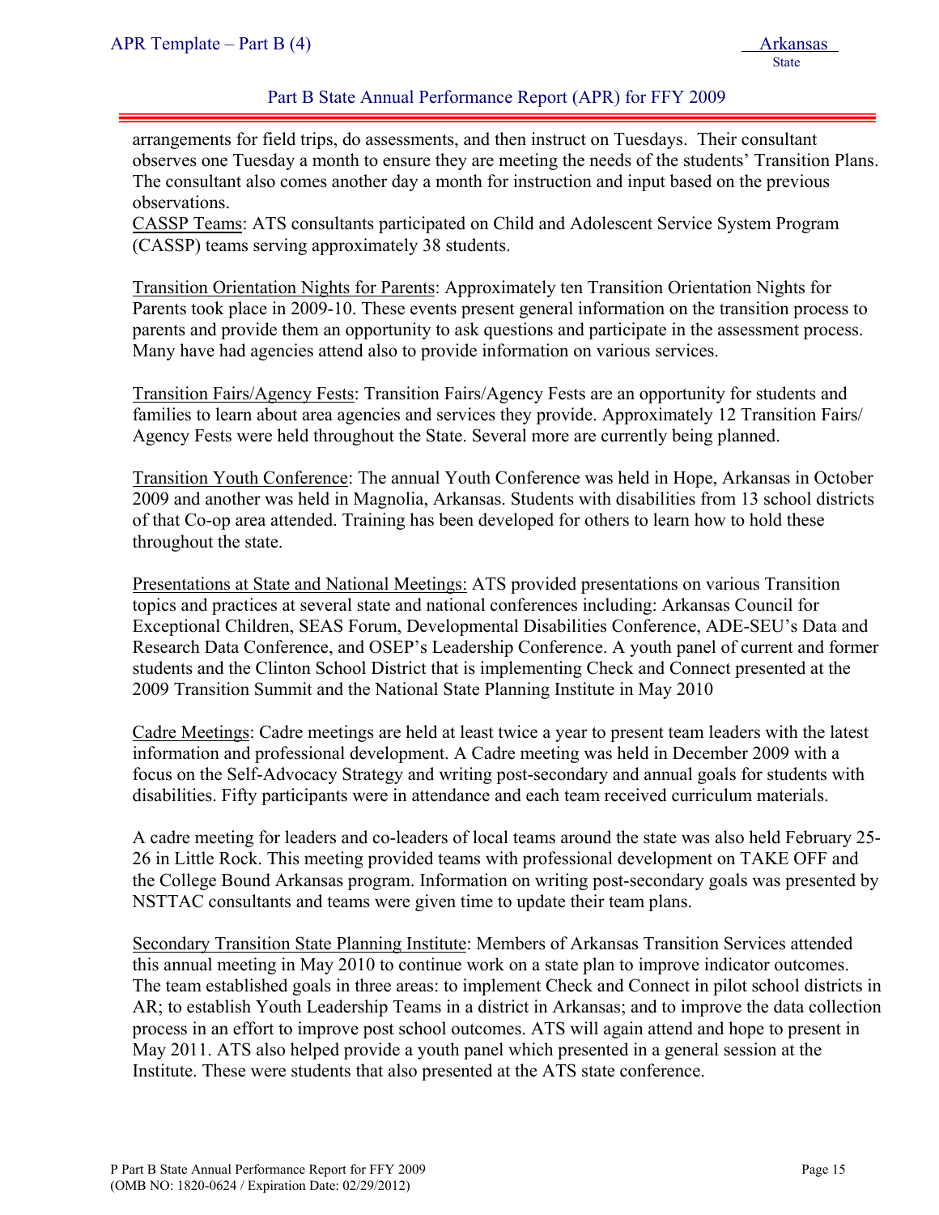arrangements for field trips, do assessments, and then instruct on Tuesdays. Their consultant observes one Tuesday a month to ensure they are meeting the needs of the students' Transition Plans. The consultant also comes another day a month for instruction and input based on the previous observations.

CASSP Teams: ATS consultants participated on Child and Adolescent Service System Program (CASSP) teams serving approximately 38 students.

Transition Orientation Nights for Parents: Approximately ten Transition Orientation Nights for Parents took place in 2009-10. These events present general information on the transition process to parents and provide them an opportunity to ask questions and participate in the assessment process. Many have had agencies attend also to provide information on various services.

Transition Fairs/Agency Fests: Transition Fairs/Agency Fests are an opportunity for students and families to learn about area agencies and services they provide. Approximately 12 Transition Fairs/ Agency Fests were held throughout the State. Several more are currently being planned.

Transition Youth Conference: The annual Youth Conference was held in Hope, Arkansas in October 2009 and another was held in Magnolia, Arkansas. Students with disabilities from 13 school districts of that Co-op area attended. Training has been developed for others to learn how to hold these throughout the state.

Presentations at State and National Meetings: ATS provided presentations on various Transition topics and practices at several state and national conferences including: Arkansas Council for Exceptional Children, SEAS Forum, Developmental Disabilities Conference, ADE-SEU's Data and Research Data Conference, and OSEP's Leadership Conference. A youth panel of current and former students and the Clinton School District that is implementing Check and Connect presented at the 2009 Transition Summit and the National State Planning Institute in May 2010

Cadre Meetings: Cadre meetings are held at least twice a year to present team leaders with the latest information and professional development. A Cadre meeting was held in December 2009 with a focus on the Self-Advocacy Strategy and writing post-secondary and annual goals for students with disabilities. Fifty participants were in attendance and each team received curriculum materials.

A cadre meeting for leaders and co-leaders of local teams around the state was also held February 25-26 in Little Rock. This meeting provided teams with professional development on TAKE OFF and the College Bound Arkansas program. Information on writing post-secondary goals was presented by NSTTAC consultants and teams were given time to update their team plans.

Secondary Transition State Planning Institute: Members of Arkansas Transition Services attended this annual meeting in May 2010 to continue work on a state plan to improve indicator outcomes. The team established goals in three areas: to implement Check and Connect in pilot school districts in AR; to establish Youth Leadership Teams in a district in Arkansas; and to improve the data collection process in an effort to improve post school outcomes. ATS will again attend and hope to present in May 2011. ATS also helped provide a youth panel which presented in a general session at the Institute. These were students that also presented at the ATS state conference.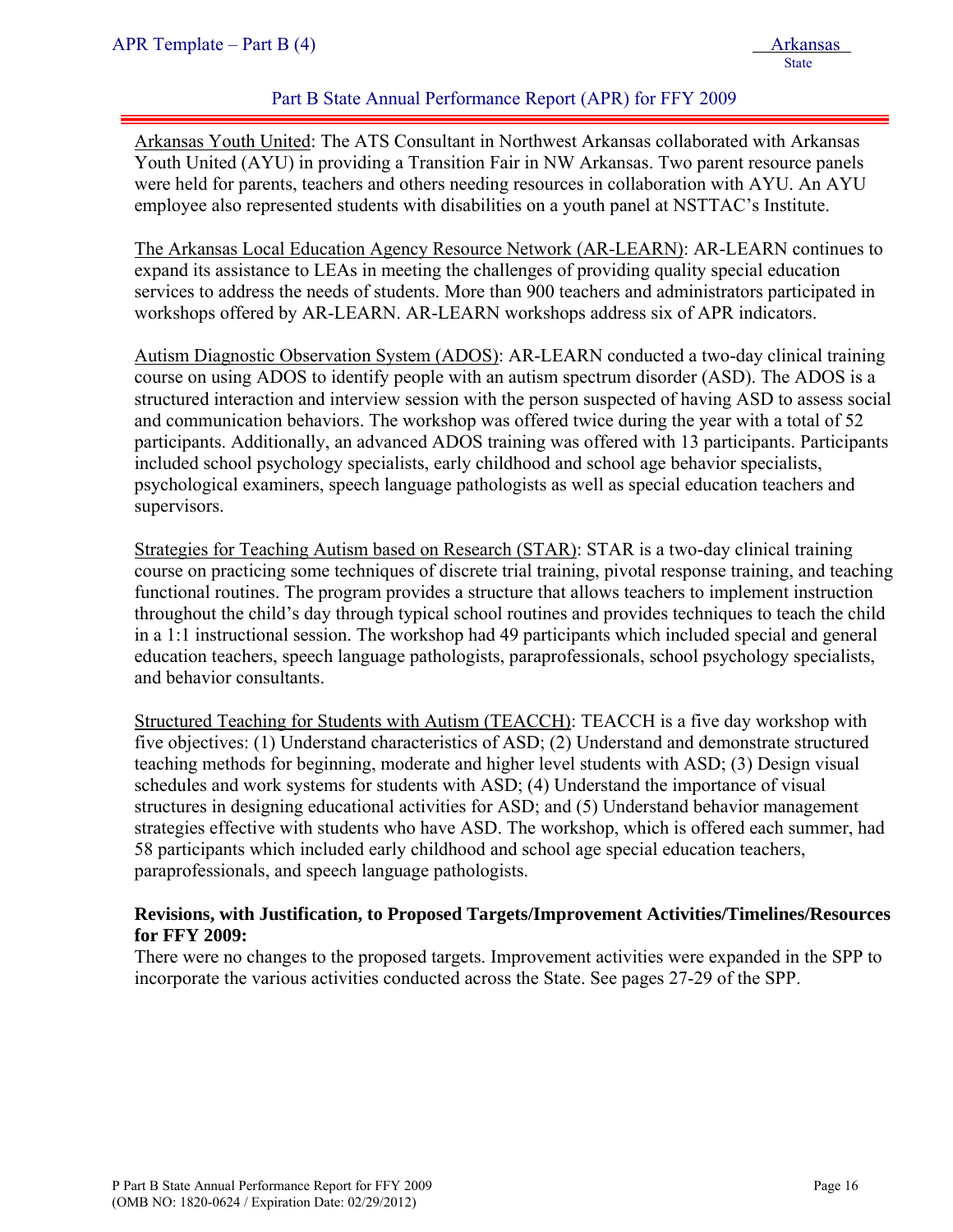Arkansas Youth United: The ATS Consultant in Northwest Arkansas collaborated with Arkansas Youth United (AYU) in providing a Transition Fair in NW Arkansas. Two parent resource panels were held for parents, teachers and others needing resources in collaboration with AYU. An AYU employee also represented students with disabilities on a youth panel at NSTTAC's Institute.

The Arkansas Local Education Agency Resource Network (AR-LEARN): AR-LEARN continues to expand its assistance to LEAs in meeting the challenges of providing quality special education services to address the needs of students. More than 900 teachers and administrators participated in workshops offered by AR-LEARN. AR-LEARN workshops address six of APR indicators.

Autism Diagnostic Observation System (ADOS): AR-LEARN conducted a two-day clinical training course on using ADOS to identify people with an autism spectrum disorder (ASD). The ADOS is a structured interaction and interview session with the person suspected of having ASD to assess social and communication behaviors. The workshop was offered twice during the year with a total of 52 participants. Additionally, an advanced ADOS training was offered with 13 participants. Participants included school psychology specialists, early childhood and school age behavior specialists, psychological examiners, speech language pathologists as well as special education teachers and supervisors.

Strategies for Teaching Autism based on Research (STAR): STAR is a two-day clinical training course on practicing some techniques of discrete trial training, pivotal response training, and teaching functional routines. The program provides a structure that allows teachers to implement instruction throughout the child's day through typical school routines and provides techniques to teach the child in a 1:1 instructional session. The workshop had 49 participants which included special and general education teachers, speech language pathologists, paraprofessionals, school psychology specialists, and behavior consultants.

Structured Teaching for Students with Autism (TEACCH): TEACCH is a five day workshop with five objectives: (1) Understand characteristics of ASD; (2) Understand and demonstrate structured teaching methods for beginning, moderate and higher level students with ASD; (3) Design visual schedules and work systems for students with ASD; (4) Understand the importance of visual structures in designing educational activities for ASD; and (5) Understand behavior management strategies effective with students who have ASD. The workshop, which is offered each summer, had 58 participants which included early childhood and school age special education teachers, paraprofessionals, and speech language pathologists.

**Revisions, with Justification, to Proposed Targets/Improvement Activities/Timelines/Resources for FFY 2009:**

There were no changes to the proposed targets. Improvement activities were expanded in the SPP to incorporate the various activities conducted across the State. See pages 27-29 of the SPP.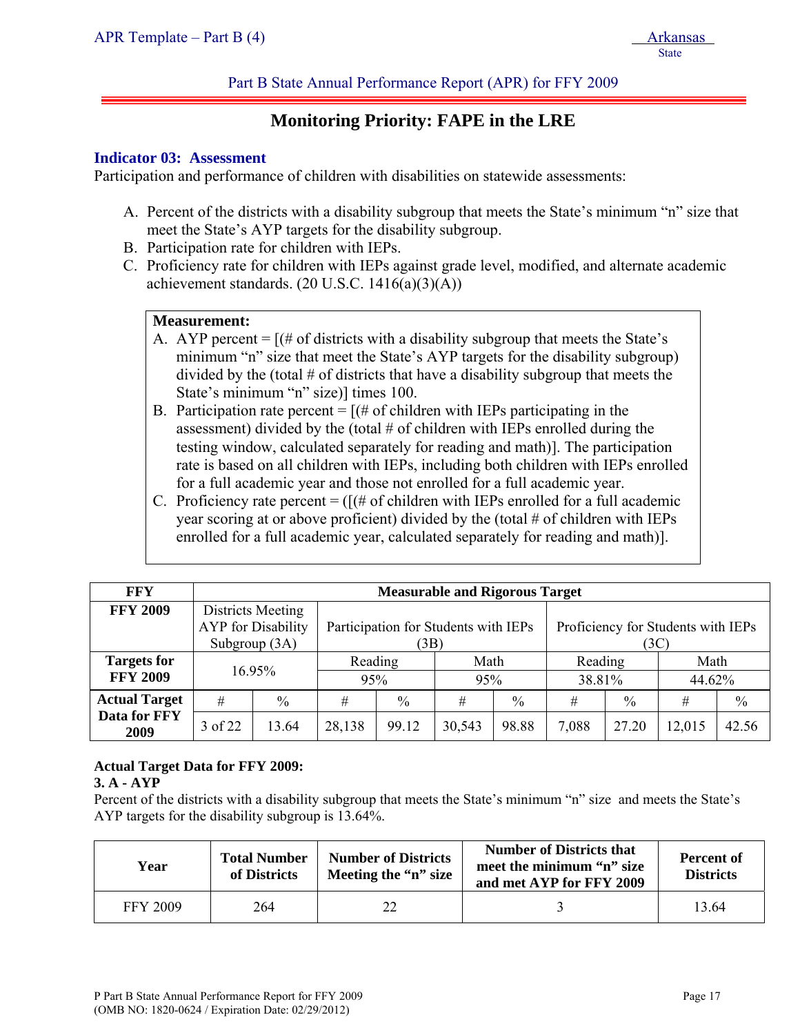Part B State Annual Performance Report (APR) for FFY 2009

## Monitoring Priority: FAPE in the LRE

### Indicator 03: Assessment

Participation and performance of children with disabilities on statewide assessments:

A. Percent of the districts with a disability subgroup that meets the State's minimum "n" size that meet the State's AYP targets for the disability subgroup.
B. Participation rate for children with IEPs.
C. Proficiency rate for children with IEPs against grade level, modified, and alternate academic achievement standards. (20 U.S.C. 1416(a)(3)(A))

**Measurement:**

A. AYP percent = [(# of districts with a disability subgroup that meets the State's minimum "n" size that meet the State's AYP targets for the disability subgroup) divided by the (total # of districts that have a disability subgroup that meets the State's minimum "n" size)] times 100.
B. Participation rate percent = [(# of children with IEPs participating in the assessment) divided by the (total # of children with IEPs enrolled during the testing window, calculated separately for reading and math)]. The participation rate is based on all children with IEPs, including both children with IEPs enrolled for a full academic year and those not enrolled for a full academic year.
C. Proficiency rate percent = ([(# of children with IEPs enrolled for a full academic year scoring at or above proficient) divided by the (total # of children with IEPs enrolled for a full academic year, calculated separately for reading and math)].

| FFY | Measurable and Rigorous Target | | | | | | | | | |
|---|---|---|---|---|---|---|---|---|---|---|
| **FFY 2009** | Districts Meeting AYP for Disability Subgroup (3A) | | Participation for Students with IEPs (3B) | | | | Proficiency for Students with IEPs (3C) | | | |
| **Targets for FFY 2009** | 16.95% | | Reading | | Math | | Reading | | Math | |
| | | | 95% | | 95% | | 38.81% | | 44.62% | |
| **Actual Target Data for FFY 2009** | # | % | # | % | # | % | # | % | # | % |
| | 3 of 22 | 13.64 | 28,138 | 99.12 | 30,543 | 98.88 | 7,088 | 27.20 | 12,015 | 42.56 |

**Actual Target Data for FFY 2009:**
**3. A - AYP**
Percent of the districts with a disability subgroup that meets the State's minimum "n" size and meets the State's AYP targets for the disability subgroup is 13.64%.

| Year | Total Number of Districts | Number of Districts Meeting the "n" size | Number of Districts that meet the minimum "n" size and met AYP for FFY 2009 | Percent of Districts |
|---|---|---|---|---|
| FFY 2009 | 264 | 22 | 3 | 13.64 |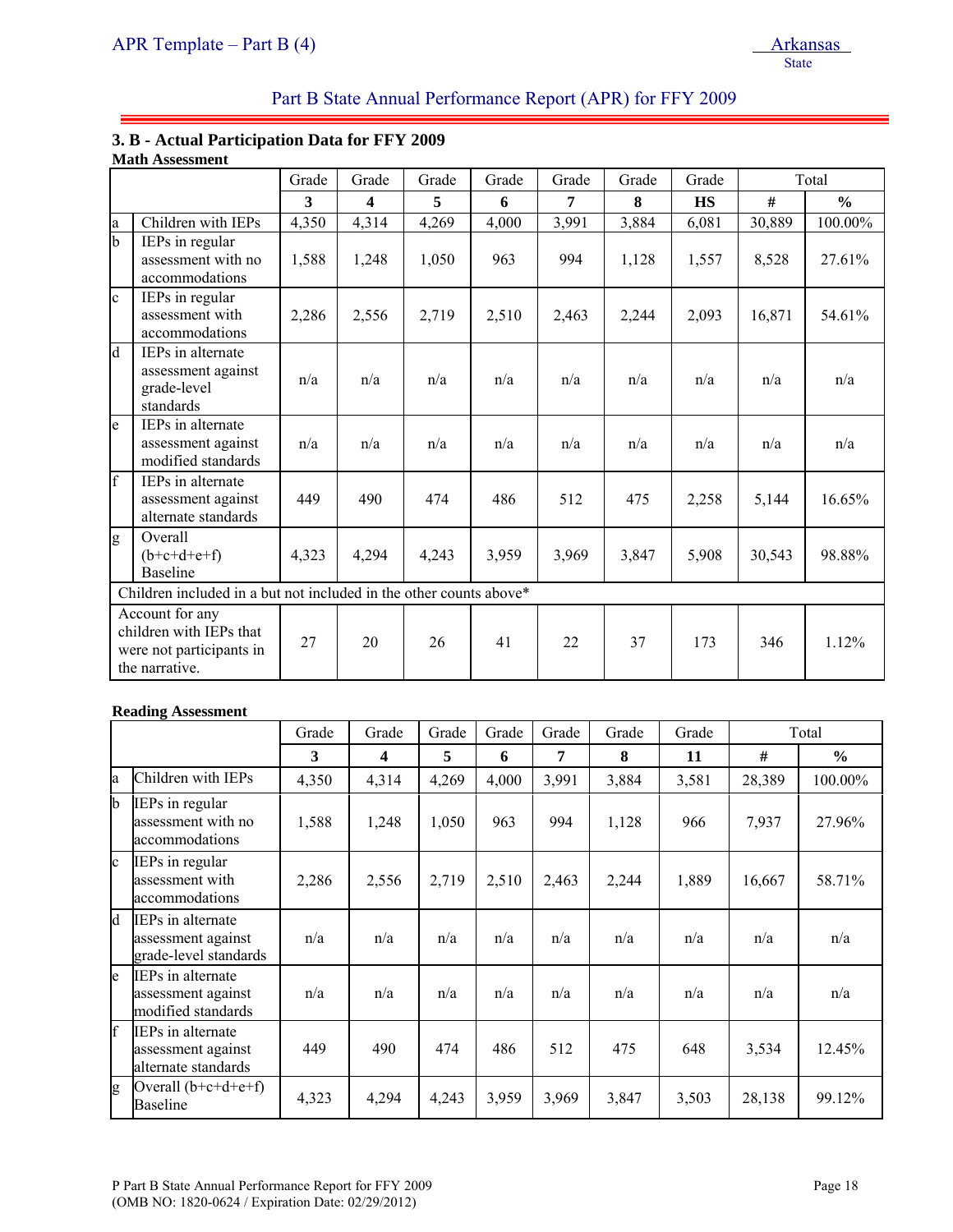### 3. B - Actual Participation Data for FFY 2009

**Math Assessment**

| | | Grade 3 | Grade 4 | Grade 5 | Grade 6 | Grade 7 | Grade 8 | Grade HS | Total # | Total % |
|---|---|---|---|---|---|---|---|---|---|---|
| a | Children with IEPs | 4,350 | 4,314 | 4,269 | 4,000 | 3,991 | 3,884 | 6,081 | 30,889 | 100.00% |
| b | IEPs in regular assessment with no accommodations | 1,588 | 1,248 | 1,050 | 963 | 994 | 1,128 | 1,557 | 8,528 | 27.61% |
| c | IEPs in regular assessment with accommodations | 2,286 | 2,556 | 2,719 | 2,510 | 2,463 | 2,244 | 2,093 | 16,871 | 54.61% |
| d | IEPs in alternate assessment against grade-level standards | n/a | n/a | n/a | n/a | n/a | n/a | n/a | n/a | n/a |
| e | IEPs in alternate assessment against modified standards | n/a | n/a | n/a | n/a | n/a | n/a | n/a | n/a | n/a |
| f | IEPs in alternate assessment against alternate standards | 449 | 490 | 474 | 486 | 512 | 475 | 2,258 | 5,144 | 16.65% |
| g | Overall (b+c+d+e+f) Baseline | 4,323 | 4,294 | 4,243 | 3,959 | 3,969 | 3,847 | 5,908 | 30,543 | 98.88% |
| Children included in a but not included in the other counts above* | | | | | | | | | | |
| Account for any children with IEPs that were not participants in the narrative. | | 27 | 20 | 26 | 41 | 22 | 37 | 173 | 346 | 1.12% |

**Reading Assessment**

| | | Grade 3 | Grade 4 | Grade 5 | Grade 6 | Grade 7 | Grade 8 | Grade 11 | Total # | Total % |
|---|---|---|---|---|---|---|---|---|---|---|
| a | Children with IEPs | 4,350 | 4,314 | 4,269 | 4,000 | 3,991 | 3,884 | 3,581 | 28,389 | 100.00% |
| b | IEPs in regular assessment with no accommodations | 1,588 | 1,248 | 1,050 | 963 | 994 | 1,128 | 966 | 7,937 | 27.96% |
| c | IEPs in regular assessment with accommodations | 2,286 | 2,556 | 2,719 | 2,510 | 2,463 | 2,244 | 1,889 | 16,667 | 58.71% |
| d | IEPs in alternate assessment against grade-level standards | n/a | n/a | n/a | n/a | n/a | n/a | n/a | n/a | n/a |
| e | IEPs in alternate assessment against modified standards | n/a | n/a | n/a | n/a | n/a | n/a | n/a | n/a | n/a |
| f | IEPs in alternate assessment against alternate standards | 449 | 490 | 474 | 486 | 512 | 475 | 648 | 3,534 | 12.45% |
| g | Overall (b+c+d+e+f) Baseline | 4,323 | 4,294 | 4,243 | 3,959 | 3,969 | 3,847 | 3,503 | 28,138 | 99.12% |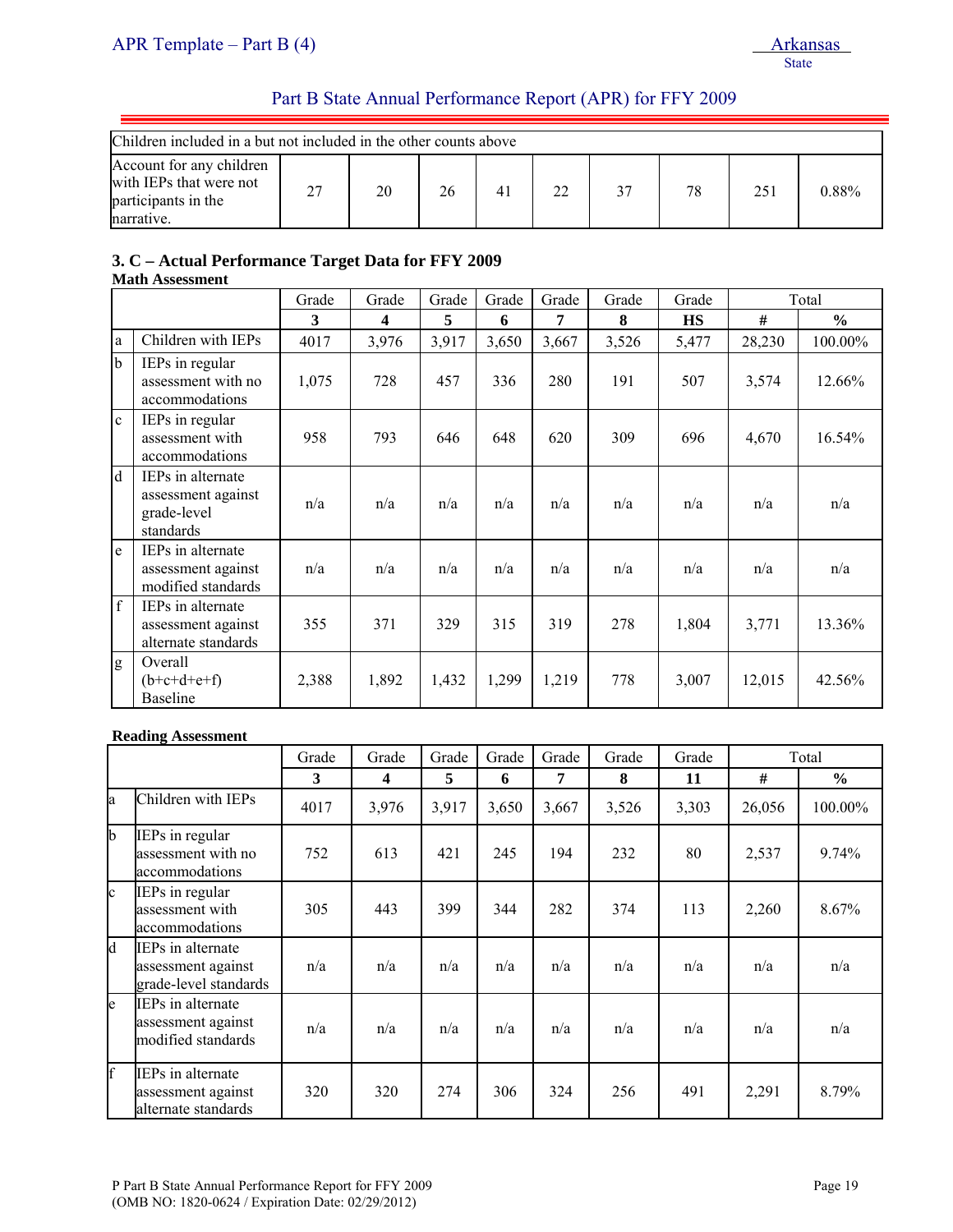| Children included in a but not included in the other counts above | | | | | | | | | |
|---|---|---|---|---|---|---|---|---|---|
| Account for any children with IEPs that were not participants in the narrative. | 27 | 20 | 26 | 41 | 22 | 37 | 78 | 251 | 0.88% |

### 3. C – Actual Performance Target Data for FFY 2009

**Math Assessment**

| | | Grade 3 | Grade 4 | Grade 5 | Grade 6 | Grade 7 | Grade 8 | Grade HS | Total # | Total % |
|---|---|---|---|---|---|---|---|---|---|---|
| a | Children with IEPs | 4017 | 3,976 | 3,917 | 3,650 | 3,667 | 3,526 | 5,477 | 28,230 | 100.00% |
| b | IEPs in regular assessment with no accommodations | 1,075 | 728 | 457 | 336 | 280 | 191 | 507 | 3,574 | 12.66% |
| c | IEPs in regular assessment with accommodations | 958 | 793 | 646 | 648 | 620 | 309 | 696 | 4,670 | 16.54% |
| d | IEPs in alternate assessment against grade-level standards | n/a | n/a | n/a | n/a | n/a | n/a | n/a | n/a | n/a |
| e | IEPs in alternate assessment against modified standards | n/a | n/a | n/a | n/a | n/a | n/a | n/a | n/a | n/a |
| f | IEPs in alternate assessment against alternate standards | 355 | 371 | 329 | 315 | 319 | 278 | 1,804 | 3,771 | 13.36% |
| g | Overall (b+c+d+e+f) Baseline | 2,388 | 1,892 | 1,432 | 1,299 | 1,219 | 778 | 3,007 | 12,015 | 42.56% |

**Reading Assessment**

| | | Grade 3 | Grade 4 | Grade 5 | Grade 6 | Grade 7 | Grade 8 | Grade 11 | Total # | Total % |
|---|---|---|---|---|---|---|---|---|---|---|
| a | Children with IEPs | 4017 | 3,976 | 3,917 | 3,650 | 3,667 | 3,526 | 3,303 | 26,056 | 100.00% |
| b | IEPs in regular assessment with no accommodations | 752 | 613 | 421 | 245 | 194 | 232 | 80 | 2,537 | 9.74% |
| c | IEPs in regular assessment with accommodations | 305 | 443 | 399 | 344 | 282 | 374 | 113 | 2,260 | 8.67% |
| d | IEPs in alternate assessment against grade-level standards | n/a | n/a | n/a | n/a | n/a | n/a | n/a | n/a | n/a |
| e | IEPs in alternate assessment against modified standards | n/a | n/a | n/a | n/a | n/a | n/a | n/a | n/a | n/a |
| f | IEPs in alternate assessment against alternate standards | 320 | 320 | 274 | 306 | 324 | 256 | 491 | 2,291 | 8.79% |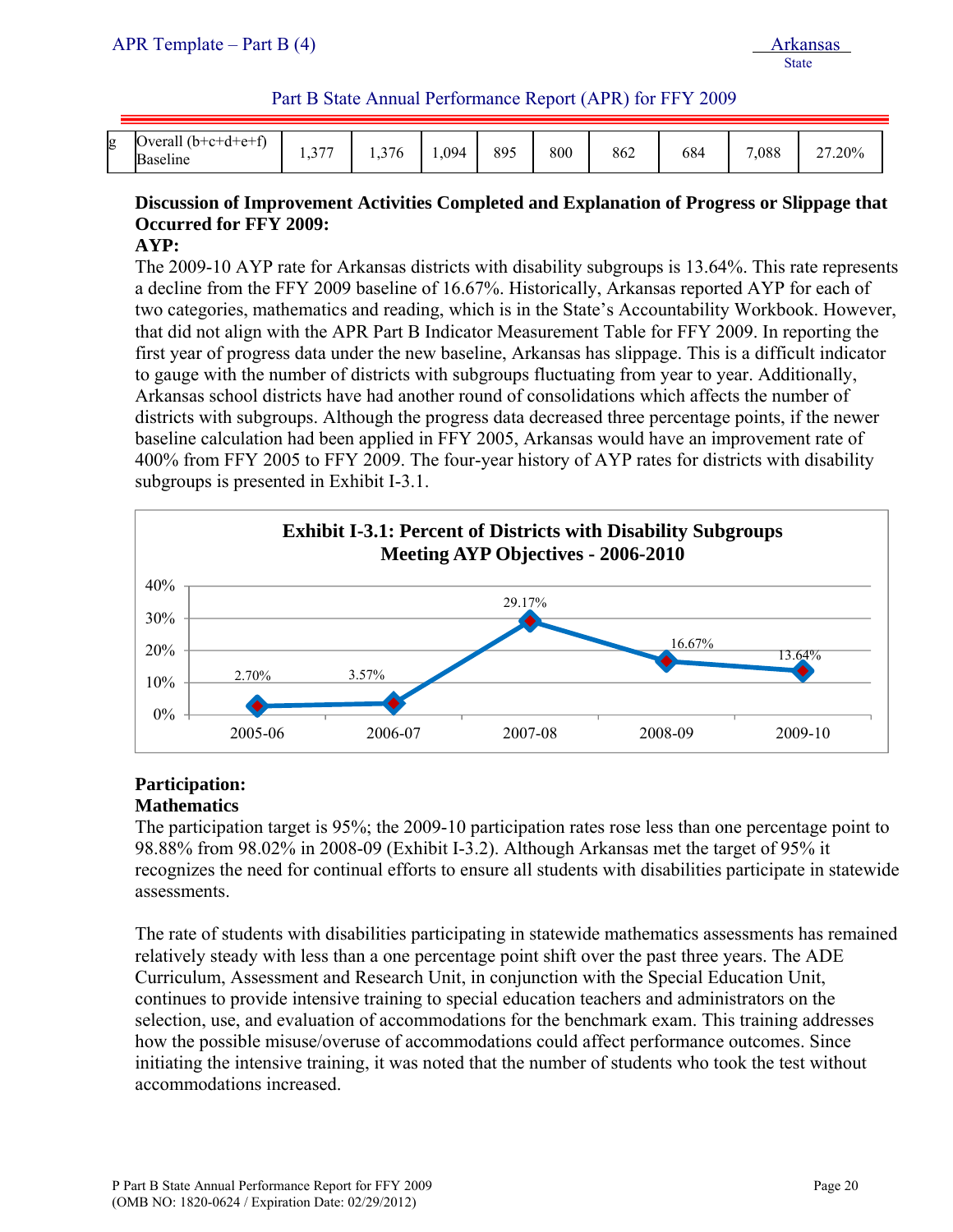| g | Overall (b+c+d+e+f) Baseline | 1,377 | 1,376 | 1,094 | 895 | 800 | 862 | 684 | 7,088 | 27.20% |
|---|---|---|---|---|---|---|---|---|---|---|

**Discussion of Improvement Activities Completed and Explanation of Progress or Slippage that Occurred for FFY 2009:**

**AYP:**

The 2009-10 AYP rate for Arkansas districts with disability subgroups is 13.64%. This rate represents a decline from the FFY 2009 baseline of 16.67%. Historically, Arkansas reported AYP for each of two categories, mathematics and reading, which is in the State's Accountability Workbook. However, that did not align with the APR Part B Indicator Measurement Table for FFY 2009. In reporting the first year of progress data under the new baseline, Arkansas has slippage. This is a difficult indicator to gauge with the number of districts with subgroups fluctuating from year to year. Additionally, Arkansas school districts have had another round of consolidations which affects the number of districts with subgroups. Although the progress data decreased three percentage points, if the newer baseline calculation had been applied in FFY 2005, Arkansas would have an improvement rate of 400% from FFY 2005 to FFY 2009. The four-year history of AYP rates for districts with disability subgroups is presented in Exhibit I-3.1.

**Exhibit I-3.1: Percent of Districts with Disability Subgroups Meeting AYP Objectives - 2006-2010**

| Year | Percent |
|---|---|
| 2005-06 | 2.70% |
| 2006-07 | 3.57% |
| 2007-08 | 29.17% |
| 2008-09 | 16.67% |
| 2009-10 | 13.64% |

**Participation:**

**Mathematics**

The participation target is 95%; the 2009-10 participation rates rose less than one percentage point to 98.88% from 98.02% in 2008-09 (Exhibit I-3.2). Although Arkansas met the target of 95% it recognizes the need for continual efforts to ensure all students with disabilities participate in statewide assessments.

The rate of students with disabilities participating in statewide mathematics assessments has remained relatively steady with less than a one percentage point shift over the past three years. The ADE Curriculum, Assessment and Research Unit, in conjunction with the Special Education Unit, continues to provide intensive training to special education teachers and administrators on the selection, use, and evaluation of accommodations for the benchmark exam. This training addresses how the possible misuse/overuse of accommodations could affect performance outcomes. Since initiating the intensive training, it was noted that the number of students who took the test without accommodations increased.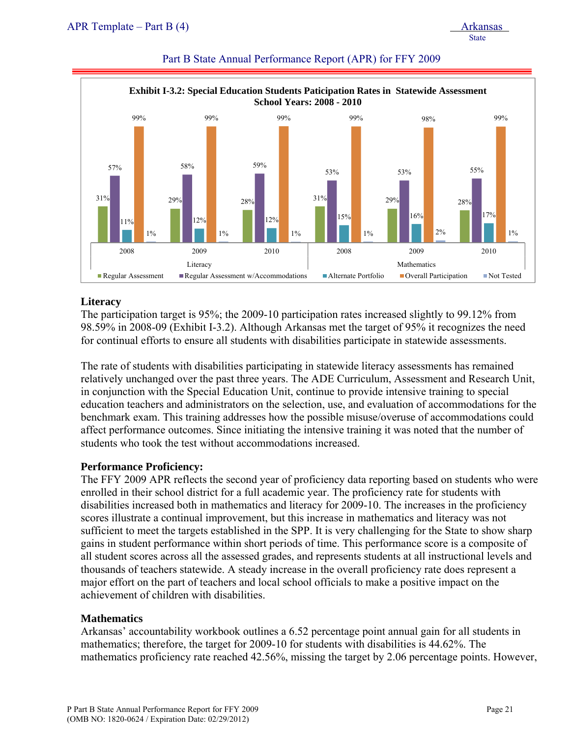**Exhibit I-3.2: Special Education Students Paticipation Rates in Statewide Assessment School Years: 2008 - 2010**

| | Literacy | | | Mathematics | | |
|---|---|---|---|---|---|---|
| | 2008 | 2009 | 2010 | 2008 | 2009 | 2010 |
| Regular Assessment | 31% | 29% | 28% | 31% | 29% | 28% |
| Regular Assessment w/Accommodations | 57% | 58% | 59% | 53% | 53% | 55% |
| Alternate Portfolio | 11% | 12% | 12% | 15% | 16% | 17% |
| Overall Participation | 99% | 99% | 99% | 99% | 98% | 99% |
| Not Tested | 1% | 1% | 1% | 1% | 2% | 1% |

### Literacy

The participation target is 95%; the 2009-10 participation rates increased slightly to 99.12% from 98.59% in 2008-09 (Exhibit I-3.2). Although Arkansas met the target of 95% it recognizes the need for continual efforts to ensure all students with disabilities participate in statewide assessments.

The rate of students with disabilities participating in statewide literacy assessments has remained relatively unchanged over the past three years. The ADE Curriculum, Assessment and Research Unit, in conjunction with the Special Education Unit, continue to provide intensive training to special education teachers and administrators on the selection, use, and evaluation of accommodations for the benchmark exam. This training addresses how the possible misuse/overuse of accommodations could affect performance outcomes. Since initiating the intensive training it was noted that the number of students who took the test without accommodations increased.

### Performance Proficiency:

The FFY 2009 APR reflects the second year of proficiency data reporting based on students who were enrolled in their school district for a full academic year. The proficiency rate for students with disabilities increased both in mathematics and literacy for 2009-10. The increases in the proficiency scores illustrate a continual improvement, but this increase in mathematics and literacy was not sufficient to meet the targets established in the SPP. It is very challenging for the State to show sharp gains in student performance within short periods of time. This performance score is a composite of all student scores across all the assessed grades, and represents students at all instructional levels and thousands of teachers statewide. A steady increase in the overall proficiency rate does represent a major effort on the part of teachers and local school officials to make a positive impact on the achievement of children with disabilities.

### Mathematics

Arkansas' accountability workbook outlines a 6.52 percentage point annual gain for all students in mathematics; therefore, the target for 2009-10 for students with disabilities is 44.62%. The mathematics proficiency rate reached 42.56%, missing the target by 2.06 percentage points. However,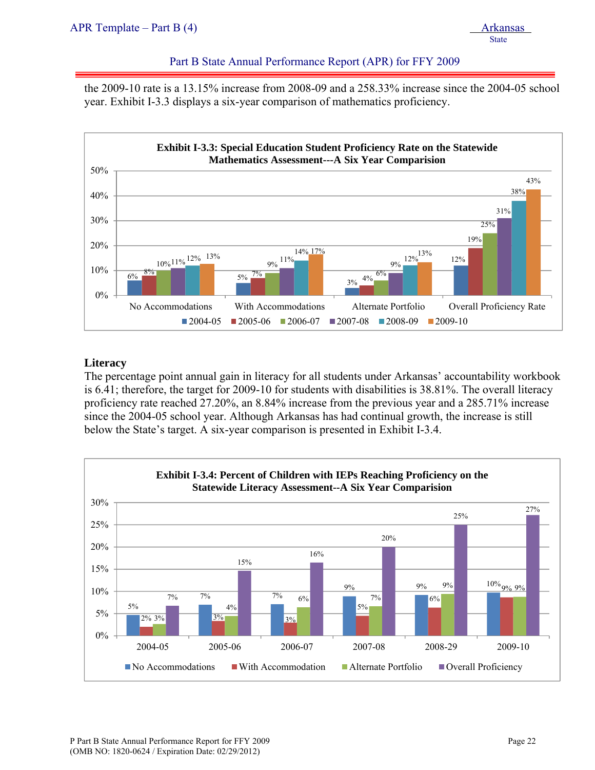the 2009-10 rate is a 13.15% increase from 2008-09 and a 258.33% increase since the 2004-05 school year. Exhibit I-3.3 displays a six-year comparison of mathematics proficiency.

**Exhibit I-3.3: Special Education Student Proficiency Rate on the Statewide Mathematics Assessment---A Six Year Comparision**

| | 2004-05 | 2005-06 | 2006-07 | 2007-08 | 2008-09 | 2009-10 |
|---|---|---|---|---|---|---|
| No Accommodations | 6% | 8% | 10% | 11% | 12% | 13% |
| With Accommodations | 5% | 7% | 9% | 11% | 14% | 17% |
| Alternate Portfolio | 3% | 4% | 6% | 9% | 12% | 13% |
| Overall Proficiency Rate | 12% | 19% | 25% | 31% | 38% | 43% |

### Literacy

The percentage point annual gain in literacy for all students under Arkansas' accountability workbook is 6.41; therefore, the target for 2009-10 for students with disabilities is 38.81%. The overall literacy proficiency rate reached 27.20%, an 8.84% increase from the previous year and a 285.71% increase since the 2004-05 school year. Although Arkansas has had continual growth, the increase is still below the State's target. A six-year comparison is presented in Exhibit I-3.4.

**Exhibit I-3.4: Percent of Children with IEPs Reaching Proficiency on the Statewide Literacy Assessment--A Six Year Comparision**

| | No Accommodations | With Accommodation | Alternate Portfolio | Overall Proficiency |
|---|---|---|---|---|
| 2004-05 | 5% | 2% | 3% | 7% |
| 2005-06 | 7% | 3% | 4% | 15% |
| 2006-07 | 7% | 3% | 6% | 16% |
| 2007-08 | 9% | 5% | 7% | 20% |
| 2008-29 | 9% | 6% | 9% | 25% |
| 2009-10 | 10% | 9% | 9% | 27% |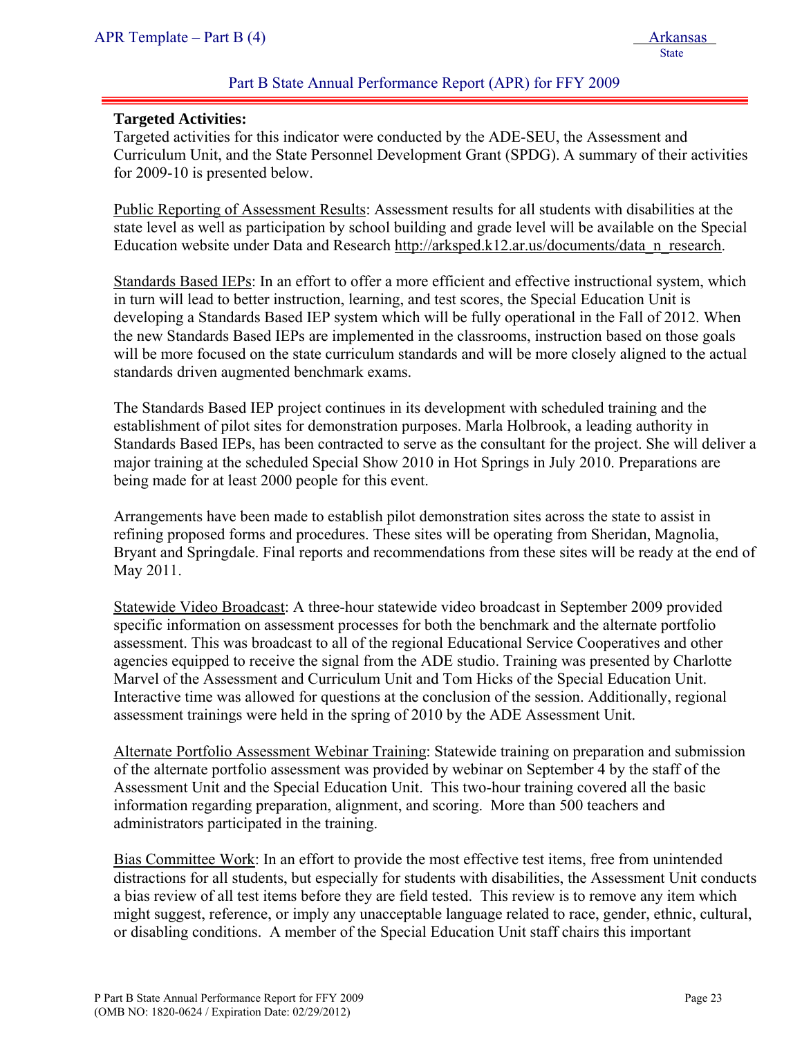**Targeted Activities:**
Targeted activities for this indicator were conducted by the ADE-SEU, the Assessment and Curriculum Unit, and the State Personnel Development Grant (SPDG). A summary of their activities for 2009-10 is presented below.

Public Reporting of Assessment Results: Assessment results for all students with disabilities at the state level as well as participation by school building and grade level will be available on the Special Education website under Data and Research http://arksped.k12.ar.us/documents/data_n_research.

Standards Based IEPs: In an effort to offer a more efficient and effective instructional system, which in turn will lead to better instruction, learning, and test scores, the Special Education Unit is developing a Standards Based IEP system which will be fully operational in the Fall of 2012. When the new Standards Based IEPs are implemented in the classrooms, instruction based on those goals will be more focused on the state curriculum standards and will be more closely aligned to the actual standards driven augmented benchmark exams.

The Standards Based IEP project continues in its development with scheduled training and the establishment of pilot sites for demonstration purposes. Marla Holbrook, a leading authority in Standards Based IEPs, has been contracted to serve as the consultant for the project. She will deliver a major training at the scheduled Special Show 2010 in Hot Springs in July 2010. Preparations are being made for at least 2000 people for this event.

Arrangements have been made to establish pilot demonstration sites across the state to assist in refining proposed forms and procedures. These sites will be operating from Sheridan, Magnolia, Bryant and Springdale. Final reports and recommendations from these sites will be ready at the end of May 2011.

Statewide Video Broadcast: A three-hour statewide video broadcast in September 2009 provided specific information on assessment processes for both the benchmark and the alternate portfolio assessment. This was broadcast to all of the regional Educational Service Cooperatives and other agencies equipped to receive the signal from the ADE studio. Training was presented by Charlotte Marvel of the Assessment and Curriculum Unit and Tom Hicks of the Special Education Unit. Interactive time was allowed for questions at the conclusion of the session. Additionally, regional assessment trainings were held in the spring of 2010 by the ADE Assessment Unit.

Alternate Portfolio Assessment Webinar Training: Statewide training on preparation and submission of the alternate portfolio assessment was provided by webinar on September 4 by the staff of the Assessment Unit and the Special Education Unit. This two-hour training covered all the basic information regarding preparation, alignment, and scoring. More than 500 teachers and administrators participated in the training.

Bias Committee Work: In an effort to provide the most effective test items, free from unintended distractions for all students, but especially for students with disabilities, the Assessment Unit conducts a bias review of all test items before they are field tested. This review is to remove any item which might suggest, reference, or imply any unacceptable language related to race, gender, ethnic, cultural, or disabling conditions. A member of the Special Education Unit staff chairs this important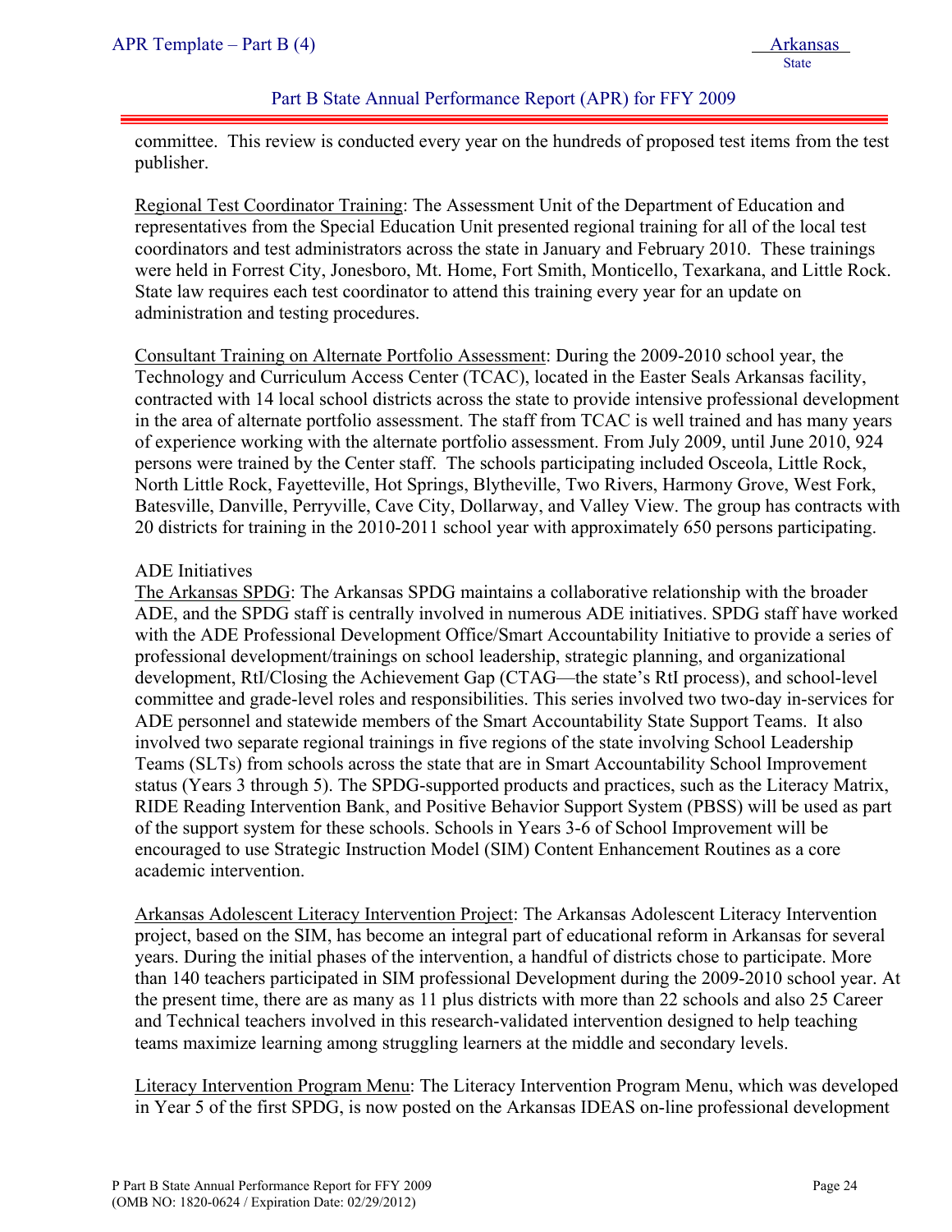committee. This review is conducted every year on the hundreds of proposed test items from the test publisher.

Regional Test Coordinator Training: The Assessment Unit of the Department of Education and representatives from the Special Education Unit presented regional training for all of the local test coordinators and test administrators across the state in January and February 2010. These trainings were held in Forrest City, Jonesboro, Mt. Home, Fort Smith, Monticello, Texarkana, and Little Rock. State law requires each test coordinator to attend this training every year for an update on administration and testing procedures.

Consultant Training on Alternate Portfolio Assessment: During the 2009-2010 school year, the Technology and Curriculum Access Center (TCAC), located in the Easter Seals Arkansas facility, contracted with 14 local school districts across the state to provide intensive professional development in the area of alternate portfolio assessment. The staff from TCAC is well trained and has many years of experience working with the alternate portfolio assessment. From July 2009, until June 2010, 924 persons were trained by the Center staff. The schools participating included Osceola, Little Rock, North Little Rock, Fayetteville, Hot Springs, Blytheville, Two Rivers, Harmony Grove, West Fork, Batesville, Danville, Perryville, Cave City, Dollarway, and Valley View. The group has contracts with 20 districts for training in the 2010-2011 school year with approximately 650 persons participating.

ADE Initiatives

The Arkansas SPDG: The Arkansas SPDG maintains a collaborative relationship with the broader ADE, and the SPDG staff is centrally involved in numerous ADE initiatives. SPDG staff have worked with the ADE Professional Development Office/Smart Accountability Initiative to provide a series of professional development/trainings on school leadership, strategic planning, and organizational development, RtI/Closing the Achievement Gap (CTAG—the state's RtI process), and school-level committee and grade-level roles and responsibilities. This series involved two two-day in-services for ADE personnel and statewide members of the Smart Accountability State Support Teams. It also involved two separate regional trainings in five regions of the state involving School Leadership Teams (SLTs) from schools across the state that are in Smart Accountability School Improvement status (Years 3 through 5). The SPDG-supported products and practices, such as the Literacy Matrix, RIDE Reading Intervention Bank, and Positive Behavior Support System (PBSS) will be used as part of the support system for these schools. Schools in Years 3-6 of School Improvement will be encouraged to use Strategic Instruction Model (SIM) Content Enhancement Routines as a core academic intervention.

Arkansas Adolescent Literacy Intervention Project: The Arkansas Adolescent Literacy Intervention project, based on the SIM, has become an integral part of educational reform in Arkansas for several years. During the initial phases of the intervention, a handful of districts chose to participate. More than 140 teachers participated in SIM professional Development during the 2009-2010 school year. At the present time, there are as many as 11 plus districts with more than 22 schools and also 25 Career and Technical teachers involved in this research-validated intervention designed to help teaching teams maximize learning among struggling learners at the middle and secondary levels.

Literacy Intervention Program Menu: The Literacy Intervention Program Menu, which was developed in Year 5 of the first SPDG, is now posted on the Arkansas IDEAS on-line professional development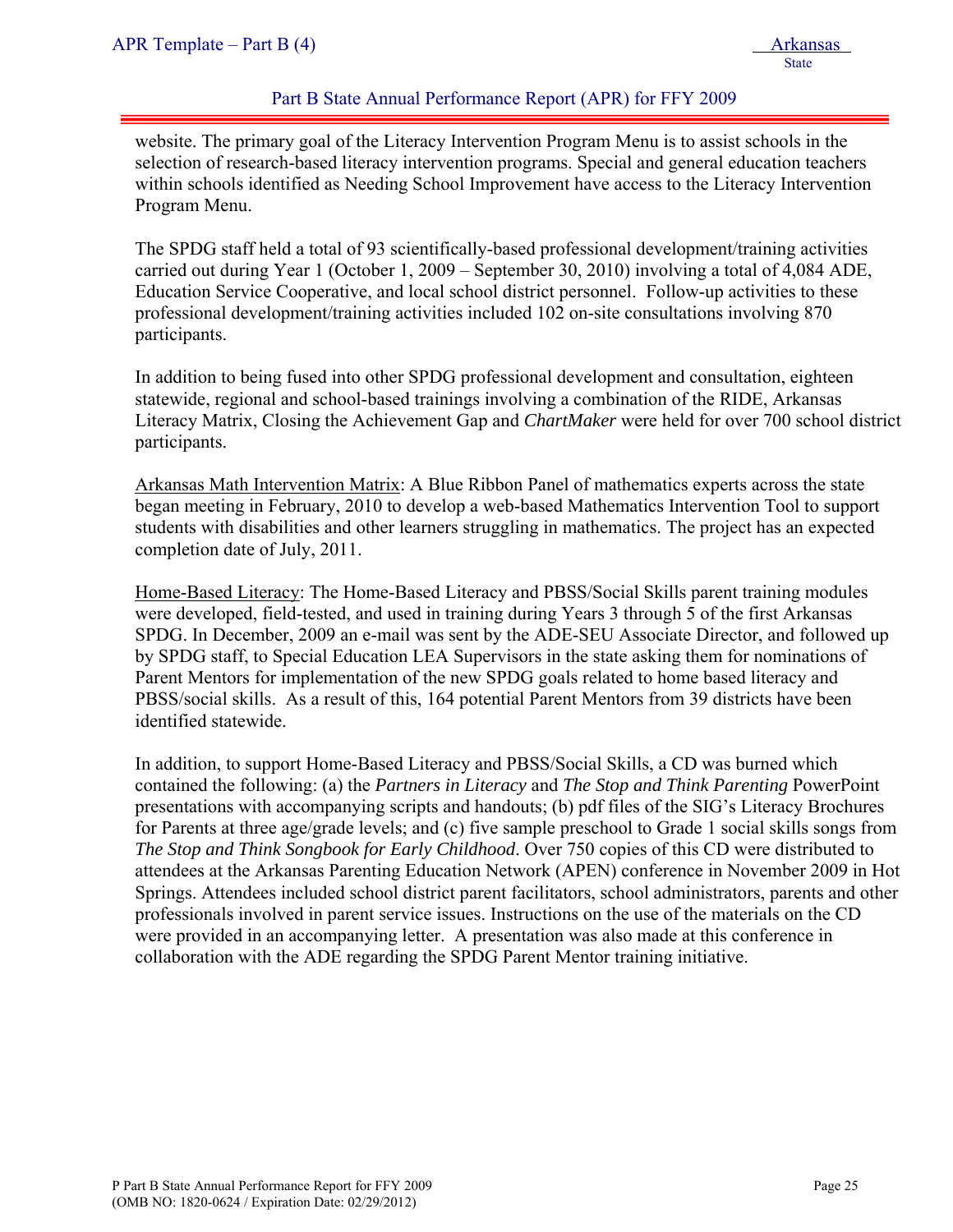website. The primary goal of the Literacy Intervention Program Menu is to assist schools in the selection of research-based literacy intervention programs. Special and general education teachers within schools identified as Needing School Improvement have access to the Literacy Intervention Program Menu.

The SPDG staff held a total of 93 scientifically-based professional development/training activities carried out during Year 1 (October 1, 2009 – September 30, 2010) involving a total of 4,084 ADE, Education Service Cooperative, and local school district personnel. Follow-up activities to these professional development/training activities included 102 on-site consultations involving 870 participants.

In addition to being fused into other SPDG professional development and consultation, eighteen statewide, regional and school-based trainings involving a combination of the RIDE, Arkansas Literacy Matrix, Closing the Achievement Gap and *ChartMaker* were held for over 700 school district participants.

Arkansas Math Intervention Matrix: A Blue Ribbon Panel of mathematics experts across the state began meeting in February, 2010 to develop a web-based Mathematics Intervention Tool to support students with disabilities and other learners struggling in mathematics. The project has an expected completion date of July, 2011.

Home-Based Literacy: The Home-Based Literacy and PBSS/Social Skills parent training modules were developed, field-tested, and used in training during Years 3 through 5 of the first Arkansas SPDG. In December, 2009 an e-mail was sent by the ADE-SEU Associate Director, and followed up by SPDG staff, to Special Education LEA Supervisors in the state asking them for nominations of Parent Mentors for implementation of the new SPDG goals related to home based literacy and PBSS/social skills. As a result of this, 164 potential Parent Mentors from 39 districts have been identified statewide.

In addition, to support Home-Based Literacy and PBSS/Social Skills, a CD was burned which contained the following: (a) the *Partners in Literacy* and *The Stop and Think Parenting* PowerPoint presentations with accompanying scripts and handouts; (b) pdf files of the SIG's Literacy Brochures for Parents at three age/grade levels; and (c) five sample preschool to Grade 1 social skills songs from *The Stop and Think Songbook for Early Childhood*. Over 750 copies of this CD were distributed to attendees at the Arkansas Parenting Education Network (APEN) conference in November 2009 in Hot Springs. Attendees included school district parent facilitators, school administrators, parents and other professionals involved in parent service issues. Instructions on the use of the materials on the CD were provided in an accompanying letter. A presentation was also made at this conference in collaboration with the ADE regarding the SPDG Parent Mentor training initiative.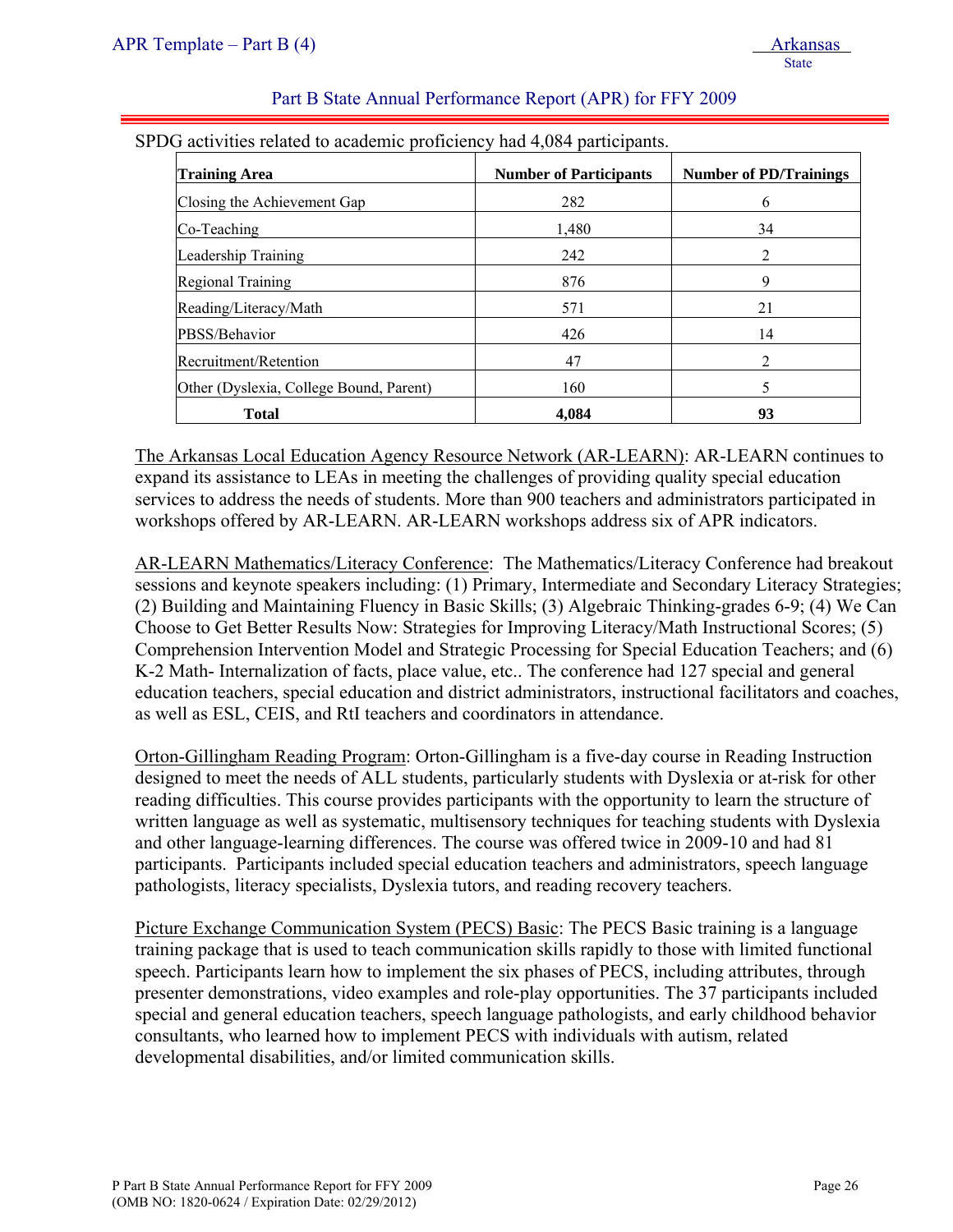SPDG activities related to academic proficiency had 4,084 participants.

| Training Area | Number of Participants | Number of PD/Trainings |
|---|---|---|
| Closing the Achievement Gap | 282 | 6 |
| Co-Teaching | 1,480 | 34 |
| Leadership Training | 242 | 2 |
| Regional Training | 876 | 9 |
| Reading/Literacy/Math | 571 | 21 |
| PBSS/Behavior | 426 | 14 |
| Recruitment/Retention | 47 | 2 |
| Other (Dyslexia, College Bound, Parent) | 160 | 5 |
| **Total** | **4,084** | **93** |

The Arkansas Local Education Agency Resource Network (AR-LEARN): AR-LEARN continues to expand its assistance to LEAs in meeting the challenges of providing quality special education services to address the needs of students. More than 900 teachers and administrators participated in workshops offered by AR-LEARN. AR-LEARN workshops address six of APR indicators.

AR-LEARN Mathematics/Literacy Conference: The Mathematics/Literacy Conference had breakout sessions and keynote speakers including: (1) Primary, Intermediate and Secondary Literacy Strategies; (2) Building and Maintaining Fluency in Basic Skills; (3) Algebraic Thinking-grades 6-9; (4) We Can Choose to Get Better Results Now: Strategies for Improving Literacy/Math Instructional Scores; (5) Comprehension Intervention Model and Strategic Processing for Special Education Teachers; and (6) K-2 Math- Internalization of facts, place value, etc.. The conference had 127 special and general education teachers, special education and district administrators, instructional facilitators and coaches, as well as ESL, CEIS, and RtI teachers and coordinators in attendance.

Orton-Gillingham Reading Program: Orton-Gillingham is a five-day course in Reading Instruction designed to meet the needs of ALL students, particularly students with Dyslexia or at-risk for other reading difficulties. This course provides participants with the opportunity to learn the structure of written language as well as systematic, multisensory techniques for teaching students with Dyslexia and other language-learning differences. The course was offered twice in 2009-10 and had 81 participants. Participants included special education teachers and administrators, speech language pathologists, literacy specialists, Dyslexia tutors, and reading recovery teachers.

Picture Exchange Communication System (PECS) Basic: The PECS Basic training is a language training package that is used to teach communication skills rapidly to those with limited functional speech. Participants learn how to implement the six phases of PECS, including attributes, through presenter demonstrations, video examples and role-play opportunities. The 37 participants included special and general education teachers, speech language pathologists, and early childhood behavior consultants, who learned how to implement PECS with individuals with autism, related developmental disabilities, and/or limited communication skills.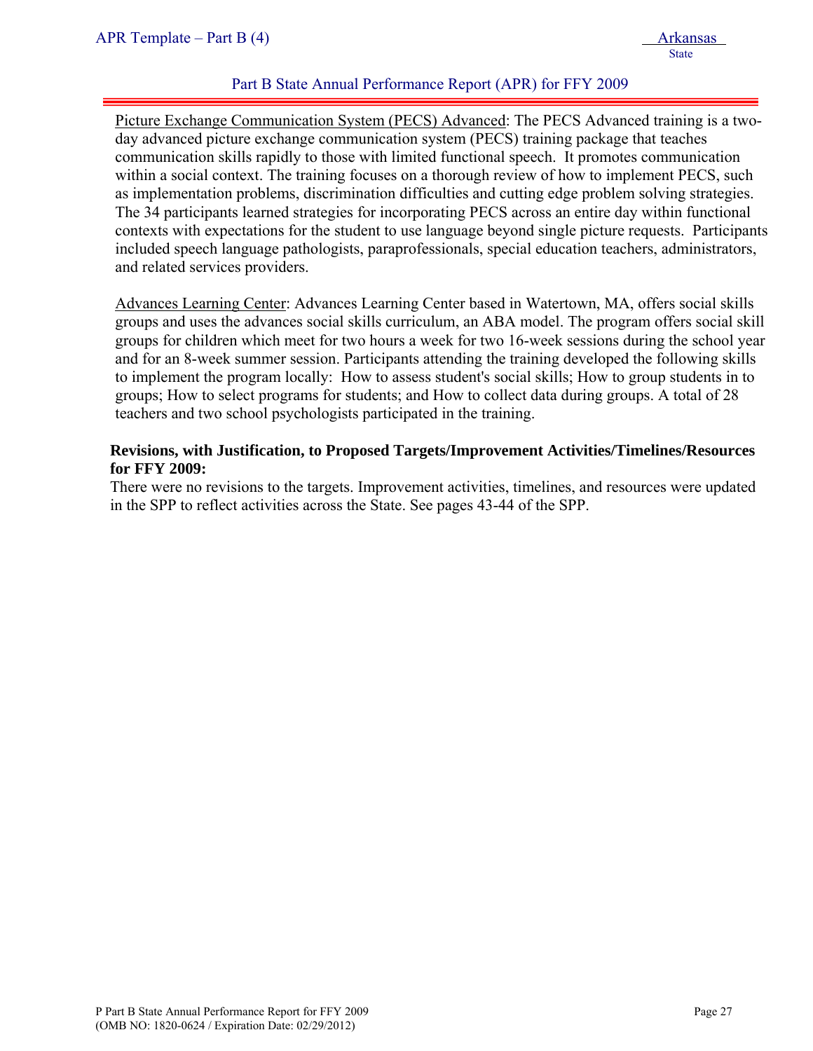Picture Exchange Communication System (PECS) Advanced: The PECS Advanced training is a two-day advanced picture exchange communication system (PECS) training package that teaches communication skills rapidly to those with limited functional speech. It promotes communication within a social context. The training focuses on a thorough review of how to implement PECS, such as implementation problems, discrimination difficulties and cutting edge problem solving strategies. The 34 participants learned strategies for incorporating PECS across an entire day within functional contexts with expectations for the student to use language beyond single picture requests. Participants included speech language pathologists, paraprofessionals, special education teachers, administrators, and related services providers.

Advances Learning Center: Advances Learning Center based in Watertown, MA, offers social skills groups and uses the advances social skills curriculum, an ABA model. The program offers social skill groups for children which meet for two hours a week for two 16-week sessions during the school year and for an 8-week summer session. Participants attending the training developed the following skills to implement the program locally: How to assess student's social skills; How to group students in to groups; How to select programs for students; and How to collect data during groups. A total of 28 teachers and two school psychologists participated in the training.

**Revisions, with Justification, to Proposed Targets/Improvement Activities/Timelines/Resources for FFY 2009:**

There were no revisions to the targets. Improvement activities, timelines, and resources were updated in the SPP to reflect activities across the State. See pages 43-44 of the SPP.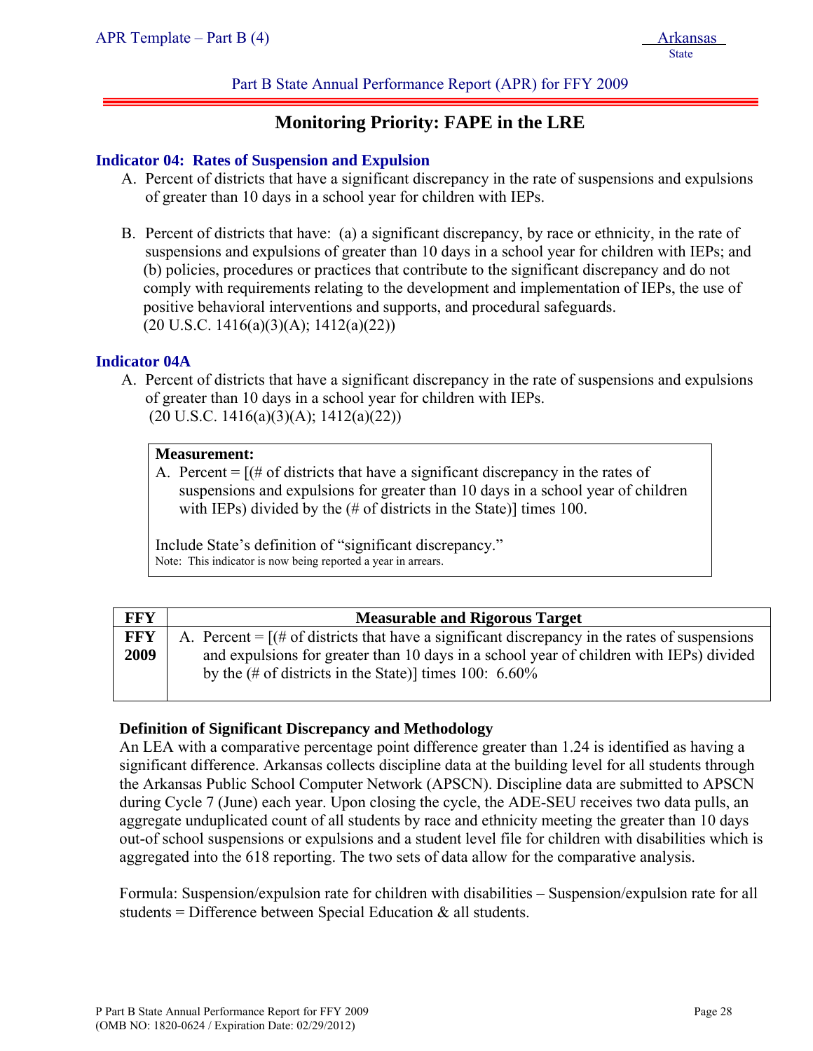Part B State Annual Performance Report (APR) for FFY 2009

# Monitoring Priority: FAPE in the LRE

### Indicator 04: Rates of Suspension and Expulsion

A. Percent of districts that have a significant discrepancy in the rate of suspensions and expulsions of greater than 10 days in a school year for children with IEPs.

B. Percent of districts that have: (a) a significant discrepancy, by race or ethnicity, in the rate of suspensions and expulsions of greater than 10 days in a school year for children with IEPs; and (b) policies, procedures or practices that contribute to the significant discrepancy and do not comply with requirements relating to the development and implementation of IEPs, the use of positive behavioral interventions and supports, and procedural safeguards.
(20 U.S.C. 1416(a)(3)(A); 1412(a)(22))

### Indicator 04A

A. Percent of districts that have a significant discrepancy in the rate of suspensions and expulsions of greater than 10 days in a school year for children with IEPs.
(20 U.S.C. 1416(a)(3)(A); 1412(a)(22))

**Measurement:**

A. Percent = [(# of districts that have a significant discrepancy in the rates of suspensions and expulsions for greater than 10 days in a school year of children with IEPs) divided by the (# of districts in the State)] times 100.

Include State's definition of "significant discrepancy."
Note: This indicator is now being reported a year in arrears.

| FFY | Measurable and Rigorous Target |
|---|---|
| FFY 2009 | A. Percent = [(# of districts that have a significant discrepancy in the rates of suspensions and expulsions for greater than 10 days in a school year of children with IEPs) divided by the (# of districts in the State)] times 100: 6.60% |

**Definition of Significant Discrepancy and Methodology**

An LEA with a comparative percentage point difference greater than 1.24 is identified as having a significant difference. Arkansas collects discipline data at the building level for all students through the Arkansas Public School Computer Network (APSCN). Discipline data are submitted to APSCN during Cycle 7 (June) each year. Upon closing the cycle, the ADE-SEU receives two data pulls, an aggregate unduplicated count of all students by race and ethnicity meeting the greater than 10 days out-of school suspensions or expulsions and a student level file for children with disabilities which is aggregated into the 618 reporting. The two sets of data allow for the comparative analysis.

Formula: Suspension/expulsion rate for children with disabilities – Suspension/expulsion rate for all students = Difference between Special Education & all students.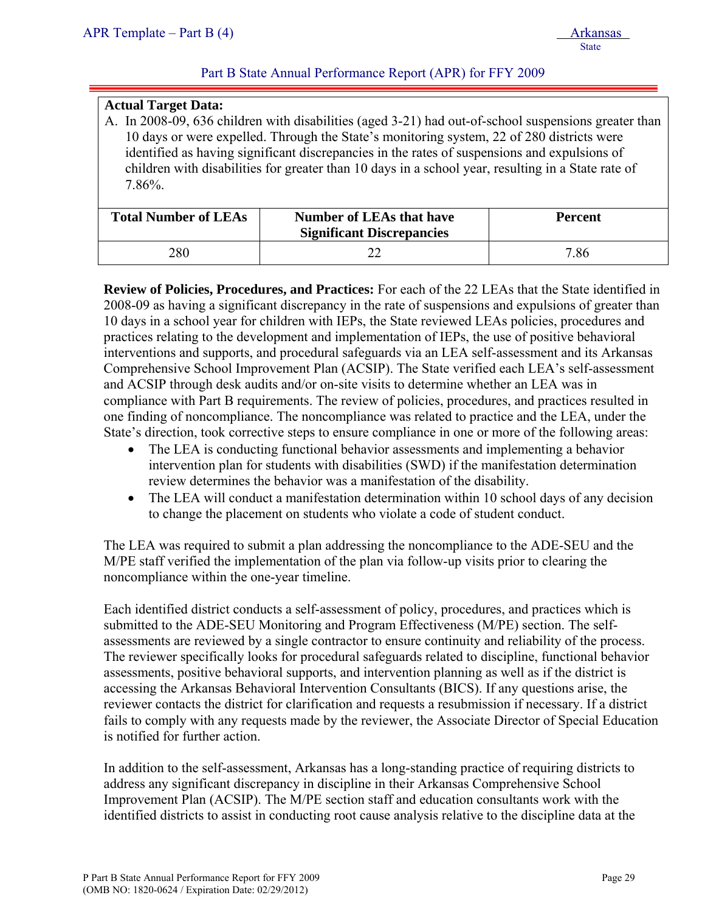**Actual Target Data:**

A. In 2008-09, 636 children with disabilities (aged 3-21) had out-of-school suspensions greater than 10 days or were expelled. Through the State's monitoring system, 22 of 280 districts were identified as having significant discrepancies in the rates of suspensions and expulsions of children with disabilities for greater than 10 days in a school year, resulting in a State rate of 7.86%.

| Total Number of LEAs | Number of LEAs that have Significant Discrepancies | Percent |
|---|---|---|
| 280 | 22 | 7.86 |

**Review of Policies, Procedures, and Practices:** For each of the 22 LEAs that the State identified in 2008-09 as having a significant discrepancy in the rate of suspensions and expulsions of greater than 10 days in a school year for children with IEPs, the State reviewed LEAs policies, procedures and practices relating to the development and implementation of IEPs, the use of positive behavioral interventions and supports, and procedural safeguards via an LEA self-assessment and its Arkansas Comprehensive School Improvement Plan (ACSIP). The State verified each LEA's self-assessment and ACSIP through desk audits and/or on-site visits to determine whether an LEA was in compliance with Part B requirements. The review of policies, procedures, and practices resulted in one finding of noncompliance. The noncompliance was related to practice and the LEA, under the State's direction, took corrective steps to ensure compliance in one or more of the following areas:

- The LEA is conducting functional behavior assessments and implementing a behavior intervention plan for students with disabilities (SWD) if the manifestation determination review determines the behavior was a manifestation of the disability.
- The LEA will conduct a manifestation determination within 10 school days of any decision to change the placement on students who violate a code of student conduct.

The LEA was required to submit a plan addressing the noncompliance to the ADE-SEU and the M/PE staff verified the implementation of the plan via follow-up visits prior to clearing the noncompliance within the one-year timeline.

Each identified district conducts a self-assessment of policy, procedures, and practices which is submitted to the ADE-SEU Monitoring and Program Effectiveness (M/PE) section. The self-assessments are reviewed by a single contractor to ensure continuity and reliability of the process. The reviewer specifically looks for procedural safeguards related to discipline, functional behavior assessments, positive behavioral supports, and intervention planning as well as if the district is accessing the Arkansas Behavioral Intervention Consultants (BICS). If any questions arise, the reviewer contacts the district for clarification and requests a resubmission if necessary. If a district fails to comply with any requests made by the reviewer, the Associate Director of Special Education is notified for further action.

In addition to the self-assessment, Arkansas has a long-standing practice of requiring districts to address any significant discrepancy in discipline in their Arkansas Comprehensive School Improvement Plan (ACSIP). The M/PE section staff and education consultants work with the identified districts to assist in conducting root cause analysis relative to the discipline data at the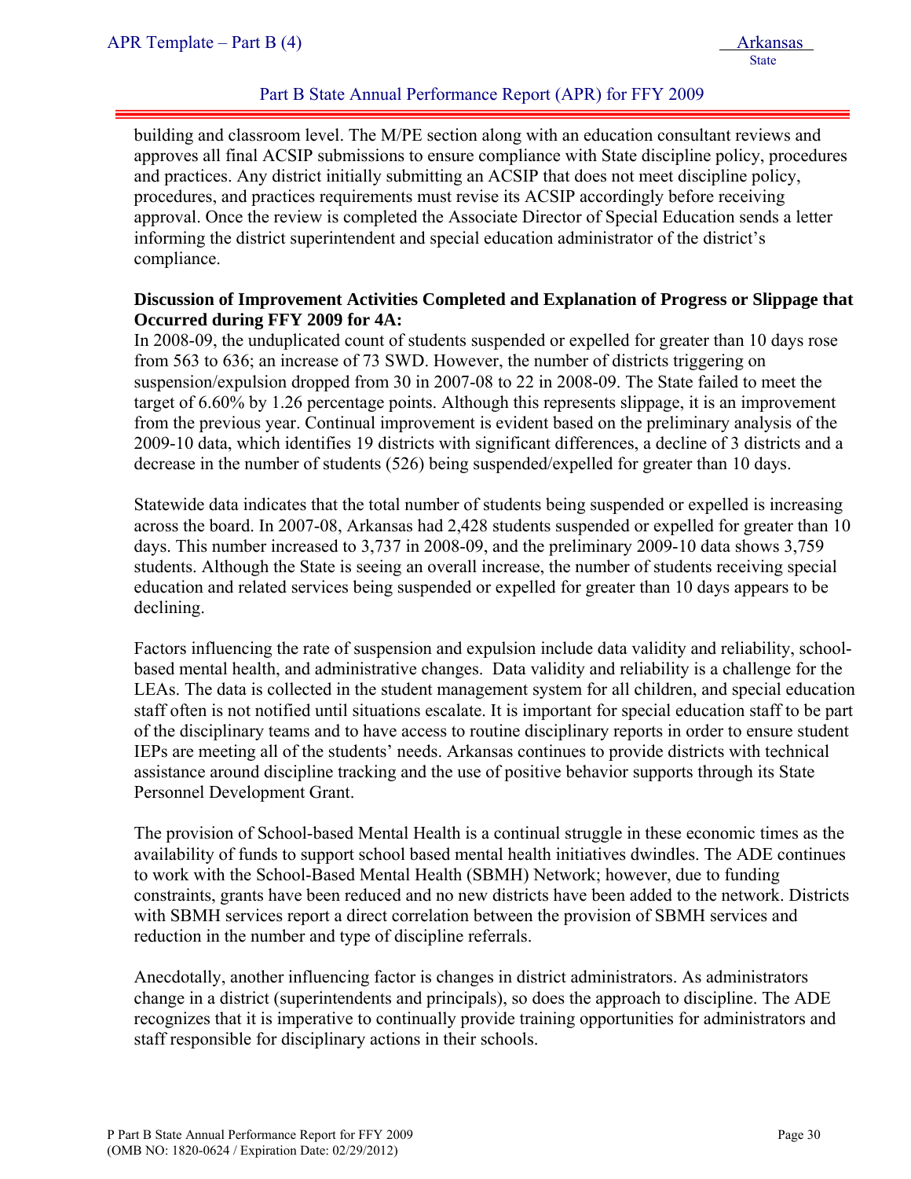building and classroom level. The M/PE section along with an education consultant reviews and approves all final ACSIP submissions to ensure compliance with State discipline policy, procedures and practices. Any district initially submitting an ACSIP that does not meet discipline policy, procedures, and practices requirements must revise its ACSIP accordingly before receiving approval. Once the review is completed the Associate Director of Special Education sends a letter informing the district superintendent and special education administrator of the district's compliance.

**Discussion of Improvement Activities Completed and Explanation of Progress or Slippage that Occurred during FFY 2009 for 4A:**

In 2008-09, the unduplicated count of students suspended or expelled for greater than 10 days rose from 563 to 636; an increase of 73 SWD. However, the number of districts triggering on suspension/expulsion dropped from 30 in 2007-08 to 22 in 2008-09. The State failed to meet the target of 6.60% by 1.26 percentage points. Although this represents slippage, it is an improvement from the previous year. Continual improvement is evident based on the preliminary analysis of the 2009-10 data, which identifies 19 districts with significant differences, a decline of 3 districts and a decrease in the number of students (526) being suspended/expelled for greater than 10 days.

Statewide data indicates that the total number of students being suspended or expelled is increasing across the board. In 2007-08, Arkansas had 2,428 students suspended or expelled for greater than 10 days. This number increased to 3,737 in 2008-09, and the preliminary 2009-10 data shows 3,759 students. Although the State is seeing an overall increase, the number of students receiving special education and related services being suspended or expelled for greater than 10 days appears to be declining.

Factors influencing the rate of suspension and expulsion include data validity and reliability, school-based mental health, and administrative changes. Data validity and reliability is a challenge for the LEAs. The data is collected in the student management system for all children, and special education staff often is not notified until situations escalate. It is important for special education staff to be part of the disciplinary teams and to have access to routine disciplinary reports in order to ensure student IEPs are meeting all of the students' needs. Arkansas continues to provide districts with technical assistance around discipline tracking and the use of positive behavior supports through its State Personnel Development Grant.

The provision of School-based Mental Health is a continual struggle in these economic times as the availability of funds to support school based mental health initiatives dwindles. The ADE continues to work with the School-Based Mental Health (SBMH) Network; however, due to funding constraints, grants have been reduced and no new districts have been added to the network. Districts with SBMH services report a direct correlation between the provision of SBMH services and reduction in the number and type of discipline referrals.

Anecdotally, another influencing factor is changes in district administrators. As administrators change in a district (superintendents and principals), so does the approach to discipline. The ADE recognizes that it is imperative to continually provide training opportunities for administrators and staff responsible for disciplinary actions in their schools.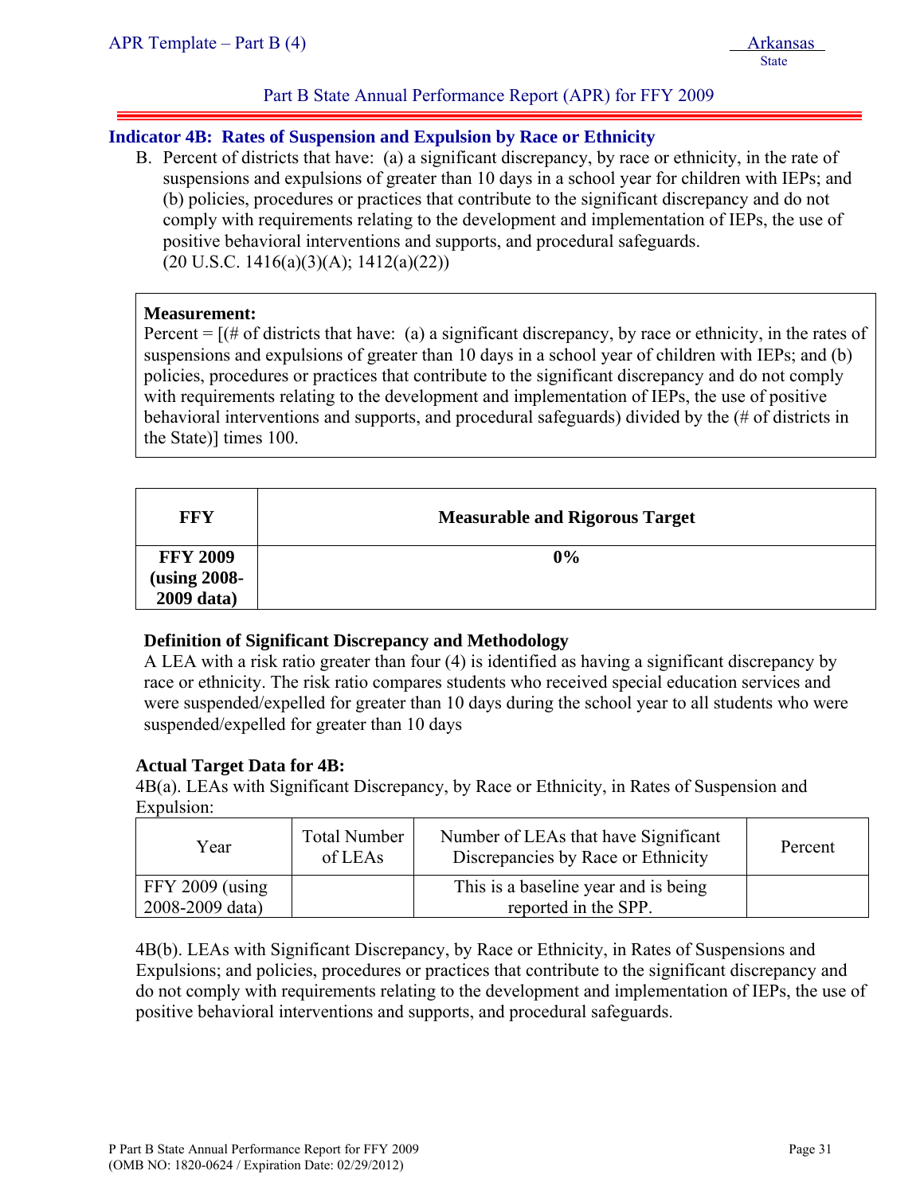Part B State Annual Performance Report (APR) for FFY 2009

## Indicator 4B: Rates of Suspension and Expulsion by Race or Ethnicity

B. Percent of districts that have: (a) a significant discrepancy, by race or ethnicity, in the rate of suspensions and expulsions of greater than 10 days in a school year for children with IEPs; and (b) policies, procedures or practices that contribute to the significant discrepancy and do not comply with requirements relating to the development and implementation of IEPs, the use of positive behavioral interventions and supports, and procedural safeguards.
(20 U.S.C. 1416(a)(3)(A); 1412(a)(22))

**Measurement:**
Percent = [(# of districts that have: (a) a significant discrepancy, by race or ethnicity, in the rates of suspensions and expulsions of greater than 10 days in a school year of children with IEPs; and (b) policies, procedures or practices that contribute to the significant discrepancy and do not comply with requirements relating to the development and implementation of IEPs, the use of positive behavioral interventions and supports, and procedural safeguards) divided by the (# of districts in the State)] times 100.

| FFY | Measurable and Rigorous Target |
| --- | --- |
| **FFY 2009 (using 2008-2009 data)** | **0%** |

**Definition of Significant Discrepancy and Methodology**
A LEA with a risk ratio greater than four (4) is identified as having a significant discrepancy by race or ethnicity. The risk ratio compares students who received special education services and were suspended/expelled for greater than 10 days during the school year to all students who were suspended/expelled for greater than 10 days

**Actual Target Data for 4B:**
4B(a). LEAs with Significant Discrepancy, by Race or Ethnicity, in Rates of Suspension and Expulsion:

| Year | Total Number of LEAs | Number of LEAs that have Significant Discrepancies by Race or Ethnicity | Percent |
| --- | --- | --- | --- |
| FFY 2009 (using 2008-2009 data) | | This is a baseline year and is being reported in the SPP. | |

4B(b). LEAs with Significant Discrepancy, by Race or Ethnicity, in Rates of Suspensions and Expulsions; and policies, procedures or practices that contribute to the significant discrepancy and do not comply with requirements relating to the development and implementation of IEPs, the use of positive behavioral interventions and supports, and procedural safeguards.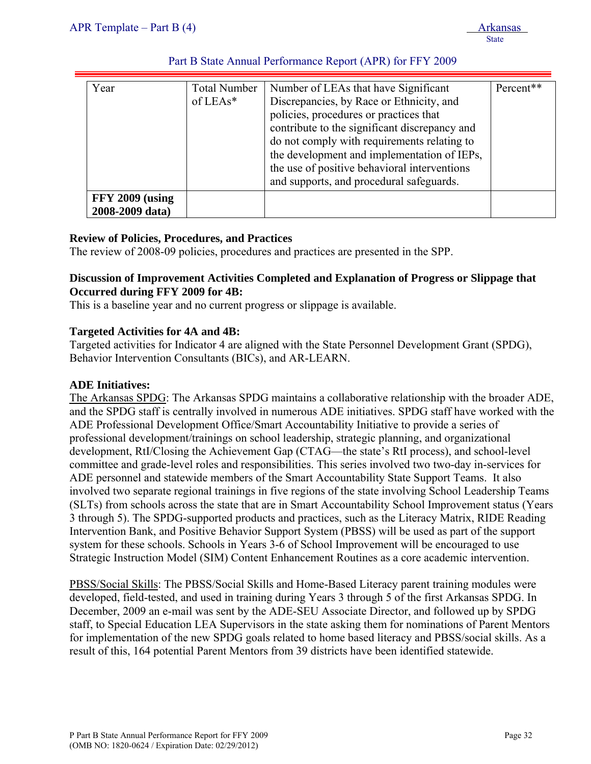| Year | Total Number of LEAs* | Number of LEAs that have Significant Discrepancies, by Race or Ethnicity, and policies, procedures or practices that contribute to the significant discrepancy and do not comply with requirements relating to the development and implementation of IEPs, the use of positive behavioral interventions and supports, and procedural safeguards. | Percent** |
|---|---|---|---|
| **FFY 2009 (using 2008-2009 data)** | | | |

**Review of Policies, Procedures, and Practices**

The review of 2008-09 policies, procedures and practices are presented in the SPP.

**Discussion of Improvement Activities Completed and Explanation of Progress or Slippage that Occurred during FFY 2009 for 4B:**

This is a baseline year and no current progress or slippage is available.

**Targeted Activities for 4A and 4B:**

Targeted activities for Indicator 4 are aligned with the State Personnel Development Grant (SPDG), Behavior Intervention Consultants (BICs), and AR-LEARN.

**ADE Initiatives:**

The Arkansas SPDG: The Arkansas SPDG maintains a collaborative relationship with the broader ADE, and the SPDG staff is centrally involved in numerous ADE initiatives. SPDG staff have worked with the ADE Professional Development Office/Smart Accountability Initiative to provide a series of professional development/trainings on school leadership, strategic planning, and organizational development, RtI/Closing the Achievement Gap (CTAG—the state's RtI process), and school-level committee and grade-level roles and responsibilities. This series involved two two-day in-services for ADE personnel and statewide members of the Smart Accountability State Support Teams. It also involved two separate regional trainings in five regions of the state involving School Leadership Teams (SLTs) from schools across the state that are in Smart Accountability School Improvement status (Years 3 through 5). The SPDG-supported products and practices, such as the Literacy Matrix, RIDE Reading Intervention Bank, and Positive Behavior Support System (PBSS) will be used as part of the support system for these schools. Schools in Years 3-6 of School Improvement will be encouraged to use Strategic Instruction Model (SIM) Content Enhancement Routines as a core academic intervention.

PBSS/Social Skills: The PBSS/Social Skills and Home-Based Literacy parent training modules were developed, field-tested, and used in training during Years 3 through 5 of the first Arkansas SPDG. In December, 2009 an e-mail was sent by the ADE-SEU Associate Director, and followed up by SPDG staff, to Special Education LEA Supervisors in the state asking them for nominations of Parent Mentors for implementation of the new SPDG goals related to home based literacy and PBSS/social skills. As a result of this, 164 potential Parent Mentors from 39 districts have been identified statewide.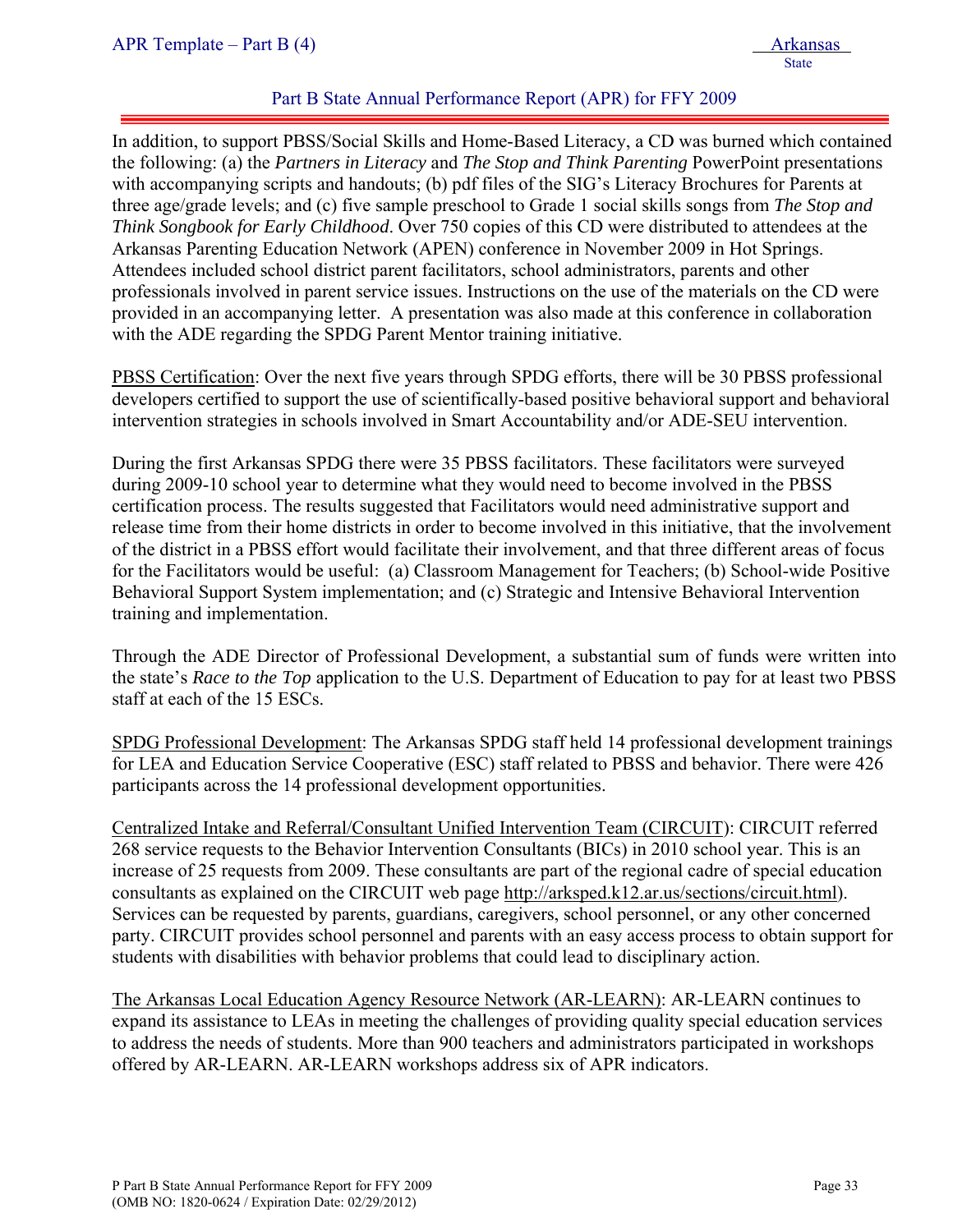In addition, to support PBSS/Social Skills and Home-Based Literacy, a CD was burned which contained the following: (a) the *Partners in Literacy* and *The Stop and Think Parenting* PowerPoint presentations with accompanying scripts and handouts; (b) pdf files of the SIG's Literacy Brochures for Parents at three age/grade levels; and (c) five sample preschool to Grade 1 social skills songs from *The Stop and Think Songbook for Early Childhood*. Over 750 copies of this CD were distributed to attendees at the Arkansas Parenting Education Network (APEN) conference in November 2009 in Hot Springs. Attendees included school district parent facilitators, school administrators, parents and other professionals involved in parent service issues. Instructions on the use of the materials on the CD were provided in an accompanying letter. A presentation was also made at this conference in collaboration with the ADE regarding the SPDG Parent Mentor training initiative.

<u>PBSS Certification</u>: Over the next five years through SPDG efforts, there will be 30 PBSS professional developers certified to support the use of scientifically-based positive behavioral support and behavioral intervention strategies in schools involved in Smart Accountability and/or ADE-SEU intervention.

During the first Arkansas SPDG there were 35 PBSS facilitators. These facilitators were surveyed during 2009-10 school year to determine what they would need to become involved in the PBSS certification process. The results suggested that Facilitators would need administrative support and release time from their home districts in order to become involved in this initiative, that the involvement of the district in a PBSS effort would facilitate their involvement, and that three different areas of focus for the Facilitators would be useful: (a) Classroom Management for Teachers; (b) School-wide Positive Behavioral Support System implementation; and (c) Strategic and Intensive Behavioral Intervention training and implementation.

Through the ADE Director of Professional Development, a substantial sum of funds were written into the state's *Race to the Top* application to the U.S. Department of Education to pay for at least two PBSS staff at each of the 15 ESCs.

<u>SPDG Professional Development</u>: The Arkansas SPDG staff held 14 professional development trainings for LEA and Education Service Cooperative (ESC) staff related to PBSS and behavior. There were 426 participants across the 14 professional development opportunities.

<u>Centralized Intake and Referral/Consultant Unified Intervention Team (CIRCUIT)</u>: CIRCUIT referred 268 service requests to the Behavior Intervention Consultants (BICs) in 2010 school year. This is an increase of 25 requests from 2009. These consultants are part of the regional cadre of special education consultants as explained on the CIRCUIT web page http://arksped.k12.ar.us/sections/circuit.html). Services can be requested by parents, guardians, caregivers, school personnel, or any other concerned party. CIRCUIT provides school personnel and parents with an easy access process to obtain support for students with disabilities with behavior problems that could lead to disciplinary action.

<u>The Arkansas Local Education Agency Resource Network (AR-LEARN)</u>: AR-LEARN continues to expand its assistance to LEAs in meeting the challenges of providing quality special education services to address the needs of students. More than 900 teachers and administrators participated in workshops offered by AR-LEARN. AR-LEARN workshops address six of APR indicators.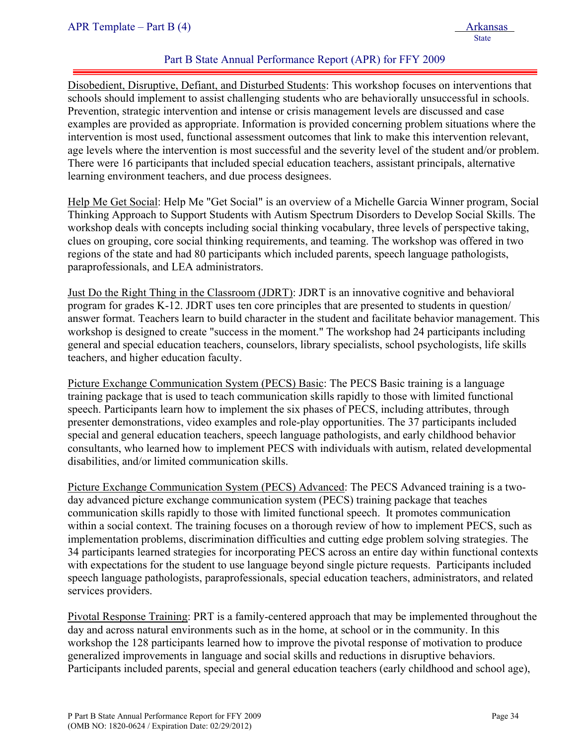Disobedient, Disruptive, Defiant, and Disturbed Students: This workshop focuses on interventions that schools should implement to assist challenging students who are behaviorally unsuccessful in schools. Prevention, strategic intervention and intense or crisis management levels are discussed and case examples are provided as appropriate. Information is provided concerning problem situations where the intervention is most used, functional assessment outcomes that link to make this intervention relevant, age levels where the intervention is most successful and the severity level of the student and/or problem. There were 16 participants that included special education teachers, assistant principals, alternative learning environment teachers, and due process designees.

Help Me Get Social: Help Me "Get Social" is an overview of a Michelle Garcia Winner program, Social Thinking Approach to Support Students with Autism Spectrum Disorders to Develop Social Skills. The workshop deals with concepts including social thinking vocabulary, three levels of perspective taking, clues on grouping, core social thinking requirements, and teaming. The workshop was offered in two regions of the state and had 80 participants which included parents, speech language pathologists, paraprofessionals, and LEA administrators.

Just Do the Right Thing in the Classroom (JDRT): JDRT is an innovative cognitive and behavioral program for grades K-12. JDRT uses ten core principles that are presented to students in question/ answer format. Teachers learn to build character in the student and facilitate behavior management. This workshop is designed to create "success in the moment." The workshop had 24 participants including general and special education teachers, counselors, library specialists, school psychologists, life skills teachers, and higher education faculty.

Picture Exchange Communication System (PECS) Basic: The PECS Basic training is a language training package that is used to teach communication skills rapidly to those with limited functional speech. Participants learn how to implement the six phases of PECS, including attributes, through presenter demonstrations, video examples and role-play opportunities. The 37 participants included special and general education teachers, speech language pathologists, and early childhood behavior consultants, who learned how to implement PECS with individuals with autism, related developmental disabilities, and/or limited communication skills.

Picture Exchange Communication System (PECS) Advanced: The PECS Advanced training is a two-day advanced picture exchange communication system (PECS) training package that teaches communication skills rapidly to those with limited functional speech. It promotes communication within a social context. The training focuses on a thorough review of how to implement PECS, such as implementation problems, discrimination difficulties and cutting edge problem solving strategies. The 34 participants learned strategies for incorporating PECS across an entire day within functional contexts with expectations for the student to use language beyond single picture requests. Participants included speech language pathologists, paraprofessionals, special education teachers, administrators, and related services providers.

Pivotal Response Training: PRT is a family-centered approach that may be implemented throughout the day and across natural environments such as in the home, at school or in the community. In this workshop the 128 participants learned how to improve the pivotal response of motivation to produce generalized improvements in language and social skills and reductions in disruptive behaviors. Participants included parents, special and general education teachers (early childhood and school age),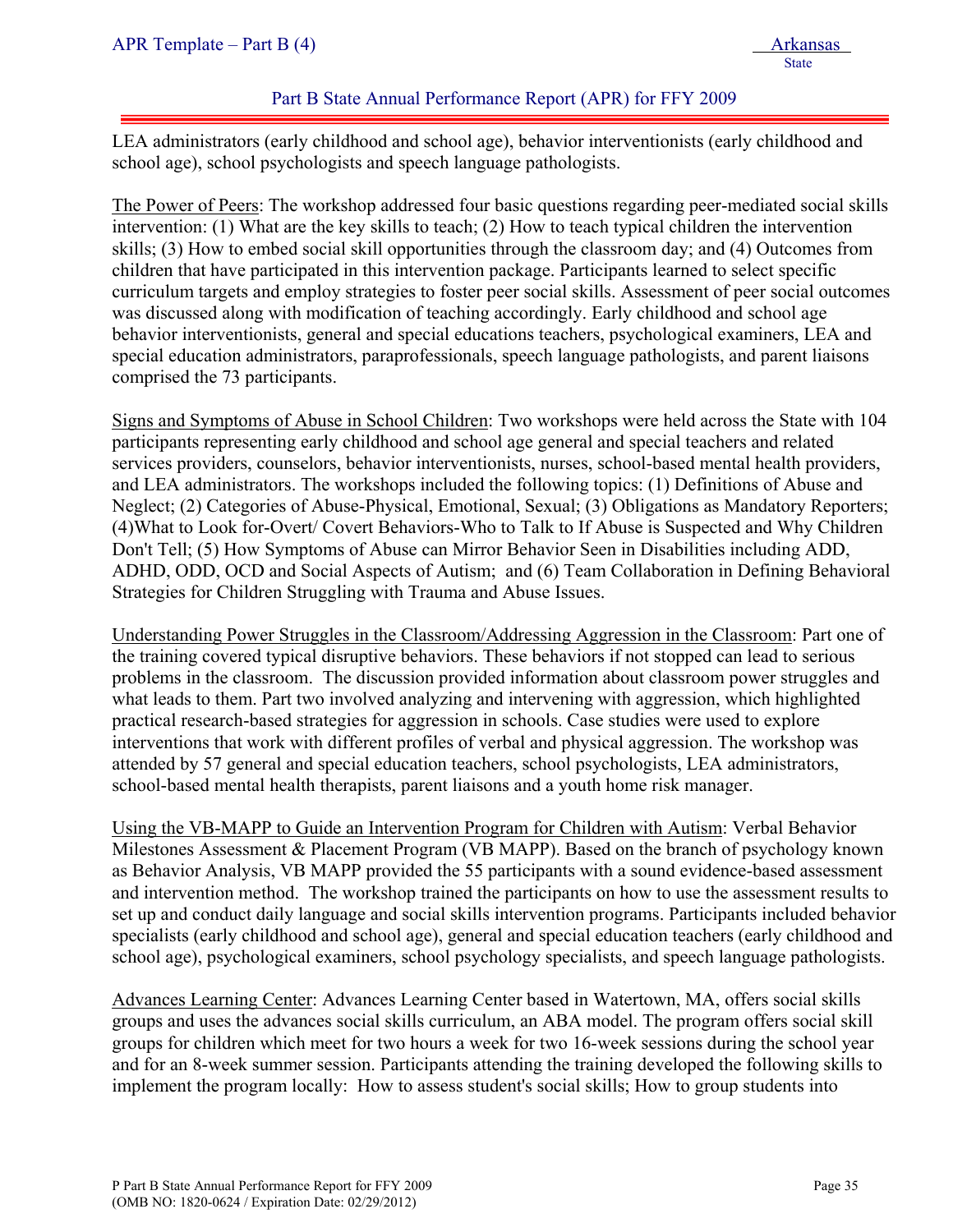LEA administrators (early childhood and school age), behavior interventionists (early childhood and school age), school psychologists and speech language pathologists.

The Power of Peers: The workshop addressed four basic questions regarding peer-mediated social skills intervention: (1) What are the key skills to teach; (2) How to teach typical children the intervention skills; (3) How to embed social skill opportunities through the classroom day; and (4) Outcomes from children that have participated in this intervention package. Participants learned to select specific curriculum targets and employ strategies to foster peer social skills. Assessment of peer social outcomes was discussed along with modification of teaching accordingly. Early childhood and school age behavior interventionists, general and special educations teachers, psychological examiners, LEA and special education administrators, paraprofessionals, speech language pathologists, and parent liaisons comprised the 73 participants.

Signs and Symptoms of Abuse in School Children: Two workshops were held across the State with 104 participants representing early childhood and school age general and special teachers and related services providers, counselors, behavior interventionists, nurses, school-based mental health providers, and LEA administrators. The workshops included the following topics: (1) Definitions of Abuse and Neglect; (2) Categories of Abuse-Physical, Emotional, Sexual; (3) Obligations as Mandatory Reporters; (4)What to Look for-Overt/ Covert Behaviors-Who to Talk to If Abuse is Suspected and Why Children Don't Tell; (5) How Symptoms of Abuse can Mirror Behavior Seen in Disabilities including ADD, ADHD, ODD, OCD and Social Aspects of Autism; and (6) Team Collaboration in Defining Behavioral Strategies for Children Struggling with Trauma and Abuse Issues.

Understanding Power Struggles in the Classroom/Addressing Aggression in the Classroom: Part one of the training covered typical disruptive behaviors. These behaviors if not stopped can lead to serious problems in the classroom. The discussion provided information about classroom power struggles and what leads to them. Part two involved analyzing and intervening with aggression, which highlighted practical research-based strategies for aggression in schools. Case studies were used to explore interventions that work with different profiles of verbal and physical aggression. The workshop was attended by 57 general and special education teachers, school psychologists, LEA administrators, school-based mental health therapists, parent liaisons and a youth home risk manager.

Using the VB-MAPP to Guide an Intervention Program for Children with Autism: Verbal Behavior Milestones Assessment & Placement Program (VB MAPP). Based on the branch of psychology known as Behavior Analysis, VB MAPP provided the 55 participants with a sound evidence-based assessment and intervention method. The workshop trained the participants on how to use the assessment results to set up and conduct daily language and social skills intervention programs. Participants included behavior specialists (early childhood and school age), general and special education teachers (early childhood and school age), psychological examiners, school psychology specialists, and speech language pathologists.

Advances Learning Center: Advances Learning Center based in Watertown, MA, offers social skills groups and uses the advances social skills curriculum, an ABA model. The program offers social skill groups for children which meet for two hours a week for two 16-week sessions during the school year and for an 8-week summer session. Participants attending the training developed the following skills to implement the program locally: How to assess student's social skills; How to group students into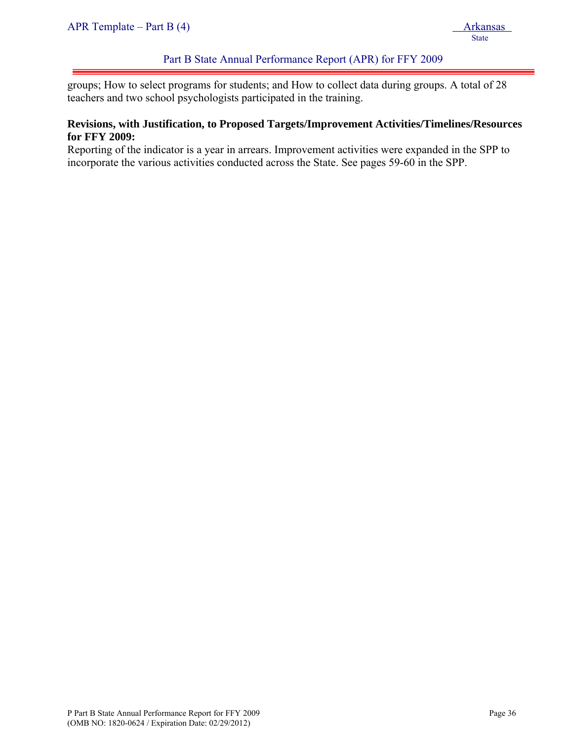groups; How to select programs for students; and How to collect data during groups. A total of 28 teachers and two school psychologists participated in the training.

**Revisions, with Justification, to Proposed Targets/Improvement Activities/Timelines/Resources for FFY 2009:**

Reporting of the indicator is a year in arrears. Improvement activities were expanded in the SPP to incorporate the various activities conducted across the State. See pages 59-60 in the SPP.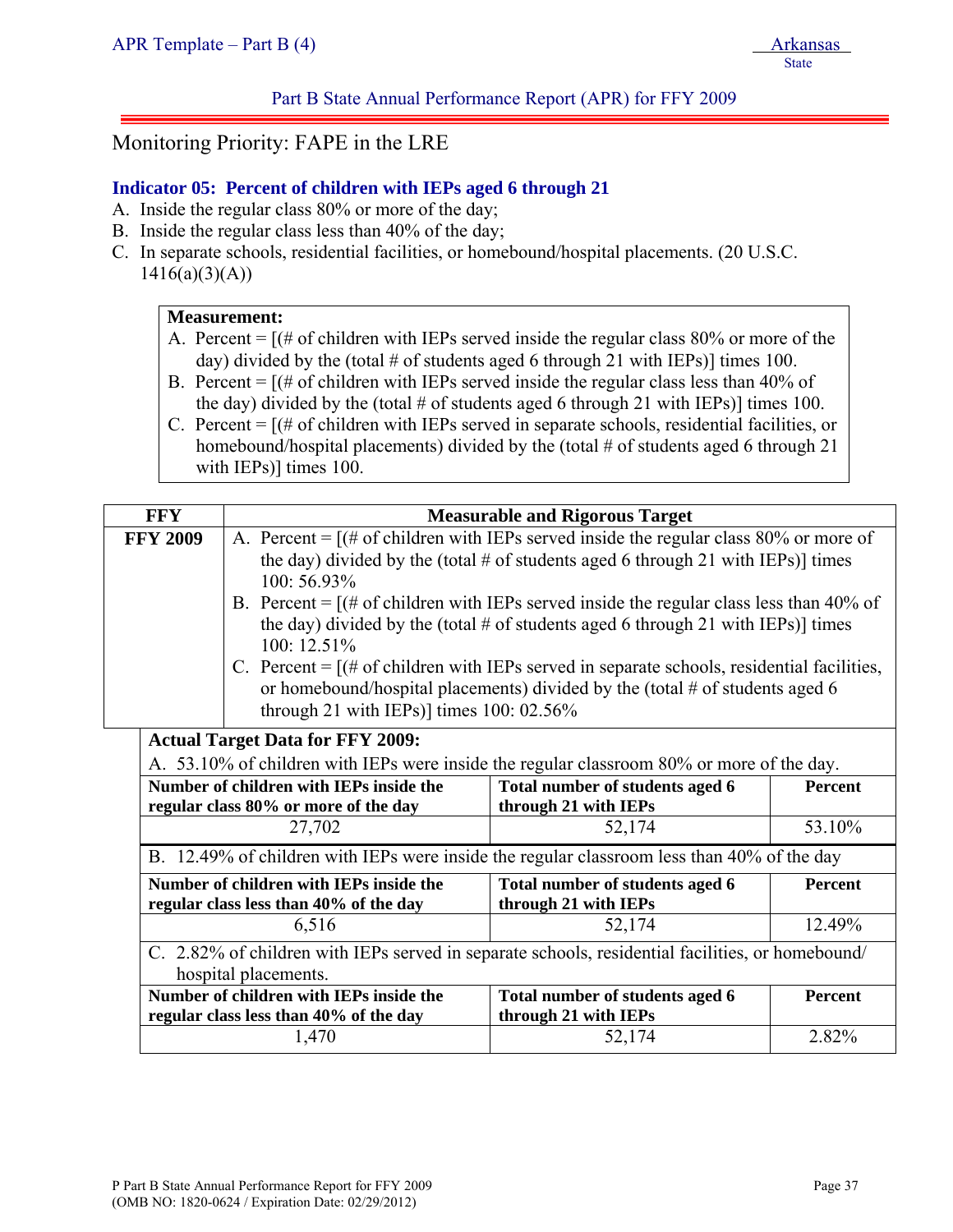## Monitoring Priority: FAPE in the LRE

### Indicator 05: Percent of children with IEPs aged 6 through 21

A. Inside the regular class 80% or more of the day;
B. Inside the regular class less than 40% of the day;
C. In separate schools, residential facilities, or homebound/hospital placements. (20 U.S.C. 1416(a)(3)(A))

**Measurement:**

A. Percent = [(# of children with IEPs served inside the regular class 80% or more of the day) divided by the (total # of students aged 6 through 21 with IEPs)] times 100.
B. Percent = [(# of children with IEPs served inside the regular class less than 40% of the day) divided by the (total # of students aged 6 through 21 with IEPs)] times 100.
C. Percent = [(# of children with IEPs served in separate schools, residential facilities, or homebound/hospital placements) divided by the (total # of students aged 6 through 21 with IEPs)] times 100.

| FFY | Measurable and Rigorous Target |
|---|---|
| FFY 2009 | A. Percent = [(# of children with IEPs served inside the regular class 80% or more of the day) divided by the (total # of students aged 6 through 21 with IEPs)] times 100: 56.93%<br>B. Percent = [(# of children with IEPs served inside the regular class less than 40% of the day) divided by the (total # of students aged 6 through 21 with IEPs)] times 100: 12.51%<br>C. Percent = [(# of children with IEPs served in separate schools, residential facilities, or homebound/hospital placements) divided by the (total # of students aged 6 through 21 with IEPs)] times 100: 02.56% |

**Actual Target Data for FFY 2009:**

A. 53.10% of children with IEPs were inside the regular classroom 80% or more of the day.

| Number of children with IEPs inside the regular class 80% or more of the day | Total number of students aged 6 through 21 with IEPs | Percent |
|---|---|---|
| 27,702 | 52,174 | 53.10% |

B. 12.49% of children with IEPs were inside the regular classroom less than 40% of the day

| Number of children with IEPs inside the regular class less than 40% of the day | Total number of students aged 6 through 21 with IEPs | Percent |
|---|---|---|
| 6,516 | 52,174 | 12.49% |

C. 2.82% of children with IEPs served in separate schools, residential facilities, or homebound/hospital placements.

| Number of children with IEPs inside the regular class less than 40% of the day | Total number of students aged 6 through 21 with IEPs | Percent |
|---|---|---|
| 1,470 | 52,174 | 2.82% |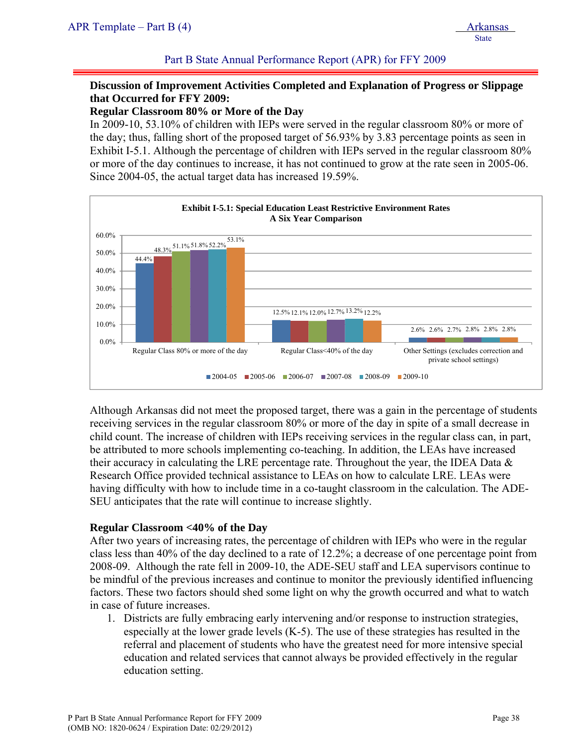### Discussion of Improvement Activities Completed and Explanation of Progress or Slippage that Occurred for FFY 2009:

### Regular Classroom 80% or More of the Day

In 2009-10, 53.10% of children with IEPs were served in the regular classroom 80% or more of the day; thus, falling short of the proposed target of 56.93% by 3.83 percentage points as seen in Exhibit I-5.1. Although the percentage of children with IEPs served in the regular classroom 80% or more of the day continues to increase, it has not continued to grow at the rate seen in 2005-06. Since 2004-05, the actual target data has increased 19.59%.

**Exhibit I-5.1: Special Education Least Restrictive Environment Rates**
**A Six Year Comparison**

| | 2004-05 | 2005-06 | 2006-07 | 2007-08 | 2008-09 | 2009-10 |
|---|---|---|---|---|---|---|
| Regular Class 80% or more of the day | 44.4% | 48.3% | 51.1% | 51.8% | 52.2% | 53.1% |
| Regular Class<40% of the day | 12.5% | 12.1% | 12.0% | 12.7% | 13.2% | 12.2% |
| Other Settings (excludes correction and private school settings) | 2.6% | 2.6% | 2.7% | 2.8% | 2.8% | 2.8% |

Although Arkansas did not meet the proposed target, there was a gain in the percentage of students receiving services in the regular classroom 80% or more of the day in spite of a small decrease in child count. The increase of children with IEPs receiving services in the regular class can, in part, be attributed to more schools implementing co-teaching. In addition, the LEAs have increased their accuracy in calculating the LRE percentage rate. Throughout the year, the IDEA Data & Research Office provided technical assistance to LEAs on how to calculate LRE. LEAs were having difficulty with how to include time in a co-taught classroom in the calculation. The ADE-SEU anticipates that the rate will continue to increase slightly.

### Regular Classroom <40% of the Day

After two years of increasing rates, the percentage of children with IEPs who were in the regular class less than 40% of the day declined to a rate of 12.2%; a decrease of one percentage point from 2008-09. Although the rate fell in 2009-10, the ADE-SEU staff and LEA supervisors continue to be mindful of the previous increases and continue to monitor the previously identified influencing factors. These two factors should shed some light on why the growth occurred and what to watch in case of future increases.

1. Districts are fully embracing early intervening and/or response to instruction strategies, especially at the lower grade levels (K-5). The use of these strategies has resulted in the referral and placement of students who have the greatest need for more intensive special education and related services that cannot always be provided effectively in the regular education setting.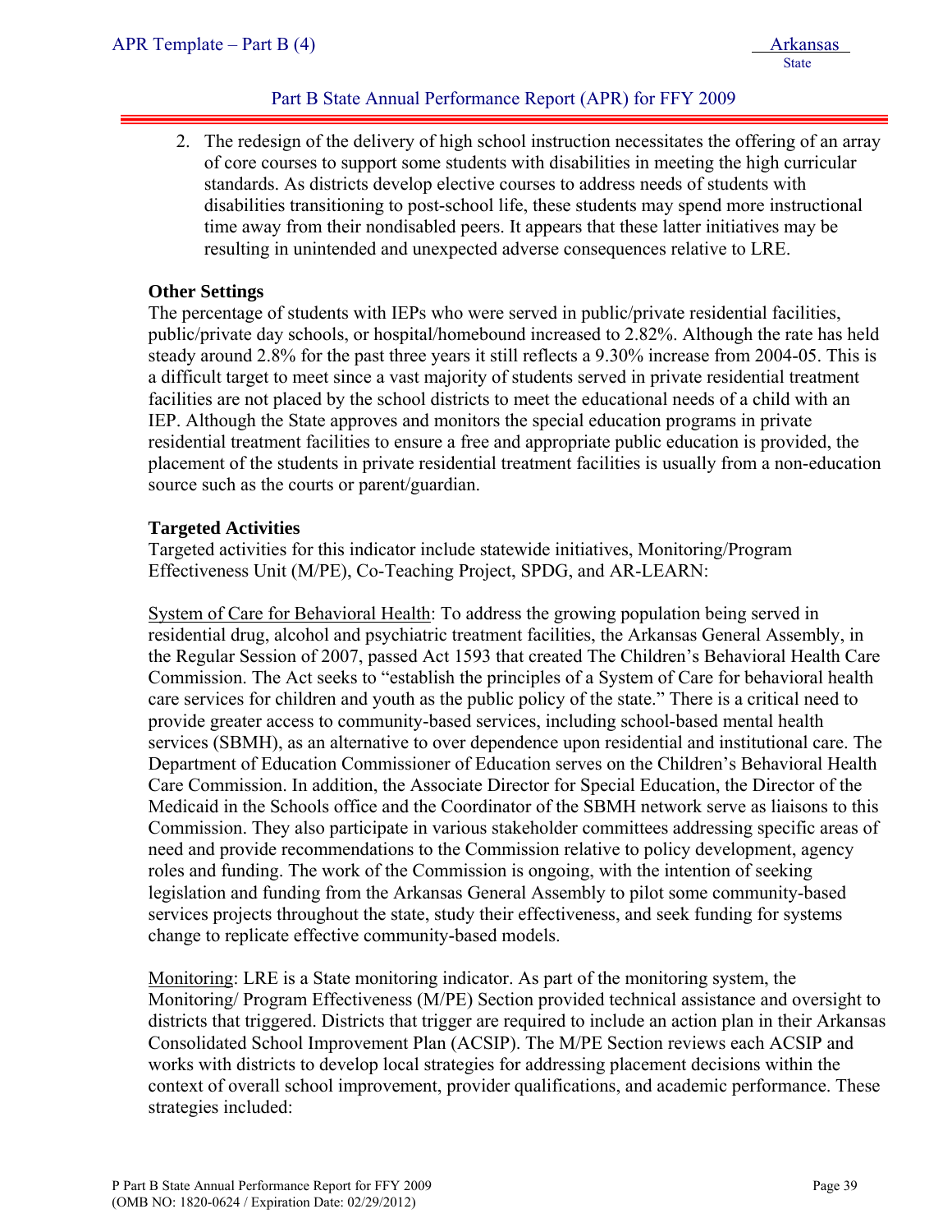2. The redesign of the delivery of high school instruction necessitates the offering of an array of core courses to support some students with disabilities in meeting the high curricular standards. As districts develop elective courses to address needs of students with disabilities transitioning to post-school life, these students may spend more instructional time away from their nondisabled peers. It appears that these latter initiatives may be resulting in unintended and unexpected adverse consequences relative to LRE.

**Other Settings**

The percentage of students with IEPs who were served in public/private residential facilities, public/private day schools, or hospital/homebound increased to 2.82%. Although the rate has held steady around 2.8% for the past three years it still reflects a 9.30% increase from 2004-05. This is a difficult target to meet since a vast majority of students served in private residential treatment facilities are not placed by the school districts to meet the educational needs of a child with an IEP. Although the State approves and monitors the special education programs in private residential treatment facilities to ensure a free and appropriate public education is provided, the placement of the students in private residential treatment facilities is usually from a non-education source such as the courts or parent/guardian.

**Targeted Activities**

Targeted activities for this indicator include statewide initiatives, Monitoring/Program Effectiveness Unit (M/PE), Co-Teaching Project, SPDG, and AR-LEARN:

System of Care for Behavioral Health: To address the growing population being served in residential drug, alcohol and psychiatric treatment facilities, the Arkansas General Assembly, in the Regular Session of 2007, passed Act 1593 that created The Children's Behavioral Health Care Commission. The Act seeks to "establish the principles of a System of Care for behavioral health care services for children and youth as the public policy of the state." There is a critical need to provide greater access to community-based services, including school-based mental health services (SBMH), as an alternative to over dependence upon residential and institutional care. The Department of Education Commissioner of Education serves on the Children's Behavioral Health Care Commission. In addition, the Associate Director for Special Education, the Director of the Medicaid in the Schools office and the Coordinator of the SBMH network serve as liaisons to this Commission. They also participate in various stakeholder committees addressing specific areas of need and provide recommendations to the Commission relative to policy development, agency roles and funding. The work of the Commission is ongoing, with the intention of seeking legislation and funding from the Arkansas General Assembly to pilot some community-based services projects throughout the state, study their effectiveness, and seek funding for systems change to replicate effective community-based models.

Monitoring: LRE is a State monitoring indicator. As part of the monitoring system, the Monitoring/ Program Effectiveness (M/PE) Section provided technical assistance and oversight to districts that triggered. Districts that trigger are required to include an action plan in their Arkansas Consolidated School Improvement Plan (ACSIP). The M/PE Section reviews each ACSIP and works with districts to develop local strategies for addressing placement decisions within the context of overall school improvement, provider qualifications, and academic performance. These strategies included: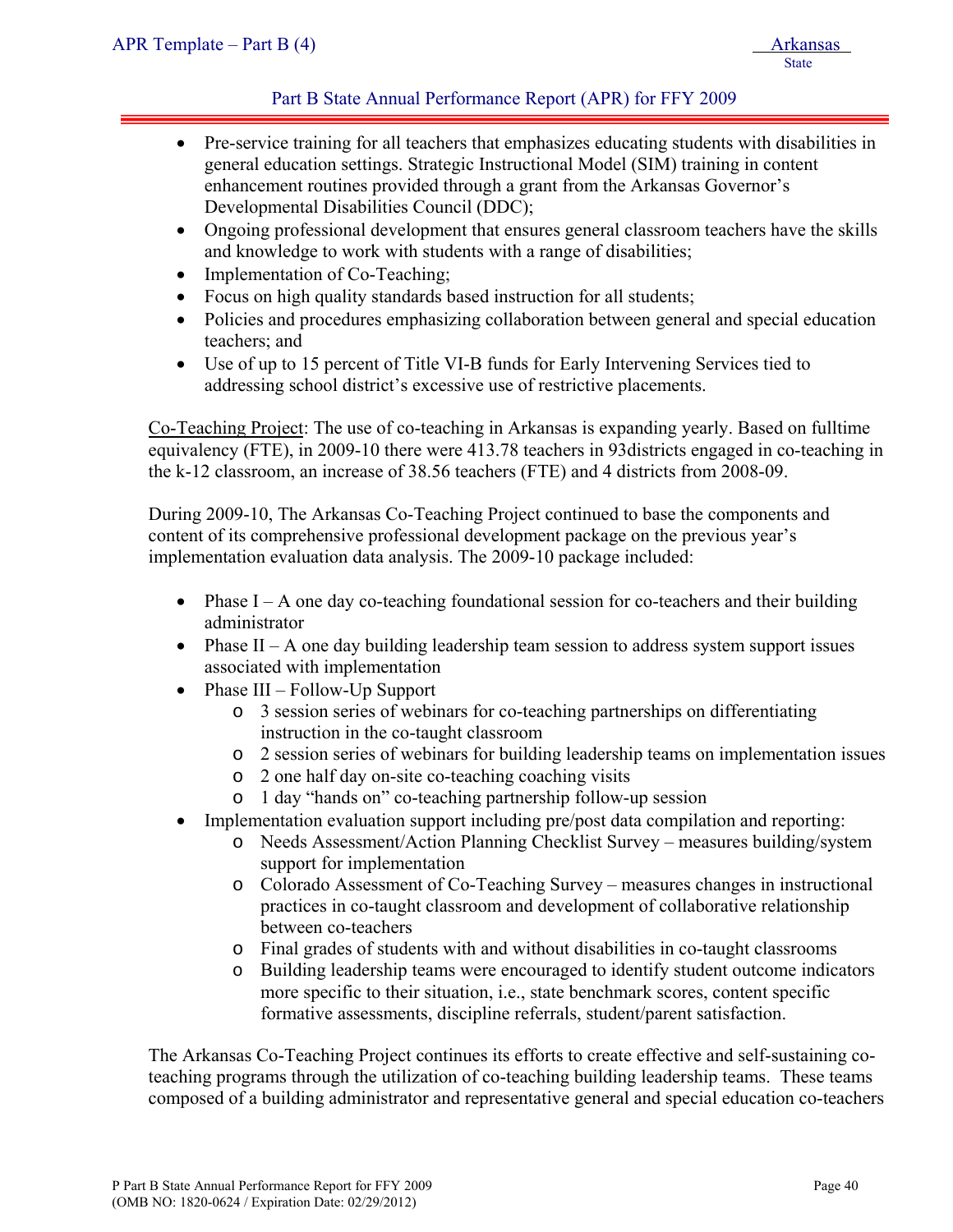- Pre-service training for all teachers that emphasizes educating students with disabilities in general education settings. Strategic Instructional Model (SIM) training in content enhancement routines provided through a grant from the Arkansas Governor's Developmental Disabilities Council (DDC);
- Ongoing professional development that ensures general classroom teachers have the skills and knowledge to work with students with a range of disabilities;
- Implementation of Co-Teaching;
- Focus on high quality standards based instruction for all students;
- Policies and procedures emphasizing collaboration between general and special education teachers; and
- Use of up to 15 percent of Title VI-B funds for Early Intervening Services tied to addressing school district's excessive use of restrictive placements.

Co-Teaching Project: The use of co-teaching in Arkansas is expanding yearly. Based on fulltime equivalency (FTE), in 2009-10 there were 413.78 teachers in 93districts engaged in co-teaching in the k-12 classroom, an increase of 38.56 teachers (FTE) and 4 districts from 2008-09.

During 2009-10, The Arkansas Co-Teaching Project continued to base the components and content of its comprehensive professional development package on the previous year's implementation evaluation data analysis. The 2009-10 package included:

- Phase I – A one day co-teaching foundational session for co-teachers and their building administrator
- Phase II – A one day building leadership team session to address system support issues associated with implementation
- Phase III – Follow-Up Support
  - 3 session series of webinars for co-teaching partnerships on differentiating instruction in the co-taught classroom
  - 2 session series of webinars for building leadership teams on implementation issues
  - 2 one half day on-site co-teaching coaching visits
  - 1 day "hands on" co-teaching partnership follow-up session
- Implementation evaluation support including pre/post data compilation and reporting:
  - Needs Assessment/Action Planning Checklist Survey – measures building/system support for implementation
  - Colorado Assessment of Co-Teaching Survey – measures changes in instructional practices in co-taught classroom and development of collaborative relationship between co-teachers
  - Final grades of students with and without disabilities in co-taught classrooms
  - Building leadership teams were encouraged to identify student outcome indicators more specific to their situation, i.e., state benchmark scores, content specific formative assessments, discipline referrals, student/parent satisfaction.

The Arkansas Co-Teaching Project continues its efforts to create effective and self-sustaining co-teaching programs through the utilization of co-teaching building leadership teams. These teams composed of a building administrator and representative general and special education co-teachers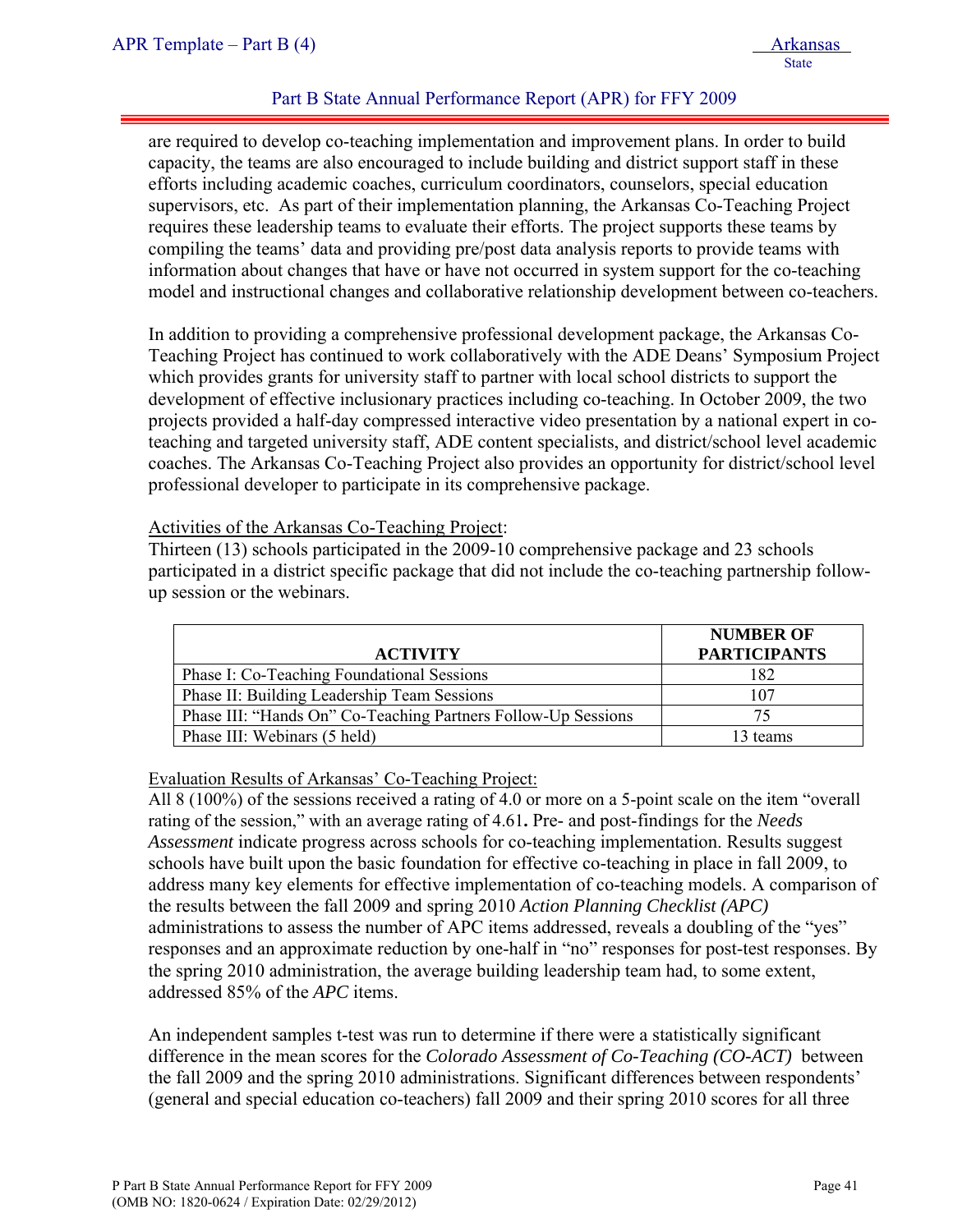are required to develop co-teaching implementation and improvement plans. In order to build capacity, the teams are also encouraged to include building and district support staff in these efforts including academic coaches, curriculum coordinators, counselors, special education supervisors, etc. As part of their implementation planning, the Arkansas Co-Teaching Project requires these leadership teams to evaluate their efforts. The project supports these teams by compiling the teams' data and providing pre/post data analysis reports to provide teams with information about changes that have or have not occurred in system support for the co-teaching model and instructional changes and collaborative relationship development between co-teachers.

In addition to providing a comprehensive professional development package, the Arkansas Co-Teaching Project has continued to work collaboratively with the ADE Deans' Symposium Project which provides grants for university staff to partner with local school districts to support the development of effective inclusionary practices including co-teaching. In October 2009, the two projects provided a half-day compressed interactive video presentation by a national expert in co-teaching and targeted university staff, ADE content specialists, and district/school level academic coaches. The Arkansas Co-Teaching Project also provides an opportunity for district/school level professional developer to participate in its comprehensive package.

Activities of the Arkansas Co-Teaching Project:
Thirteen (13) schools participated in the 2009-10 comprehensive package and 23 schools participated in a district specific package that did not include the co-teaching partnership follow-up session or the webinars.

| ACTIVITY | NUMBER OF PARTICIPANTS |
|---|---|
| Phase I: Co-Teaching Foundational Sessions | 182 |
| Phase II: Building Leadership Team Sessions | 107 |
| Phase III: "Hands On" Co-Teaching Partners Follow-Up Sessions | 75 |
| Phase III: Webinars (5 held) | 13 teams |

Evaluation Results of Arkansas' Co-Teaching Project:
All 8 (100%) of the sessions received a rating of 4.0 or more on a 5-point scale on the item "overall rating of the session," with an average rating of 4.61**.** Pre- and post-findings for the *Needs Assessment* indicate progress across schools for co-teaching implementation. Results suggest schools have built upon the basic foundation for effective co-teaching in place in fall 2009, to address many key elements for effective implementation of co-teaching models. A comparison of the results between the fall 2009 and spring 2010 *Action Planning Checklist (APC)* administrations to assess the number of APC items addressed, reveals a doubling of the "yes" responses and an approximate reduction by one-half in "no" responses for post-test responses. By the spring 2010 administration, the average building leadership team had, to some extent, addressed 85% of the *APC* items.

An independent samples t-test was run to determine if there were a statistically significant difference in the mean scores for the *Colorado Assessment of Co-Teaching (CO-ACT)* between the fall 2009 and the spring 2010 administrations. Significant differences between respondents' (general and special education co-teachers) fall 2009 and their spring 2010 scores for all three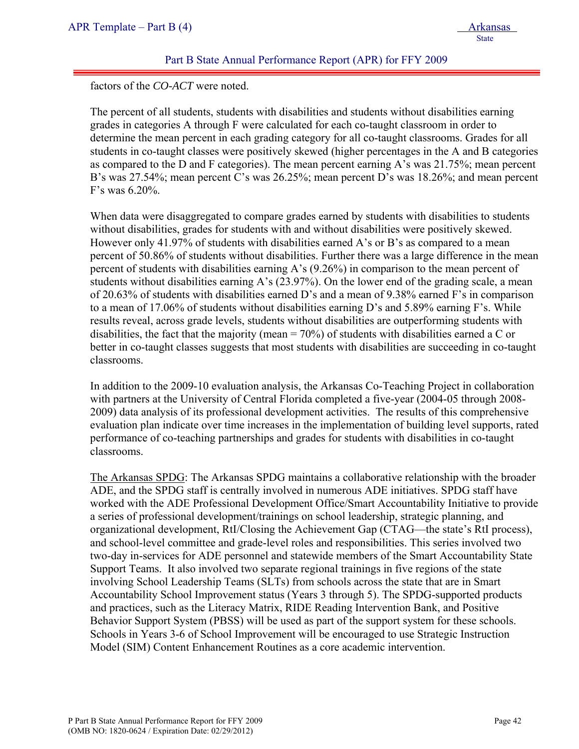factors of the *CO-ACT* were noted.

The percent of all students, students with disabilities and students without disabilities earning grades in categories A through F were calculated for each co-taught classroom in order to determine the mean percent in each grading category for all co-taught classrooms. Grades for all students in co-taught classes were positively skewed (higher percentages in the A and B categories as compared to the D and F categories). The mean percent earning A's was 21.75%; mean percent B's was 27.54%; mean percent C's was 26.25%; mean percent D's was 18.26%; and mean percent F's was 6.20%.

When data were disaggregated to compare grades earned by students with disabilities to students without disabilities, grades for students with and without disabilities were positively skewed. However only 41.97% of students with disabilities earned A's or B's as compared to a mean percent of 50.86% of students without disabilities. Further there was a large difference in the mean percent of students with disabilities earning A's (9.26%) in comparison to the mean percent of students without disabilities earning A's (23.97%). On the lower end of the grading scale, a mean of 20.63% of students with disabilities earned D's and a mean of 9.38% earned F's in comparison to a mean of 17.06% of students without disabilities earning D's and 5.89% earning F's. While results reveal, across grade levels, students without disabilities are outperforming students with disabilities, the fact that the majority (mean = 70%) of students with disabilities earned a C or better in co-taught classes suggests that most students with disabilities are succeeding in co-taught classrooms.

In addition to the 2009-10 evaluation analysis, the Arkansas Co-Teaching Project in collaboration with partners at the University of Central Florida completed a five-year (2004-05 through 2008-2009) data analysis of its professional development activities. The results of this comprehensive evaluation plan indicate over time increases in the implementation of building level supports, rated performance of co-teaching partnerships and grades for students with disabilities in co-taught classrooms.

<u>The Arkansas SPDG</u>: The Arkansas SPDG maintains a collaborative relationship with the broader ADE, and the SPDG staff is centrally involved in numerous ADE initiatives. SPDG staff have worked with the ADE Professional Development Office/Smart Accountability Initiative to provide a series of professional development/trainings on school leadership, strategic planning, and organizational development, RtI/Closing the Achievement Gap (CTAG—the state's RtI process), and school-level committee and grade-level roles and responsibilities. This series involved two two-day in-services for ADE personnel and statewide members of the Smart Accountability State Support Teams. It also involved two separate regional trainings in five regions of the state involving School Leadership Teams (SLTs) from schools across the state that are in Smart Accountability School Improvement status (Years 3 through 5). The SPDG-supported products and practices, such as the Literacy Matrix, RIDE Reading Intervention Bank, and Positive Behavior Support System (PBSS) will be used as part of the support system for these schools. Schools in Years 3-6 of School Improvement will be encouraged to use Strategic Instruction Model (SIM) Content Enhancement Routines as a core academic intervention.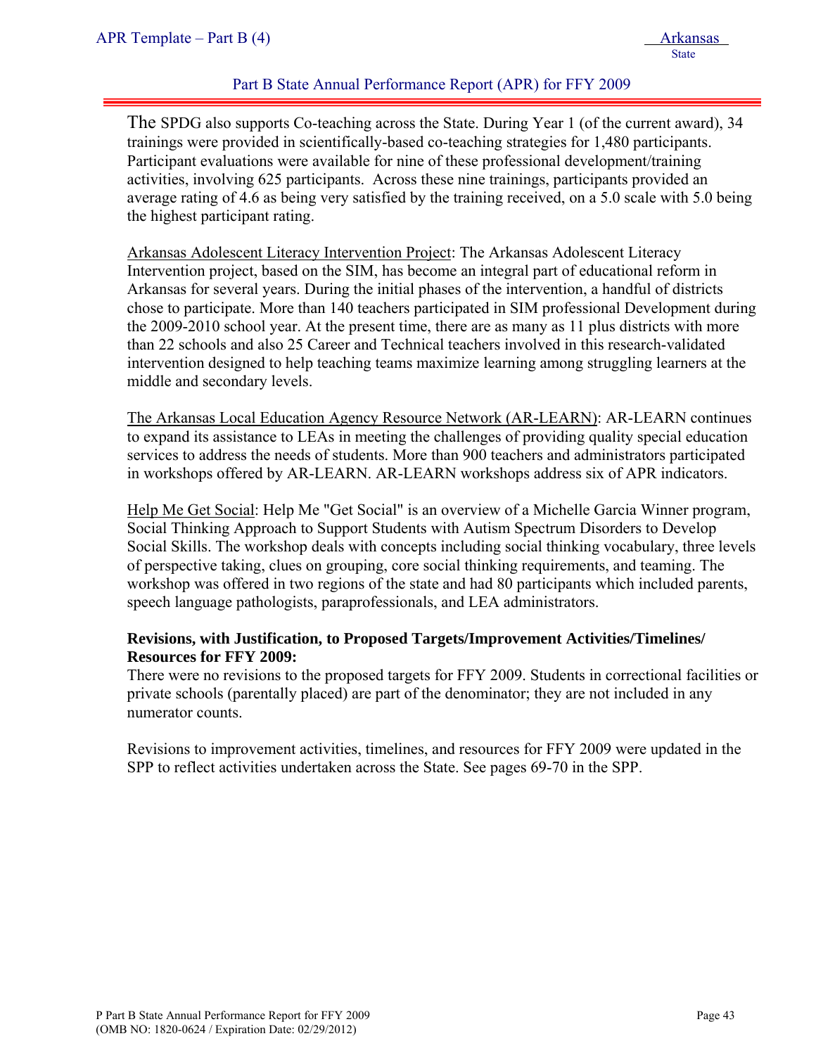The SPDG also supports Co-teaching across the State. During Year 1 (of the current award), 34 trainings were provided in scientifically-based co-teaching strategies for 1,480 participants. Participant evaluations were available for nine of these professional development/training activities, involving 625 participants. Across these nine trainings, participants provided an average rating of 4.6 as being very satisfied by the training received, on a 5.0 scale with 5.0 being the highest participant rating.

Arkansas Adolescent Literacy Intervention Project: The Arkansas Adolescent Literacy Intervention project, based on the SIM, has become an integral part of educational reform in Arkansas for several years. During the initial phases of the intervention, a handful of districts chose to participate. More than 140 teachers participated in SIM professional Development during the 2009-2010 school year. At the present time, there are as many as 11 plus districts with more than 22 schools and also 25 Career and Technical teachers involved in this research-validated intervention designed to help teaching teams maximize learning among struggling learners at the middle and secondary levels.

The Arkansas Local Education Agency Resource Network (AR-LEARN): AR-LEARN continues to expand its assistance to LEAs in meeting the challenges of providing quality special education services to address the needs of students. More than 900 teachers and administrators participated in workshops offered by AR-LEARN. AR-LEARN workshops address six of APR indicators.

Help Me Get Social: Help Me "Get Social" is an overview of a Michelle Garcia Winner program, Social Thinking Approach to Support Students with Autism Spectrum Disorders to Develop Social Skills. The workshop deals with concepts including social thinking vocabulary, three levels of perspective taking, clues on grouping, core social thinking requirements, and teaming. The workshop was offered in two regions of the state and had 80 participants which included parents, speech language pathologists, paraprofessionals, and LEA administrators.

**Revisions, with Justification, to Proposed Targets/Improvement Activities/Timelines/ Resources for FFY 2009:**

There were no revisions to the proposed targets for FFY 2009. Students in correctional facilities or private schools (parentally placed) are part of the denominator; they are not included in any numerator counts.

Revisions to improvement activities, timelines, and resources for FFY 2009 were updated in the SPP to reflect activities undertaken across the State. See pages 69-70 in the SPP.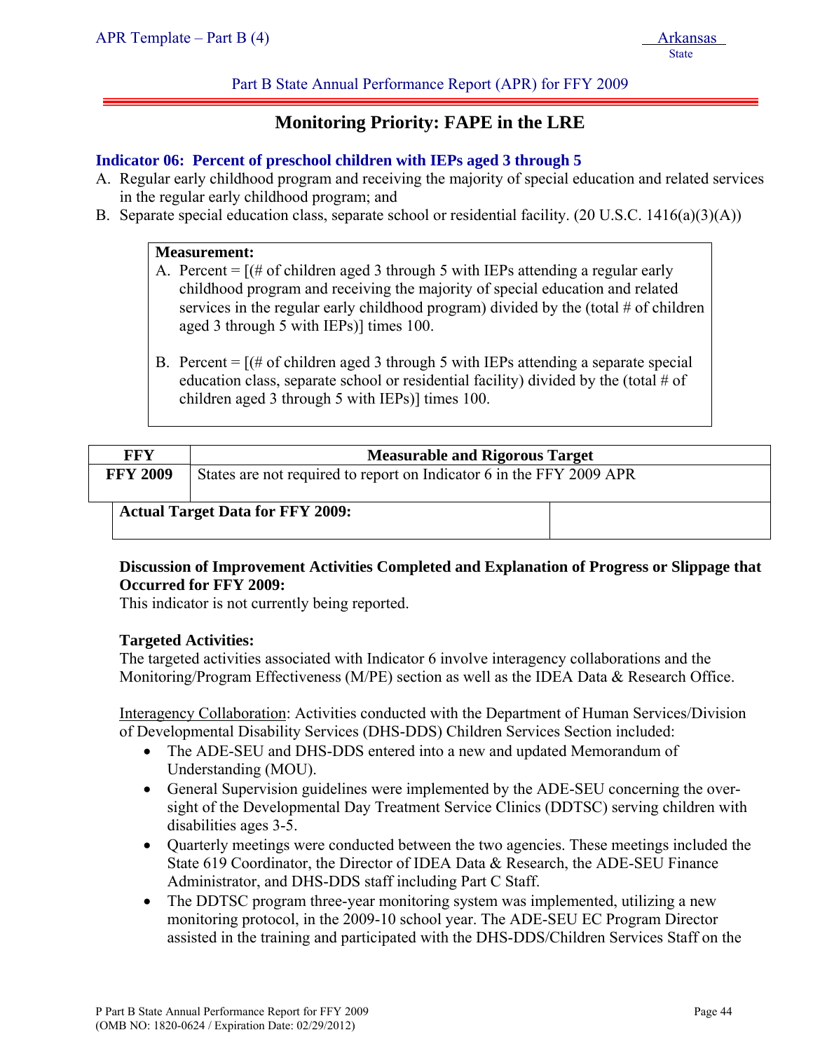## Monitoring Priority: FAPE in the LRE

### Indicator 06: Percent of preschool children with IEPs aged 3 through 5

A. Regular early childhood program and receiving the majority of special education and related services in the regular early childhood program; and

B. Separate special education class, separate school or residential facility. (20 U.S.C. 1416(a)(3)(A))

**Measurement:**

A. Percent = [(# of children aged 3 through 5 with IEPs attending a regular early childhood program and receiving the majority of special education and related services in the regular early childhood program) divided by the (total # of children aged 3 through 5 with IEPs)] times 100.

B. Percent = [(# of children aged 3 through 5 with IEPs attending a separate special education class, separate school or residential facility) divided by the (total # of children aged 3 through 5 with IEPs)] times 100.

| FFY | Measurable and Rigorous Target |
|---|---|
| FFY 2009 | States are not required to report on Indicator 6 in the FFY 2009 APR |

| Actual Target Data for FFY 2009: | |
|---|---|

**Discussion of Improvement Activities Completed and Explanation of Progress or Slippage that Occurred for FFY 2009:**

This indicator is not currently being reported.

**Targeted Activities:**

The targeted activities associated with Indicator 6 involve interagency collaborations and the Monitoring/Program Effectiveness (M/PE) section as well as the IDEA Data & Research Office.

Interagency Collaboration: Activities conducted with the Department of Human Services/Division of Developmental Disability Services (DHS-DDS) Children Services Section included:

- The ADE-SEU and DHS-DDS entered into a new and updated Memorandum of Understanding (MOU).
- General Supervision guidelines were implemented by the ADE-SEU concerning the over-sight of the Developmental Day Treatment Service Clinics (DDTSC) serving children with disabilities ages 3-5.
- Quarterly meetings were conducted between the two agencies. These meetings included the State 619 Coordinator, the Director of IDEA Data & Research, the ADE-SEU Finance Administrator, and DHS-DDS staff including Part C Staff.
- The DDTSC program three-year monitoring system was implemented, utilizing a new monitoring protocol, in the 2009-10 school year. The ADE-SEU EC Program Director assisted in the training and participated with the DHS-DDS/Children Services Staff on the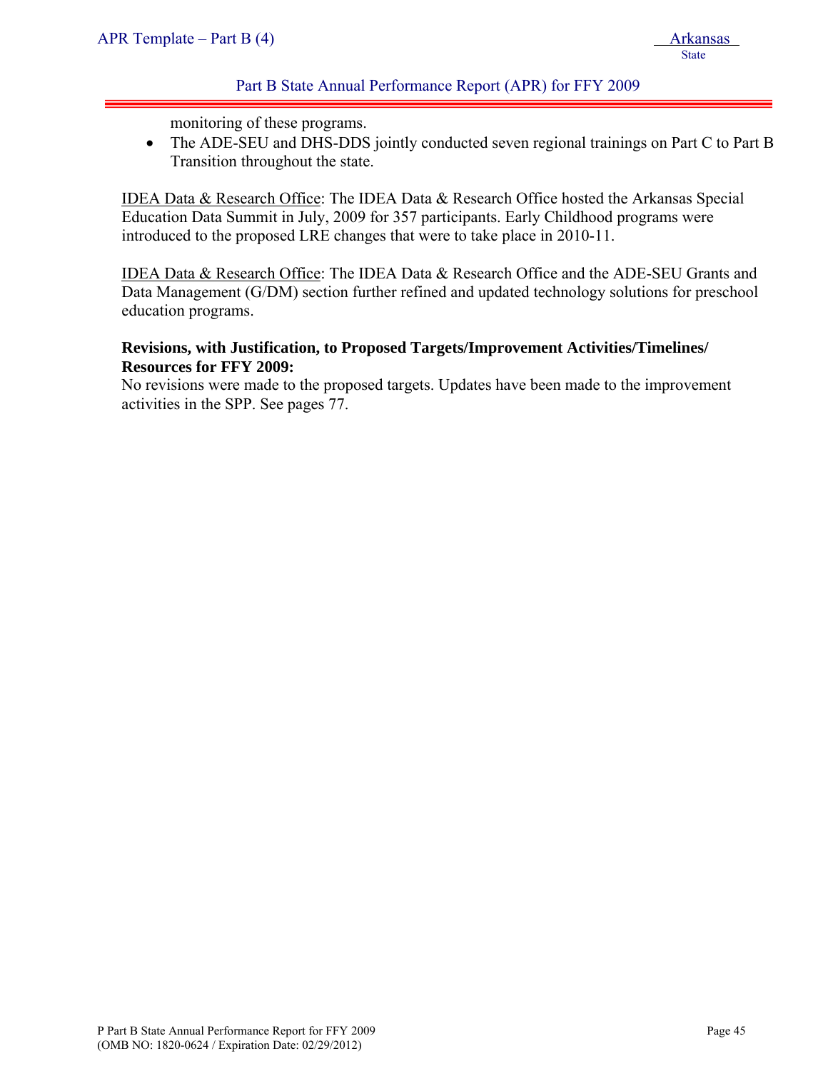monitoring of these programs.

- The ADE-SEU and DHS-DDS jointly conducted seven regional trainings on Part C to Part B Transition throughout the state.

IDEA Data & Research Office: The IDEA Data & Research Office hosted the Arkansas Special Education Data Summit in July, 2009 for 357 participants. Early Childhood programs were introduced to the proposed LRE changes that were to take place in 2010-11.

IDEA Data & Research Office: The IDEA Data & Research Office and the ADE-SEU Grants and Data Management (G/DM) section further refined and updated technology solutions for preschool education programs.

**Revisions, with Justification, to Proposed Targets/Improvement Activities/Timelines/ Resources for FFY 2009:**

No revisions were made to the proposed targets. Updates have been made to the improvement activities in the SPP. See pages 77.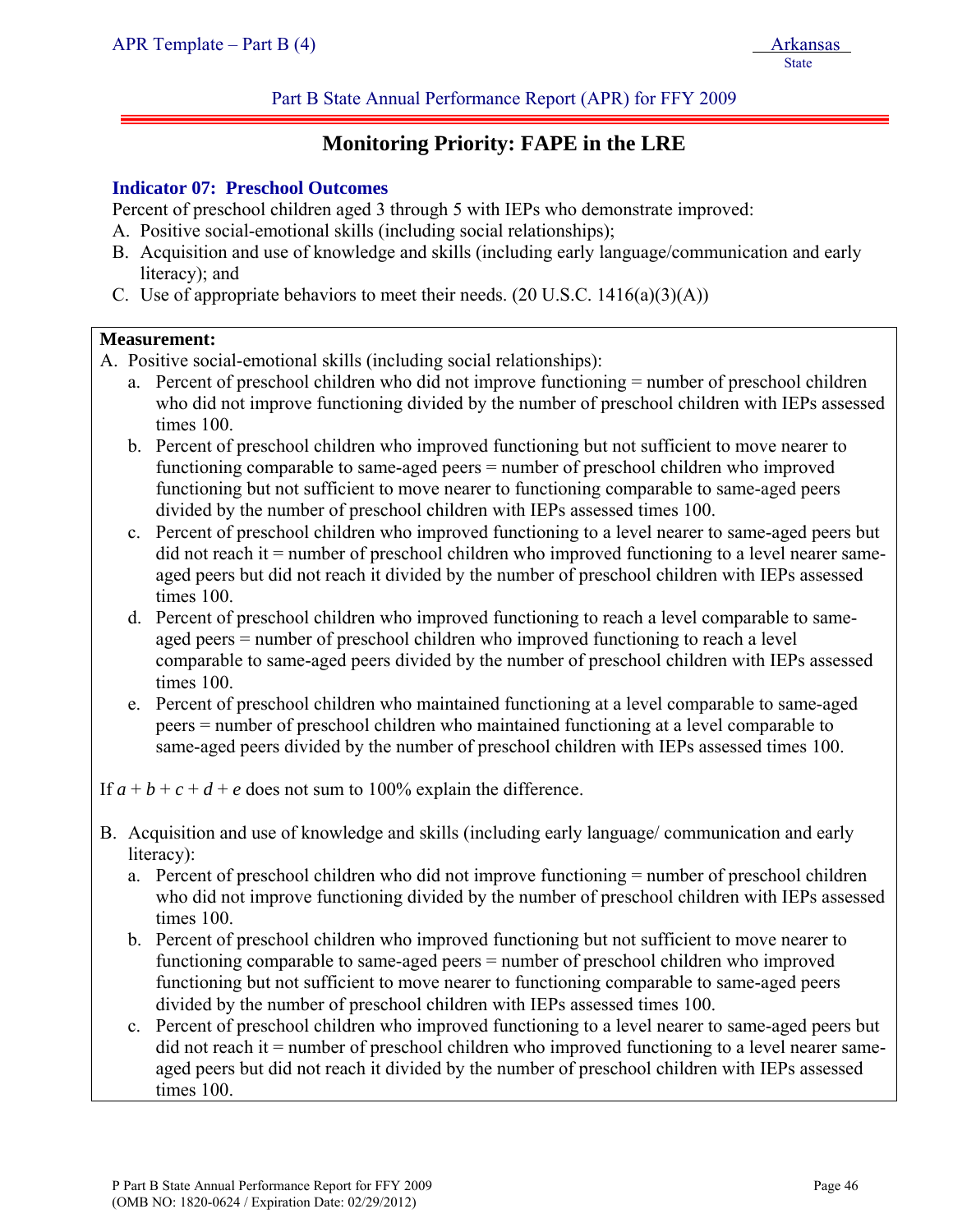# Monitoring Priority: FAPE in the LRE

### Indicator 07: Preschool Outcomes

Percent of preschool children aged 3 through 5 with IEPs who demonstrate improved:

A. Positive social-emotional skills (including social relationships);
B. Acquisition and use of knowledge and skills (including early language/communication and early literacy); and
C. Use of appropriate behaviors to meet their needs. (20 U.S.C. 1416(a)(3)(A))

**Measurement:**

A. Positive social-emotional skills (including social relationships):

   a. Percent of preschool children who did not improve functioning = number of preschool children who did not improve functioning divided by the number of preschool children with IEPs assessed times 100.
   b. Percent of preschool children who improved functioning but not sufficient to move nearer to functioning comparable to same-aged peers = number of preschool children who improved functioning but not sufficient to move nearer to functioning comparable to same-aged peers divided by the number of preschool children with IEPs assessed times 100.
   c. Percent of preschool children who improved functioning to a level nearer to same-aged peers but did not reach it = number of preschool children who improved functioning to a level nearer same-aged peers but did not reach it divided by the number of preschool children with IEPs assessed times 100.
   d. Percent of preschool children who improved functioning to reach a level comparable to same-aged peers = number of preschool children who improved functioning to reach a level comparable to same-aged peers divided by the number of preschool children with IEPs assessed times 100.
   e. Percent of preschool children who maintained functioning at a level comparable to same-aged peers = number of preschool children who maintained functioning at a level comparable to same-aged peers divided by the number of preschool children with IEPs assessed times 100.

If $a + b + c + d + e$ does not sum to 100% explain the difference.

B. Acquisition and use of knowledge and skills (including early language/ communication and early literacy):

   a. Percent of preschool children who did not improve functioning = number of preschool children who did not improve functioning divided by the number of preschool children with IEPs assessed times 100.
   b. Percent of preschool children who improved functioning but not sufficient to move nearer to functioning comparable to same-aged peers = number of preschool children who improved functioning but not sufficient to move nearer to functioning comparable to same-aged peers divided by the number of preschool children with IEPs assessed times 100.
   c. Percent of preschool children who improved functioning to a level nearer to same-aged peers but did not reach it = number of preschool children who improved functioning to a level nearer same-aged peers but did not reach it divided by the number of preschool children with IEPs assessed times 100.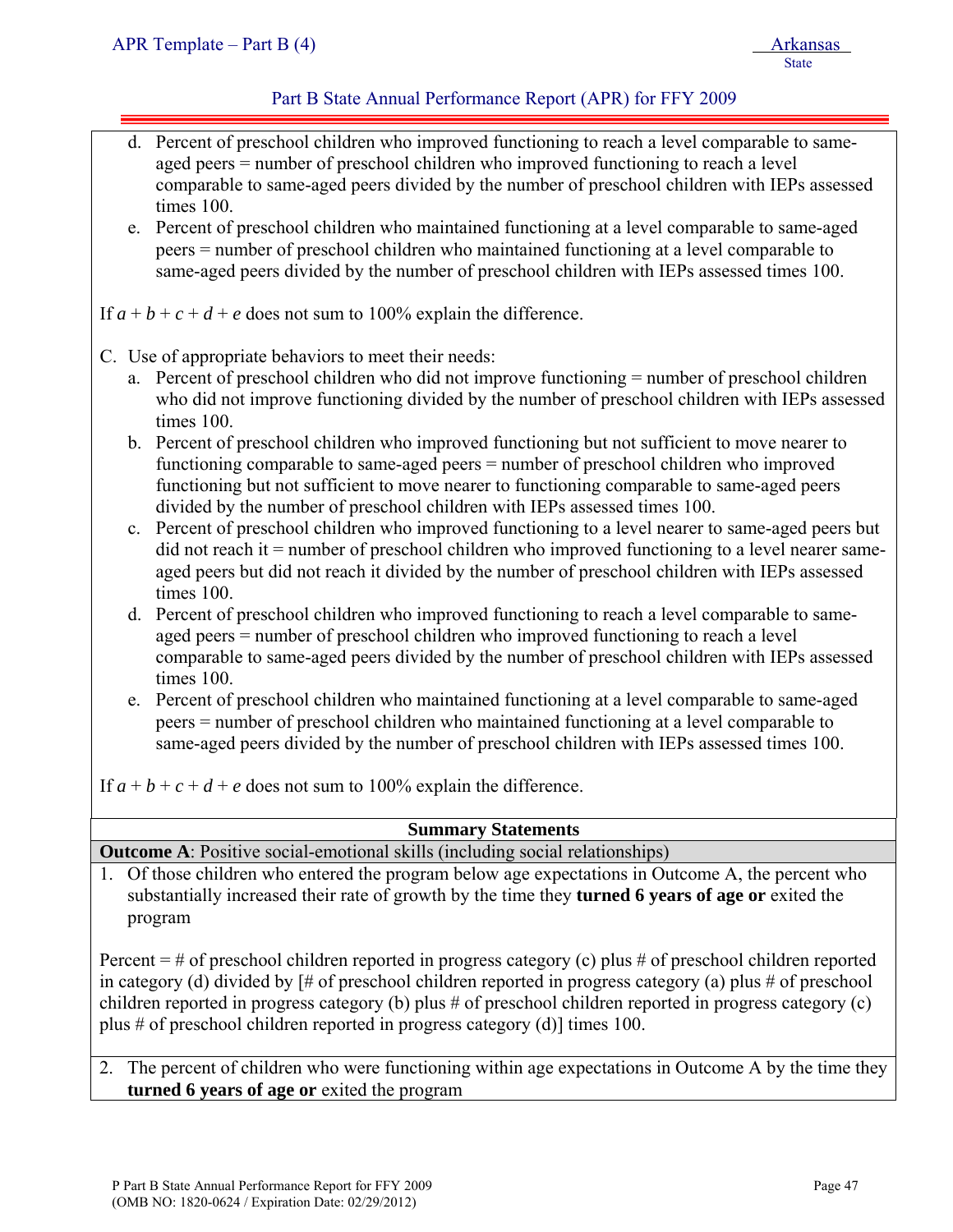d. Percent of preschool children who improved functioning to reach a level comparable to same-aged peers = number of preschool children who improved functioning to reach a level comparable to same-aged peers divided by the number of preschool children with IEPs assessed times 100.

e. Percent of preschool children who maintained functioning at a level comparable to same-aged peers = number of preschool children who maintained functioning at a level comparable to same-aged peers divided by the number of preschool children with IEPs assessed times 100.

If $a + b + c + d + e$ does not sum to 100% explain the difference.

C. Use of appropriate behaviors to meet their needs:

a. Percent of preschool children who did not improve functioning = number of preschool children who did not improve functioning divided by the number of preschool children with IEPs assessed times 100.

b. Percent of preschool children who improved functioning but not sufficient to move nearer to functioning comparable to same-aged peers = number of preschool children who improved functioning but not sufficient to move nearer to functioning comparable to same-aged peers divided by the number of preschool children with IEPs assessed times 100.

c. Percent of preschool children who improved functioning to a level nearer to same-aged peers but did not reach it = number of preschool children who improved functioning to a level nearer same-aged peers but did not reach it divided by the number of preschool children with IEPs assessed times 100.

d. Percent of preschool children who improved functioning to reach a level comparable to same-aged peers = number of preschool children who improved functioning to reach a level comparable to same-aged peers divided by the number of preschool children with IEPs assessed times 100.

e. Percent of preschool children who maintained functioning at a level comparable to same-aged peers = number of preschool children who maintained functioning at a level comparable to same-aged peers divided by the number of preschool children with IEPs assessed times 100.

If $a + b + c + d + e$ does not sum to 100% explain the difference.

**Summary Statements**

**Outcome A**: Positive social-emotional skills (including social relationships)

1. Of those children who entered the program below age expectations in Outcome A, the percent who substantially increased their rate of growth by the time they **turned 6 years of age or** exited the program

Percent = # of preschool children reported in progress category (c) plus # of preschool children reported in category (d) divided by [# of preschool children reported in progress category (a) plus # of preschool children reported in progress category (b) plus # of preschool children reported in progress category (c) plus # of preschool children reported in progress category (d)] times 100.

2. The percent of children who were functioning within age expectations in Outcome A by the time they **turned 6 years of age or** exited the program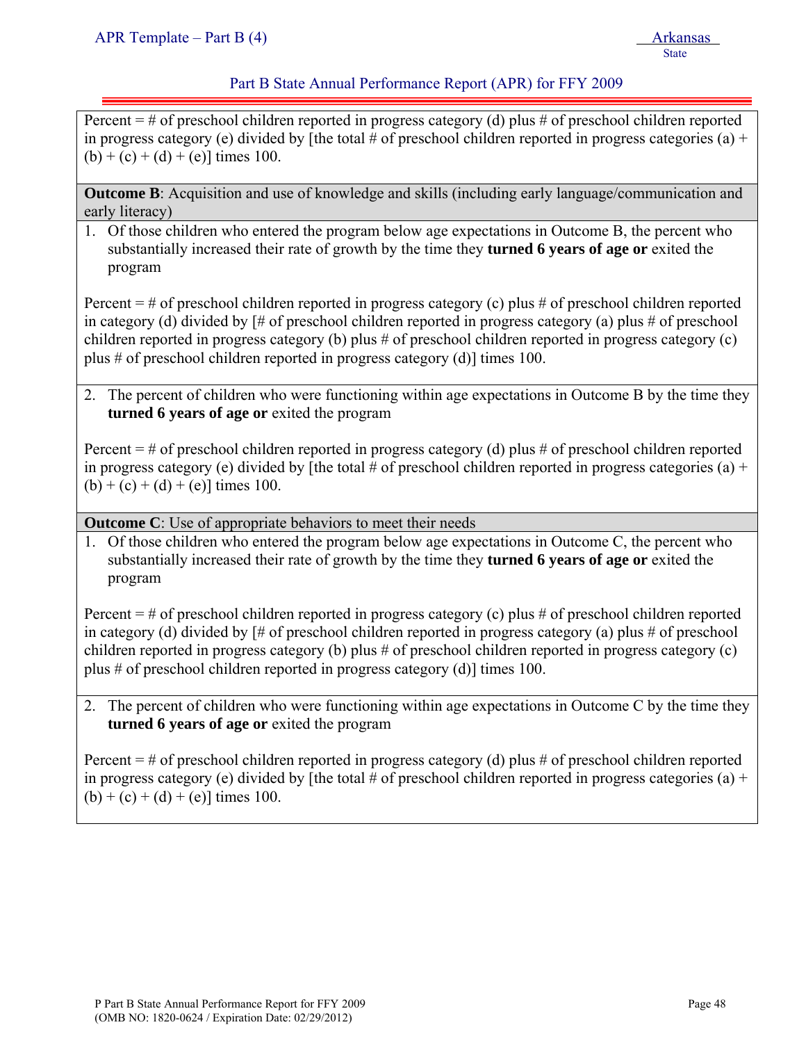Percent = # of preschool children reported in progress category (d) plus # of preschool children reported in progress category (e) divided by [the total # of preschool children reported in progress categories (a) + (b) + (c) + (d) + (e)] times 100.

**Outcome B**: Acquisition and use of knowledge and skills (including early language/communication and early literacy)

1. Of those children who entered the program below age expectations in Outcome B, the percent who substantially increased their rate of growth by the time they **turned 6 years of age or** exited the program

   Percent = # of preschool children reported in progress category (c) plus # of preschool children reported in category (d) divided by [# of preschool children reported in progress category (a) plus # of preschool children reported in progress category (b) plus # of preschool children reported in progress category (c) plus # of preschool children reported in progress category (d)] times 100.

2. The percent of children who were functioning within age expectations in Outcome B by the time they **turned 6 years of age or** exited the program

   Percent = # of preschool children reported in progress category (d) plus # of preschool children reported in progress category (e) divided by [the total # of preschool children reported in progress categories (a) + (b) + (c) + (d) + (e)] times 100.

**Outcome C**: Use of appropriate behaviors to meet their needs

1. Of those children who entered the program below age expectations in Outcome C, the percent who substantially increased their rate of growth by the time they **turned 6 years of age or** exited the program

   Percent = # of preschool children reported in progress category (c) plus # of preschool children reported in category (d) divided by [# of preschool children reported in progress category (a) plus # of preschool children reported in progress category (b) plus # of preschool children reported in progress category (c) plus # of preschool children reported in progress category (d)] times 100.

2. The percent of children who were functioning within age expectations in Outcome C by the time they **turned 6 years of age or** exited the program

   Percent = # of preschool children reported in progress category (d) plus # of preschool children reported in progress category (e) divided by [the total # of preschool children reported in progress categories (a) + (b) + (c) + (d) + (e)] times 100.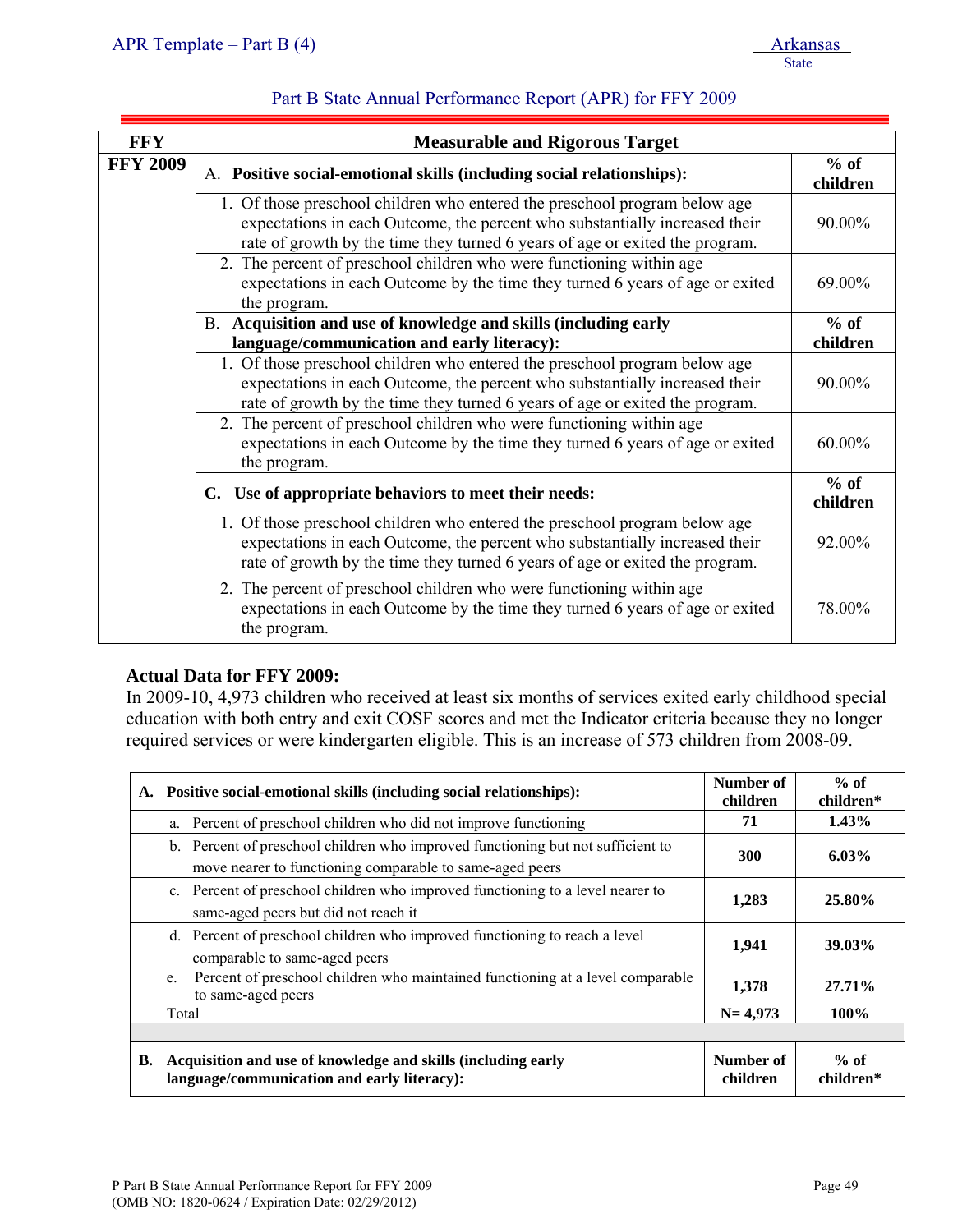## Part B State Annual Performance Report (APR) for FFY 2009

| FFY | Measurable and Rigorous Target | |
|---|---|---|
| FFY 2009 | A. **Positive social-emotional skills (including social relationships):** | **% of children** |
| | 1. Of those preschool children who entered the preschool program below age expectations in each Outcome, the percent who substantially increased their rate of growth by the time they turned 6 years of age or exited the program. | 90.00% |
| | 2. The percent of preschool children who were functioning within age expectations in each Outcome by the time they turned 6 years of age or exited the program. | 69.00% |
| | B. **Acquisition and use of knowledge and skills (including early language/communication and early literacy):** | **% of children** |
| | 1. Of those preschool children who entered the preschool program below age expectations in each Outcome, the percent who substantially increased their rate of growth by the time they turned 6 years of age or exited the program. | 90.00% |
| | 2. The percent of preschool children who were functioning within age expectations in each Outcome by the time they turned 6 years of age or exited the program. | 60.00% |
| | C. **Use of appropriate behaviors to meet their needs:** | **% of children** |
| | 1. Of those preschool children who entered the preschool program below age expectations in each Outcome, the percent who substantially increased their rate of growth by the time they turned 6 years of age or exited the program. | 92.00% |
| | 2. The percent of preschool children who were functioning within age expectations in each Outcome by the time they turned 6 years of age or exited the program. | 78.00% |

**Actual Data for FFY 2009:**

In 2009-10, 4,973 children who received at least six months of services exited early childhood special education with both entry and exit COSF scores and met the Indicator criteria because they no longer required services or were kindergarten eligible. This is an increase of 573 children from 2008-09.

| A. Positive social-emotional skills (including social relationships): | Number of children | % of children* |
|---|---|---|
| a. Percent of preschool children who did not improve functioning | **71** | **1.43%** |
| b. Percent of preschool children who improved functioning but not sufficient to move nearer to functioning comparable to same-aged peers | **300** | **6.03%** |
| c. Percent of preschool children who improved functioning to a level nearer to same-aged peers but did not reach it | **1,283** | **25.80%** |
| d. Percent of preschool children who improved functioning to reach a level comparable to same-aged peers | **1,941** | **39.03%** |
| e. Percent of preschool children who maintained functioning at a level comparable to same-aged peers | **1,378** | **27.71%** |
| Total | **N= 4,973** | **100%** |
| | | |
| **B. Acquisition and use of knowledge and skills (including early language/communication and early literacy):** | **Number of children** | **% of children*** |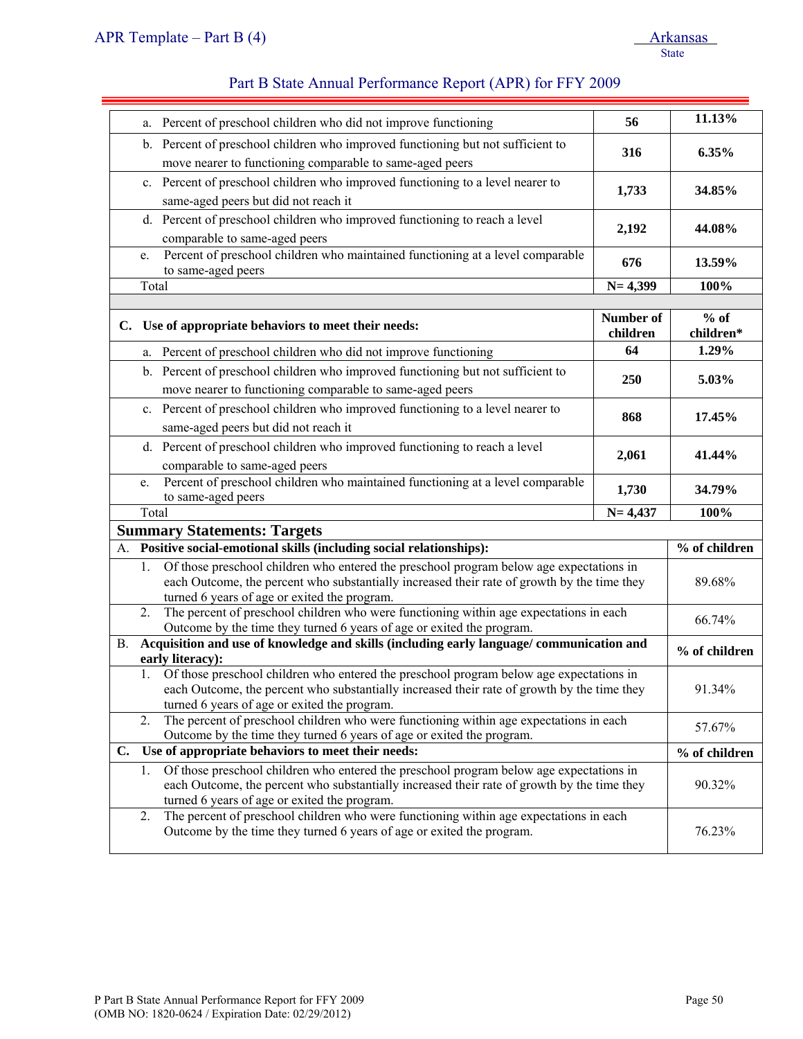| | Number of children | % of children* |
|---|---|---|
| a. Percent of preschool children who did not improve functioning | **56** | **11.13%** |
| b. Percent of preschool children who improved functioning but not sufficient to move nearer to functioning comparable to same-aged peers | **316** | **6.35%** |
| c. Percent of preschool children who improved functioning to a level nearer to same-aged peers but did not reach it | **1,733** | **34.85%** |
| d. Percent of preschool children who improved functioning to reach a level comparable to same-aged peers | **2,192** | **44.08%** |
| e. Percent of preschool children who maintained functioning at a level comparable to same-aged peers | **676** | **13.59%** |
| Total | **N= 4,399** | **100%** |

| **C. Use of appropriate behaviors to meet their needs:** | **Number of children** | **% of children*** |
|---|---|---|
| a. Percent of preschool children who did not improve functioning | **64** | **1.29%** |
| b. Percent of preschool children who improved functioning but not sufficient to move nearer to functioning comparable to same-aged peers | **250** | **5.03%** |
| c. Percent of preschool children who improved functioning to a level nearer to same-aged peers but did not reach it | **868** | **17.45%** |
| d. Percent of preschool children who improved functioning to reach a level comparable to same-aged peers | **2,061** | **41.44%** |
| e. Percent of preschool children who maintained functioning at a level comparable to same-aged peers | **1,730** | **34.79%** |
| Total | **N= 4,437** | **100%** |

## Summary Statements: Targets

| **A. Positive social-emotional skills (including social relationships):** | **% of children** |
|---|---|
| 1. Of those preschool children who entered the preschool program below age expectations in each Outcome, the percent who substantially increased their rate of growth by the time they turned 6 years of age or exited the program. | 89.68% |
| 2. The percent of preschool children who were functioning within age expectations in each Outcome by the time they turned 6 years of age or exited the program. | 66.74% |
| **B. Acquisition and use of knowledge and skills (including early language/ communication and early literacy):** | **% of children** |
| 1. Of those preschool children who entered the preschool program below age expectations in each Outcome, the percent who substantially increased their rate of growth by the time they turned 6 years of age or exited the program. | 91.34% |
| 2. The percent of preschool children who were functioning within age expectations in each Outcome by the time they turned 6 years of age or exited the program. | 57.67% |
| **C. Use of appropriate behaviors to meet their needs:** | **% of children** |
| 1. Of those preschool children who entered the preschool program below age expectations in each Outcome, the percent who substantially increased their rate of growth by the time they turned 6 years of age or exited the program. | 90.32% |
| 2. The percent of preschool children who were functioning within age expectations in each Outcome by the time they turned 6 years of age or exited the program. | 76.23% |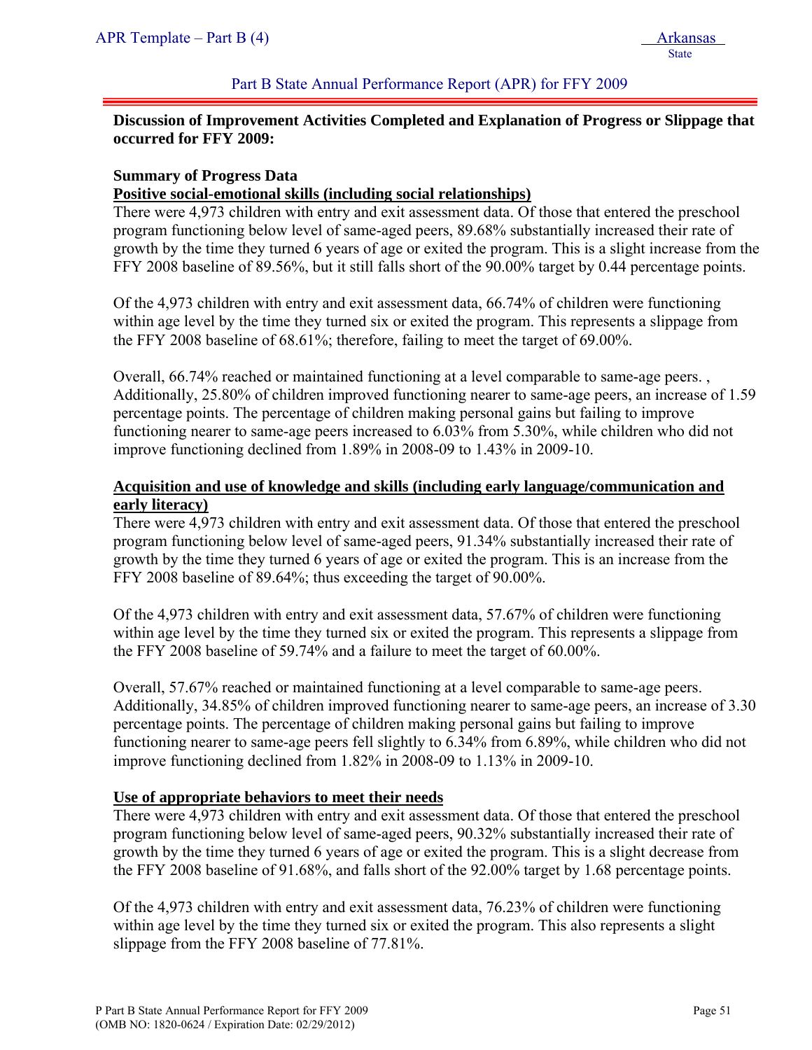**Discussion of Improvement Activities Completed and Explanation of Progress or Slippage that occurred for FFY 2009:**

**Summary of Progress Data**

**Positive social-emotional skills (including social relationships)**

There were 4,973 children with entry and exit assessment data. Of those that entered the preschool program functioning below level of same-aged peers, 89.68% substantially increased their rate of growth by the time they turned 6 years of age or exited the program. This is a slight increase from the FFY 2008 baseline of 89.56%, but it still falls short of the 90.00% target by 0.44 percentage points.

Of the 4,973 children with entry and exit assessment data, 66.74% of children were functioning within age level by the time they turned six or exited the program. This represents a slippage from the FFY 2008 baseline of 68.61%; therefore, failing to meet the target of 69.00%.

Overall, 66.74% reached or maintained functioning at a level comparable to same-age peers. , Additionally, 25.80% of children improved functioning nearer to same-age peers, an increase of 1.59 percentage points. The percentage of children making personal gains but failing to improve functioning nearer to same-age peers increased to 6.03% from 5.30%, while children who did not improve functioning declined from 1.89% in 2008-09 to 1.43% in 2009-10.

**Acquisition and use of knowledge and skills (including early language/communication and early literacy)**

There were 4,973 children with entry and exit assessment data. Of those that entered the preschool program functioning below level of same-aged peers, 91.34% substantially increased their rate of growth by the time they turned 6 years of age or exited the program. This is an increase from the FFY 2008 baseline of 89.64%; thus exceeding the target of 90.00%.

Of the 4,973 children with entry and exit assessment data, 57.67% of children were functioning within age level by the time they turned six or exited the program. This represents a slippage from the FFY 2008 baseline of 59.74% and a failure to meet the target of 60.00%.

Overall, 57.67% reached or maintained functioning at a level comparable to same-age peers. Additionally, 34.85% of children improved functioning nearer to same-age peers, an increase of 3.30 percentage points. The percentage of children making personal gains but failing to improve functioning nearer to same-age peers fell slightly to 6.34% from 6.89%, while children who did not improve functioning declined from 1.82% in 2008-09 to 1.13% in 2009-10.

**Use of appropriate behaviors to meet their needs**

There were 4,973 children with entry and exit assessment data. Of those that entered the preschool program functioning below level of same-aged peers, 90.32% substantially increased their rate of growth by the time they turned 6 years of age or exited the program. This is a slight decrease from the FFY 2008 baseline of 91.68%, and falls short of the 92.00% target by 1.68 percentage points.

Of the 4,973 children with entry and exit assessment data, 76.23% of children were functioning within age level by the time they turned six or exited the program. This also represents a slight slippage from the FFY 2008 baseline of 77.81%.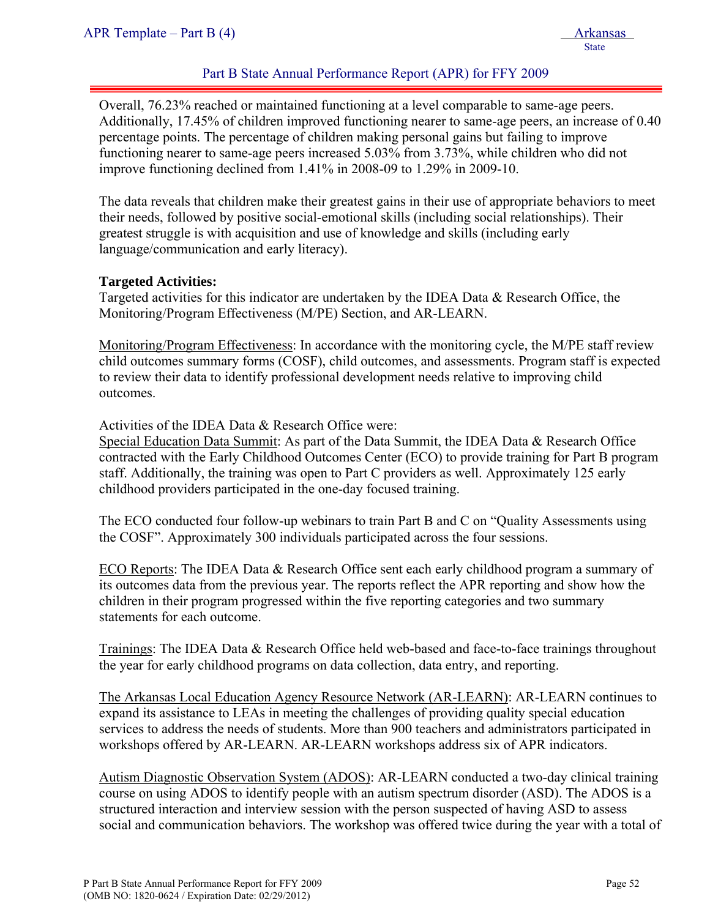Overall, 76.23% reached or maintained functioning at a level comparable to same-age peers. Additionally, 17.45% of children improved functioning nearer to same-age peers, an increase of 0.40 percentage points. The percentage of children making personal gains but failing to improve functioning nearer to same-age peers increased 5.03% from 3.73%, while children who did not improve functioning declined from 1.41% in 2008-09 to 1.29% in 2009-10.

The data reveals that children make their greatest gains in their use of appropriate behaviors to meet their needs, followed by positive social-emotional skills (including social relationships). Their greatest struggle is with acquisition and use of knowledge and skills (including early language/communication and early literacy).

**Targeted Activities:**
Targeted activities for this indicator are undertaken by the IDEA Data & Research Office, the Monitoring/Program Effectiveness (M/PE) Section, and AR-LEARN.

Monitoring/Program Effectiveness: In accordance with the monitoring cycle, the M/PE staff review child outcomes summary forms (COSF), child outcomes, and assessments. Program staff is expected to review their data to identify professional development needs relative to improving child outcomes.

Activities of the IDEA Data & Research Office were:
Special Education Data Summit: As part of the Data Summit, the IDEA Data & Research Office contracted with the Early Childhood Outcomes Center (ECO) to provide training for Part B program staff. Additionally, the training was open to Part C providers as well. Approximately 125 early childhood providers participated in the one-day focused training.

The ECO conducted four follow-up webinars to train Part B and C on "Quality Assessments using the COSF". Approximately 300 individuals participated across the four sessions.

ECO Reports: The IDEA Data & Research Office sent each early childhood program a summary of its outcomes data from the previous year. The reports reflect the APR reporting and show how the children in their program progressed within the five reporting categories and two summary statements for each outcome.

Trainings: The IDEA Data & Research Office held web-based and face-to-face trainings throughout the year for early childhood programs on data collection, data entry, and reporting.

The Arkansas Local Education Agency Resource Network (AR-LEARN): AR-LEARN continues to expand its assistance to LEAs in meeting the challenges of providing quality special education services to address the needs of students. More than 900 teachers and administrators participated in workshops offered by AR-LEARN. AR-LEARN workshops address six of APR indicators.

Autism Diagnostic Observation System (ADOS): AR-LEARN conducted a two-day clinical training course on using ADOS to identify people with an autism spectrum disorder (ASD). The ADOS is a structured interaction and interview session with the person suspected of having ASD to assess social and communication behaviors. The workshop was offered twice during the year with a total of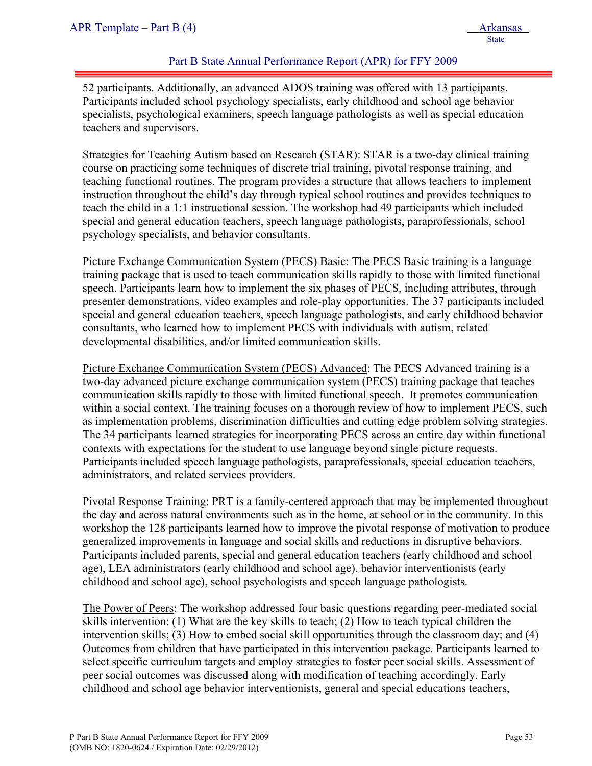52 participants. Additionally, an advanced ADOS training was offered with 13 participants. Participants included school psychology specialists, early childhood and school age behavior specialists, psychological examiners, speech language pathologists as well as special education teachers and supervisors.

Strategies for Teaching Autism based on Research (STAR): STAR is a two-day clinical training course on practicing some techniques of discrete trial training, pivotal response training, and teaching functional routines. The program provides a structure that allows teachers to implement instruction throughout the child's day through typical school routines and provides techniques to teach the child in a 1:1 instructional session. The workshop had 49 participants which included special and general education teachers, speech language pathologists, paraprofessionals, school psychology specialists, and behavior consultants.

Picture Exchange Communication System (PECS) Basic: The PECS Basic training is a language training package that is used to teach communication skills rapidly to those with limited functional speech. Participants learn how to implement the six phases of PECS, including attributes, through presenter demonstrations, video examples and role-play opportunities. The 37 participants included special and general education teachers, speech language pathologists, and early childhood behavior consultants, who learned how to implement PECS with individuals with autism, related developmental disabilities, and/or limited communication skills.

Picture Exchange Communication System (PECS) Advanced: The PECS Advanced training is a two-day advanced picture exchange communication system (PECS) training package that teaches communication skills rapidly to those with limited functional speech. It promotes communication within a social context. The training focuses on a thorough review of how to implement PECS, such as implementation problems, discrimination difficulties and cutting edge problem solving strategies. The 34 participants learned strategies for incorporating PECS across an entire day within functional contexts with expectations for the student to use language beyond single picture requests. Participants included speech language pathologists, paraprofessionals, special education teachers, administrators, and related services providers.

Pivotal Response Training: PRT is a family-centered approach that may be implemented throughout the day and across natural environments such as in the home, at school or in the community. In this workshop the 128 participants learned how to improve the pivotal response of motivation to produce generalized improvements in language and social skills and reductions in disruptive behaviors. Participants included parents, special and general education teachers (early childhood and school age), LEA administrators (early childhood and school age), behavior interventionists (early childhood and school age), school psychologists and speech language pathologists.

The Power of Peers: The workshop addressed four basic questions regarding peer-mediated social skills intervention: (1) What are the key skills to teach; (2) How to teach typical children the intervention skills; (3) How to embed social skill opportunities through the classroom day; and (4) Outcomes from children that have participated in this intervention package. Participants learned to select specific curriculum targets and employ strategies to foster peer social skills. Assessment of peer social outcomes was discussed along with modification of teaching accordingly. Early childhood and school age behavior interventionists, general and special educations teachers,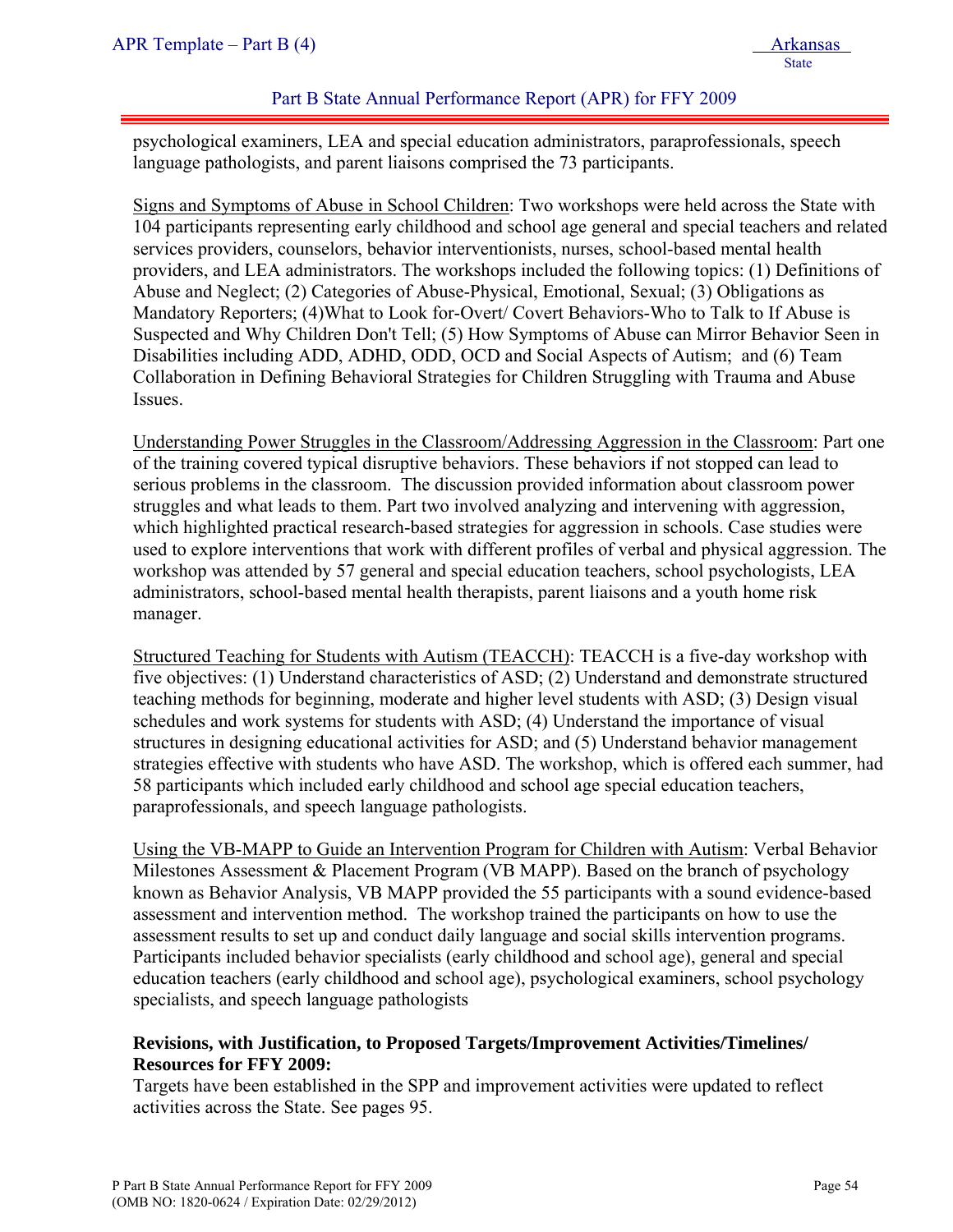psychological examiners, LEA and special education administrators, paraprofessionals, speech language pathologists, and parent liaisons comprised the 73 participants.

<u>Signs and Symptoms of Abuse in School Children</u>: Two workshops were held across the State with 104 participants representing early childhood and school age general and special teachers and related services providers, counselors, behavior interventionists, nurses, school-based mental health providers, and LEA administrators. The workshops included the following topics: (1) Definitions of Abuse and Neglect; (2) Categories of Abuse-Physical, Emotional, Sexual; (3) Obligations as Mandatory Reporters; (4)What to Look for-Overt/ Covert Behaviors-Who to Talk to If Abuse is Suspected and Why Children Don't Tell; (5) How Symptoms of Abuse can Mirror Behavior Seen in Disabilities including ADD, ADHD, ODD, OCD and Social Aspects of Autism; and (6) Team Collaboration in Defining Behavioral Strategies for Children Struggling with Trauma and Abuse Issues.

<u>Understanding Power Struggles in the Classroom/Addressing Aggression in the Classroom</u>: Part one of the training covered typical disruptive behaviors. These behaviors if not stopped can lead to serious problems in the classroom. The discussion provided information about classroom power struggles and what leads to them. Part two involved analyzing and intervening with aggression, which highlighted practical research-based strategies for aggression in schools. Case studies were used to explore interventions that work with different profiles of verbal and physical aggression. The workshop was attended by 57 general and special education teachers, school psychologists, LEA administrators, school-based mental health therapists, parent liaisons and a youth home risk manager.

<u>Structured Teaching for Students with Autism (TEACCH)</u>: TEACCH is a five-day workshop with five objectives: (1) Understand characteristics of ASD; (2) Understand and demonstrate structured teaching methods for beginning, moderate and higher level students with ASD; (3) Design visual schedules and work systems for students with ASD; (4) Understand the importance of visual structures in designing educational activities for ASD; and (5) Understand behavior management strategies effective with students who have ASD. The workshop, which is offered each summer, had 58 participants which included early childhood and school age special education teachers, paraprofessionals, and speech language pathologists.

<u>Using the VB-MAPP to Guide an Intervention Program for Children with Autism</u>: Verbal Behavior Milestones Assessment & Placement Program (VB MAPP). Based on the branch of psychology known as Behavior Analysis, VB MAPP provided the 55 participants with a sound evidence-based assessment and intervention method. The workshop trained the participants on how to use the assessment results to set up and conduct daily language and social skills intervention programs. Participants included behavior specialists (early childhood and school age), general and special education teachers (early childhood and school age), psychological examiners, school psychology specialists, and speech language pathologists

**Revisions, with Justification, to Proposed Targets/Improvement Activities/Timelines/ Resources for FFY 2009:**

Targets have been established in the SPP and improvement activities were updated to reflect activities across the State. See pages 95.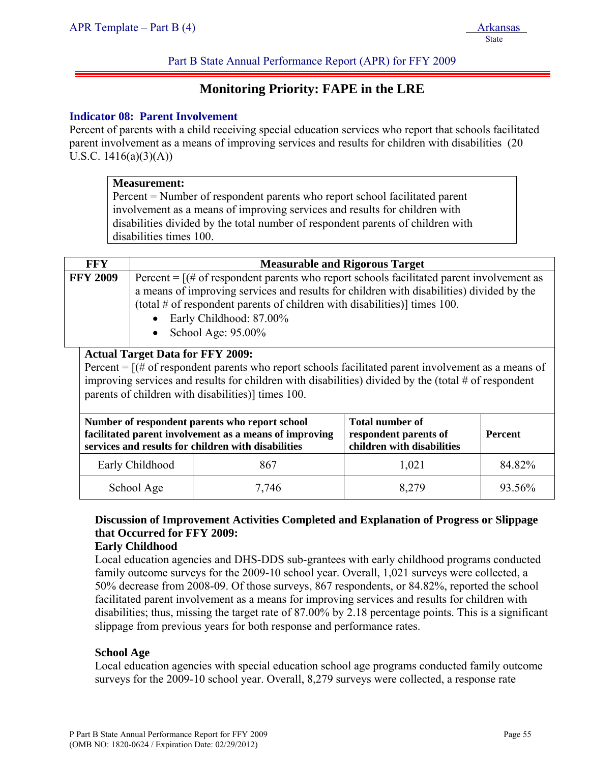## Monitoring Priority: FAPE in the LRE

### Indicator 08: Parent Involvement

Percent of parents with a child receiving special education services who report that schools facilitated parent involvement as a means of improving services and results for children with disabilities (20 U.S.C. 1416(a)(3)(A))

**Measurement:**
Percent = Number of respondent parents who report school facilitated parent involvement as a means of improving services and results for children with disabilities divided by the total number of respondent parents of children with disabilities times 100.

| FFY | Measurable and Rigorous Target |
| --- | --- |
| **FFY 2009** | Percent = [(# of respondent parents who report schools facilitated parent involvement as a means of improving services and results for children with disabilities) divided by the (total # of respondent parents of children with disabilities)] times 100.<br>• Early Childhood: 87.00%<br>• School Age: 95.00% |

**Actual Target Data for FFY 2009:**
Percent = [(# of respondent parents who report schools facilitated parent involvement as a means of improving services and results for children with disabilities) divided by the (total # of respondent parents of children with disabilities)] times 100.

| Number of respondent parents who report school facilitated parent involvement as a means of improving services and results for children with disabilities | | Total number of respondent parents of children with disabilities | Percent |
| --- | --- | --- | --- |
| Early Childhood | 867 | 1,021 | 84.82% |
| School Age | 7,746 | 8,279 | 93.56% |

**Discussion of Improvement Activities Completed and Explanation of Progress or Slippage that Occurred for FFY 2009:**

**Early Childhood**

Local education agencies and DHS-DDS sub-grantees with early childhood programs conducted family outcome surveys for the 2009-10 school year. Overall, 1,021 surveys were collected, a 50% decrease from 2008-09. Of those surveys, 867 respondents, or 84.82%, reported the school facilitated parent involvement as a means for improving services and results for children with disabilities; thus, missing the target rate of 87.00% by 2.18 percentage points. This is a significant slippage from previous years for both response and performance rates.

**School Age**

Local education agencies with special education school age programs conducted family outcome surveys for the 2009-10 school year. Overall, 8,279 surveys were collected, a response rate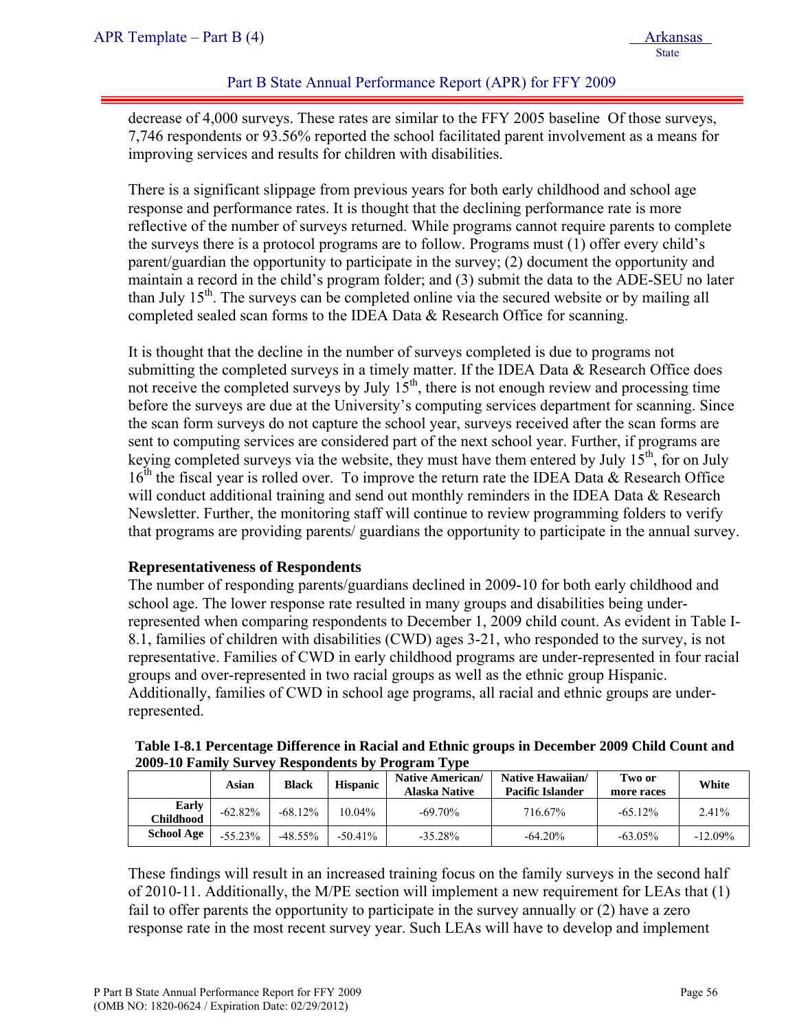decrease of 4,000 surveys. These rates are similar to the FFY 2005 baseline Of those surveys, 7,746 respondents or 93.56% reported the school facilitated parent involvement as a means for improving services and results for children with disabilities.

There is a significant slippage from previous years for both early childhood and school age response and performance rates. It is thought that the declining performance rate is more reflective of the number of surveys returned. While programs cannot require parents to complete the surveys there is a protocol programs are to follow. Programs must (1) offer every child's parent/guardian the opportunity to participate in the survey; (2) document the opportunity and maintain a record in the child's program folder; and (3) submit the data to the ADE-SEU no later than July 15th. The surveys can be completed online via the secured website or by mailing all completed sealed scan forms to the IDEA Data & Research Office for scanning.

It is thought that the decline in the number of surveys completed is due to programs not submitting the completed surveys in a timely matter. If the IDEA Data & Research Office does not receive the completed surveys by July 15th, there is not enough review and processing time before the surveys are due at the University's computing services department for scanning. Since the scan form surveys do not capture the school year, surveys received after the scan forms are sent to computing services are considered part of the next school year. Further, if programs are keying completed surveys via the website, they must have them entered by July 15th, for on July 16th the fiscal year is rolled over. To improve the return rate the IDEA Data & Research Office will conduct additional training and send out monthly reminders in the IDEA Data & Research Newsletter. Further, the monitoring staff will continue to review programming folders to verify that programs are providing parents/ guardians the opportunity to participate in the annual survey.

### Representativeness of Respondents

The number of responding parents/guardians declined in 2009-10 for both early childhood and school age. The lower response rate resulted in many groups and disabilities being under-represented when comparing respondents to December 1, 2009 child count. As evident in Table I-8.1, families of children with disabilities (CWD) ages 3-21, who responded to the survey, is not representative. Families of CWD in early childhood programs are under-represented in four racial groups and over-represented in two racial groups as well as the ethnic group Hispanic. Additionally, families of CWD in school age programs, all racial and ethnic groups are under-represented.

**Table I-8.1 Percentage Difference in Racial and Ethnic groups in December 2009 Child Count and 2009-10 Family Survey Respondents by Program Type**

| | Asian | Black | Hispanic | Native American/ Alaska Native | Native Hawaiian/ Pacific Islander | Two or more races | White |
|---|---|---|---|---|---|---|---|
| **Early Childhood** | -62.82% | -68.12% | 10.04% | -69.70% | 716.67% | -65.12% | 2.41% |
| **School Age** | -55.23% | -48.55% | -50.41% | -35.28% | -64.20% | -63.05% | -12.09% |

These findings will result in an increased training focus on the family surveys in the second half of 2010-11. Additionally, the M/PE section will implement a new requirement for LEAs that (1) fail to offer parents the opportunity to participate in the survey annually or (2) have a zero response rate in the most recent survey year. Such LEAs will have to develop and implement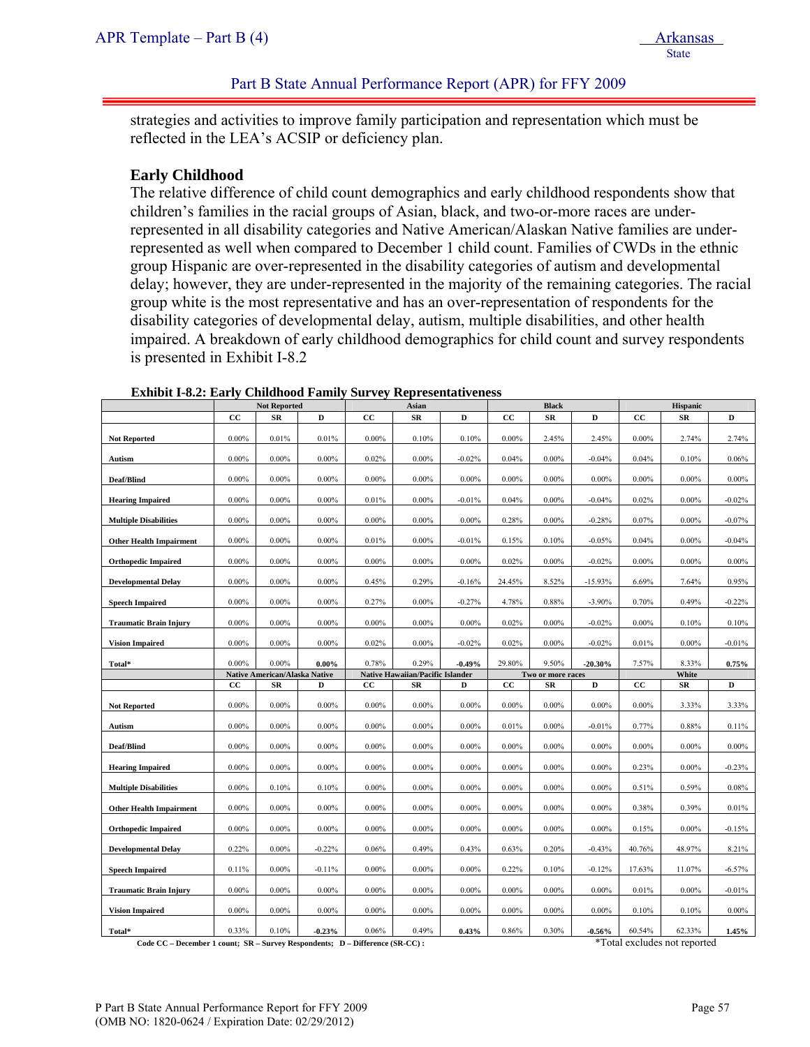strategies and activities to improve family participation and representation which must be reflected in the LEA's ACSIP or deficiency plan.

### Early Childhood

The relative difference of child count demographics and early childhood respondents show that children's families in the racial groups of Asian, black, and two-or-more races are under-represented in all disability categories and Native American/Alaskan Native families are under-represented as well when compared to December 1 child count. Families of CWDs in the ethnic group Hispanic are over-represented in the disability categories of autism and developmental delay; however, they are under-represented in the majority of the remaining categories. The racial group white is the most representative and has an over-representation of respondents for the disability categories of developmental delay, autism, multiple disabilities, and other health impaired. A breakdown of early childhood demographics for child count and survey respondents is presented in Exhibit I-8.2

**Exhibit I-8.2: Early Childhood Family Survey Representativeness**

| | Not Reported | | | Asian | | | Black | | | Hispanic | | |
|---|---|---|---|---|---|---|---|---|---|---|---|---|
| | CC | SR | D | CC | SR | D | CC | SR | D | CC | SR | D |
| **Not Reported** | 0.00% | 0.01% | 0.01% | 0.00% | 0.10% | 0.10% | 0.00% | 2.45% | 2.45% | 0.00% | 2.74% | 2.74% |
| **Autism** | 0.00% | 0.00% | 0.00% | 0.02% | 0.00% | -0.02% | 0.04% | 0.00% | -0.04% | 0.04% | 0.10% | 0.06% |
| **Deaf/Blind** | 0.00% | 0.00% | 0.00% | 0.00% | 0.00% | 0.00% | 0.00% | 0.00% | 0.00% | 0.00% | 0.00% | 0.00% |
| **Hearing Impaired** | 0.00% | 0.00% | 0.00% | 0.01% | 0.00% | -0.01% | 0.04% | 0.00% | -0.04% | 0.02% | 0.00% | -0.02% |
| **Multiple Disabilities** | 0.00% | 0.00% | 0.00% | 0.00% | 0.00% | 0.00% | 0.28% | 0.00% | -0.28% | 0.07% | 0.00% | -0.07% |
| **Other Health Impairment** | 0.00% | 0.00% | 0.00% | 0.01% | 0.00% | -0.01% | 0.15% | 0.10% | -0.05% | 0.04% | 0.00% | -0.04% |
| **Orthopedic Impaired** | 0.00% | 0.00% | 0.00% | 0.00% | 0.00% | 0.00% | 0.02% | 0.00% | -0.02% | 0.00% | 0.00% | 0.00% |
| **Developmental Delay** | 0.00% | 0.00% | 0.00% | 0.45% | 0.29% | -0.16% | 24.45% | 8.52% | -15.93% | 6.69% | 7.64% | 0.95% |
| **Speech Impaired** | 0.00% | 0.00% | 0.00% | 0.27% | 0.00% | -0.27% | 4.78% | 0.88% | -3.90% | 0.70% | 0.49% | -0.22% |
| **Traumatic Brain Injury** | 0.00% | 0.00% | 0.00% | 0.00% | 0.00% | 0.00% | 0.02% | 0.00% | -0.02% | 0.00% | 0.10% | 0.10% |
| **Vision Impaired** | 0.00% | 0.00% | 0.00% | 0.02% | 0.00% | -0.02% | 0.02% | 0.00% | -0.02% | 0.01% | 0.00% | -0.01% |
| **Total*** | 0.00% | 0.00% | **0.00%** | 0.78% | 0.29% | **-0.49%** | 29.80% | 9.50% | **-20.30%** | 7.57% | 8.33% | **0.75%** |
| | **Native American/Alaska Native** | | | **Native Hawaiian/Pacific Islander** | | | **Two or more races** | | | **White** | | |
| | CC | SR | D | CC | SR | D | CC | SR | D | CC | SR | D |
| **Not Reported** | 0.00% | 0.00% | 0.00% | 0.00% | 0.00% | 0.00% | 0.00% | 0.00% | 0.00% | 0.00% | 3.33% | 3.33% |
| **Autism** | 0.00% | 0.00% | 0.00% | 0.00% | 0.00% | 0.00% | 0.01% | 0.00% | -0.01% | 0.77% | 0.88% | 0.11% |
| **Deaf/Blind** | 0.00% | 0.00% | 0.00% | 0.00% | 0.00% | 0.00% | 0.00% | 0.00% | 0.00% | 0.00% | 0.00% | 0.00% |
| **Hearing Impaired** | 0.00% | 0.00% | 0.00% | 0.00% | 0.00% | 0.00% | 0.00% | 0.00% | 0.00% | 0.23% | 0.00% | -0.23% |
| **Multiple Disabilities** | 0.00% | 0.10% | 0.10% | 0.00% | 0.00% | 0.00% | 0.00% | 0.00% | 0.00% | 0.51% | 0.59% | 0.08% |
| **Other Health Impairment** | 0.00% | 0.00% | 0.00% | 0.00% | 0.00% | 0.00% | 0.00% | 0.00% | 0.00% | 0.38% | 0.39% | 0.01% |
| **Orthopedic Impaired** | 0.00% | 0.00% | 0.00% | 0.00% | 0.00% | 0.00% | 0.00% | 0.00% | 0.00% | 0.15% | 0.00% | -0.15% |
| **Developmental Delay** | 0.22% | 0.00% | -0.22% | 0.06% | 0.49% | 0.43% | 0.63% | 0.20% | -0.43% | 40.76% | 48.97% | 8.21% |
| **Speech Impaired** | 0.11% | 0.00% | -0.11% | 0.00% | 0.00% | 0.00% | 0.22% | 0.10% | -0.12% | 17.63% | 11.07% | -6.57% |
| **Traumatic Brain Injury** | 0.00% | 0.00% | 0.00% | 0.00% | 0.00% | 0.00% | 0.00% | 0.00% | 0.00% | 0.01% | 0.00% | -0.01% |
| **Vision Impaired** | 0.00% | 0.00% | 0.00% | 0.00% | 0.00% | 0.00% | 0.00% | 0.00% | 0.00% | 0.10% | 0.10% | 0.00% |
| **Total*** | 0.33% | 0.10% | **-0.23%** | 0.06% | 0.49% | **0.43%** | 0.86% | 0.30% | **-0.56%** | 60.54% | 62.33% | **1.45%** |

**Code CC – December 1 count; SR – Survey Respondents; D – Difference (SR-CC) :**

*Total excludes not reported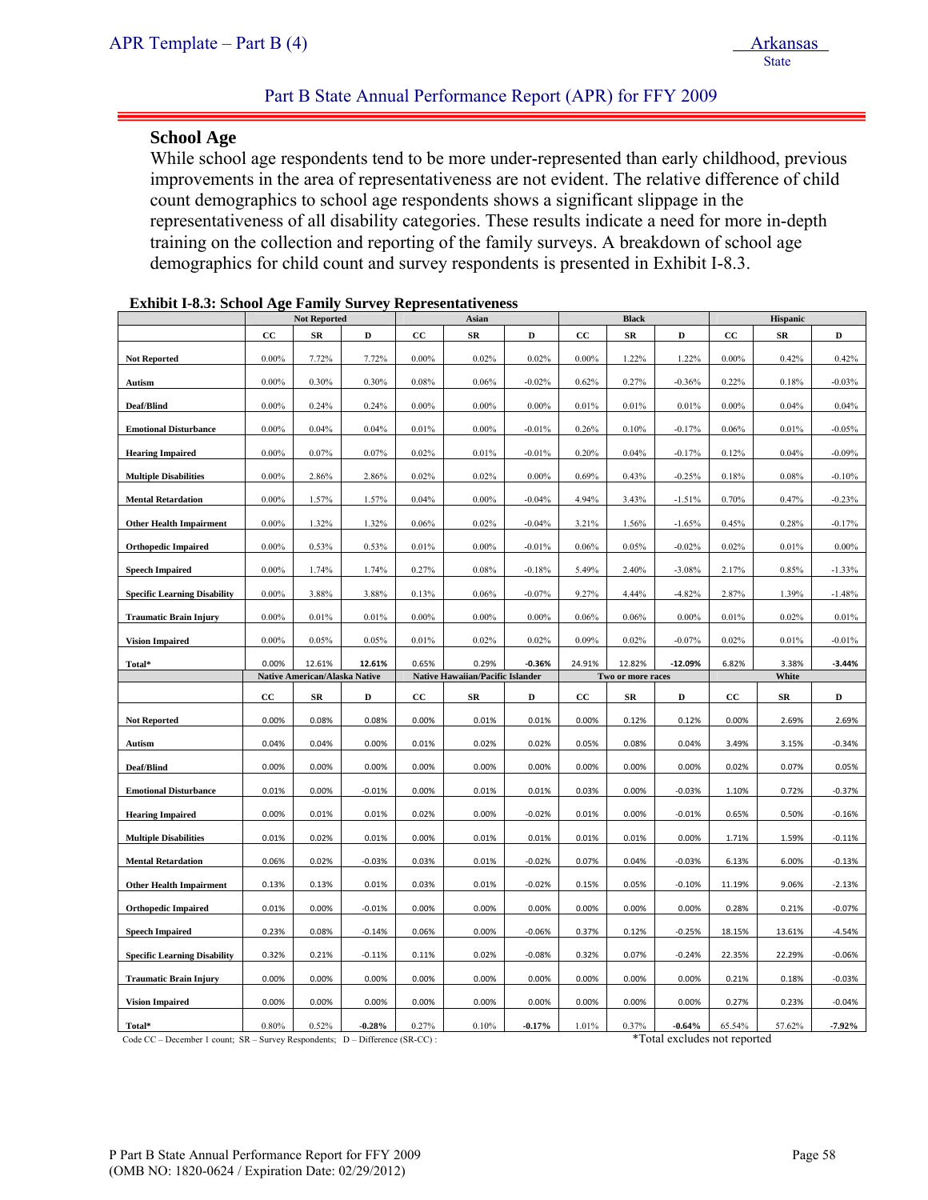## School Age

While school age respondents tend to be more under-represented than early childhood, previous improvements in the area of representativeness are not evident. The relative difference of child count demographics to school age respondents shows a significant slippage in the representativeness of all disability categories. These results indicate a need for more in-depth training on the collection and reporting of the family surveys. A breakdown of school age demographics for child count and survey respondents is presented in Exhibit I-8.3.

**Exhibit I-8.3: School Age Family Survey Representativeness**

| | Not Reported | | | Asian | | | Black | | | Hispanic | | |
|---|---|---|---|---|---|---|---|---|---|---|---|---|
| | CC | SR | D | CC | SR | D | CC | SR | D | CC | SR | D |
| **Not Reported** | 0.00% | 7.72% | 7.72% | 0.00% | 0.02% | 0.02% | 0.00% | 1.22% | 1.22% | 0.00% | 0.42% | 0.42% |
| **Autism** | 0.00% | 0.30% | 0.30% | 0.08% | 0.06% | -0.02% | 0.62% | 0.27% | -0.36% | 0.22% | 0.18% | -0.03% |
| **Deaf/Blind** | 0.00% | 0.24% | 0.24% | 0.00% | 0.00% | 0.00% | 0.01% | 0.01% | 0.01% | 0.00% | 0.04% | 0.04% |
| **Emotional Disturbance** | 0.00% | 0.04% | 0.04% | 0.01% | 0.00% | -0.01% | 0.26% | 0.10% | -0.17% | 0.06% | 0.01% | -0.05% |
| **Hearing Impaired** | 0.00% | 0.07% | 0.07% | 0.02% | 0.01% | -0.01% | 0.20% | 0.04% | -0.17% | 0.12% | 0.04% | -0.09% |
| **Multiple Disabilities** | 0.00% | 2.86% | 2.86% | 0.02% | 0.02% | 0.00% | 0.69% | 0.43% | -0.25% | 0.18% | 0.08% | -0.10% |
| **Mental Retardation** | 0.00% | 1.57% | 1.57% | 0.04% | 0.00% | -0.04% | 4.94% | 3.43% | -1.51% | 0.70% | 0.47% | -0.23% |
| **Other Health Impairment** | 0.00% | 1.32% | 1.32% | 0.06% | 0.02% | -0.04% | 3.21% | 1.56% | -1.65% | 0.45% | 0.28% | -0.17% |
| **Orthopedic Impaired** | 0.00% | 0.53% | 0.53% | 0.01% | 0.00% | -0.01% | 0.06% | 0.05% | -0.02% | 0.02% | 0.01% | 0.00% |
| **Speech Impaired** | 0.00% | 1.74% | 1.74% | 0.27% | 0.08% | -0.18% | 5.49% | 2.40% | -3.08% | 2.17% | 0.85% | -1.33% |
| **Specific Learning Disability** | 0.00% | 3.88% | 3.88% | 0.13% | 0.06% | -0.07% | 9.27% | 4.44% | -4.82% | 2.87% | 1.39% | -1.48% |
| **Traumatic Brain Injury** | 0.00% | 0.01% | 0.01% | 0.00% | 0.00% | 0.00% | 0.06% | 0.06% | 0.00% | 0.01% | 0.02% | 0.01% |
| **Vision Impaired** | 0.00% | 0.05% | 0.05% | 0.01% | 0.02% | 0.02% | 0.09% | 0.02% | -0.07% | 0.02% | 0.01% | -0.01% |
| **Total*** | 0.00% | 12.61% | **12.61%** | 0.65% | 0.29% | **-0.36%** | 24.91% | 12.82% | **-12.09%** | 6.82% | 3.38% | **-3.44%** |
| | **Native American/Alaska Native** | | | **Native Hawaiian/Pacific Islander** | | | **Two or more races** | | | **White** | | |
| | CC | SR | D | CC | SR | D | CC | SR | D | CC | SR | D |
| **Not Reported** | 0.00% | 0.08% | 0.08% | 0.00% | 0.01% | 0.01% | 0.00% | 0.12% | 0.12% | 0.00% | 2.69% | 2.69% |
| **Autism** | 0.04% | 0.04% | 0.00% | 0.01% | 0.02% | 0.02% | 0.05% | 0.08% | 0.04% | 3.49% | 3.15% | -0.34% |
| **Deaf/Blind** | 0.00% | 0.00% | 0.00% | 0.00% | 0.00% | 0.00% | 0.00% | 0.00% | 0.00% | 0.02% | 0.07% | 0.05% |
| **Emotional Disturbance** | 0.01% | 0.00% | -0.01% | 0.00% | 0.01% | 0.01% | 0.03% | 0.00% | -0.03% | 1.10% | 0.72% | -0.37% |
| **Hearing Impaired** | 0.00% | 0.01% | 0.01% | 0.02% | 0.00% | -0.02% | 0.01% | 0.00% | -0.01% | 0.65% | 0.50% | -0.16% |
| **Multiple Disabilities** | 0.01% | 0.02% | 0.01% | 0.00% | 0.01% | 0.01% | 0.01% | 0.01% | 0.00% | 1.71% | 1.59% | -0.11% |
| **Mental Retardation** | 0.06% | 0.02% | -0.03% | 0.03% | 0.01% | -0.02% | 0.07% | 0.04% | -0.03% | 6.13% | 6.00% | -0.13% |
| **Other Health Impairment** | 0.13% | 0.13% | 0.01% | 0.03% | 0.01% | -0.02% | 0.15% | 0.05% | -0.10% | 11.19% | 9.06% | -2.13% |
| **Orthopedic Impaired** | 0.01% | 0.00% | -0.01% | 0.00% | 0.00% | 0.00% | 0.00% | 0.00% | 0.00% | 0.28% | 0.21% | -0.07% |
| **Speech Impaired** | 0.23% | 0.08% | -0.14% | 0.06% | 0.00% | -0.06% | 0.37% | 0.12% | -0.25% | 18.15% | 13.61% | -4.54% |
| **Specific Learning Disability** | 0.32% | 0.21% | -0.11% | 0.11% | 0.02% | -0.08% | 0.32% | 0.07% | -0.24% | 22.35% | 22.29% | -0.06% |
| **Traumatic Brain Injury** | 0.00% | 0.00% | 0.00% | 0.00% | 0.00% | 0.00% | 0.00% | 0.00% | 0.00% | 0.21% | 0.18% | -0.03% |
| **Vision Impaired** | 0.00% | 0.00% | 0.00% | 0.00% | 0.00% | 0.00% | 0.00% | 0.00% | 0.00% | 0.27% | 0.23% | -0.04% |
| **Total*** | 0.80% | 0.52% | **-0.28%** | 0.27% | 0.10% | **-0.17%** | 1.01% | 0.37% | **-0.64%** | 65.54% | 57.62% | **-7.92%** |

Code CC – December 1 count; SR – Survey Respondents; D – Difference (SR-CC) :

*Total excludes not reported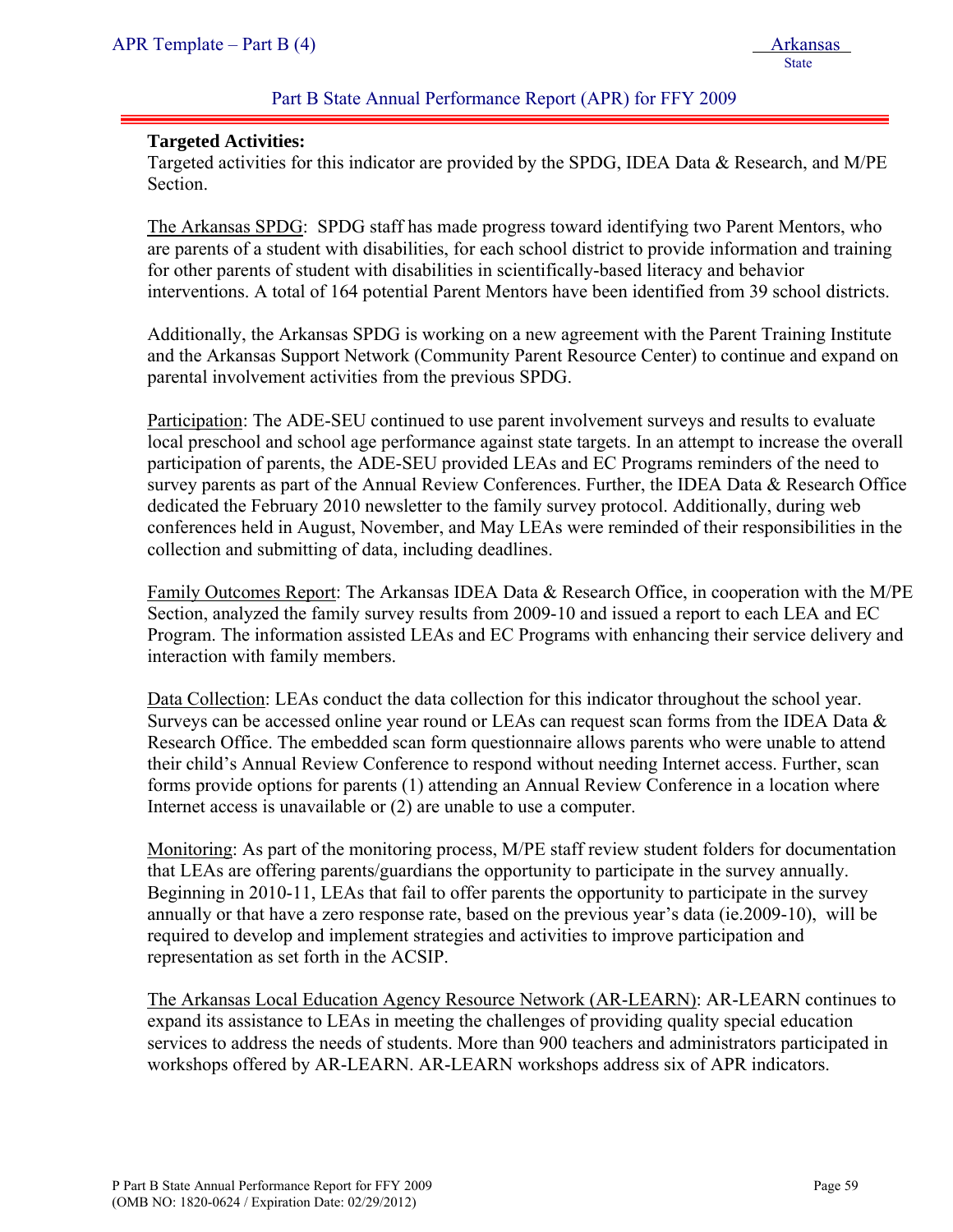**Targeted Activities:**
Targeted activities for this indicator are provided by the SPDG, IDEA Data & Research, and M/PE Section.

The Arkansas SPDG: SPDG staff has made progress toward identifying two Parent Mentors, who are parents of a student with disabilities, for each school district to provide information and training for other parents of student with disabilities in scientifically-based literacy and behavior interventions. A total of 164 potential Parent Mentors have been identified from 39 school districts.

Additionally, the Arkansas SPDG is working on a new agreement with the Parent Training Institute and the Arkansas Support Network (Community Parent Resource Center) to continue and expand on parental involvement activities from the previous SPDG.

Participation: The ADE-SEU continued to use parent involvement surveys and results to evaluate local preschool and school age performance against state targets. In an attempt to increase the overall participation of parents, the ADE-SEU provided LEAs and EC Programs reminders of the need to survey parents as part of the Annual Review Conferences. Further, the IDEA Data & Research Office dedicated the February 2010 newsletter to the family survey protocol. Additionally, during web conferences held in August, November, and May LEAs were reminded of their responsibilities in the collection and submitting of data, including deadlines.

Family Outcomes Report: The Arkansas IDEA Data & Research Office, in cooperation with the M/PE Section, analyzed the family survey results from 2009-10 and issued a report to each LEA and EC Program. The information assisted LEAs and EC Programs with enhancing their service delivery and interaction with family members.

Data Collection: LEAs conduct the data collection for this indicator throughout the school year. Surveys can be accessed online year round or LEAs can request scan forms from the IDEA Data & Research Office. The embedded scan form questionnaire allows parents who were unable to attend their child's Annual Review Conference to respond without needing Internet access. Further, scan forms provide options for parents (1) attending an Annual Review Conference in a location where Internet access is unavailable or (2) are unable to use a computer.

Monitoring: As part of the monitoring process, M/PE staff review student folders for documentation that LEAs are offering parents/guardians the opportunity to participate in the survey annually. Beginning in 2010-11, LEAs that fail to offer parents the opportunity to participate in the survey annually or that have a zero response rate, based on the previous year's data (ie.2009-10), will be required to develop and implement strategies and activities to improve participation and representation as set forth in the ACSIP.

The Arkansas Local Education Agency Resource Network (AR-LEARN): AR-LEARN continues to expand its assistance to LEAs in meeting the challenges of providing quality special education services to address the needs of students. More than 900 teachers and administrators participated in workshops offered by AR-LEARN. AR-LEARN workshops address six of APR indicators.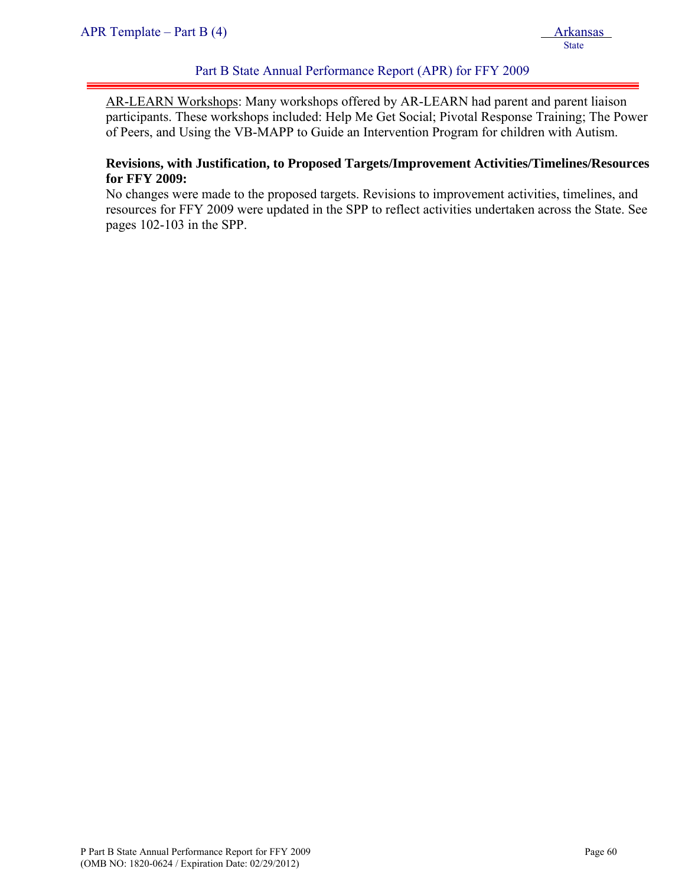AR-LEARN Workshops: Many workshops offered by AR-LEARN had parent and parent liaison participants. These workshops included: Help Me Get Social; Pivotal Response Training; The Power of Peers, and Using the VB-MAPP to Guide an Intervention Program for children with Autism.

**Revisions, with Justification, to Proposed Targets/Improvement Activities/Timelines/Resources for FFY 2009:**

No changes were made to the proposed targets. Revisions to improvement activities, timelines, and resources for FFY 2009 were updated in the SPP to reflect activities undertaken across the State. See pages 102-103 in the SPP.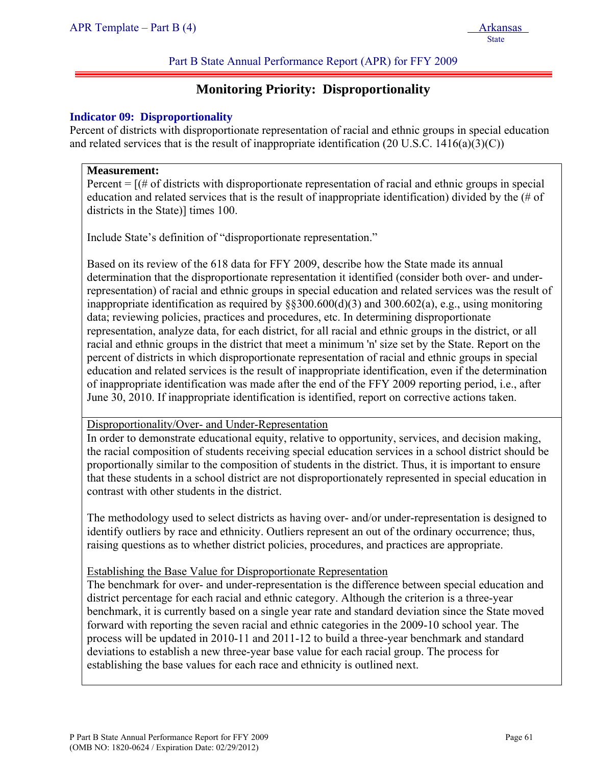Part B State Annual Performance Report (APR) for FFY 2009

# Monitoring Priority: Disproportionality

### Indicator 09: Disproportionality

Percent of districts with disproportionate representation of racial and ethnic groups in special education and related services that is the result of inappropriate identification (20 U.S.C. 1416(a)(3)(C))

**Measurement:**

Percent = [(# of districts with disproportionate representation of racial and ethnic groups in special education and related services that is the result of inappropriate identification) divided by the (# of districts in the State)] times 100.

Include State's definition of "disproportionate representation."

Based on its review of the 618 data for FFY 2009, describe how the State made its annual determination that the disproportionate representation it identified (consider both over- and under-representation) of racial and ethnic groups in special education and related services was the result of inappropriate identification as required by §§300.600(d)(3) and 300.602(a), e.g., using monitoring data; reviewing policies, practices and procedures, etc. In determining disproportionate representation, analyze data, for each district, for all racial and ethnic groups in the district, or all racial and ethnic groups in the district that meet a minimum 'n' size set by the State. Report on the percent of districts in which disproportionate representation of racial and ethnic groups in special education and related services is the result of inappropriate identification, even if the determination of inappropriate identification was made after the end of the FFY 2009 reporting period, i.e., after June 30, 2010. If inappropriate identification is identified, report on corrective actions taken.

<u>Disproportionality/Over- and Under-Representation</u>

In order to demonstrate educational equity, relative to opportunity, services, and decision making, the racial composition of students receiving special education services in a school district should be proportionally similar to the composition of students in the district. Thus, it is important to ensure that these students in a school district are not disproportionately represented in special education in contrast with other students in the district.

The methodology used to select districts as having over- and/or under-representation is designed to identify outliers by race and ethnicity. Outliers represent an out of the ordinary occurrence; thus, raising questions as to whether district policies, procedures, and practices are appropriate.

<u>Establishing the Base Value for Disproportionate Representation</u>

The benchmark for over- and under-representation is the difference between special education and district percentage for each racial and ethnic category. Although the criterion is a three-year benchmark, it is currently based on a single year rate and standard deviation since the State moved forward with reporting the seven racial and ethnic categories in the 2009-10 school year. The process will be updated in 2010-11 and 2011-12 to build a three-year benchmark and standard deviations to establish a new three-year base value for each racial group. The process for establishing the base values for each race and ethnicity is outlined next.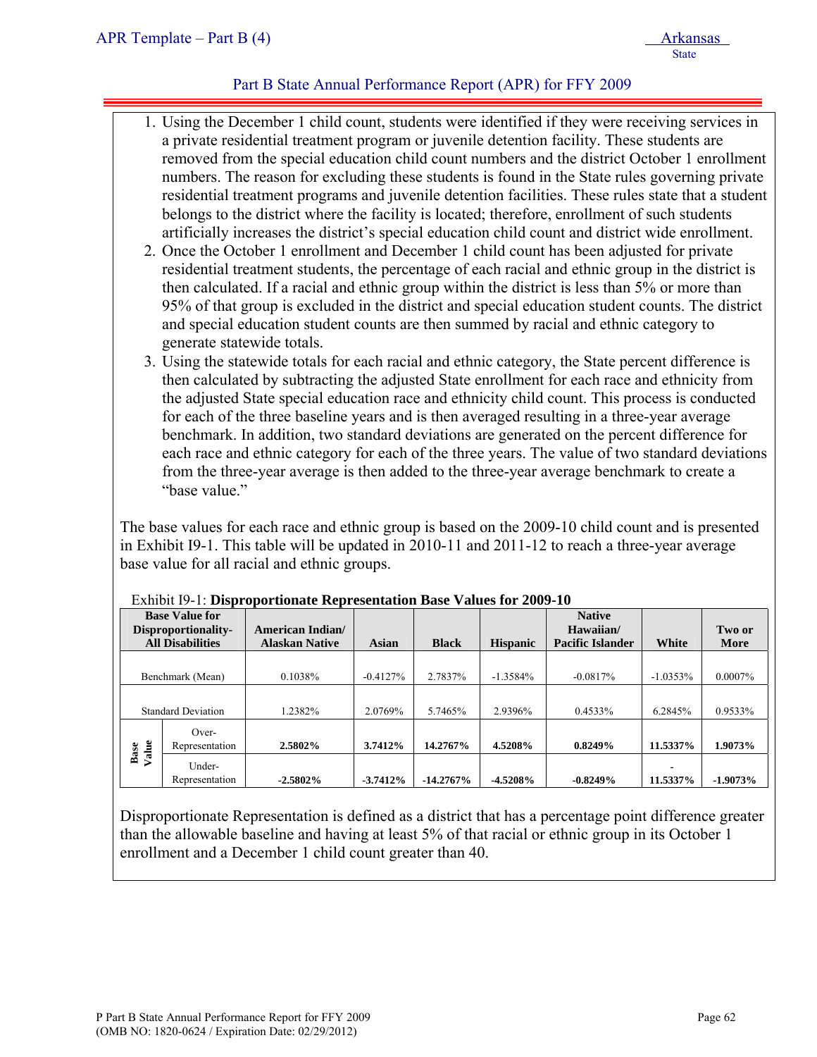1. Using the December 1 child count, students were identified if they were receiving services in a private residential treatment program or juvenile detention facility. These students are removed from the special education child count numbers and the district October 1 enrollment numbers. The reason for excluding these students is found in the State rules governing private residential treatment programs and juvenile detention facilities. These rules state that a student belongs to the district where the facility is located; therefore, enrollment of such students artificially increases the district's special education child count and district wide enrollment.
2. Once the October 1 enrollment and December 1 child count has been adjusted for private residential treatment students, the percentage of each racial and ethnic group in the district is then calculated. If a racial and ethnic group within the district is less than 5% or more than 95% of that group is excluded in the district and special education student counts. The district and special education student counts are then summed by racial and ethnic category to generate statewide totals.
3. Using the statewide totals for each racial and ethnic category, the State percent difference is then calculated by subtracting the adjusted State enrollment for each race and ethnicity from the adjusted State special education race and ethnicity child count. This process is conducted for each of the three baseline years and is then averaged resulting in a three-year average benchmark. In addition, two standard deviations are generated on the percent difference for each race and ethnic category for each of the three years. The value of two standard deviations from the three-year average is then added to the three-year average benchmark to create a "base value."

The base values for each race and ethnic group is based on the 2009-10 child count and is presented in Exhibit I9-1. This table will be updated in 2010-11 and 2011-12 to reach a three-year average base value for all racial and ethnic groups.

Exhibit I9-1: **Disproportionate Representation Base Values for 2009-10**

| Base Value for Disproportionality-All Disabilities | | American Indian/ Alaskan Native | Asian | Black | Hispanic | Native Hawaiian/ Pacific Islander | White | Two or More |
|---|---|---|---|---|---|---|---|---|
| Benchmark (Mean) | | 0.1038% | -0.4127% | 2.7837% | -1.3584% | -0.0817% | -1.0353% | 0.0007% |
| Standard Deviation | | 1.2382% | 2.0769% | 5.7465% | 2.9396% | 0.4533% | 6.2845% | 0.9533% |
| Base Value | Over-Representation | **2.5802%** | **3.7412%** | **14.2767%** | **4.5208%** | **0.8249%** | **11.5337%** | **1.9073%** |
| | Under-Representation | **-2.5802%** | **-3.7412%** | **-14.2767%** | **-4.5208%** | **-0.8249%** | **-11.5337%** | **-1.9073%** |

Disproportionate Representation is defined as a district that has a percentage point difference greater than the allowable baseline and having at least 5% of that racial or ethnic group in its October 1 enrollment and a December 1 child count greater than 40.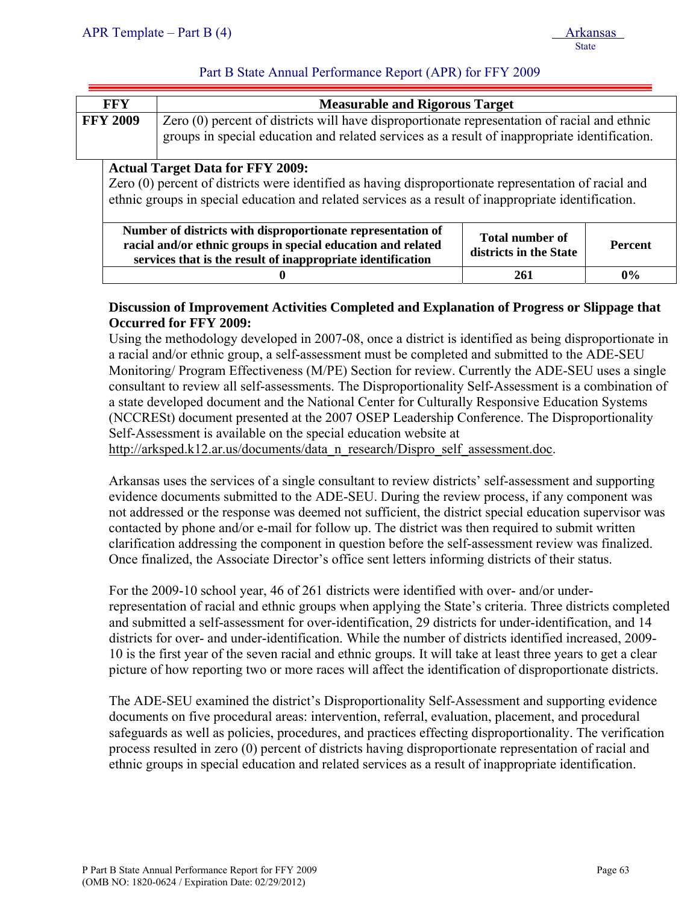Part B State Annual Performance Report (APR) for FFY 2009

| FFY | Measurable and Rigorous Target |
| --- | --- |
| **FFY 2009** | Zero (0) percent of districts will have disproportionate representation of racial and ethnic groups in special education and related services as a result of inappropriate identification. |

**Actual Target Data for FFY 2009:**
Zero (0) percent of districts were identified as having disproportionate representation of racial and ethnic groups in special education and related services as a result of inappropriate identification.

| Number of districts with disproportionate representation of racial and/or ethnic groups in special education and related services that is the result of inappropriate identification | Total number of districts in the State | Percent |
| --- | --- | --- |
| **0** | **261** | **0%** |

**Discussion of Improvement Activities Completed and Explanation of Progress or Slippage that Occurred for FFY 2009:**

Using the methodology developed in 2007-08, once a district is identified as being disproportionate in a racial and/or ethnic group, a self-assessment must be completed and submitted to the ADE-SEU Monitoring/ Program Effectiveness (M/PE) Section for review. Currently the ADE-SEU uses a single consultant to review all self-assessments. The Disproportionality Self-Assessment is a combination of a state developed document and the National Center for Culturally Responsive Education Systems (NCCRESt) document presented at the 2007 OSEP Leadership Conference. The Disproportionality Self-Assessment is available on the special education website at http://arksped.k12.ar.us/documents/data_n_research/Dispro_self_assessment.doc.

Arkansas uses the services of a single consultant to review districts' self-assessment and supporting evidence documents submitted to the ADE-SEU. During the review process, if any component was not addressed or the response was deemed not sufficient, the district special education supervisor was contacted by phone and/or e-mail for follow up. The district was then required to submit written clarification addressing the component in question before the self-assessment review was finalized. Once finalized, the Associate Director's office sent letters informing districts of their status.

For the 2009-10 school year, 46 of 261 districts were identified with over- and/or under-representation of racial and ethnic groups when applying the State's criteria. Three districts completed and submitted a self-assessment for over-identification, 29 districts for under-identification, and 14 districts for over- and under-identification. While the number of districts identified increased, 2009-10 is the first year of the seven racial and ethnic groups. It will take at least three years to get a clear picture of how reporting two or more races will affect the identification of disproportionate districts.

The ADE-SEU examined the district's Disproportionality Self-Assessment and supporting evidence documents on five procedural areas: intervention, referral, evaluation, placement, and procedural safeguards as well as policies, procedures, and practices effecting disproportionality. The verification process resulted in zero (0) percent of districts having disproportionate representation of racial and ethnic groups in special education and related services as a result of inappropriate identification.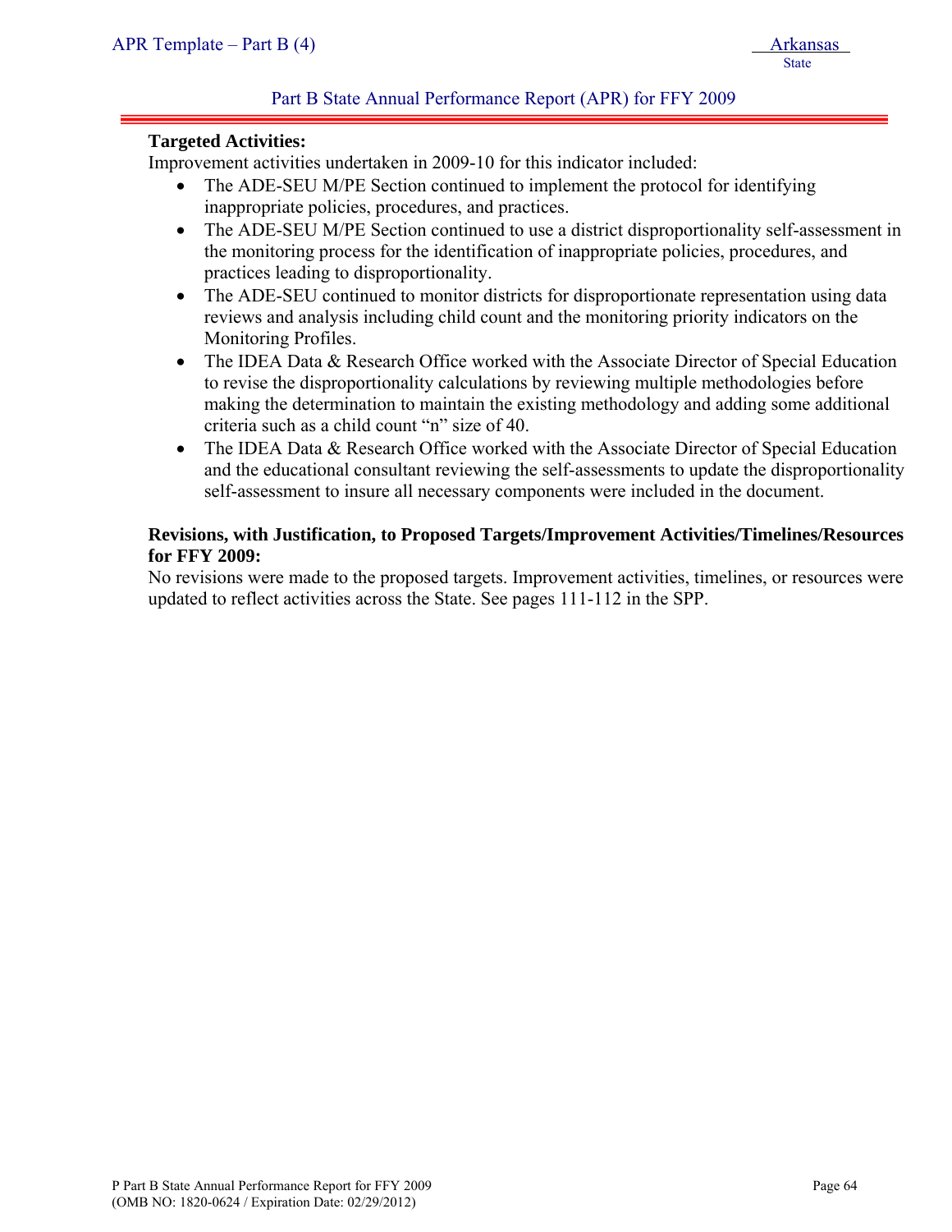**Targeted Activities:**

Improvement activities undertaken in 2009-10 for this indicator included:

- The ADE-SEU M/PE Section continued to implement the protocol for identifying inappropriate policies, procedures, and practices.
- The ADE-SEU M/PE Section continued to use a district disproportionality self-assessment in the monitoring process for the identification of inappropriate policies, procedures, and practices leading to disproportionality.
- The ADE-SEU continued to monitor districts for disproportionate representation using data reviews and analysis including child count and the monitoring priority indicators on the Monitoring Profiles.
- The IDEA Data & Research Office worked with the Associate Director of Special Education to revise the disproportionality calculations by reviewing multiple methodologies before making the determination to maintain the existing methodology and adding some additional criteria such as a child count "n" size of 40.
- The IDEA Data & Research Office worked with the Associate Director of Special Education and the educational consultant reviewing the self-assessments to update the disproportionality self-assessment to insure all necessary components were included in the document.

**Revisions, with Justification, to Proposed Targets/Improvement Activities/Timelines/Resources for FFY 2009:**

No revisions were made to the proposed targets. Improvement activities, timelines, or resources were updated to reflect activities across the State. See pages 111-112 in the SPP.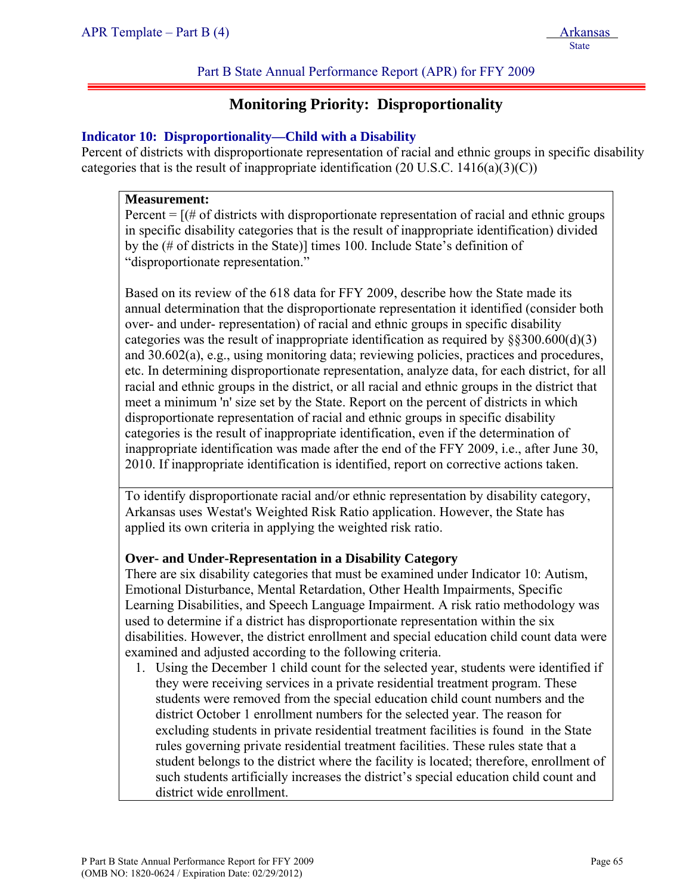## Monitoring Priority: Disproportionality

### Indicator 10: Disproportionality—Child with a Disability

Percent of districts with disproportionate representation of racial and ethnic groups in specific disability categories that is the result of inappropriate identification (20 U.S.C. 1416(a)(3)(C))

**Measurement:**

Percent = [(# of districts with disproportionate representation of racial and ethnic groups in specific disability categories that is the result of inappropriate identification) divided by the (# of districts in the State)] times 100. Include State's definition of "disproportionate representation."

Based on its review of the 618 data for FFY 2009, describe how the State made its annual determination that the disproportionate representation it identified (consider both over- and under- representation) of racial and ethnic groups in specific disability categories was the result of inappropriate identification as required by §§300.600(d)(3) and 30.602(a), e.g., using monitoring data; reviewing policies, practices and procedures, etc. In determining disproportionate representation, analyze data, for each district, for all racial and ethnic groups in the district, or all racial and ethnic groups in the district that meet a minimum 'n' size set by the State. Report on the percent of districts in which disproportionate representation of racial and ethnic groups in specific disability categories is the result of inappropriate identification, even if the determination of inappropriate identification was made after the end of the FFY 2009, i.e., after June 30, 2010. If inappropriate identification is identified, report on corrective actions taken.

To identify disproportionate racial and/or ethnic representation by disability category, Arkansas uses Westat's Weighted Risk Ratio application. However, the State has applied its own criteria in applying the weighted risk ratio.

**Over- and Under-Representation in a Disability Category**

There are six disability categories that must be examined under Indicator 10: Autism, Emotional Disturbance, Mental Retardation, Other Health Impairments, Specific Learning Disabilities, and Speech Language Impairment. A risk ratio methodology was used to determine if a district has disproportionate representation within the six disabilities. However, the district enrollment and special education child count data were examined and adjusted according to the following criteria.

1. Using the December 1 child count for the selected year, students were identified if they were receiving services in a private residential treatment program. These students were removed from the special education child count numbers and the district October 1 enrollment numbers for the selected year. The reason for excluding students in private residential treatment facilities is found in the State rules governing private residential treatment facilities. These rules state that a student belongs to the district where the facility is located; therefore, enrollment of such students artificially increases the district's special education child count and district wide enrollment.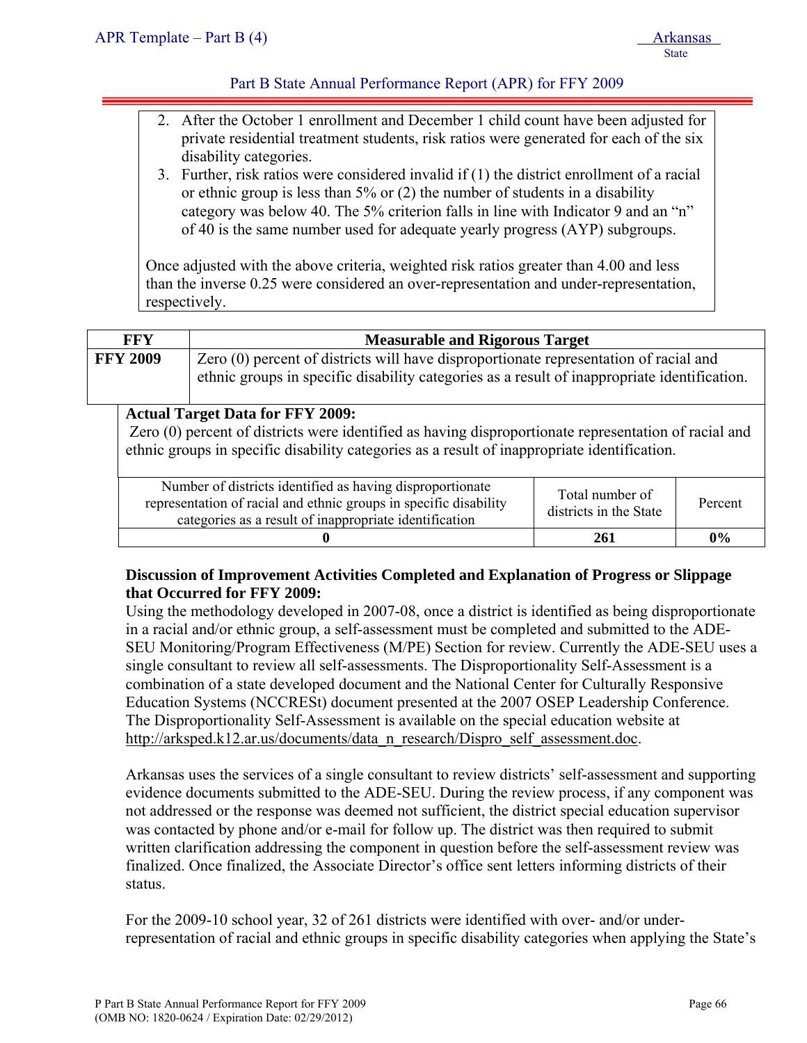2. After the October 1 enrollment and December 1 child count have been adjusted for private residential treatment students, risk ratios were generated for each of the six disability categories.
3. Further, risk ratios were considered invalid if (1) the district enrollment of a racial or ethnic group is less than 5% or (2) the number of students in a disability category was below 40. The 5% criterion falls in line with Indicator 9 and an "n" of 40 is the same number used for adequate yearly progress (AYP) subgroups.

Once adjusted with the above criteria, weighted risk ratios greater than 4.00 and less than the inverse 0.25 were considered an over-representation and under-representation, respectively.

| FFY | Measurable and Rigorous Target |
|---|---|
| **FFY 2009** | Zero (0) percent of districts will have disproportionate representation of racial and ethnic groups in specific disability categories as a result of inappropriate identification. |

**Actual Target Data for FFY 2009:**

Zero (0) percent of districts were identified as having disproportionate representation of racial and ethnic groups in specific disability categories as a result of inappropriate identification.

| Number of districts identified as having disproportionate representation of racial and ethnic groups in specific disability categories as a result of inappropriate identification | Total number of districts in the State | Percent |
|---|---|---|
| **0** | **261** | **0%** |

**Discussion of Improvement Activities Completed and Explanation of Progress or Slippage that Occurred for FFY 2009:**

Using the methodology developed in 2007-08, once a district is identified as being disproportionate in a racial and/or ethnic group, a self-assessment must be completed and submitted to the ADE-SEU Monitoring/Program Effectiveness (M/PE) Section for review. Currently the ADE-SEU uses a single consultant to review all self-assessments. The Disproportionality Self-Assessment is a combination of a state developed document and the National Center for Culturally Responsive Education Systems (NCCRESt) document presented at the 2007 OSEP Leadership Conference. The Disproportionality Self-Assessment is available on the special education website at http://arksped.k12.ar.us/documents/data_n_research/Dispro_self_assessment.doc.

Arkansas uses the services of a single consultant to review districts' self-assessment and supporting evidence documents submitted to the ADE-SEU. During the review process, if any component was not addressed or the response was deemed not sufficient, the district special education supervisor was contacted by phone and/or e-mail for follow up. The district was then required to submit written clarification addressing the component in question before the self-assessment review was finalized. Once finalized, the Associate Director's office sent letters informing districts of their status.

For the 2009-10 school year, 32 of 261 districts were identified with over- and/or under-representation of racial and ethnic groups in specific disability categories when applying the State's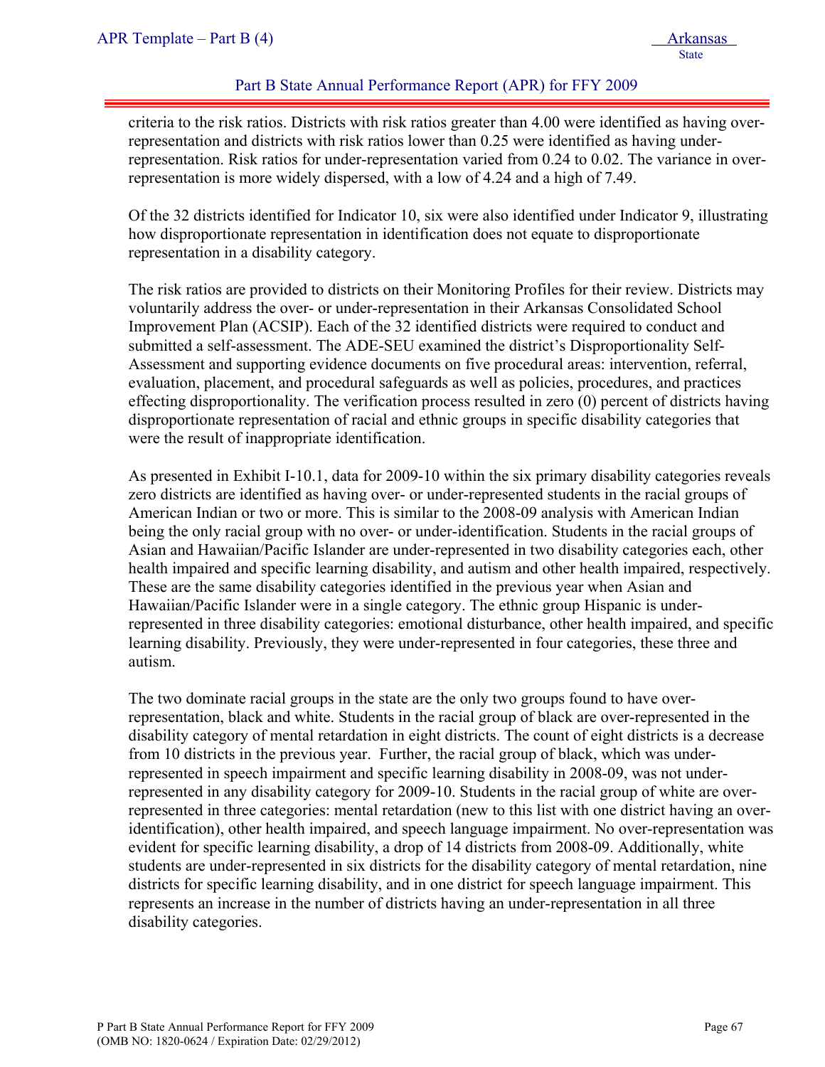criteria to the risk ratios. Districts with risk ratios greater than 4.00 were identified as having over-representation and districts with risk ratios lower than 0.25 were identified as having under-representation. Risk ratios for under-representation varied from 0.24 to 0.02. The variance in over-representation is more widely dispersed, with a low of 4.24 and a high of 7.49.

Of the 32 districts identified for Indicator 10, six were also identified under Indicator 9, illustrating how disproportionate representation in identification does not equate to disproportionate representation in a disability category.

The risk ratios are provided to districts on their Monitoring Profiles for their review. Districts may voluntarily address the over- or under-representation in their Arkansas Consolidated School Improvement Plan (ACSIP). Each of the 32 identified districts were required to conduct and submitted a self-assessment. The ADE-SEU examined the district's Disproportionality Self-Assessment and supporting evidence documents on five procedural areas: intervention, referral, evaluation, placement, and procedural safeguards as well as policies, procedures, and practices effecting disproportionality. The verification process resulted in zero (0) percent of districts having disproportionate representation of racial and ethnic groups in specific disability categories that were the result of inappropriate identification.

As presented in Exhibit I-10.1, data for 2009-10 within the six primary disability categories reveals zero districts are identified as having over- or under-represented students in the racial groups of American Indian or two or more. This is similar to the 2008-09 analysis with American Indian being the only racial group with no over- or under-identification. Students in the racial groups of Asian and Hawaiian/Pacific Islander are under-represented in two disability categories each, other health impaired and specific learning disability, and autism and other health impaired, respectively. These are the same disability categories identified in the previous year when Asian and Hawaiian/Pacific Islander were in a single category. The ethnic group Hispanic is under-represented in three disability categories: emotional disturbance, other health impaired, and specific learning disability. Previously, they were under-represented in four categories, these three and autism.

The two dominate racial groups in the state are the only two groups found to have over-representation, black and white. Students in the racial group of black are over-represented in the disability category of mental retardation in eight districts. The count of eight districts is a decrease from 10 districts in the previous year. Further, the racial group of black, which was under-represented in speech impairment and specific learning disability in 2008-09, was not under-represented in any disability category for 2009-10. Students in the racial group of white are over-represented in three categories: mental retardation (new to this list with one district having an over-identification), other health impaired, and speech language impairment. No over-representation was evident for specific learning disability, a drop of 14 districts from 2008-09. Additionally, white students are under-represented in six districts for the disability category of mental retardation, nine districts for specific learning disability, and in one district for speech language impairment. This represents an increase in the number of districts having an under-representation in all three disability categories.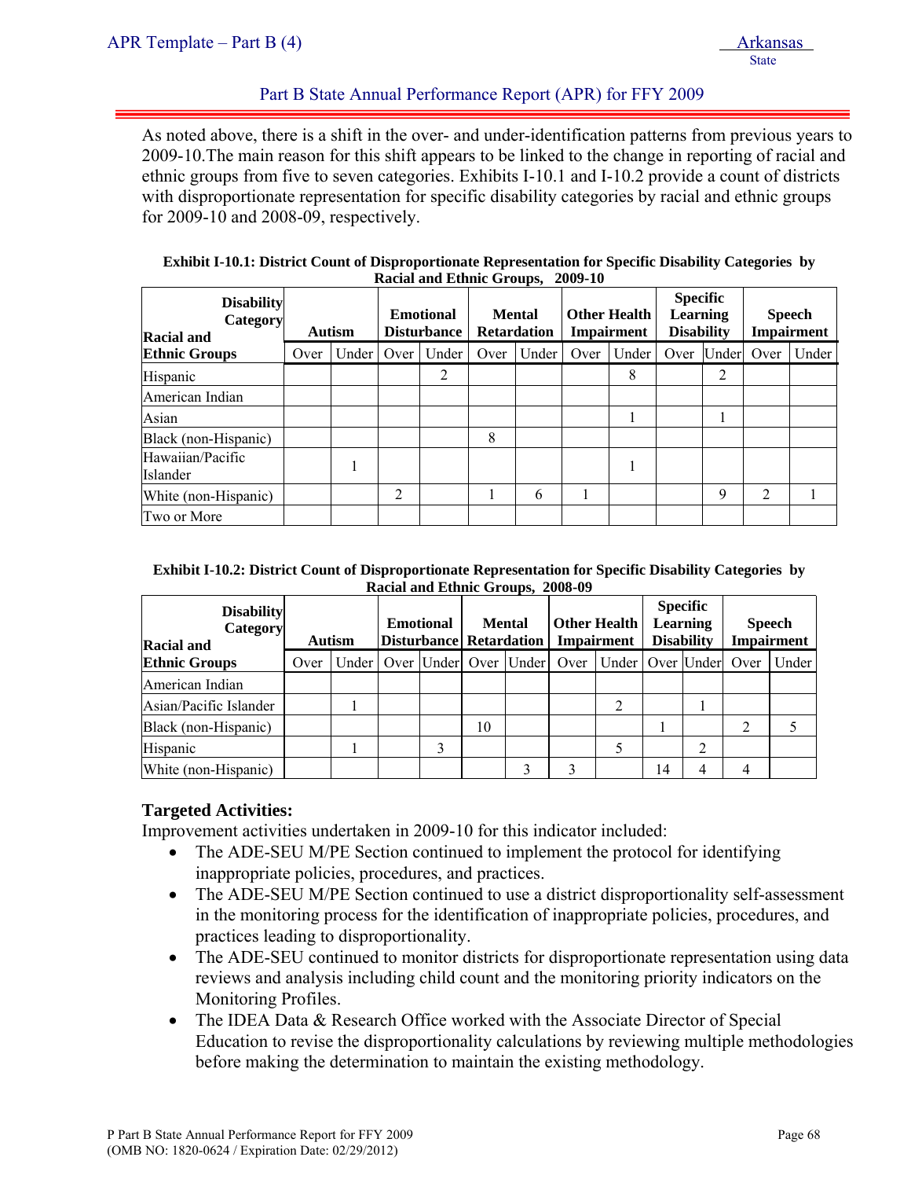As noted above, there is a shift in the over- and under-identification patterns from previous years to 2009-10.The main reason for this shift appears to be linked to the change in reporting of racial and ethnic groups from five to seven categories. Exhibits I-10.1 and I-10.2 provide a count of districts with disproportionate representation for specific disability categories by racial and ethnic groups for 2009-10 and 2008-09, respectively.

**Exhibit I-10.1: District Count of Disproportionate Representation for Specific Disability Categories by Racial and Ethnic Groups, 2009-10**

| Disability Category / Racial and Ethnic Groups | Autism | | Emotional Disturbance | | Mental Retardation | | Other Health Impairment | | Specific Learning Disability | | Speech Impairment | |
|---|---|---|---|---|---|---|---|---|---|---|---|---|
| | Over | Under | Over | Under | Over | Under | Over | Under | Over | Under | Over | Under |
| Hispanic | | | | 2 | | | | 8 | | 2 | | |
| American Indian | | | | | | | | | | | | |
| Asian | | | | | | | | 1 | | 1 | | |
| Black (non-Hispanic) | | | | | 8 | | | | | | | |
| Hawaiian/Pacific Islander | | 1 | | | | | | 1 | | | | |
| White (non-Hispanic) | | | 2 | | 1 | 6 | 1 | | | 9 | 2 | 1 |
| Two or More | | | | | | | | | | | | |

**Exhibit I-10.2: District Count of Disproportionate Representation for Specific Disability Categories by Racial and Ethnic Groups, 2008-09**

| Disability Category / Racial and Ethnic Groups | Autism | | Emotional Disturbance | | Mental Retardation | | Other Health Impairment | | Specific Learning Disability | | Speech Impairment | |
|---|---|---|---|---|---|---|---|---|---|---|---|---|
| | Over | Under | Over | Under | Over | Under | Over | Under | Over | Under | Over | Under |
| American Indian | | | | | | | | | | | | |
| Asian/Pacific Islander | | 1 | | | | | | 2 | | 1 | | |
| Black (non-Hispanic) | | | | | 10 | | | | 1 | | 2 | 5 |
| Hispanic | | 1 | | 3 | | | | 5 | | 2 | | |
| White (non-Hispanic) | | | | | | 3 | 3 | | 14 | 4 | 4 | |

### Targeted Activities:

Improvement activities undertaken in 2009-10 for this indicator included:

- The ADE-SEU M/PE Section continued to implement the protocol for identifying inappropriate policies, procedures, and practices.
- The ADE-SEU M/PE Section continued to use a district disproportionality self-assessment in the monitoring process for the identification of inappropriate policies, procedures, and practices leading to disproportionality.
- The ADE-SEU continued to monitor districts for disproportionate representation using data reviews and analysis including child count and the monitoring priority indicators on the Monitoring Profiles.
- The IDEA Data & Research Office worked with the Associate Director of Special Education to revise the disproportionality calculations by reviewing multiple methodologies before making the determination to maintain the existing methodology.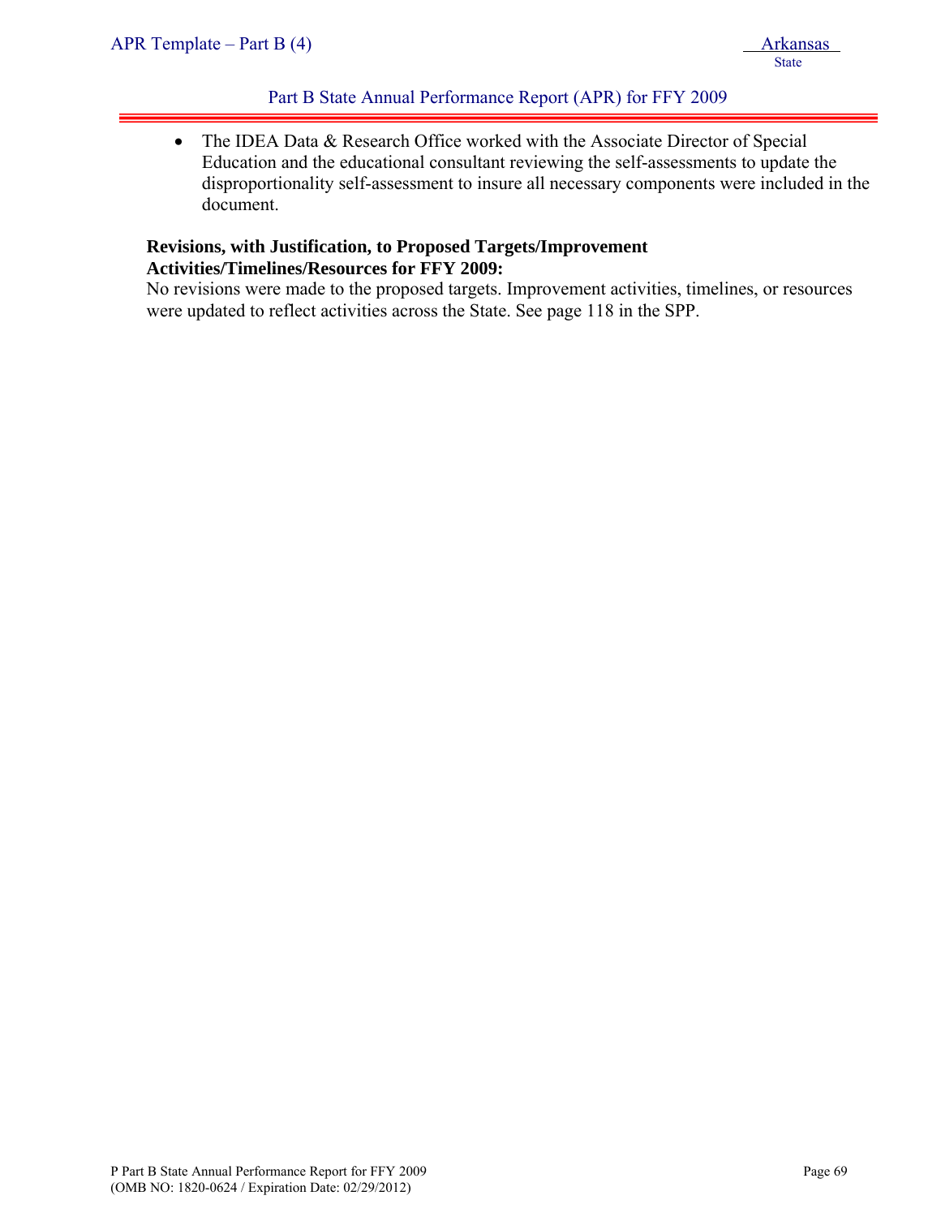- The IDEA Data & Research Office worked with the Associate Director of Special Education and the educational consultant reviewing the self-assessments to update the disproportionality self-assessment to insure all necessary components were included in the document.

**Revisions, with Justification, to Proposed Targets/Improvement Activities/Timelines/Resources for FFY 2009:**

No revisions were made to the proposed targets. Improvement activities, timelines, or resources were updated to reflect activities across the State. See page 118 in the SPP.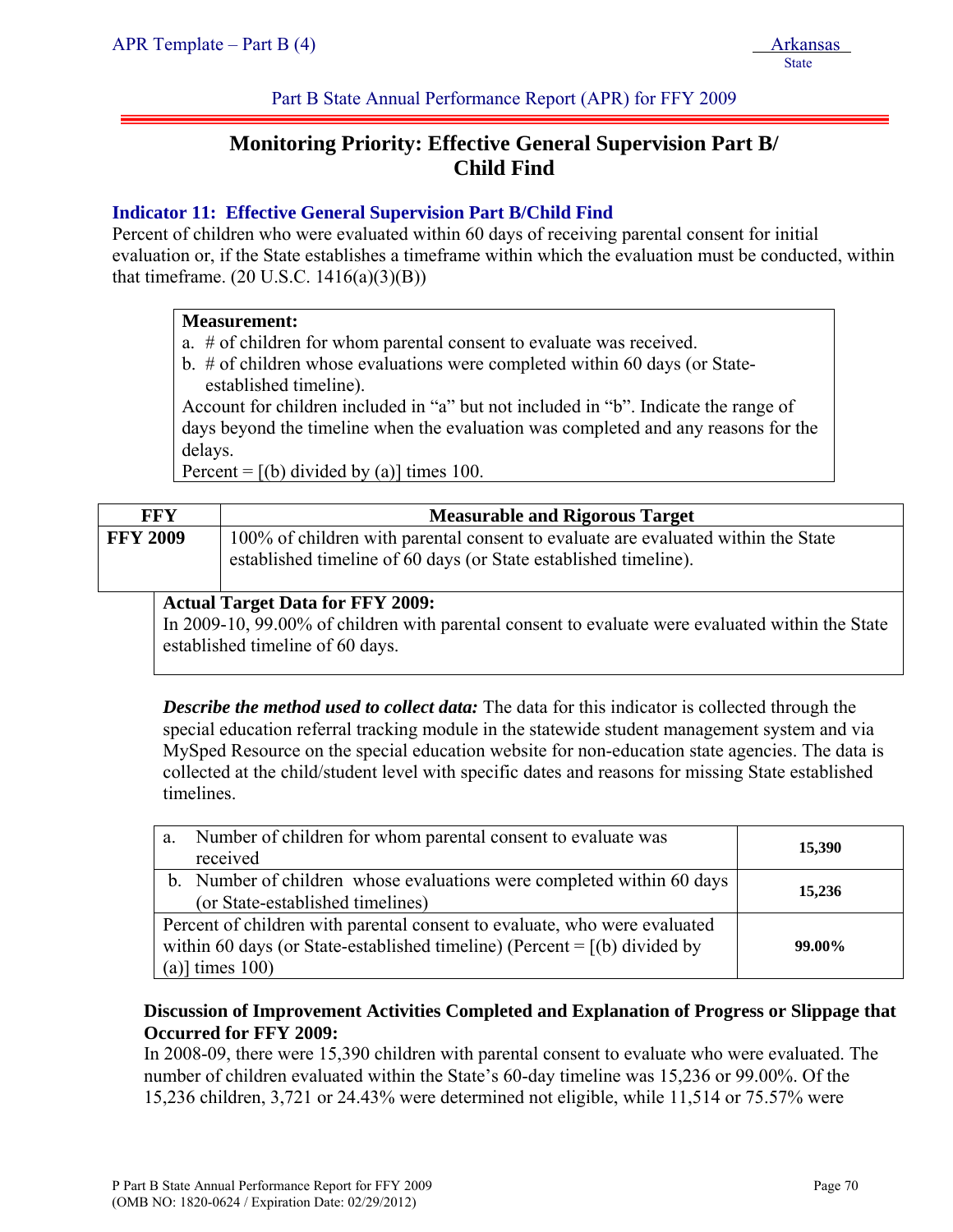# Monitoring Priority: Effective General Supervision Part B/ Child Find

### Indicator 11: Effective General Supervision Part B/Child Find

Percent of children who were evaluated within 60 days of receiving parental consent for initial evaluation or, if the State establishes a timeframe within which the evaluation must be conducted, within that timeframe. (20 U.S.C. 1416(a)(3)(B))

**Measurement:**

a. # of children for whom parental consent to evaluate was received.
b. # of children whose evaluations were completed within 60 days (or State-established timeline).

Account for children included in "a" but not included in "b". Indicate the range of days beyond the timeline when the evaluation was completed and any reasons for the delays.

Percent = [(b) divided by (a)] times 100.

| FFY | Measurable and Rigorous Target |
|---|---|
| FFY 2009 | 100% of children with parental consent to evaluate are evaluated within the State established timeline of 60 days (or State established timeline). |

**Actual Target Data for FFY 2009:**

In 2009-10, 99.00% of children with parental consent to evaluate were evaluated within the State established timeline of 60 days.

***Describe the method used to collect data:*** The data for this indicator is collected through the special education referral tracking module in the statewide student management system and via MySped Resource on the special education website for non-education state agencies. The data is collected at the child/student level with specific dates and reasons for missing State established timelines.

| | |
|---|---|
| a. Number of children for whom parental consent to evaluate was received | **15,390** |
| b. Number of children whose evaluations were completed within 60 days (or State-established timelines) | **15,236** |
| Percent of children with parental consent to evaluate, who were evaluated within 60 days (or State-established timeline) (Percent = [(b) divided by (a)] times 100) | **99.00%** |

**Discussion of Improvement Activities Completed and Explanation of Progress or Slippage that Occurred for FFY 2009:**

In 2008-09, there were 15,390 children with parental consent to evaluate who were evaluated. The number of children evaluated within the State's 60-day timeline was 15,236 or 99.00%. Of the 15,236 children, 3,721 or 24.43% were determined not eligible, while 11,514 or 75.57% were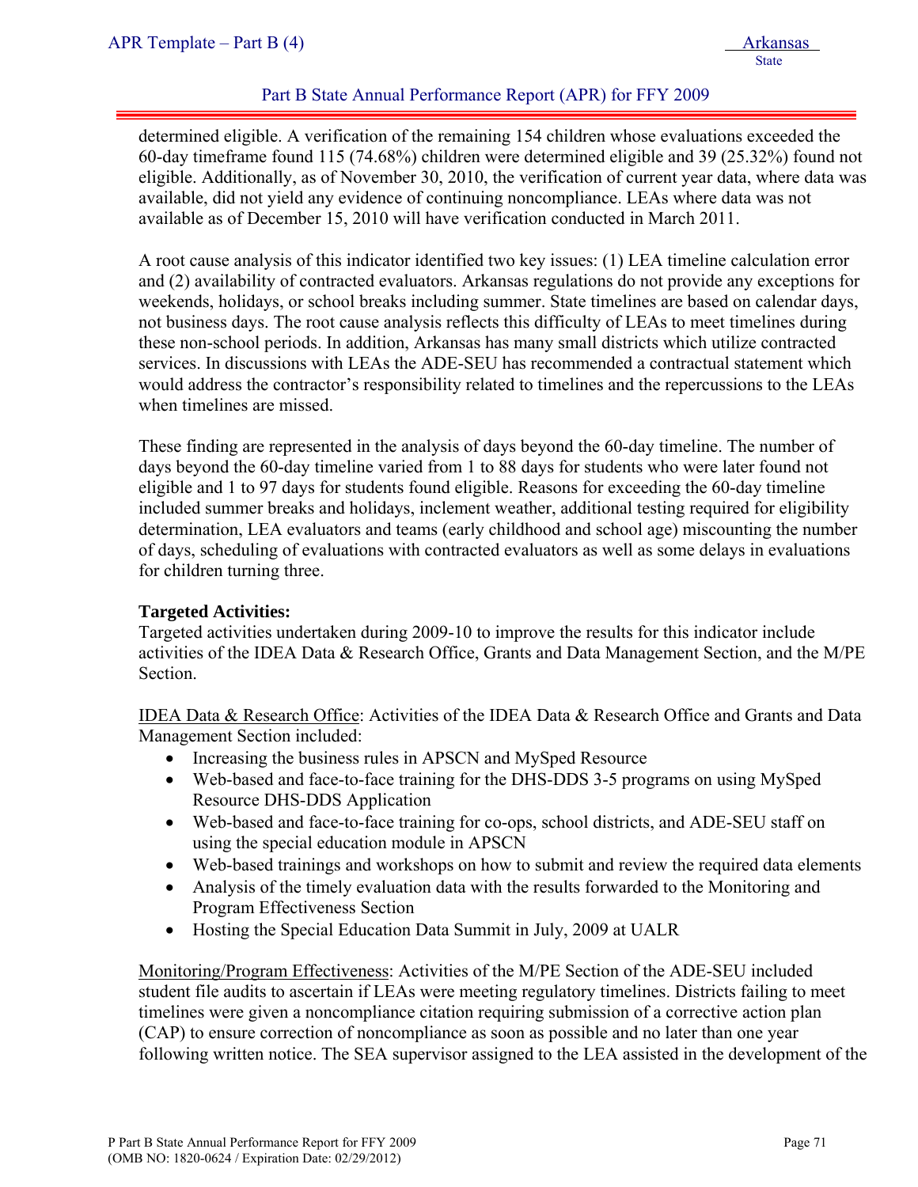determined eligible. A verification of the remaining 154 children whose evaluations exceeded the 60-day timeframe found 115 (74.68%) children were determined eligible and 39 (25.32%) found not eligible. Additionally, as of November 30, 2010, the verification of current year data, where data was available, did not yield any evidence of continuing noncompliance. LEAs where data was not available as of December 15, 2010 will have verification conducted in March 2011.

A root cause analysis of this indicator identified two key issues: (1) LEA timeline calculation error and (2) availability of contracted evaluators. Arkansas regulations do not provide any exceptions for weekends, holidays, or school breaks including summer. State timelines are based on calendar days, not business days. The root cause analysis reflects this difficulty of LEAs to meet timelines during these non-school periods. In addition, Arkansas has many small districts which utilize contracted services. In discussions with LEAs the ADE-SEU has recommended a contractual statement which would address the contractor's responsibility related to timelines and the repercussions to the LEAs when timelines are missed.

These finding are represented in the analysis of days beyond the 60-day timeline. The number of days beyond the 60-day timeline varied from 1 to 88 days for students who were later found not eligible and 1 to 97 days for students found eligible. Reasons for exceeding the 60-day timeline included summer breaks and holidays, inclement weather, additional testing required for eligibility determination, LEA evaluators and teams (early childhood and school age) miscounting the number of days, scheduling of evaluations with contracted evaluators as well as some delays in evaluations for children turning three.

**Targeted Activities:**
Targeted activities undertaken during 2009-10 to improve the results for this indicator include activities of the IDEA Data & Research Office, Grants and Data Management Section, and the M/PE Section.

IDEA Data & Research Office: Activities of the IDEA Data & Research Office and Grants and Data Management Section included:

- Increasing the business rules in APSCN and MySped Resource
- Web-based and face-to-face training for the DHS-DDS 3-5 programs on using MySped Resource DHS-DDS Application
- Web-based and face-to-face training for co-ops, school districts, and ADE-SEU staff on using the special education module in APSCN
- Web-based trainings and workshops on how to submit and review the required data elements
- Analysis of the timely evaluation data with the results forwarded to the Monitoring and Program Effectiveness Section
- Hosting the Special Education Data Summit in July, 2009 at UALR

Monitoring/Program Effectiveness: Activities of the M/PE Section of the ADE-SEU included student file audits to ascertain if LEAs were meeting regulatory timelines. Districts failing to meet timelines were given a noncompliance citation requiring submission of a corrective action plan (CAP) to ensure correction of noncompliance as soon as possible and no later than one year following written notice. The SEA supervisor assigned to the LEA assisted in the development of the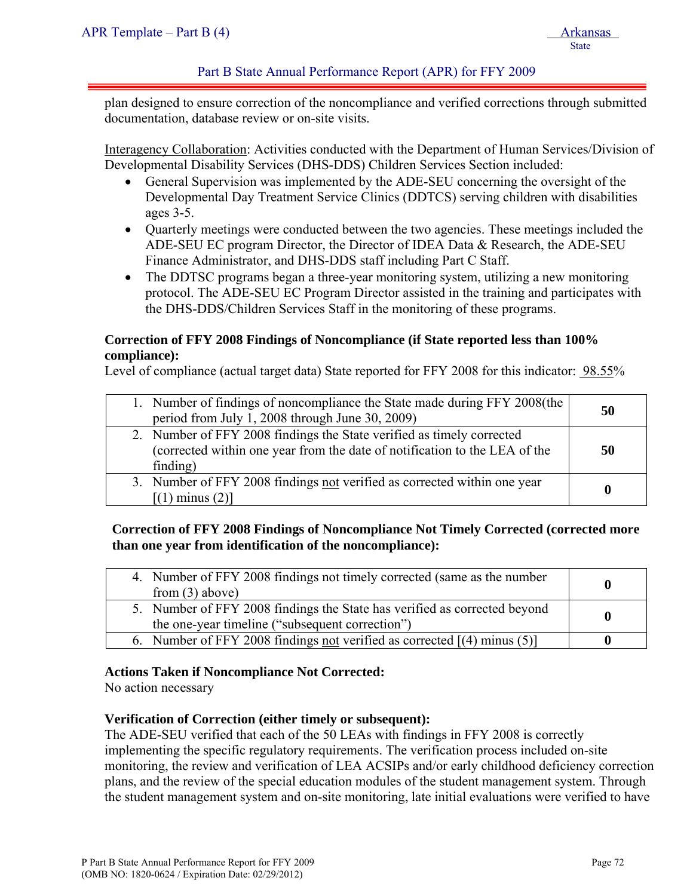plan designed to ensure correction of the noncompliance and verified corrections through submitted documentation, database review or on-site visits.

Interagency Collaboration: Activities conducted with the Department of Human Services/Division of Developmental Disability Services (DHS-DDS) Children Services Section included:

- General Supervision was implemented by the ADE-SEU concerning the oversight of the Developmental Day Treatment Service Clinics (DDTCS) serving children with disabilities ages 3-5.
- Quarterly meetings were conducted between the two agencies. These meetings included the ADE-SEU EC program Director, the Director of IDEA Data & Research, the ADE-SEU Finance Administrator, and DHS-DDS staff including Part C Staff.
- The DDTSC programs began a three-year monitoring system, utilizing a new monitoring protocol. The ADE-SEU EC Program Director assisted in the training and participates with the DHS-DDS/Children Services Staff in the monitoring of these programs.

**Correction of FFY 2008 Findings of Noncompliance (if State reported less than 100% compliance):**

Level of compliance (actual target data) State reported for FFY 2008 for this indicator: 98.55%

| | |
|---|---|
| 1. Number of findings of noncompliance the State made during FFY 2008(the period from July 1, 2008 through June 30, 2009) | **50** |
| 2. Number of FFY 2008 findings the State verified as timely corrected (corrected within one year from the date of notification to the LEA of the finding) | **50** |
| 3. Number of FFY 2008 findings not verified as corrected within one year [(1) minus (2)] | **0** |

**Correction of FFY 2008 Findings of Noncompliance Not Timely Corrected (corrected more than one year from identification of the noncompliance):**

| | |
|---|---|
| 4. Number of FFY 2008 findings not timely corrected (same as the number from (3) above) | **0** |
| 5. Number of FFY 2008 findings the State has verified as corrected beyond the one-year timeline ("subsequent correction") | **0** |
| 6. Number of FFY 2008 findings not verified as corrected [(4) minus (5)] | **0** |

**Actions Taken if Noncompliance Not Corrected:**

No action necessary

**Verification of Correction (either timely or subsequent):**

The ADE-SEU verified that each of the 50 LEAs with findings in FFY 2008 is correctly implementing the specific regulatory requirements. The verification process included on-site monitoring, the review and verification of LEA ACSIPs and/or early childhood deficiency correction plans, and the review of the special education modules of the student management system. Through the student management system and on-site monitoring, late initial evaluations were verified to have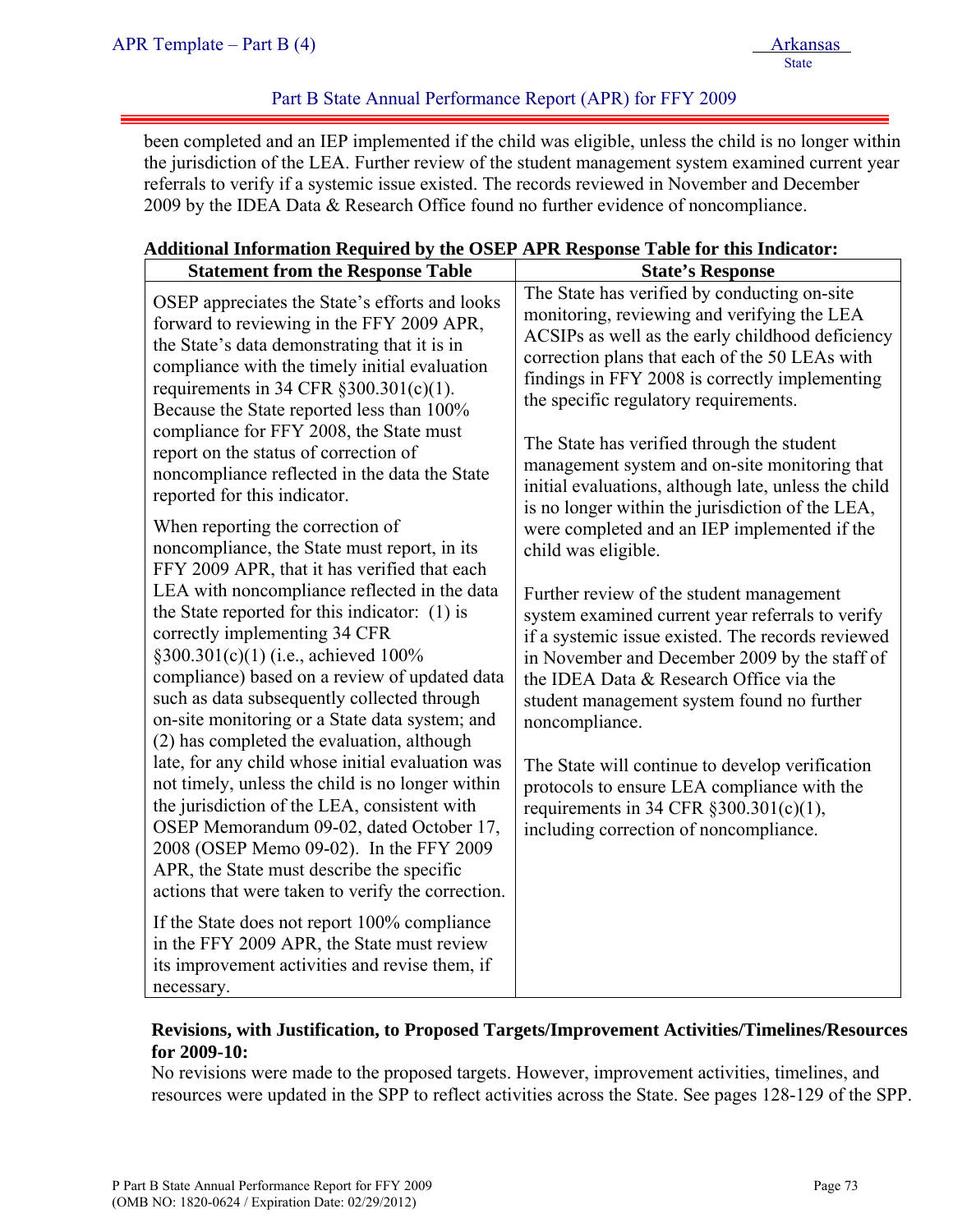been completed and an IEP implemented if the child was eligible, unless the child is no longer within the jurisdiction of the LEA. Further review of the student management system examined current year referrals to verify if a systemic issue existed. The records reviewed in November and December 2009 by the IDEA Data & Research Office found no further evidence of noncompliance.

**Additional Information Required by the OSEP APR Response Table for this Indicator:**

| Statement from the Response Table | State's Response |
|---|---|
| OSEP appreciates the State's efforts and looks forward to reviewing in the FFY 2009 APR, the State's data demonstrating that it is in compliance with the timely initial evaluation requirements in 34 CFR §300.301(c)(1). Because the State reported less than 100% compliance for FFY 2008, the State must report on the status of correction of noncompliance reflected in the data the State reported for this indicator.<br><br>When reporting the correction of noncompliance, the State must report, in its FFY 2009 APR, that it has verified that each LEA with noncompliance reflected in the data the State reported for this indicator: (1) is correctly implementing 34 CFR §300.301(c)(1) (i.e., achieved 100% compliance) based on a review of updated data such as data subsequently collected through on-site monitoring or a State data system; and (2) has completed the evaluation, although late, for any child whose initial evaluation was not timely, unless the child is no longer within the jurisdiction of the LEA, consistent with OSEP Memorandum 09-02, dated October 17, 2008 (OSEP Memo 09-02). In the FFY 2009 APR, the State must describe the specific actions that were taken to verify the correction.<br><br>If the State does not report 100% compliance in the FFY 2009 APR, the State must review its improvement activities and revise them, if necessary. | The State has verified by conducting on-site monitoring, reviewing and verifying the LEA ACSIPs as well as the early childhood deficiency correction plans that each of the 50 LEAs with findings in FFY 2008 is correctly implementing the specific regulatory requirements.<br><br>The State has verified through the student management system and on-site monitoring that initial evaluations, although late, unless the child is no longer within the jurisdiction of the LEA, were completed and an IEP implemented if the child was eligible.<br><br>Further review of the student management system examined current year referrals to verify if a systemic issue existed. The records reviewed in November and December 2009 by the staff of the IDEA Data & Research Office via the student management system found no further noncompliance.<br><br>The State will continue to develop verification protocols to ensure LEA compliance with the requirements in 34 CFR §300.301(c)(1), including correction of noncompliance. |

**Revisions, with Justification, to Proposed Targets/Improvement Activities/Timelines/Resources for 2009-10:**

No revisions were made to the proposed targets. However, improvement activities, timelines, and resources were updated in the SPP to reflect activities across the State. See pages 128-129 of the SPP.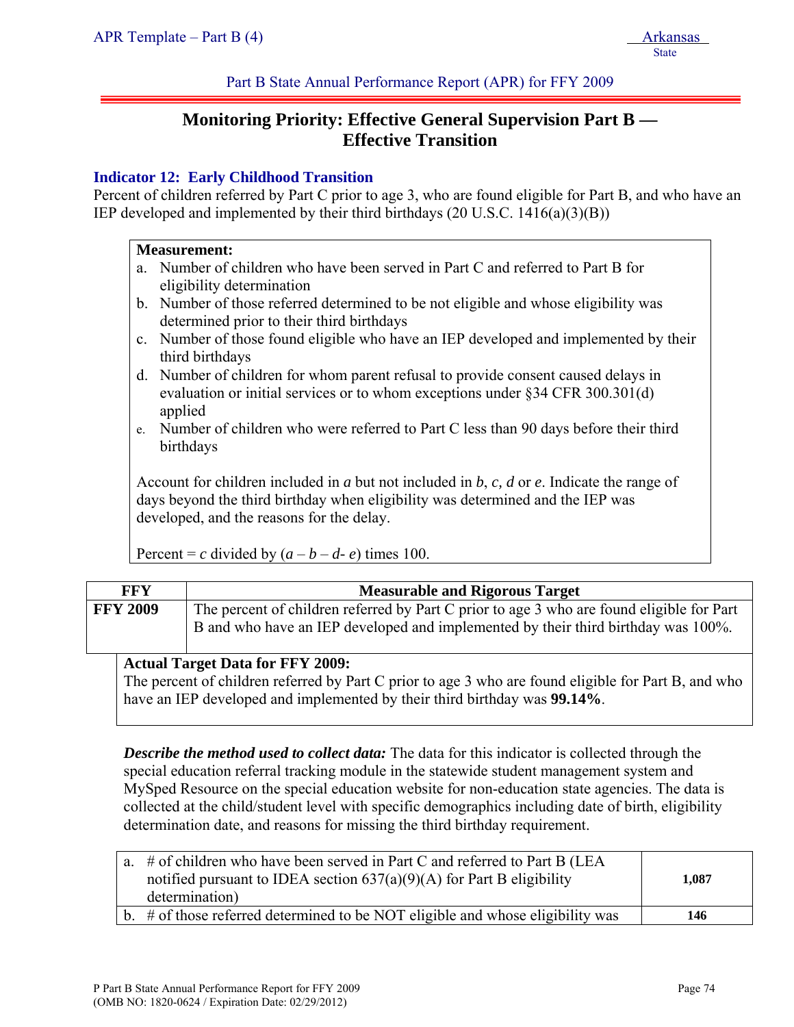Part B State Annual Performance Report (APR) for FFY 2009

## Monitoring Priority: Effective General Supervision Part B — Effective Transition

### Indicator 12: Early Childhood Transition

Percent of children referred by Part C prior to age 3, who are found eligible for Part B, and who have an IEP developed and implemented by their third birthdays (20 U.S.C. 1416(a)(3)(B))

**Measurement:**

a. Number of children who have been served in Part C and referred to Part B for eligibility determination
b. Number of those referred determined to be not eligible and whose eligibility was determined prior to their third birthdays
c. Number of those found eligible who have an IEP developed and implemented by their third birthdays
d. Number of children for whom parent refusal to provide consent caused delays in evaluation or initial services or to whom exceptions under §34 CFR 300.301(d) applied
e. Number of children who were referred to Part C less than 90 days before their third birthdays

Account for children included in *a* but not included in *b*, *c, d* or *e*. Indicate the range of days beyond the third birthday when eligibility was determined and the IEP was developed, and the reasons for the delay.

Percent = *c* divided by ($a - b - d - e$) times 100.

| FFY | Measurable and Rigorous Target |
|---|---|
| **FFY 2009** | The percent of children referred by Part C prior to age 3 who are found eligible for Part B and who have an IEP developed and implemented by their third birthday was 100%. |

**Actual Target Data for FFY 2009:**
The percent of children referred by Part C prior to age 3 who are found eligible for Part B, and who have an IEP developed and implemented by their third birthday was **99.14%**.

***Describe the method used to collect data:*** The data for this indicator is collected through the special education referral tracking module in the statewide student management system and MySped Resource on the special education website for non-education state agencies. The data is collected at the child/student level with specific demographics including date of birth, eligibility determination date, and reasons for missing the third birthday requirement.

| | |
|---|---|
| a. # of children who have been served in Part C and referred to Part B (LEA notified pursuant to IDEA section 637(a)(9)(A) for Part B eligibility determination) | **1,087** |
| b. # of those referred determined to be NOT eligible and whose eligibility was | **146** |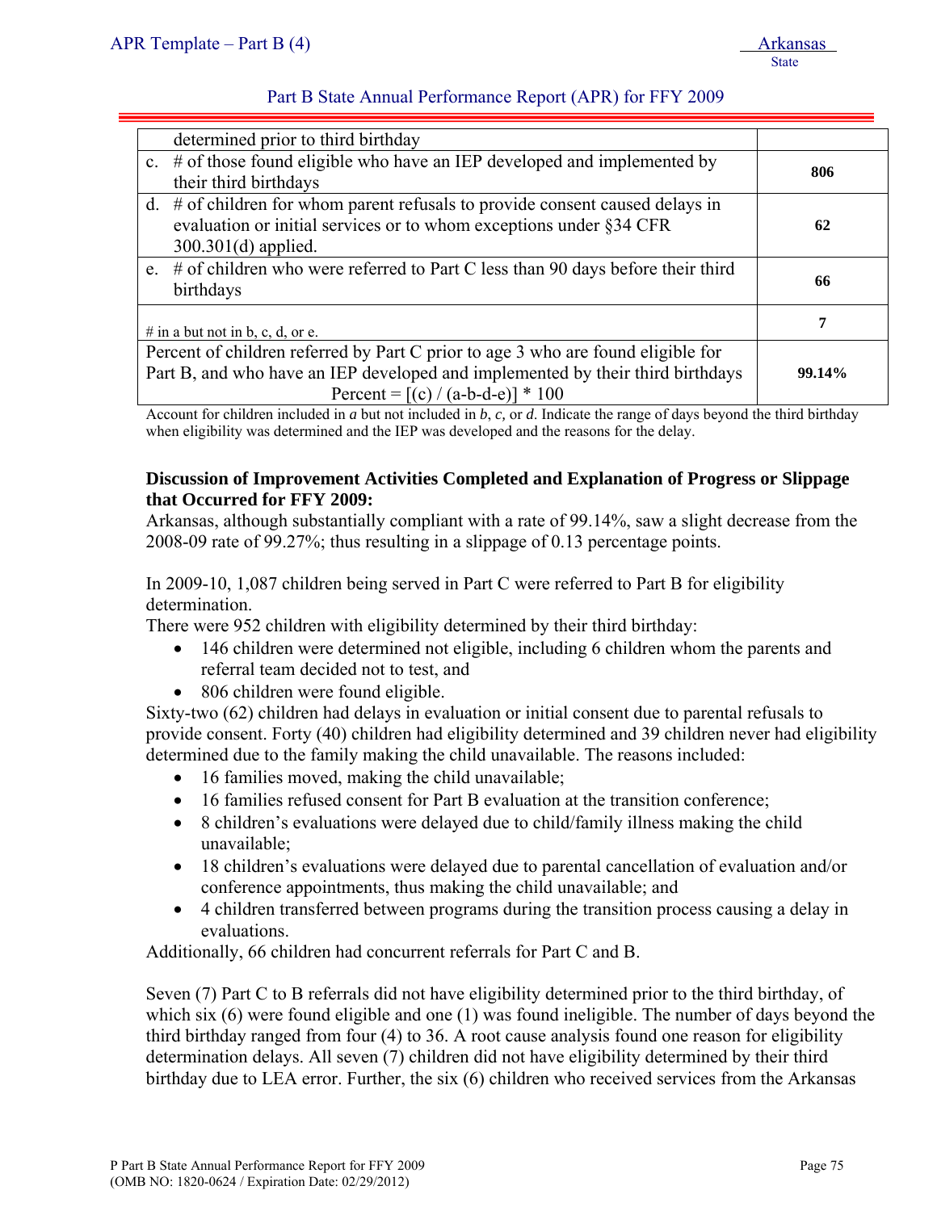| | |
|---|---|
| determined prior to third birthday | |
| c. # of those found eligible who have an IEP developed and implemented by their third birthdays | **806** |
| d. # of children for whom parent refusals to provide consent caused delays in evaluation or initial services or to whom exceptions under §34 CFR 300.301(d) applied. | **62** |
| e. # of children who were referred to Part C less than 90 days before their third birthdays | **66** |
| # in a but not in b, c, d, or e. | **7** |
| Percent of children referred by Part C prior to age 3 who are found eligible for Part B, and who have an IEP developed and implemented by their third birthdays Percent = [(c) / (a-b-d-e)] * 100 | **99.14%** |

Account for children included in *a* but not included in *b*, *c*, or *d*. Indicate the range of days beyond the third birthday when eligibility was determined and the IEP was developed and the reasons for the delay.

**Discussion of Improvement Activities Completed and Explanation of Progress or Slippage that Occurred for FFY 2009:**

Arkansas, although substantially compliant with a rate of 99.14%, saw a slight decrease from the 2008-09 rate of 99.27%; thus resulting in a slippage of 0.13 percentage points.

In 2009-10, 1,087 children being served in Part C were referred to Part B for eligibility determination.

There were 952 children with eligibility determined by their third birthday:

- 146 children were determined not eligible, including 6 children whom the parents and referral team decided not to test, and
- 806 children were found eligible.

Sixty-two (62) children had delays in evaluation or initial consent due to parental refusals to provide consent. Forty (40) children had eligibility determined and 39 children never had eligibility determined due to the family making the child unavailable. The reasons included:

- 16 families moved, making the child unavailable;
- 16 families refused consent for Part B evaluation at the transition conference;
- 8 children's evaluations were delayed due to child/family illness making the child unavailable;
- 18 children's evaluations were delayed due to parental cancellation of evaluation and/or conference appointments, thus making the child unavailable; and
- 4 children transferred between programs during the transition process causing a delay in evaluations.

Additionally, 66 children had concurrent referrals for Part C and B.

Seven (7) Part C to B referrals did not have eligibility determined prior to the third birthday, of which six (6) were found eligible and one (1) was found ineligible. The number of days beyond the third birthday ranged from four (4) to 36. A root cause analysis found one reason for eligibility determination delays. All seven (7) children did not have eligibility determined by their third birthday due to LEA error. Further, the six (6) children who received services from the Arkansas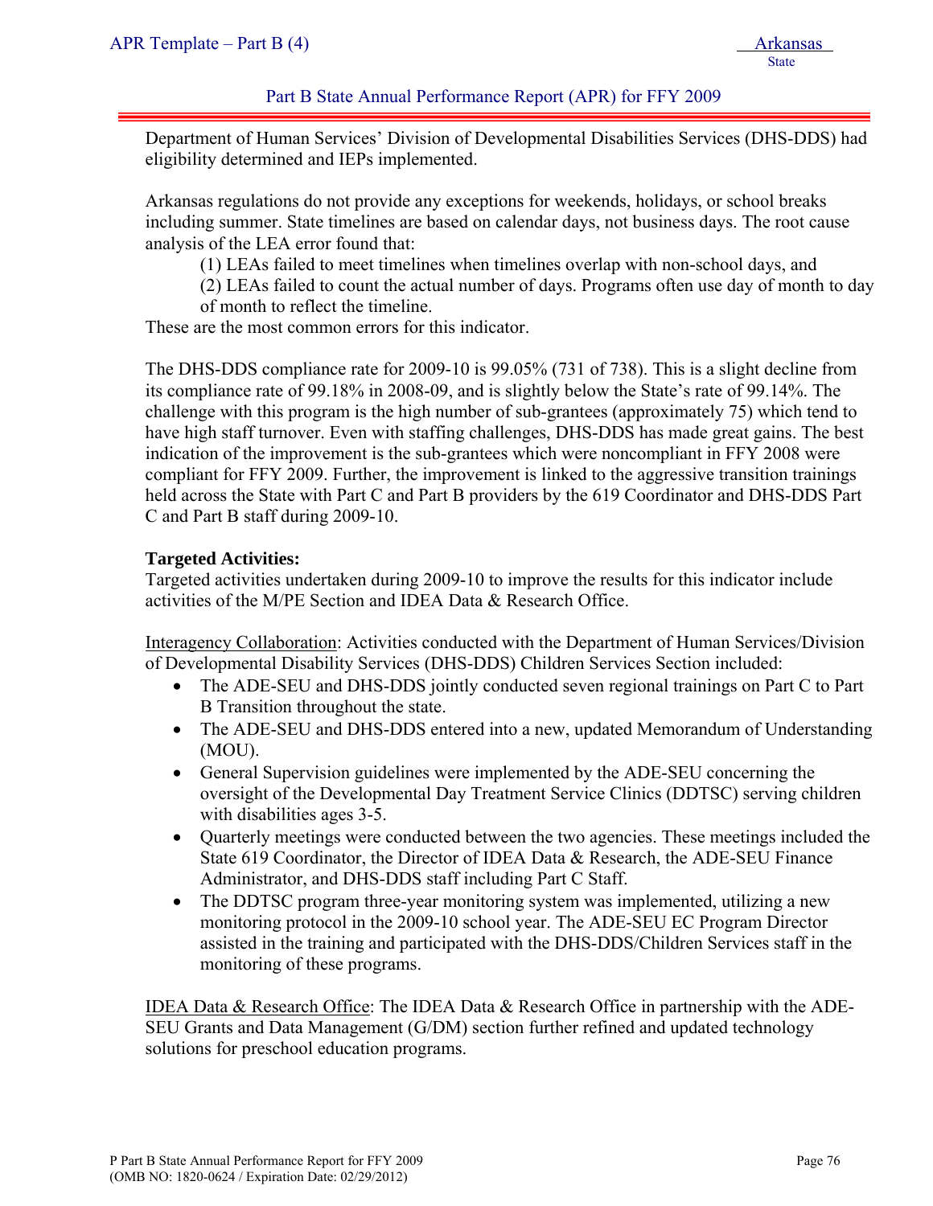Department of Human Services' Division of Developmental Disabilities Services (DHS-DDS) had eligibility determined and IEPs implemented.

Arkansas regulations do not provide any exceptions for weekends, holidays, or school breaks including summer. State timelines are based on calendar days, not business days. The root cause analysis of the LEA error found that:

(1) LEAs failed to meet timelines when timelines overlap with non-school days, and

(2) LEAs failed to count the actual number of days. Programs often use day of month to day of month to reflect the timeline.

These are the most common errors for this indicator.

The DHS-DDS compliance rate for 2009-10 is 99.05% (731 of 738). This is a slight decline from its compliance rate of 99.18% in 2008-09, and is slightly below the State's rate of 99.14%. The challenge with this program is the high number of sub-grantees (approximately 75) which tend to have high staff turnover. Even with staffing challenges, DHS-DDS has made great gains. The best indication of the improvement is the sub-grantees which were noncompliant in FFY 2008 were compliant for FFY 2009. Further, the improvement is linked to the aggressive transition trainings held across the State with Part C and Part B providers by the 619 Coordinator and DHS-DDS Part C and Part B staff during 2009-10.

**Targeted Activities:**

Targeted activities undertaken during 2009-10 to improve the results for this indicator include activities of the M/PE Section and IDEA Data & Research Office.

Interagency Collaboration: Activities conducted with the Department of Human Services/Division of Developmental Disability Services (DHS-DDS) Children Services Section included:

- The ADE-SEU and DHS-DDS jointly conducted seven regional trainings on Part C to Part B Transition throughout the state.
- The ADE-SEU and DHS-DDS entered into a new, updated Memorandum of Understanding (MOU).
- General Supervision guidelines were implemented by the ADE-SEU concerning the oversight of the Developmental Day Treatment Service Clinics (DDTSC) serving children with disabilities ages 3-5.
- Quarterly meetings were conducted between the two agencies. These meetings included the State 619 Coordinator, the Director of IDEA Data & Research, the ADE-SEU Finance Administrator, and DHS-DDS staff including Part C Staff.
- The DDTSC program three-year monitoring system was implemented, utilizing a new monitoring protocol in the 2009-10 school year. The ADE-SEU EC Program Director assisted in the training and participated with the DHS-DDS/Children Services staff in the monitoring of these programs.

IDEA Data & Research Office: The IDEA Data & Research Office in partnership with the ADE-SEU Grants and Data Management (G/DM) section further refined and updated technology solutions for preschool education programs.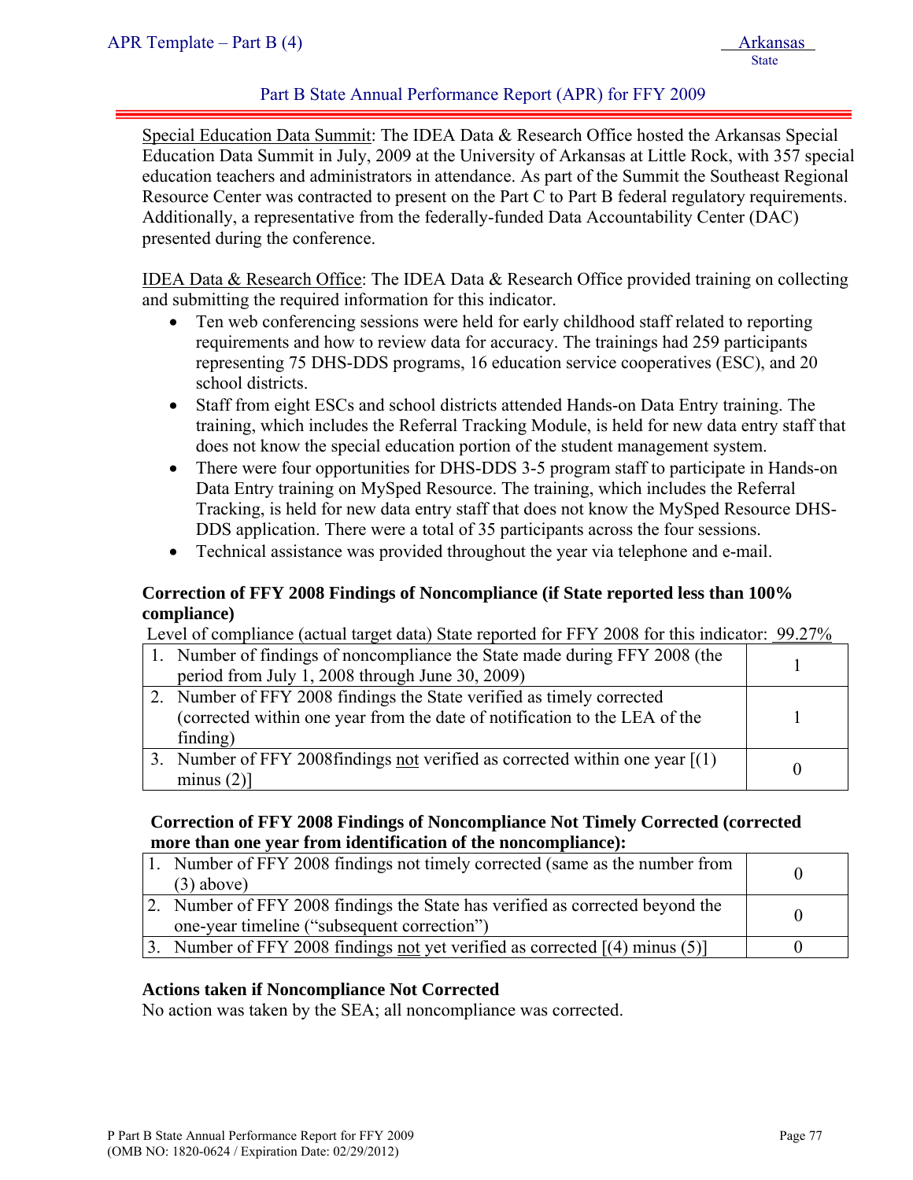Special Education Data Summit: The IDEA Data & Research Office hosted the Arkansas Special Education Data Summit in July, 2009 at the University of Arkansas at Little Rock, with 357 special education teachers and administrators in attendance. As part of the Summit the Southeast Regional Resource Center was contracted to present on the Part C to Part B federal regulatory requirements. Additionally, a representative from the federally-funded Data Accountability Center (DAC) presented during the conference.

IDEA Data & Research Office: The IDEA Data & Research Office provided training on collecting and submitting the required information for this indicator.

- Ten web conferencing sessions were held for early childhood staff related to reporting requirements and how to review data for accuracy. The trainings had 259 participants representing 75 DHS-DDS programs, 16 education service cooperatives (ESC), and 20 school districts.
- Staff from eight ESCs and school districts attended Hands-on Data Entry training. The training, which includes the Referral Tracking Module, is held for new data entry staff that does not know the special education portion of the student management system.
- There were four opportunities for DHS-DDS 3-5 program staff to participate in Hands-on Data Entry training on MySped Resource. The training, which includes the Referral Tracking, is held for new data entry staff that does not know the MySped Resource DHS-DDS application. There were a total of 35 participants across the four sessions.
- Technical assistance was provided throughout the year via telephone and e-mail.

**Correction of FFY 2008 Findings of Noncompliance (if State reported less than 100% compliance)**

Level of compliance (actual target data) State reported for FFY 2008 for this indicator: 99.27%

| | |
|---|---|
| 1. Number of findings of noncompliance the State made during FFY 2008 (the period from July 1, 2008 through June 30, 2009) | 1 |
| 2. Number of FFY 2008 findings the State verified as timely corrected (corrected within one year from the date of notification to the LEA of the finding) | 1 |
| 3. Number of FFY 2008findings not verified as corrected within one year [(1) minus (2)] | 0 |

**Correction of FFY 2008 Findings of Noncompliance Not Timely Corrected (corrected more than one year from identification of the noncompliance):**

| | |
|---|---|
| 1. Number of FFY 2008 findings not timely corrected (same as the number from (3) above) | 0 |
| 2. Number of FFY 2008 findings the State has verified as corrected beyond the one-year timeline ("subsequent correction") | 0 |
| 3. Number of FFY 2008 findings not yet verified as corrected [(4) minus (5)] | 0 |

**Actions taken if Noncompliance Not Corrected**

No action was taken by the SEA; all noncompliance was corrected.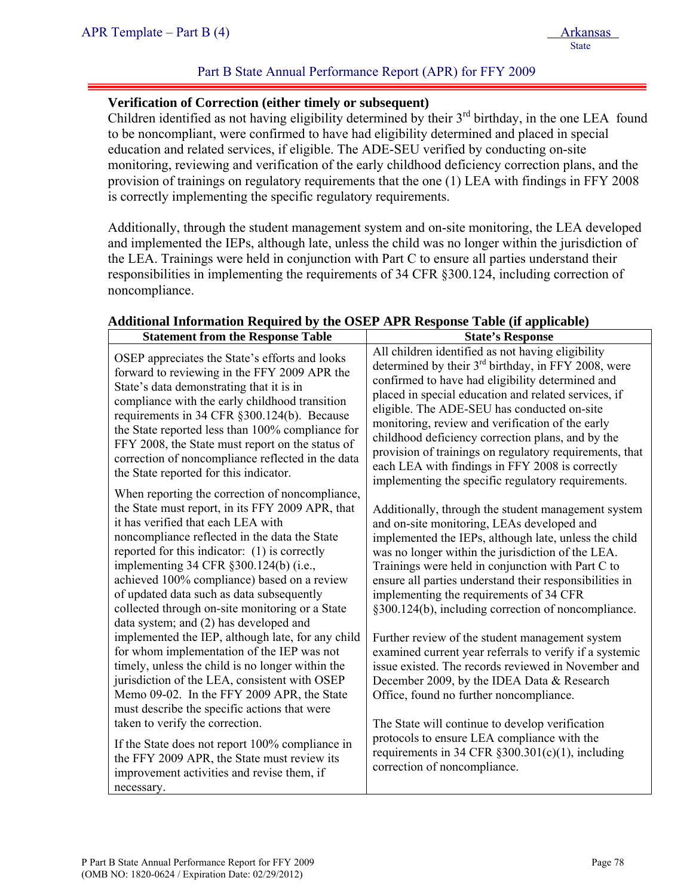**Verification of Correction (either timely or subsequent)**

Children identified as not having eligibility determined by their 3rd birthday, in the one LEA found to be noncompliant, were confirmed to have had eligibility determined and placed in special education and related services, if eligible. The ADE-SEU verified by conducting on-site monitoring, reviewing and verification of the early childhood deficiency correction plans, and the provision of trainings on regulatory requirements that the one (1) LEA with findings in FFY 2008 is correctly implementing the specific regulatory requirements.

Additionally, through the student management system and on-site monitoring, the LEA developed and implemented the IEPs, although late, unless the child was no longer within the jurisdiction of the LEA. Trainings were held in conjunction with Part C to ensure all parties understand their responsibilities in implementing the requirements of 34 CFR §300.124, including correction of noncompliance.

**Additional Information Required by the OSEP APR Response Table (if applicable)**

| Statement from the Response Table | State's Response |
|---|---|
| OSEP appreciates the State's efforts and looks forward to reviewing in the FFY 2009 APR the State's data demonstrating that it is in compliance with the early childhood transition requirements in 34 CFR §300.124(b). Because the State reported less than 100% compliance for FFY 2008, the State must report on the status of correction of noncompliance reflected in the data the State reported for this indicator.<br><br>When reporting the correction of noncompliance, the State must report, in its FFY 2009 APR, that it has verified that each LEA with noncompliance reflected in the data the State reported for this indicator: (1) is correctly implementing 34 CFR §300.124(b) (i.e., achieved 100% compliance) based on a review of updated data such as data subsequently collected through on-site monitoring or a State data system; and (2) has developed and implemented the IEP, although late, for any child for whom implementation of the IEP was not timely, unless the child is no longer within the jurisdiction of the LEA, consistent with OSEP Memo 09-02. In the FFY 2009 APR, the State must describe the specific actions that were taken to verify the correction.<br><br>If the State does not report 100% compliance in the FFY 2009 APR, the State must review its improvement activities and revise them, if necessary. | All children identified as not having eligibility determined by their 3rd birthday, in FFY 2008, were confirmed to have had eligibility determined and placed in special education and related services, if eligible. The ADE-SEU has conducted on-site monitoring, review and verification of the early childhood deficiency correction plans, and by the provision of trainings on regulatory requirements, that each LEA with findings in FFY 2008 is correctly implementing the specific regulatory requirements.<br><br>Additionally, through the student management system and on-site monitoring, LEAs developed and implemented the IEPs, although late, unless the child was no longer within the jurisdiction of the LEA. Trainings were held in conjunction with Part C to ensure all parties understand their responsibilities in implementing the requirements of 34 CFR §300.124(b), including correction of noncompliance.<br><br>Further review of the student management system examined current year referrals to verify if a systemic issue existed. The records reviewed in November and December 2009, by the IDEA Data & Research Office, found no further noncompliance.<br><br>The State will continue to develop verification protocols to ensure LEA compliance with the requirements in 34 CFR §300.301(c)(1), including correction of noncompliance. |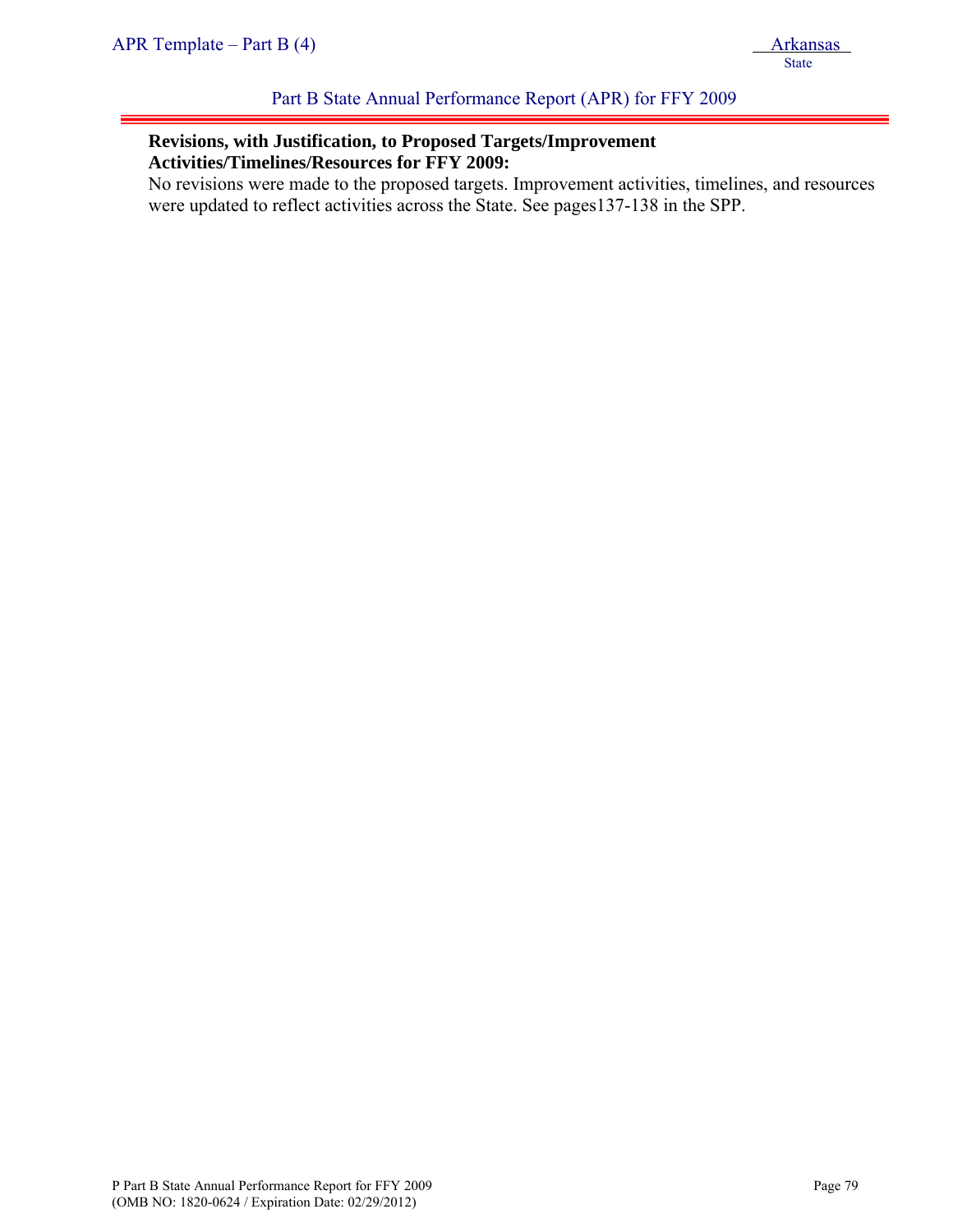**Revisions, with Justification, to Proposed Targets/Improvement Activities/Timelines/Resources for FFY 2009:**

No revisions were made to the proposed targets. Improvement activities, timelines, and resources were updated to reflect activities across the State. See pages137-138 in the SPP.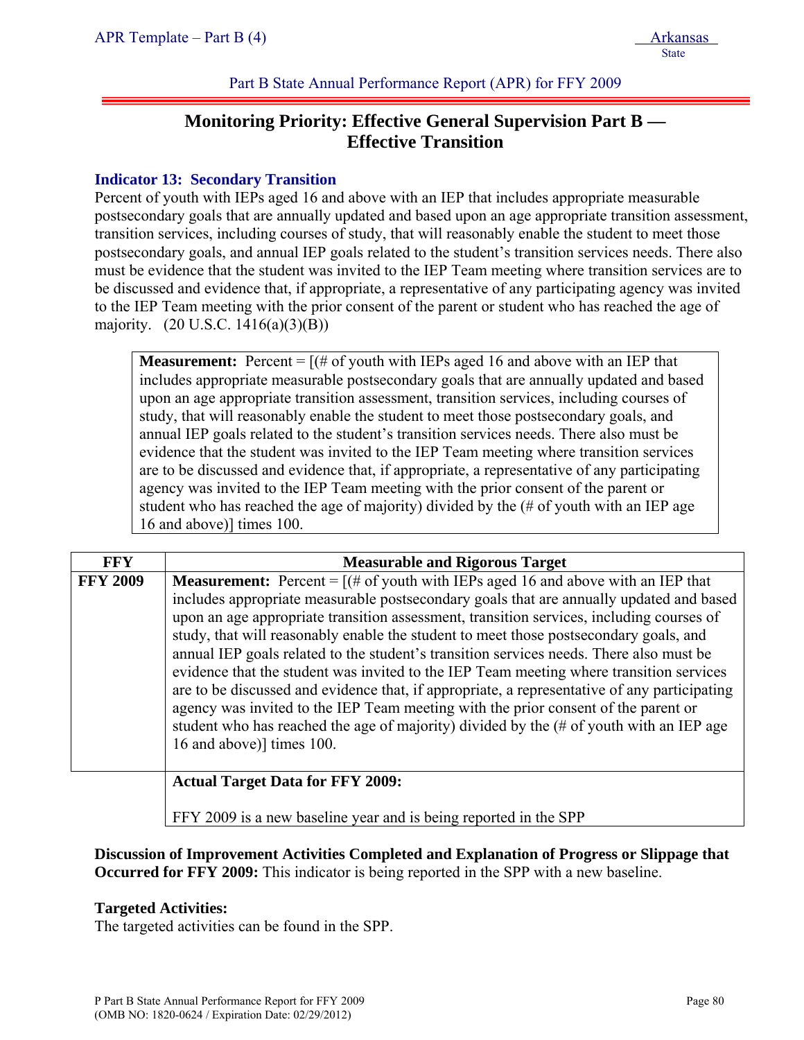## Monitoring Priority: Effective General Supervision Part B — Effective Transition

### Indicator 13: Secondary Transition

Percent of youth with IEPs aged 16 and above with an IEP that includes appropriate measurable postsecondary goals that are annually updated and based upon an age appropriate transition assessment, transition services, including courses of study, that will reasonably enable the student to meet those postsecondary goals, and annual IEP goals related to the student's transition services needs. There also must be evidence that the student was invited to the IEP Team meeting where transition services are to be discussed and evidence that, if appropriate, a representative of any participating agency was invited to the IEP Team meeting with the prior consent of the parent or student who has reached the age of majority. (20 U.S.C. 1416(a)(3)(B))

| **Measurement:** Percent = [(# of youth with IEPs aged 16 and above with an IEP that includes appropriate measurable postsecondary goals that are annually updated and based upon an age appropriate transition assessment, transition services, including courses of study, that will reasonably enable the student to meet those postsecondary goals, and annual IEP goals related to the student's transition services needs. There also must be evidence that the student was invited to the IEP Team meeting where transition services are to be discussed and evidence that, if appropriate, a representative of any participating agency was invited to the IEP Team meeting with the prior consent of the parent or student who has reached the age of majority) divided by the (# of youth with an IEP age 16 and above)] times 100. |
|---|

| FFY | Measurable and Rigorous Target |
|---|---|
| **FFY 2009** | **Measurement:** Percent = [(# of youth with IEPs aged 16 and above with an IEP that includes appropriate measurable postsecondary goals that are annually updated and based upon an age appropriate transition assessment, transition services, including courses of study, that will reasonably enable the student to meet those postsecondary goals, and annual IEP goals related to the student's transition services needs. There also must be evidence that the student was invited to the IEP Team meeting where transition services are to be discussed and evidence that, if appropriate, a representative of any participating agency was invited to the IEP Team meeting with the prior consent of the parent or student who has reached the age of majority) divided by the (# of youth with an IEP age 16 and above)] times 100. |
| | **Actual Target Data for FFY 2009:**<br><br>FFY 2009 is a new baseline year and is being reported in the SPP |

**Discussion of Improvement Activities Completed and Explanation of Progress or Slippage that Occurred for FFY 2009:** This indicator is being reported in the SPP with a new baseline.

**Targeted Activities:**
The targeted activities can be found in the SPP.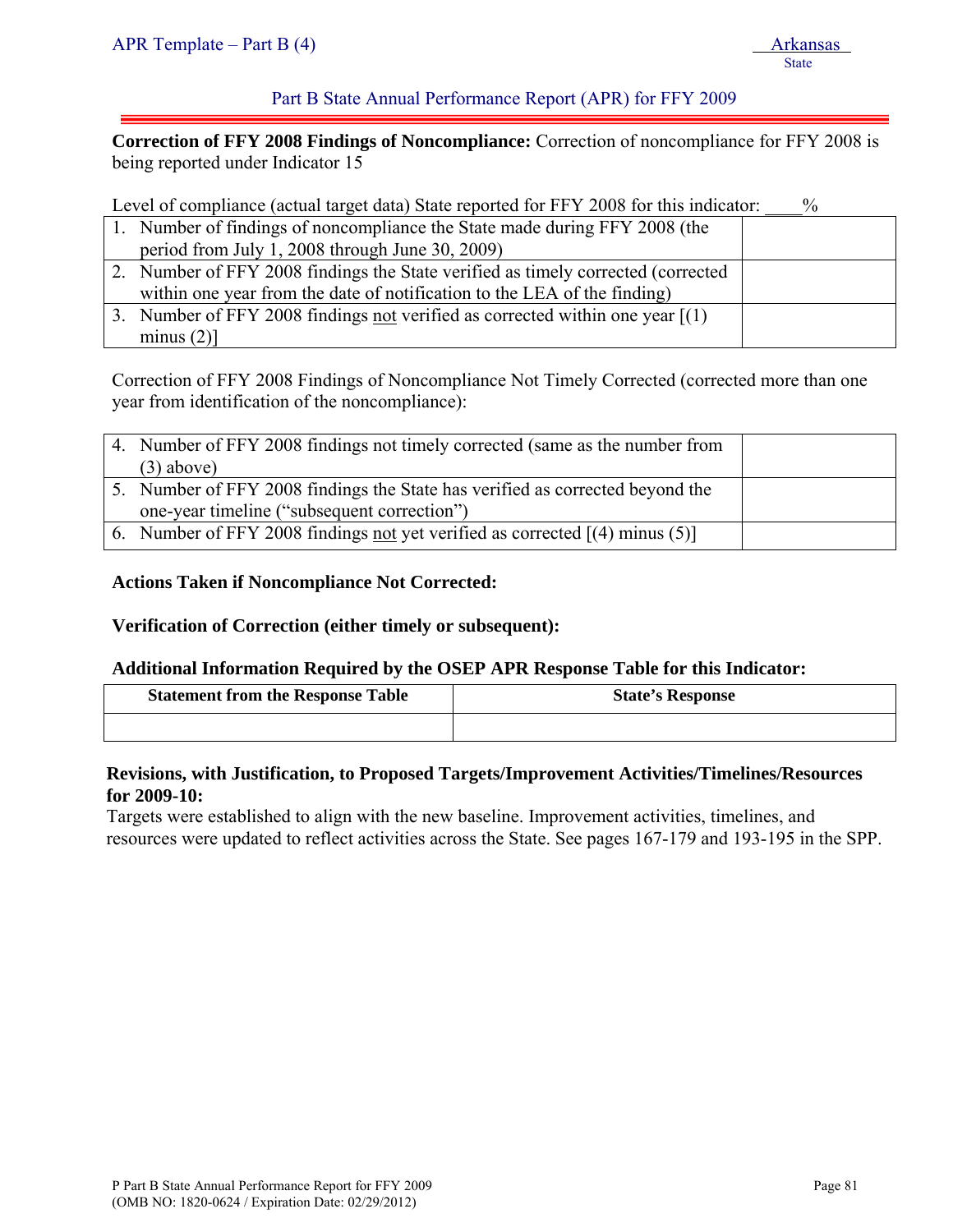**Correction of FFY 2008 Findings of Noncompliance:** Correction of noncompliance for FFY 2008 is being reported under Indicator 15

Level of compliance (actual target data) State reported for FFY 2008 for this indicator: ____%

| | |
|---|---|
| 1. Number of findings of noncompliance the State made during FFY 2008 (the period from July 1, 2008 through June 30, 2009) | |
| 2. Number of FFY 2008 findings the State verified as timely corrected (corrected within one year from the date of notification to the LEA of the finding) | |
| 3. Number of FFY 2008 findings <u>not</u> verified as corrected within one year [(1) minus (2)] | |

Correction of FFY 2008 Findings of Noncompliance Not Timely Corrected (corrected more than one year from identification of the noncompliance):

| | |
|---|---|
| 4. Number of FFY 2008 findings not timely corrected (same as the number from (3) above) | |
| 5. Number of FFY 2008 findings the State has verified as corrected beyond the one-year timeline ("subsequent correction") | |
| 6. Number of FFY 2008 findings <u>not</u> yet verified as corrected [(4) minus (5)] | |

**Actions Taken if Noncompliance Not Corrected:**

**Verification of Correction (either timely or subsequent):**

**Additional Information Required by the OSEP APR Response Table for this Indicator:**

| Statement from the Response Table | State's Response |
|---|---|
| | |

**Revisions, with Justification, to Proposed Targets/Improvement Activities/Timelines/Resources for 2009-10:**

Targets were established to align with the new baseline. Improvement activities, timelines, and resources were updated to reflect activities across the State. See pages 167-179 and 193-195 in the SPP.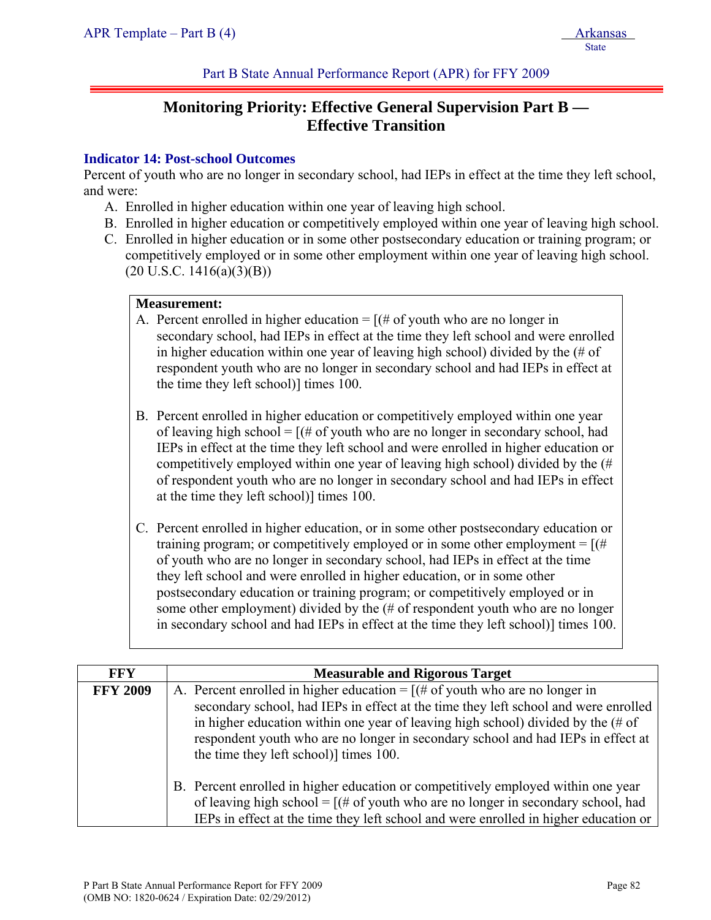Part B State Annual Performance Report (APR) for FFY 2009

# Monitoring Priority: Effective General Supervision Part B — Effective Transition

### Indicator 14: Post-school Outcomes

Percent of youth who are no longer in secondary school, had IEPs in effect at the time they left school, and were:

A. Enrolled in higher education within one year of leaving high school.
B. Enrolled in higher education or competitively employed within one year of leaving high school.
C. Enrolled in higher education or in some other postsecondary education or training program; or competitively employed or in some other employment within one year of leaving high school. (20 U.S.C. 1416(a)(3)(B))

**Measurement:**

A. Percent enrolled in higher education = [(# of youth who are no longer in secondary school, had IEPs in effect at the time they left school and were enrolled in higher education within one year of leaving high school) divided by the (# of respondent youth who are no longer in secondary school and had IEPs in effect at the time they left school)] times 100.

B. Percent enrolled in higher education or competitively employed within one year of leaving high school = [(# of youth who are no longer in secondary school, had IEPs in effect at the time they left school and were enrolled in higher education or competitively employed within one year of leaving high school) divided by the (# of respondent youth who are no longer in secondary school and had IEPs in effect at the time they left school)] times 100.

C. Percent enrolled in higher education, or in some other postsecondary education or training program; or competitively employed or in some other employment = [(# of youth who are no longer in secondary school, had IEPs in effect at the time they left school and were enrolled in higher education, or in some other postsecondary education or training program; or competitively employed or in some other employment) divided by the (# of respondent youth who are no longer in secondary school and had IEPs in effect at the time they left school)] times 100.

| FFY | Measurable and Rigorous Target |
|---|---|
| **FFY 2009** | A. Percent enrolled in higher education = [(# of youth who are no longer in secondary school, had IEPs in effect at the time they left school and were enrolled in higher education within one year of leaving high school) divided by the (# of respondent youth who are no longer in secondary school and had IEPs in effect at the time they left school)] times 100.<br><br>B. Percent enrolled in higher education or competitively employed within one year of leaving high school = [(# of youth who are no longer in secondary school, had IEPs in effect at the time they left school and were enrolled in higher education or |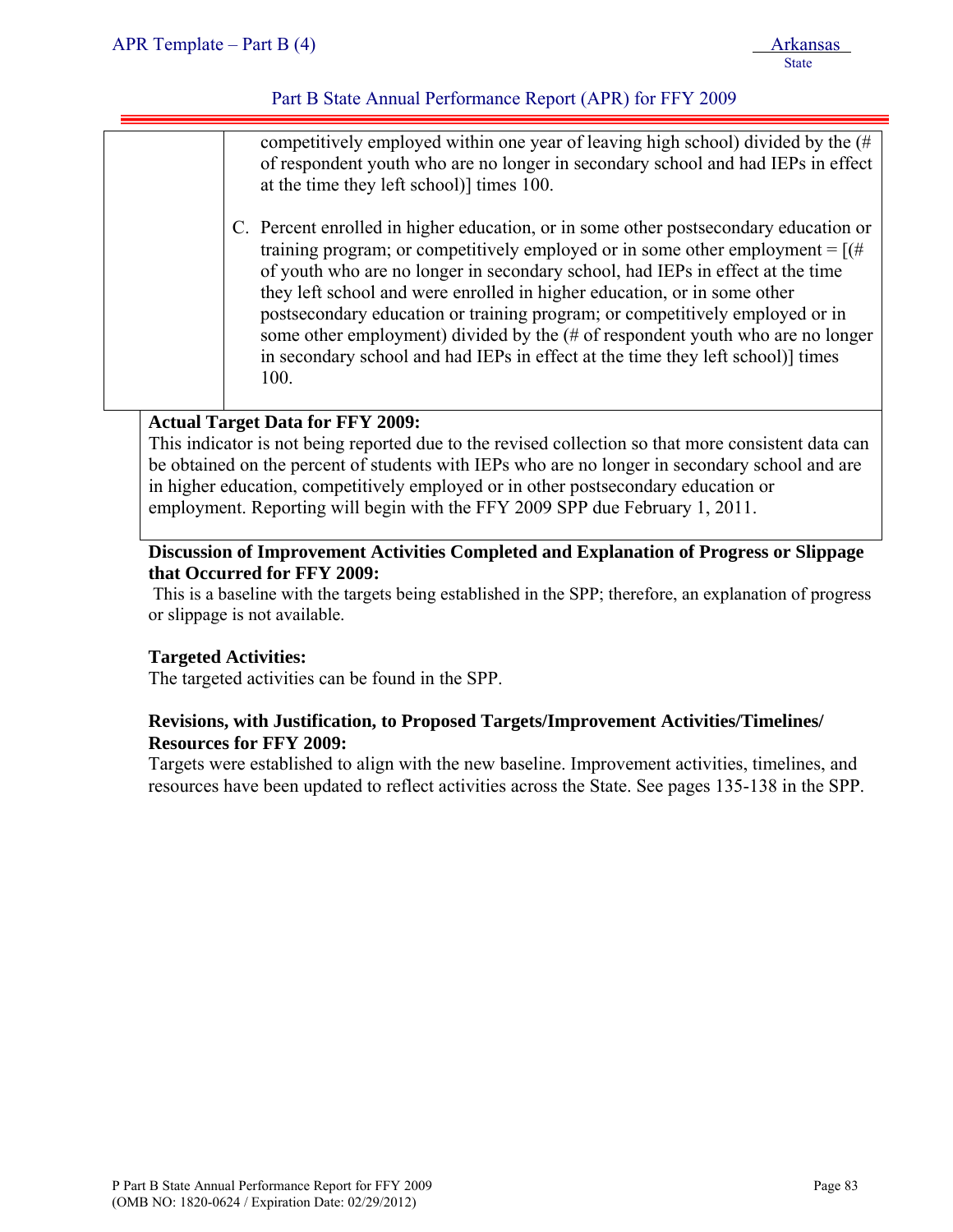competitively employed within one year of leaving high school) divided by the (# of respondent youth who are no longer in secondary school and had IEPs in effect at the time they left school)] times 100.

C. Percent enrolled in higher education, or in some other postsecondary education or training program; or competitively employed or in some other employment = [(# of youth who are no longer in secondary school, had IEPs in effect at the time they left school and were enrolled in higher education, or in some other postsecondary education or training program; or competitively employed or in some other employment) divided by the (# of respondent youth who are no longer in secondary school and had IEPs in effect at the time they left school)] times 100.

**Actual Target Data for FFY 2009:**

This indicator is not being reported due to the revised collection so that more consistent data can be obtained on the percent of students with IEPs who are no longer in secondary school and are in higher education, competitively employed or in other postsecondary education or employment. Reporting will begin with the FFY 2009 SPP due February 1, 2011.

**Discussion of Improvement Activities Completed and Explanation of Progress or Slippage that Occurred for FFY 2009:**

This is a baseline with the targets being established in the SPP; therefore, an explanation of progress or slippage is not available.

**Targeted Activities:**

The targeted activities can be found in the SPP.

**Revisions, with Justification, to Proposed Targets/Improvement Activities/Timelines/ Resources for FFY 2009:**

Targets were established to align with the new baseline. Improvement activities, timelines, and resources have been updated to reflect activities across the State. See pages 135-138 in the SPP.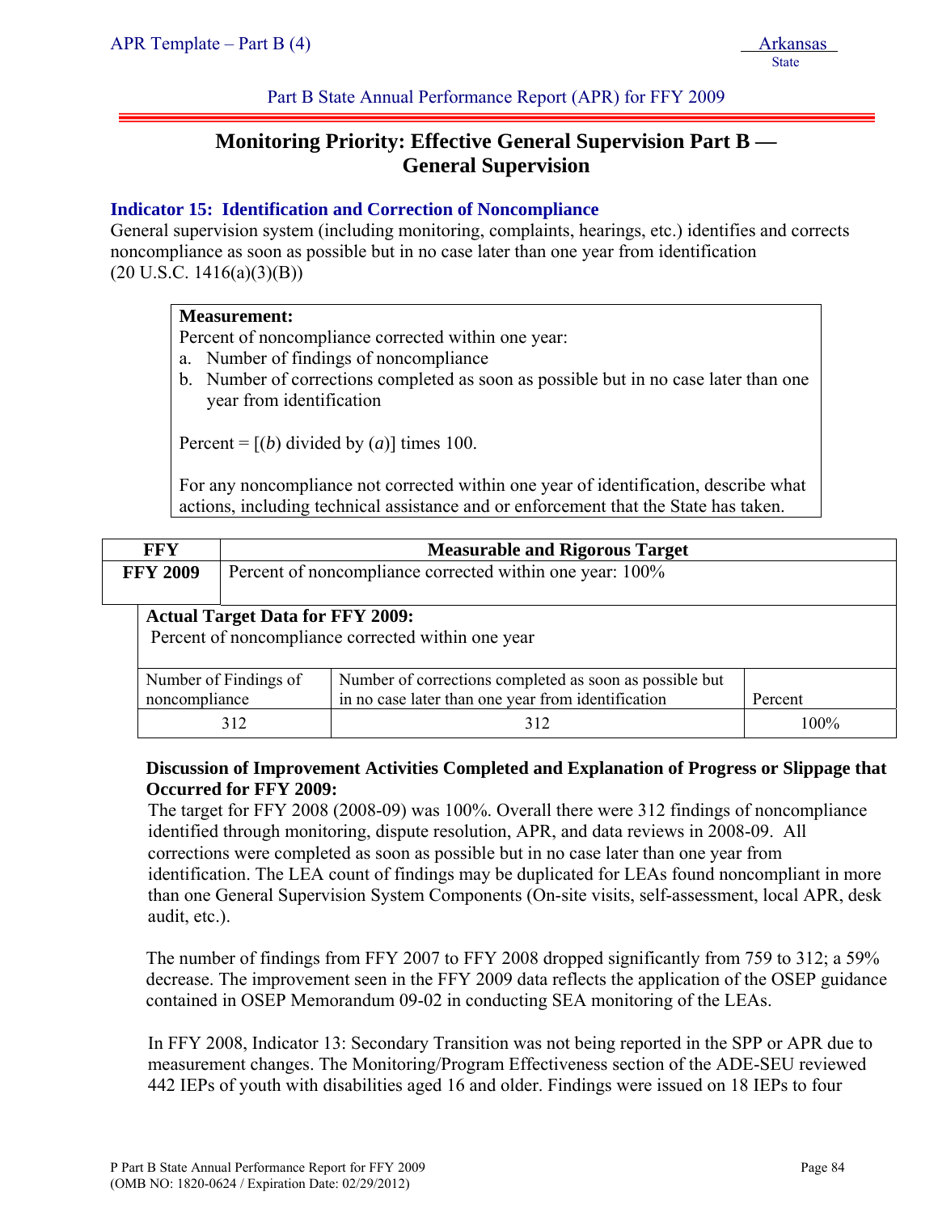Part B State Annual Performance Report (APR) for FFY 2009

# Monitoring Priority: Effective General Supervision Part B — General Supervision

### Indicator 15: Identification and Correction of Noncompliance

General supervision system (including monitoring, complaints, hearings, etc.) identifies and corrects noncompliance as soon as possible but in no case later than one year from identification (20 U.S.C. 1416(a)(3)(B))

**Measurement:**
Percent of noncompliance corrected within one year:

a. Number of findings of noncompliance
b. Number of corrections completed as soon as possible but in no case later than one year from identification

Percent = [(*b*) divided by (*a*)] times 100.

For any noncompliance not corrected within one year of identification, describe what actions, including technical assistance and or enforcement that the State has taken.

| FFY | Measurable and Rigorous Target |
|---|---|
| **FFY 2009** | Percent of noncompliance corrected within one year: 100% |

**Actual Target Data for FFY 2009:**
Percent of noncompliance corrected within one year

| Number of Findings of noncompliance | Number of corrections completed as soon as possible but in no case later than one year from identification | Percent |
|---|---|---|
| 312 | 312 | 100% |

**Discussion of Improvement Activities Completed and Explanation of Progress or Slippage that Occurred for FFY 2009:**

The target for FFY 2008 (2008-09) was 100%. Overall there were 312 findings of noncompliance identified through monitoring, dispute resolution, APR, and data reviews in 2008-09. All corrections were completed as soon as possible but in no case later than one year from identification. The LEA count of findings may be duplicated for LEAs found noncompliant in more than one General Supervision System Components (On-site visits, self-assessment, local APR, desk audit, etc.).

The number of findings from FFY 2007 to FFY 2008 dropped significantly from 759 to 312; a 59% decrease. The improvement seen in the FFY 2009 data reflects the application of the OSEP guidance contained in OSEP Memorandum 09-02 in conducting SEA monitoring of the LEAs.

In FFY 2008, Indicator 13: Secondary Transition was not being reported in the SPP or APR due to measurement changes. The Monitoring/Program Effectiveness section of the ADE-SEU reviewed 442 IEPs of youth with disabilities aged 16 and older. Findings were issued on 18 IEPs to four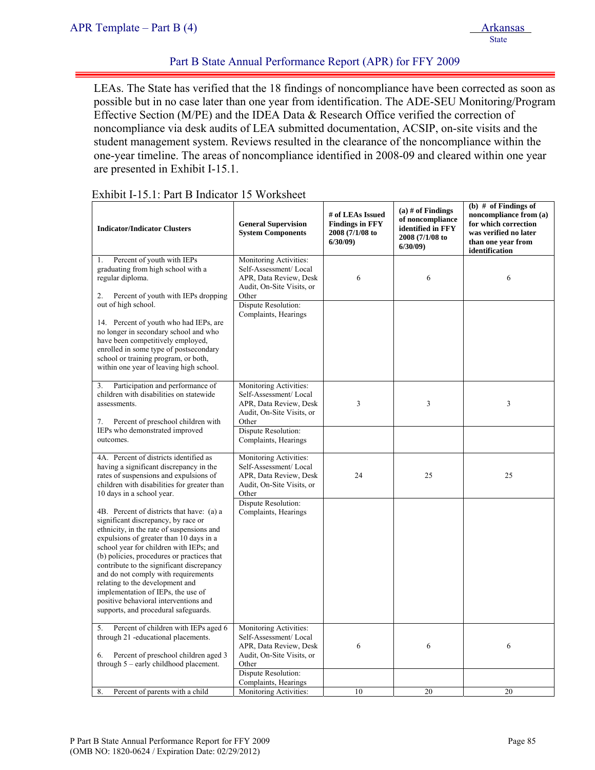LEAs. The State has verified that the 18 findings of noncompliance have been corrected as soon as possible but in no case later than one year from identification. The ADE-SEU Monitoring/Program Effective Section (M/PE) and the IDEA Data & Research Office verified the correction of noncompliance via desk audits of LEA submitted documentation, ACSIP, on-site visits and the student management system. Reviews resulted in the clearance of the noncompliance within the one-year timeline. The areas of noncompliance identified in 2008-09 and cleared within one year are presented in Exhibit I-15.1.

Exhibit I-15.1: Part B Indicator 15 Worksheet

| Indicator/Indicator Clusters | General Supervision System Components | # of LEAs Issued Findings in FFY 2008 (7/1/08 to 6/30/09) | (a) # of Findings of noncompliance identified in FFY 2008 (7/1/08 to 6/30/09) | (b) # of Findings of noncompliance from (a) for which correction was verified no later than one year from identification |
|---|---|---|---|---|
| 1. Percent of youth with IEPs graduating from high school with a regular diploma.<br><br>2. Percent of youth with IEPs dropping out of high school.<br><br>14. Percent of youth who had IEPs, are no longer in secondary school and who have been competitively employed, enrolled in some type of postsecondary school or training program, or both, within one year of leaving high school. | Monitoring Activities: Self-Assessment/ Local APR, Data Review, Desk Audit, On-Site Visits, or Other | 6 | 6 | 6 |
| | Dispute Resolution: Complaints, Hearings | | | |
| 3. Participation and performance of children with disabilities on statewide assessments.<br><br>7. Percent of preschool children with IEPs who demonstrated improved outcomes. | Monitoring Activities: Self-Assessment/ Local APR, Data Review, Desk Audit, On-Site Visits, or Other | 3 | 3 | 3 |
| | Dispute Resolution: Complaints, Hearings | | | |
| 4A. Percent of districts identified as having a significant discrepancy in the rates of suspensions and expulsions of children with disabilities for greater than 10 days in a school year.<br><br>4B. Percent of districts that have: (a) a significant discrepancy, by race or ethnicity, in the rate of suspensions and expulsions of greater than 10 days in a school year for children with IEPs; and (b) policies, procedures or practices that contribute to the significant discrepancy and do not comply with requirements relating to the development and implementation of IEPs, the use of positive behavioral interventions and supports, and procedural safeguards. | Monitoring Activities: Self-Assessment/ Local APR, Data Review, Desk Audit, On-Site Visits, or Other | 24 | 25 | 25 |
| | Dispute Resolution: Complaints, Hearings | | | |
| 5. Percent of children with IEPs aged 6 through 21 -educational placements.<br><br>6. Percent of preschool children aged 3 through 5 – early childhood placement. | Monitoring Activities: Self-Assessment/ Local APR, Data Review, Desk Audit, On-Site Visits, or Other | 6 | 6 | 6 |
| | Dispute Resolution: Complaints, Hearings | | | |
| 8. Percent of parents with a child | Monitoring Activities: | 10 | 20 | 20 |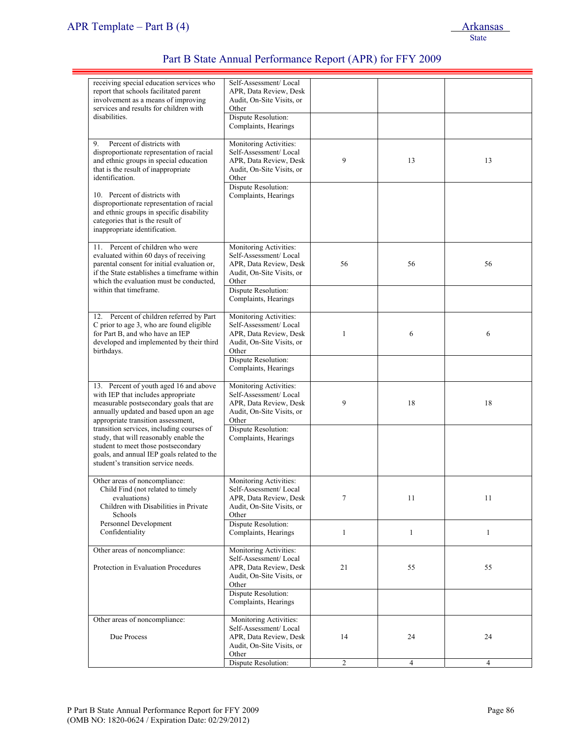## Part B State Annual Performance Report (APR) for FFY 2009

| | | | | |
|---|---|---|---|---|
| receiving special education services who report that schools facilitated parent involvement as a means of improving services and results for children with disabilities. | Self-Assessment/ Local APR, Data Review, Desk Audit, On-Site Visits, or Other | | | |
| | Dispute Resolution: Complaints, Hearings | | | |
| 9. Percent of districts with disproportionate representation of racial and ethnic groups in special education that is the result of inappropriate identification.<br><br>10. Percent of districts with disproportionate representation of racial and ethnic groups in specific disability categories that is the result of inappropriate identification. | Monitoring Activities: Self-Assessment/ Local APR, Data Review, Desk Audit, On-Site Visits, or Other | 9 | 13 | 13 |
| | Dispute Resolution: Complaints, Hearings | | | |
| 11. Percent of children who were evaluated within 60 days of receiving parental consent for initial evaluation or, if the State establishes a timeframe within which the evaluation must be conducted, within that timeframe. | Monitoring Activities: Self-Assessment/ Local APR, Data Review, Desk Audit, On-Site Visits, or Other | 56 | 56 | 56 |
| | Dispute Resolution: Complaints, Hearings | | | |
| 12. Percent of children referred by Part C prior to age 3, who are found eligible for Part B, and who have an IEP developed and implemented by their third birthdays. | Monitoring Activities: Self-Assessment/ Local APR, Data Review, Desk Audit, On-Site Visits, or Other | 1 | 6 | 6 |
| | Dispute Resolution: Complaints, Hearings | | | |
| 13. Percent of youth aged 16 and above with IEP that includes appropriate measurable postsecondary goals that are annually updated and based upon an age appropriate transition assessment, transition services, including courses of study, that will reasonably enable the student to meet those postsecondary goals, and annual IEP goals related to the student's transition service needs. | Monitoring Activities: Self-Assessment/ Local APR, Data Review, Desk Audit, On-Site Visits, or Other | 9 | 18 | 18 |
| | Dispute Resolution: Complaints, Hearings | | | |
| Other areas of noncompliance:<br>Child Find (not related to timely evaluations)<br>Children with Disabilities in Private Schools<br>Personnel Development<br>Confidentiality | Monitoring Activities: Self-Assessment/ Local APR, Data Review, Desk Audit, On-Site Visits, or Other | 7 | 11 | 11 |
| | Dispute Resolution: Complaints, Hearings | 1 | 1 | 1 |
| Other areas of noncompliance:<br><br>Protection in Evaluation Procedures | Monitoring Activities: Self-Assessment/ Local APR, Data Review, Desk Audit, On-Site Visits, or Other | 21 | 55 | 55 |
| | Dispute Resolution: Complaints, Hearings | | | |
| Other areas of noncompliance:<br><br>Due Process | Monitoring Activities: Self-Assessment/ Local APR, Data Review, Desk Audit, On-Site Visits, or Other | 14 | 24 | 24 |
| | Dispute Resolution: | 2 | 4 | 4 |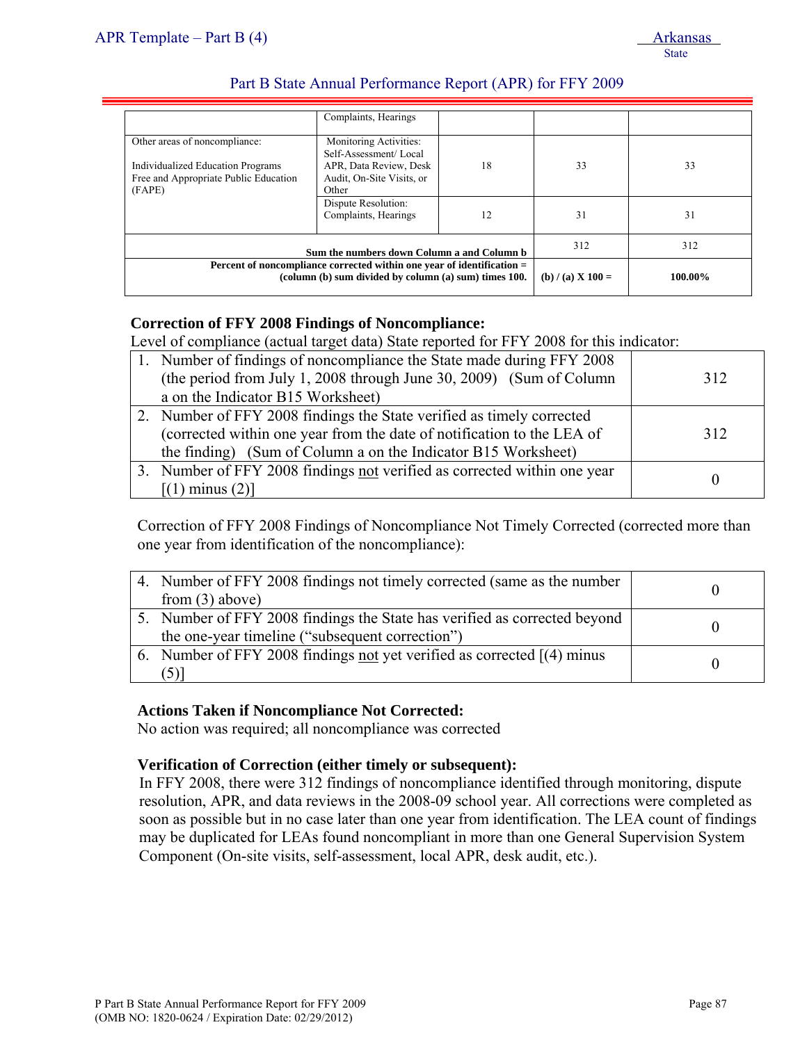| | Complaints, Hearings | | | |
|---|---|---|---|---|
| Other areas of noncompliance:<br><br>Individualized Education Programs Free and Appropriate Public Education (FAPE) | Monitoring Activities: Self-Assessment/ Local APR, Data Review, Desk Audit, On-Site Visits, or Other | 18 | 33 | 33 |
| | Dispute Resolution: Complaints, Hearings | 12 | 31 | 31 |
| **Sum the numbers down Column a and Column b** | | | 312 | 312 |
| **Percent of noncompliance corrected within one year of identification = (column (b) sum divided by column (a) sum) times 100.** | | | **(b) / (a) X 100 =** | **100.00%** |

**Correction of FFY 2008 Findings of Noncompliance:**

Level of compliance (actual target data) State reported for FFY 2008 for this indicator:

| | |
|---|---|
| 1. Number of findings of noncompliance the State made during FFY 2008 (the period from July 1, 2008 through June 30, 2009) (Sum of Column a on the Indicator B15 Worksheet) | 312 |
| 2. Number of FFY 2008 findings the State verified as timely corrected (corrected within one year from the date of notification to the LEA of the finding) (Sum of Column a on the Indicator B15 Worksheet) | 312 |
| 3. Number of FFY 2008 findings not verified as corrected within one year [(1) minus (2)] | 0 |

Correction of FFY 2008 Findings of Noncompliance Not Timely Corrected (corrected more than one year from identification of the noncompliance):

| | |
|---|---|
| 4. Number of FFY 2008 findings not timely corrected (same as the number from (3) above) | 0 |
| 5. Number of FFY 2008 findings the State has verified as corrected beyond the one-year timeline ("subsequent correction") | 0 |
| 6. Number of FFY 2008 findings not yet verified as corrected [(4) minus (5)] | 0 |

**Actions Taken if Noncompliance Not Corrected:**

No action was required; all noncompliance was corrected

**Verification of Correction (either timely or subsequent):**

In FFY 2008, there were 312 findings of noncompliance identified through monitoring, dispute resolution, APR, and data reviews in the 2008-09 school year. All corrections were completed as soon as possible but in no case later than one year from identification. The LEA count of findings may be duplicated for LEAs found noncompliant in more than one General Supervision System Component (On-site visits, self-assessment, local APR, desk audit, etc.).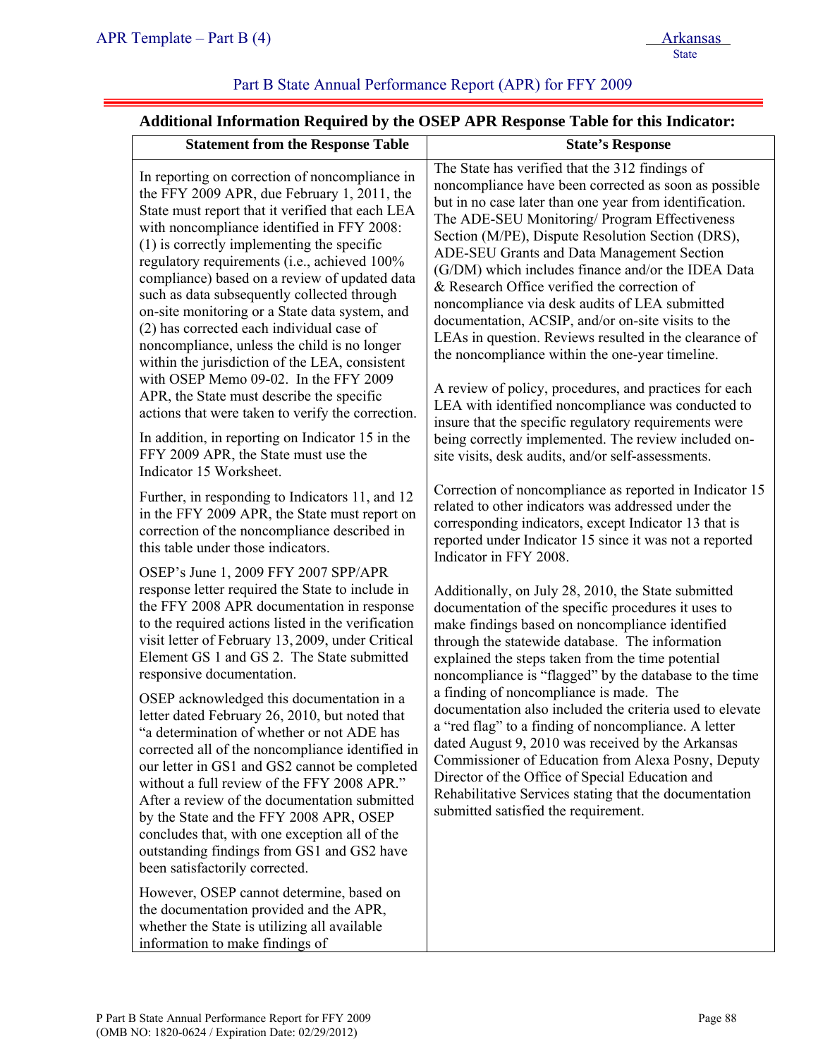## Additional Information Required by the OSEP APR Response Table for this Indicator:

| Statement from the Response Table | State's Response |
| --- | --- |
| In reporting on correction of noncompliance in the FFY 2009 APR, due February 1, 2011, the State must report that it verified that each LEA with noncompliance identified in FFY 2008: (1) is correctly implementing the specific regulatory requirements (i.e., achieved 100% compliance) based on a review of updated data such as data subsequently collected through on-site monitoring or a State data system, and (2) has corrected each individual case of noncompliance, unless the child is no longer within the jurisdiction of the LEA, consistent with OSEP Memo 09-02. In the FFY 2009 APR, the State must describe the specific actions that were taken to verify the correction.<br><br>In addition, in reporting on Indicator 15 in the FFY 2009 APR, the State must use the Indicator 15 Worksheet.<br><br>Further, in responding to Indicators 11, and 12 in the FFY 2009 APR, the State must report on correction of the noncompliance described in this table under those indicators.<br><br>OSEP's June 1, 2009 FFY 2007 SPP/APR response letter required the State to include in the FFY 2008 APR documentation in response to the required actions listed in the verification visit letter of February 13, 2009, under Critical Element GS 1 and GS 2. The State submitted responsive documentation.<br><br>OSEP acknowledged this documentation in a letter dated February 26, 2010, but noted that "a determination of whether or not ADE has corrected all of the noncompliance identified in our letter in GS1 and GS2 cannot be completed without a full review of the FFY 2008 APR." After a review of the documentation submitted by the State and the FFY 2008 APR, OSEP concludes that, with one exception all of the outstanding findings from GS1 and GS2 have been satisfactorily corrected.<br><br>However, OSEP cannot determine, based on the documentation provided and the APR, whether the State is utilizing all available information to make findings of | The State has verified that the 312 findings of noncompliance have been corrected as soon as possible but in no case later than one year from identification. The ADE-SEU Monitoring/ Program Effectiveness Section (M/PE), Dispute Resolution Section (DRS), ADE-SEU Grants and Data Management Section (G/DM) which includes finance and/or the IDEA Data & Research Office verified the correction of noncompliance via desk audits of LEA submitted documentation, ACSIP, and/or on-site visits to the LEAs in question. Reviews resulted in the clearance of the noncompliance within the one-year timeline.<br><br>A review of policy, procedures, and practices for each LEA with identified noncompliance was conducted to insure that the specific regulatory requirements were being correctly implemented. The review included on-site visits, desk audits, and/or self-assessments.<br><br>Correction of noncompliance as reported in Indicator 15 related to other indicators was addressed under the corresponding indicators, except Indicator 13 that is reported under Indicator 15 since it was not a reported Indicator in FFY 2008.<br><br>Additionally, on July 28, 2010, the State submitted documentation of the specific procedures it uses to make findings based on noncompliance identified through the statewide database. The information explained the steps taken from the time potential noncompliance is "flagged" by the database to the time a finding of noncompliance is made. The documentation also included the criteria used to elevate a "red flag" to a finding of noncompliance. A letter dated August 9, 2010 was received by the Arkansas Commissioner of Education from Alexa Posny, Deputy Director of the Office of Special Education and Rehabilitative Services stating that the documentation submitted satisfied the requirement. |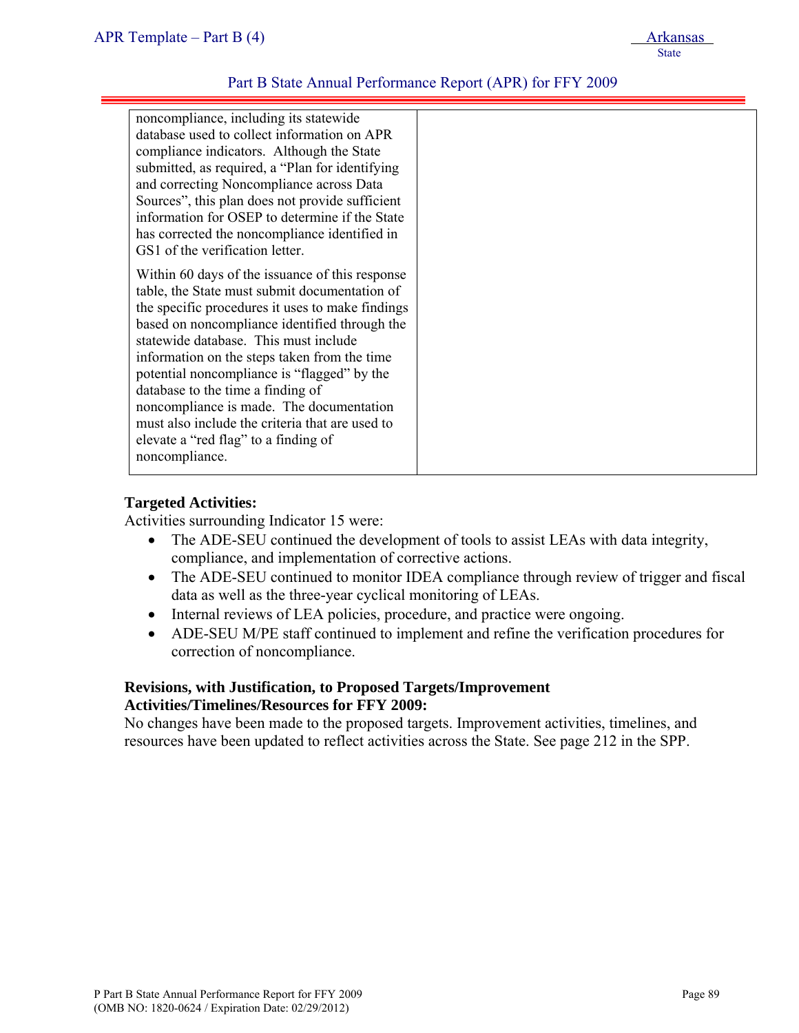| | |
|---|---|
| noncompliance, including its statewide database used to collect information on APR compliance indicators. Although the State submitted, as required, a "Plan for identifying and correcting Noncompliance across Data Sources", this plan does not provide sufficient information for OSEP to determine if the State has corrected the noncompliance identified in GS1 of the verification letter.<br><br>Within 60 days of the issuance of this response table, the State must submit documentation of the specific procedures it uses to make findings based on noncompliance identified through the statewide database. This must include information on the steps taken from the time potential noncompliance is "flagged" by the database to the time a finding of noncompliance is made. The documentation must also include the criteria that are used to elevate a "red flag" to a finding of noncompliance. | |

**Targeted Activities:**

Activities surrounding Indicator 15 were:

- The ADE-SEU continued the development of tools to assist LEAs with data integrity, compliance, and implementation of corrective actions.
- The ADE-SEU continued to monitor IDEA compliance through review of trigger and fiscal data as well as the three-year cyclical monitoring of LEAs.
- Internal reviews of LEA policies, procedure, and practice were ongoing.
- ADE-SEU M/PE staff continued to implement and refine the verification procedures for correction of noncompliance.

**Revisions, with Justification, to Proposed Targets/Improvement Activities/Timelines/Resources for FFY 2009:**

No changes have been made to the proposed targets. Improvement activities, timelines, and resources have been updated to reflect activities across the State. See page 212 in the SPP.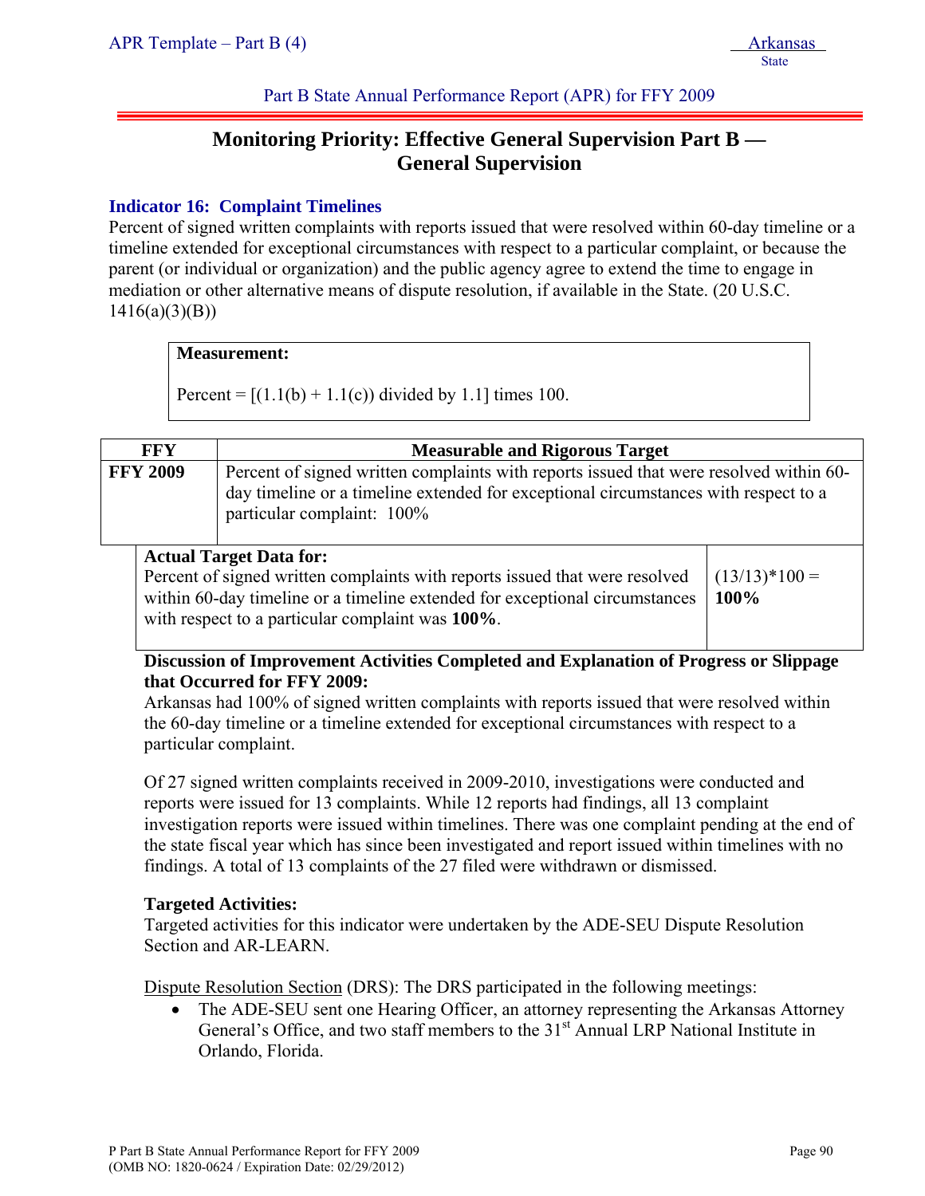Part B State Annual Performance Report (APR) for FFY 2009

## Monitoring Priority: Effective General Supervision Part B — General Supervision

### Indicator 16: Complaint Timelines

Percent of signed written complaints with reports issued that were resolved within 60-day timeline or a timeline extended for exceptional circumstances with respect to a particular complaint, or because the parent (or individual or organization) and the public agency agree to extend the time to engage in mediation or other alternative means of dispute resolution, if available in the State. (20 U.S.C. 1416(a)(3)(B))

| **Measurement:** |
|---|
| Percent = [(1.1(b) + 1.1(c)) divided by 1.1] times 100. |

| FFY | Measurable and Rigorous Target |
|---|---|
| **FFY 2009** | Percent of signed written complaints with reports issued that were resolved within 60-day timeline or a timeline extended for exceptional circumstances with respect to a particular complaint: 100% |

| **Actual Target Data for:** Percent of signed written complaints with reports issued that were resolved within 60-day timeline or a timeline extended for exceptional circumstances with respect to a particular complaint was **100%**. | (13/13)*100 = **100%** |
|---|---|

**Discussion of Improvement Activities Completed and Explanation of Progress or Slippage that Occurred for FFY 2009:**

Arkansas had 100% of signed written complaints with reports issued that were resolved within the 60-day timeline or a timeline extended for exceptional circumstances with respect to a particular complaint.

Of 27 signed written complaints received in 2009-2010, investigations were conducted and reports were issued for 13 complaints. While 12 reports had findings, all 13 complaint investigation reports were issued within timelines. There was one complaint pending at the end of the state fiscal year which has since been investigated and report issued within timelines with no findings. A total of 13 complaints of the 27 filed were withdrawn or dismissed.

**Targeted Activities:**

Targeted activities for this indicator were undertaken by the ADE-SEU Dispute Resolution Section and AR-LEARN.

Dispute Resolution Section (DRS): The DRS participated in the following meetings:

- The ADE-SEU sent one Hearing Officer, an attorney representing the Arkansas Attorney General's Office, and two staff members to the 31st Annual LRP National Institute in Orlando, Florida.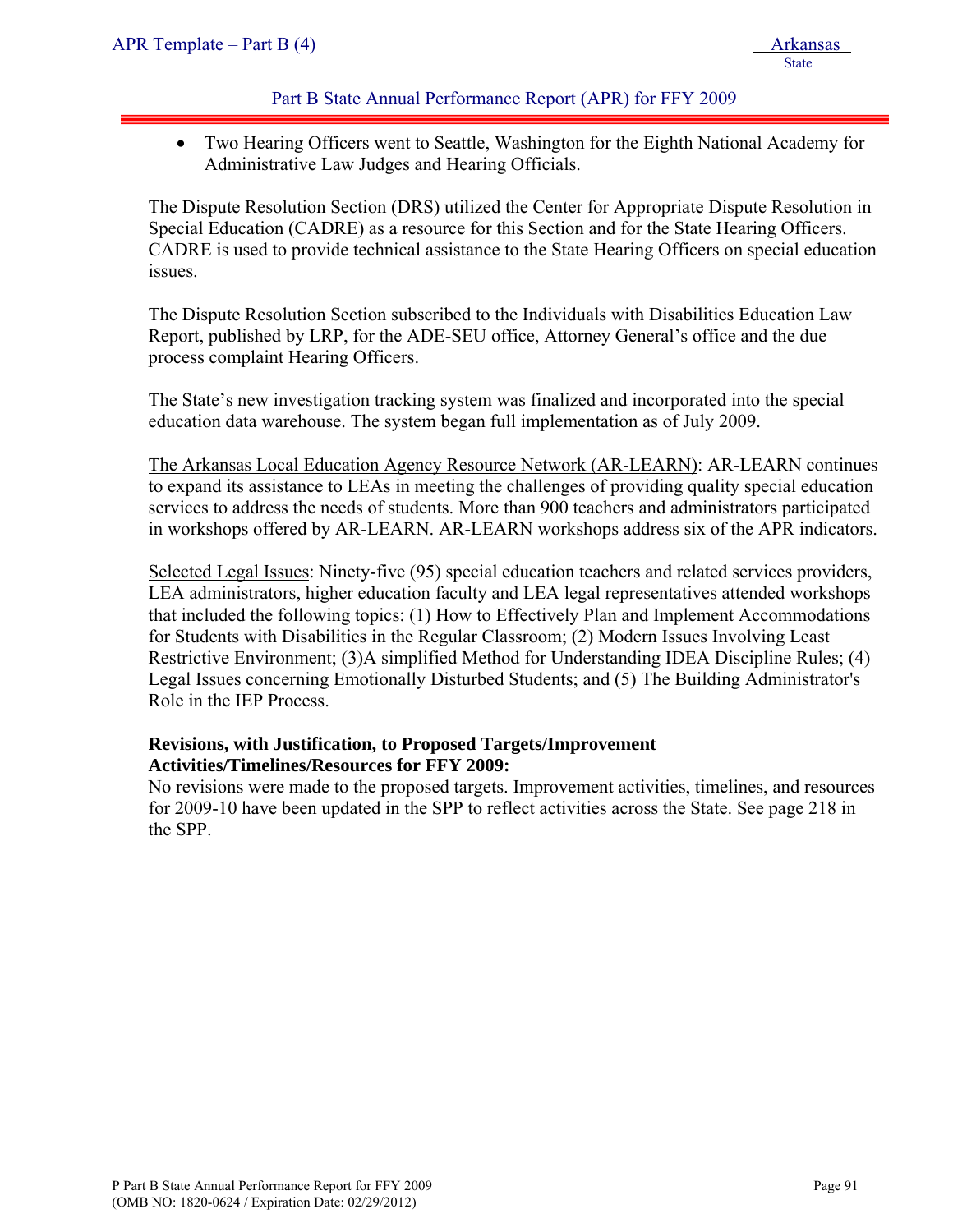- Two Hearing Officers went to Seattle, Washington for the Eighth National Academy for Administrative Law Judges and Hearing Officials.

The Dispute Resolution Section (DRS) utilized the Center for Appropriate Dispute Resolution in Special Education (CADRE) as a resource for this Section and for the State Hearing Officers. CADRE is used to provide technical assistance to the State Hearing Officers on special education issues.

The Dispute Resolution Section subscribed to the Individuals with Disabilities Education Law Report, published by LRP, for the ADE-SEU office, Attorney General's office and the due process complaint Hearing Officers.

The State's new investigation tracking system was finalized and incorporated into the special education data warehouse. The system began full implementation as of July 2009.

<u>The Arkansas Local Education Agency Resource Network (AR-LEARN)</u>: AR-LEARN continues to expand its assistance to LEAs in meeting the challenges of providing quality special education services to address the needs of students. More than 900 teachers and administrators participated in workshops offered by AR-LEARN. AR-LEARN workshops address six of the APR indicators.

<u>Selected Legal Issues</u>: Ninety-five (95) special education teachers and related services providers, LEA administrators, higher education faculty and LEA legal representatives attended workshops that included the following topics: (1) How to Effectively Plan and Implement Accommodations for Students with Disabilities in the Regular Classroom; (2) Modern Issues Involving Least Restrictive Environment; (3)A simplified Method for Understanding IDEA Discipline Rules; (4) Legal Issues concerning Emotionally Disturbed Students; and (5) The Building Administrator's Role in the IEP Process.

**Revisions, with Justification, to Proposed Targets/Improvement Activities/Timelines/Resources for FFY 2009:**

No revisions were made to the proposed targets. Improvement activities, timelines, and resources for 2009-10 have been updated in the SPP to reflect activities across the State. See page 218 in the SPP.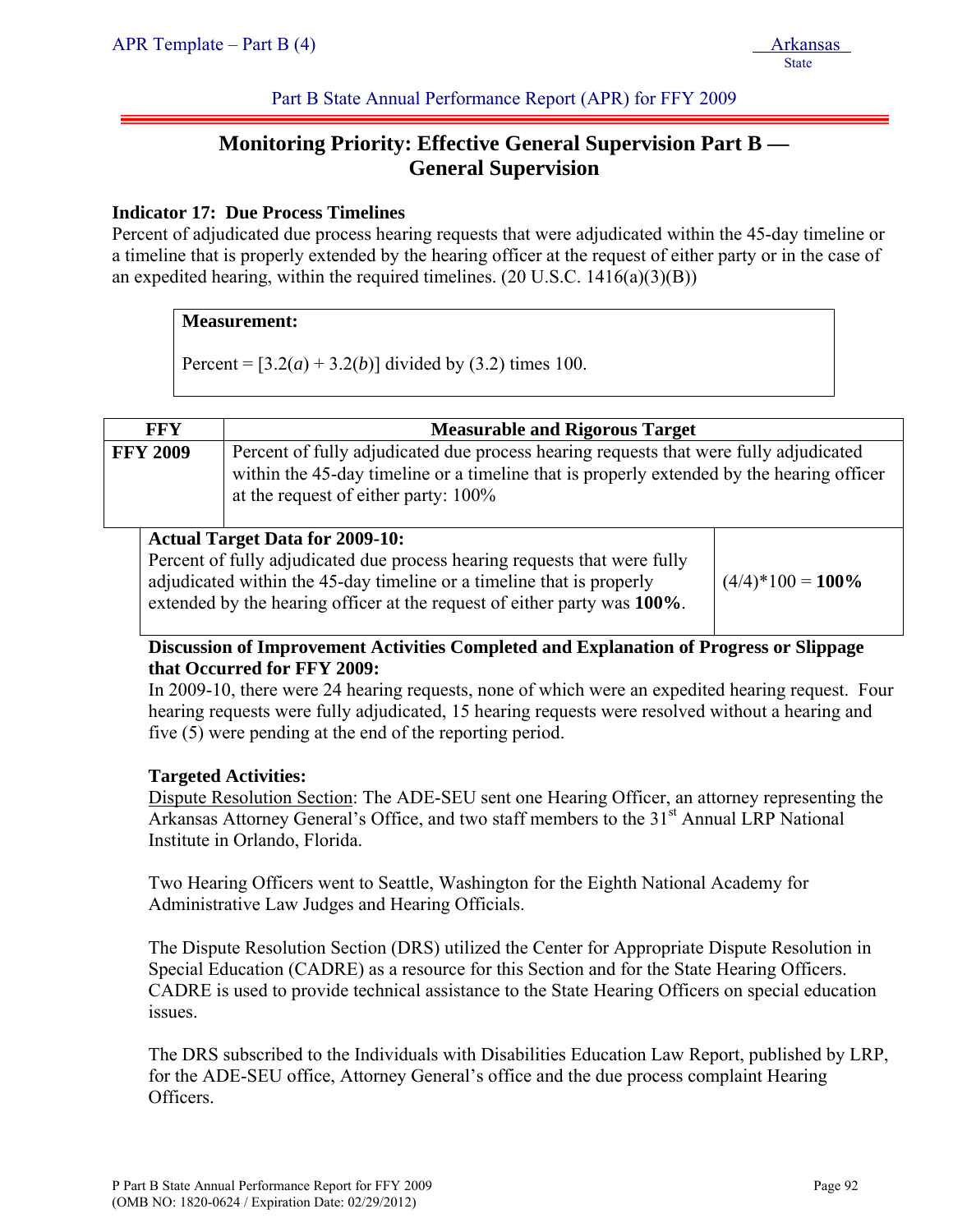Part B State Annual Performance Report (APR) for FFY 2009

# Monitoring Priority: Effective General Supervision Part B — General Supervision

**Indicator 17: Due Process Timelines**

Percent of adjudicated due process hearing requests that were adjudicated within the 45-day timeline or a timeline that is properly extended by the hearing officer at the request of either party or in the case of an expedited hearing, within the required timelines. (20 U.S.C. 1416(a)(3)(B))

**Measurement:**

Percent = [3.2(*a*) + 3.2(*b*)] divided by (3.2) times 100.

| FFY | Measurable and Rigorous Target |
|---|---|
| **FFY 2009** | Percent of fully adjudicated due process hearing requests that were fully adjudicated within the 45-day timeline or a timeline that is properly extended by the hearing officer at the request of either party: 100% |

| Actual Target Data for 2009-10: | |
|---|---|
| Percent of fully adjudicated due process hearing requests that were fully adjudicated within the 45-day timeline or a timeline that is properly extended by the hearing officer at the request of either party was **100%**. | (4/4)*100 = **100%** |

**Discussion of Improvement Activities Completed and Explanation of Progress or Slippage that Occurred for FFY 2009:**

In 2009-10, there were 24 hearing requests, none of which were an expedited hearing request. Four hearing requests were fully adjudicated, 15 hearing requests were resolved without a hearing and five (5) were pending at the end of the reporting period.

**Targeted Activities:**

Dispute Resolution Section: The ADE-SEU sent one Hearing Officer, an attorney representing the Arkansas Attorney General's Office, and two staff members to the 31st Annual LRP National Institute in Orlando, Florida.

Two Hearing Officers went to Seattle, Washington for the Eighth National Academy for Administrative Law Judges and Hearing Officials.

The Dispute Resolution Section (DRS) utilized the Center for Appropriate Dispute Resolution in Special Education (CADRE) as a resource for this Section and for the State Hearing Officers. CADRE is used to provide technical assistance to the State Hearing Officers on special education issues.

The DRS subscribed to the Individuals with Disabilities Education Law Report, published by LRP, for the ADE-SEU office, Attorney General's office and the due process complaint Hearing Officers.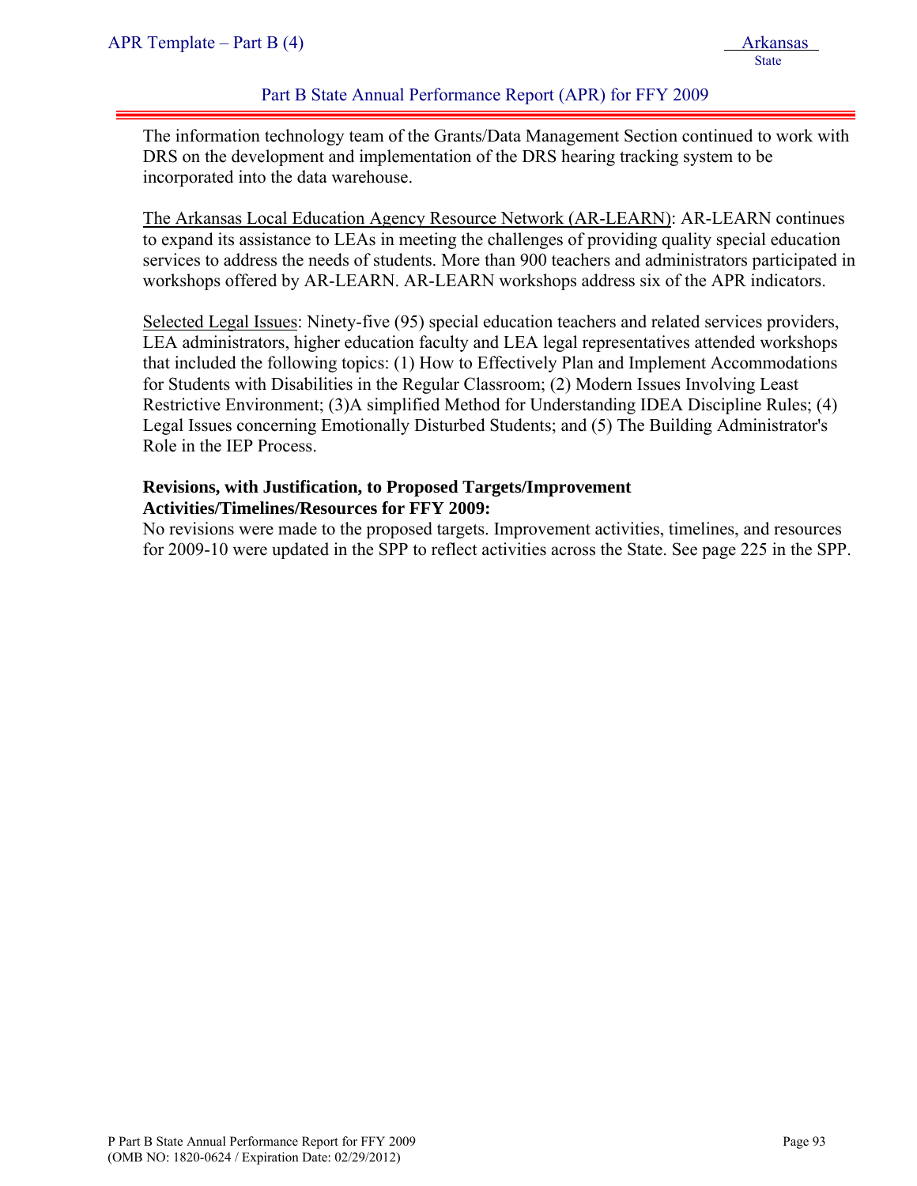The information technology team of the Grants/Data Management Section continued to work with DRS on the development and implementation of the DRS hearing tracking system to be incorporated into the data warehouse.

<u>The Arkansas Local Education Agency Resource Network (AR-LEARN)</u>: AR-LEARN continues to expand its assistance to LEAs in meeting the challenges of providing quality special education services to address the needs of students. More than 900 teachers and administrators participated in workshops offered by AR-LEARN. AR-LEARN workshops address six of the APR indicators.

<u>Selected Legal Issues</u>: Ninety-five (95) special education teachers and related services providers, LEA administrators, higher education faculty and LEA legal representatives attended workshops that included the following topics: (1) How to Effectively Plan and Implement Accommodations for Students with Disabilities in the Regular Classroom; (2) Modern Issues Involving Least Restrictive Environment; (3)A simplified Method for Understanding IDEA Discipline Rules; (4) Legal Issues concerning Emotionally Disturbed Students; and (5) The Building Administrator's Role in the IEP Process.

**Revisions, with Justification, to Proposed Targets/Improvement Activities/Timelines/Resources for FFY 2009:**

No revisions were made to the proposed targets. Improvement activities, timelines, and resources for 2009-10 were updated in the SPP to reflect activities across the State. See page 225 in the SPP.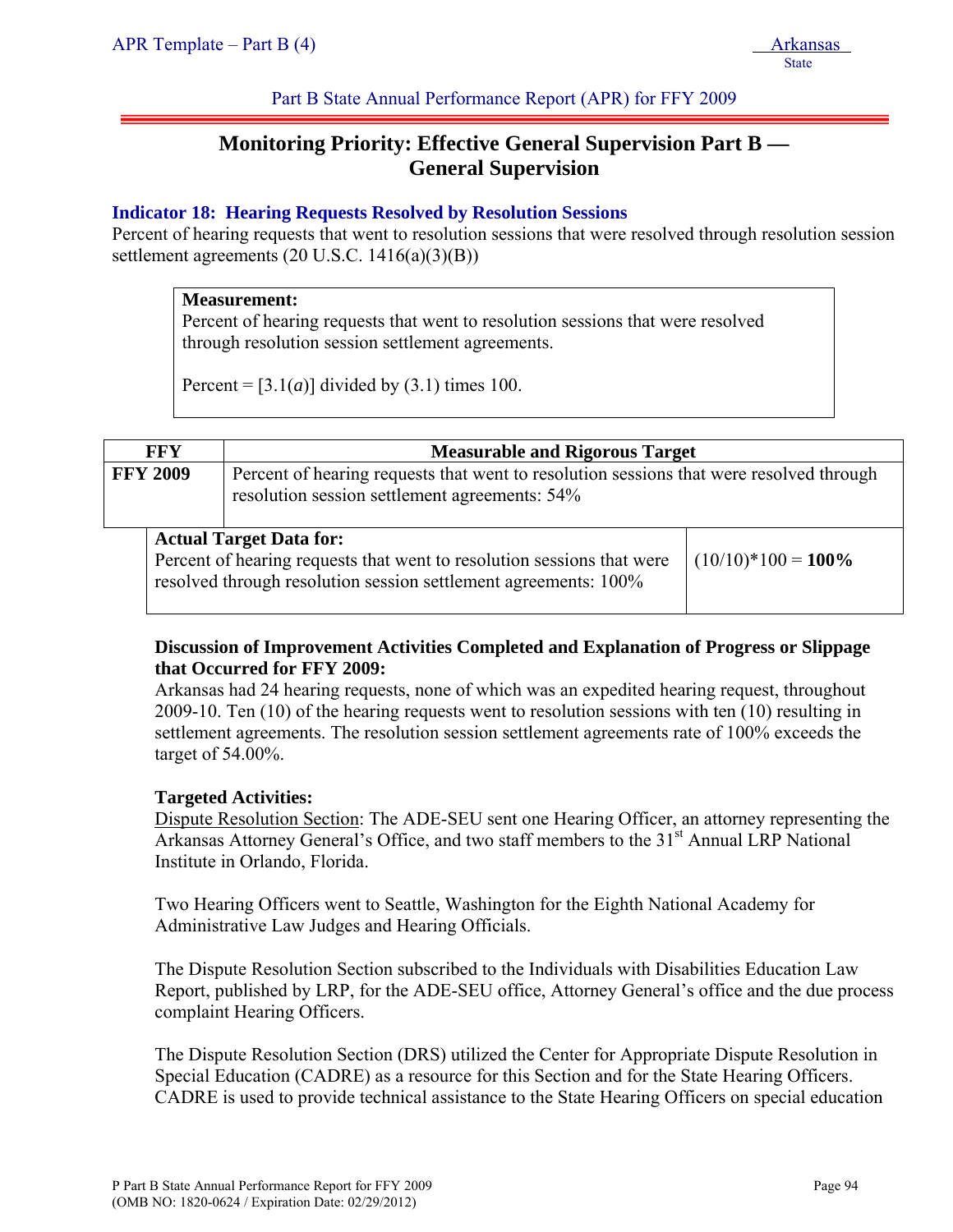# Monitoring Priority: Effective General Supervision Part B — General Supervision

### Indicator 18: Hearing Requests Resolved by Resolution Sessions

Percent of hearing requests that went to resolution sessions that were resolved through resolution session settlement agreements (20 U.S.C. 1416(a)(3)(B))

**Measurement:**
Percent of hearing requests that went to resolution sessions that were resolved through resolution session settlement agreements.

Percent = [3.1(*a*)] divided by (3.1) times 100.

| FFY | Measurable and Rigorous Target | |
|---|---|---|
| **FFY 2009** | Percent of hearing requests that went to resolution sessions that were resolved through resolution session settlement agreements: 54% | |
| | **Actual Target Data for:** Percent of hearing requests that went to resolution sessions that were resolved through resolution session settlement agreements: 100% | (10/10)*100 = **100%** |

**Discussion of Improvement Activities Completed and Explanation of Progress or Slippage that Occurred for FFY 2009:**
Arkansas had 24 hearing requests, none of which was an expedited hearing request, throughout 2009-10. Ten (10) of the hearing requests went to resolution sessions with ten (10) resulting in settlement agreements. The resolution session settlement agreements rate of 100% exceeds the target of 54.00%.

**Targeted Activities:**
Dispute Resolution Section: The ADE-SEU sent one Hearing Officer, an attorney representing the Arkansas Attorney General's Office, and two staff members to the 31st Annual LRP National Institute in Orlando, Florida.

Two Hearing Officers went to Seattle, Washington for the Eighth National Academy for Administrative Law Judges and Hearing Officials.

The Dispute Resolution Section subscribed to the Individuals with Disabilities Education Law Report, published by LRP, for the ADE-SEU office, Attorney General's office and the due process complaint Hearing Officers.

The Dispute Resolution Section (DRS) utilized the Center for Appropriate Dispute Resolution in Special Education (CADRE) as a resource for this Section and for the State Hearing Officers. CADRE is used to provide technical assistance to the State Hearing Officers on special education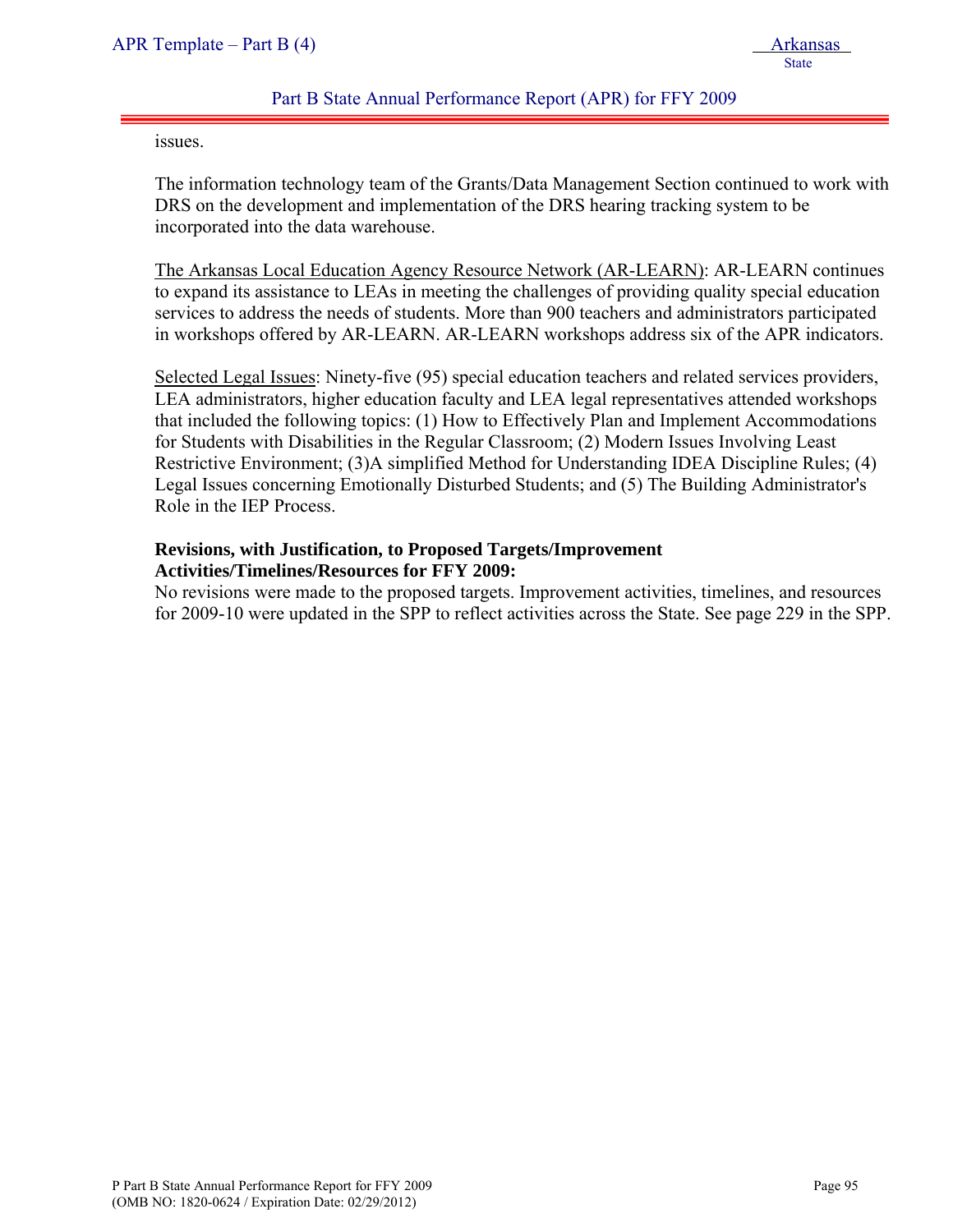issues.

The information technology team of the Grants/Data Management Section continued to work with DRS on the development and implementation of the DRS hearing tracking system to be incorporated into the data warehouse.

The Arkansas Local Education Agency Resource Network (AR-LEARN): AR-LEARN continues to expand its assistance to LEAs in meeting the challenges of providing quality special education services to address the needs of students. More than 900 teachers and administrators participated in workshops offered by AR-LEARN. AR-LEARN workshops address six of the APR indicators.

Selected Legal Issues: Ninety-five (95) special education teachers and related services providers, LEA administrators, higher education faculty and LEA legal representatives attended workshops that included the following topics: (1) How to Effectively Plan and Implement Accommodations for Students with Disabilities in the Regular Classroom; (2) Modern Issues Involving Least Restrictive Environment; (3)A simplified Method for Understanding IDEA Discipline Rules; (4) Legal Issues concerning Emotionally Disturbed Students; and (5) The Building Administrator's Role in the IEP Process.

**Revisions, with Justification, to Proposed Targets/Improvement Activities/Timelines/Resources for FFY 2009:**

No revisions were made to the proposed targets. Improvement activities, timelines, and resources for 2009-10 were updated in the SPP to reflect activities across the State. See page 229 in the SPP.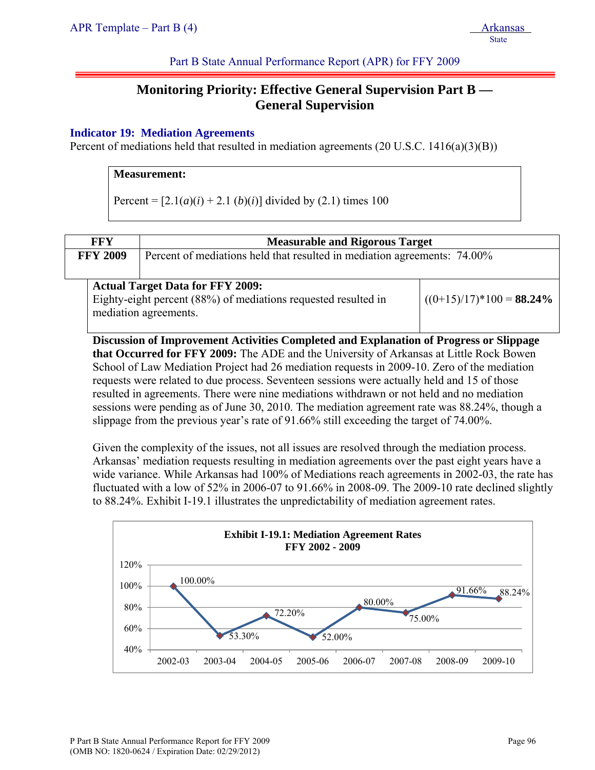Part B State Annual Performance Report (APR) for FFY 2009

# Monitoring Priority: Effective General Supervision Part B — General Supervision

### Indicator 19: Mediation Agreements

Percent of mediations held that resulted in mediation agreements (20 U.S.C. 1416(a)(3)(B))

**Measurement:**

Percent = [2.1(*a*)(*i*) + 2.1 (*b*)(*i*)] divided by (2.1) times 100

| FFY | Measurable and Rigorous Target |
| --- | --- |
| **FFY 2009** | Percent of mediations held that resulted in mediation agreements: 74.00% |

| Actual Target Data for FFY 2009: | |
| --- | --- |
| Eighty-eight percent (88%) of mediations requested resulted in mediation agreements. | ((0+15)/17)*100 = **88.24%** |

**Discussion of Improvement Activities Completed and Explanation of Progress or Slippage that Occurred for FFY 2009:** The ADE and the University of Arkansas at Little Rock Bowen School of Law Mediation Project had 26 mediation requests in 2009-10. Zero of the mediation requests were related to due process. Seventeen sessions were actually held and 15 of those resulted in agreements. There were nine mediations withdrawn or not held and no mediation sessions were pending as of June 30, 2010. The mediation agreement rate was 88.24%, though a slippage from the previous year's rate of 91.66% still exceeding the target of 74.00%.

Given the complexity of the issues, not all issues are resolved through the mediation process. Arkansas' mediation requests resulting in mediation agreements over the past eight years have a wide variance. While Arkansas had 100% of Mediations reach agreements in 2002-03, the rate has fluctuated with a low of 52% in 2006-07 to 91.66% in 2008-09. The 2009-10 rate declined slightly to 88.24%. Exhibit I-19.1 illustrates the unpredictability of mediation agreement rates.

**Exhibit I-19.1: Mediation Agreement Rates FFY 2002 - 2009**

| Year | Rate |
| --- | --- |
| 2002-03 | 100.00% |
| 2003-04 | 53.30% |
| 2004-05 | 72.20% |
| 2005-06 | 52.00% |
| 2006-07 | 80.00% |
| 2007-08 | 75.00% |
| 2008-09 | 91.66% |
| 2009-10 | 88.24% |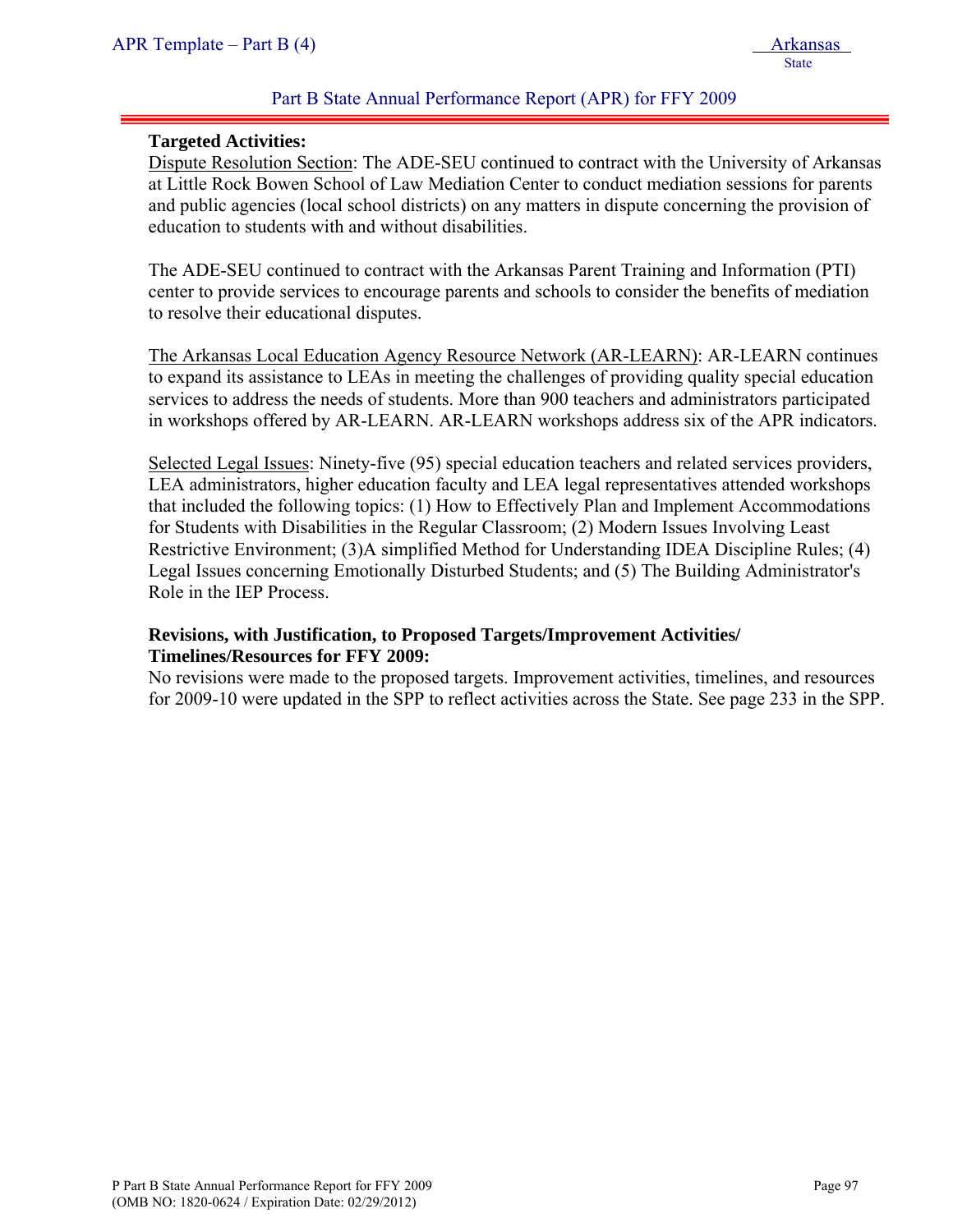**Targeted Activities:**

Dispute Resolution Section: The ADE-SEU continued to contract with the University of Arkansas at Little Rock Bowen School of Law Mediation Center to conduct mediation sessions for parents and public agencies (local school districts) on any matters in dispute concerning the provision of education to students with and without disabilities.

The ADE-SEU continued to contract with the Arkansas Parent Training and Information (PTI) center to provide services to encourage parents and schools to consider the benefits of mediation to resolve their educational disputes.

The Arkansas Local Education Agency Resource Network (AR-LEARN): AR-LEARN continues to expand its assistance to LEAs in meeting the challenges of providing quality special education services to address the needs of students. More than 900 teachers and administrators participated in workshops offered by AR-LEARN. AR-LEARN workshops address six of the APR indicators.

Selected Legal Issues: Ninety-five (95) special education teachers and related services providers, LEA administrators, higher education faculty and LEA legal representatives attended workshops that included the following topics: (1) How to Effectively Plan and Implement Accommodations for Students with Disabilities in the Regular Classroom; (2) Modern Issues Involving Least Restrictive Environment; (3)A simplified Method for Understanding IDEA Discipline Rules; (4) Legal Issues concerning Emotionally Disturbed Students; and (5) The Building Administrator's Role in the IEP Process.

**Revisions, with Justification, to Proposed Targets/Improvement Activities/ Timelines/Resources for FFY 2009:**

No revisions were made to the proposed targets. Improvement activities, timelines, and resources for 2009-10 were updated in the SPP to reflect activities across the State. See page 233 in the SPP.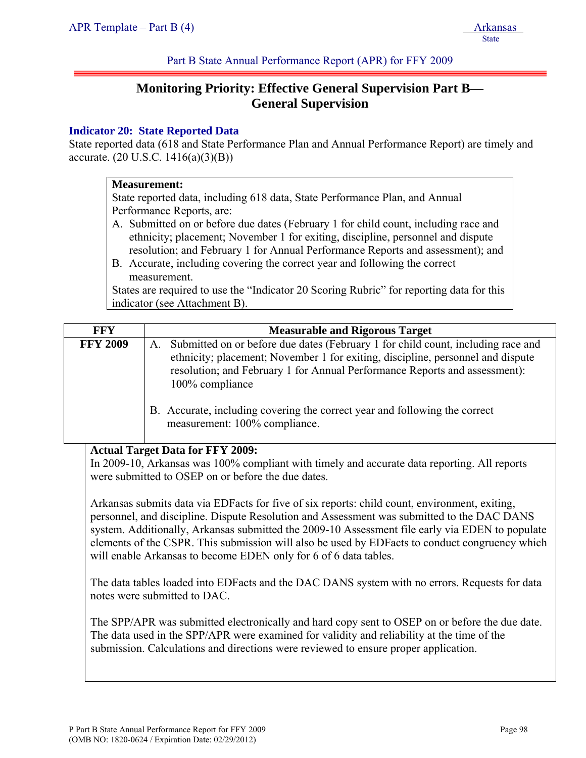Part B State Annual Performance Report (APR) for FFY 2009

## Monitoring Priority: Effective General Supervision Part B— General Supervision

### Indicator 20: State Reported Data

State reported data (618 and State Performance Plan and Annual Performance Report) are timely and accurate. (20 U.S.C. 1416(a)(3)(B))

**Measurement:**
State reported data, including 618 data, State Performance Plan, and Annual Performance Reports, are:

A. Submitted on or before due dates (February 1 for child count, including race and ethnicity; placement; November 1 for exiting, discipline, personnel and dispute resolution; and February 1 for Annual Performance Reports and assessment); and
B. Accurate, including covering the correct year and following the correct measurement.

States are required to use the "Indicator 20 Scoring Rubric" for reporting data for this indicator (see Attachment B).

| FFY | Measurable and Rigorous Target |
|---|---|
| **FFY 2009** | A. Submitted on or before due dates (February 1 for child count, including race and ethnicity; placement; November 1 for exiting, discipline, personnel and dispute resolution; and February 1 for Annual Performance Reports and assessment): 100% compliance<br><br>B. Accurate, including covering the correct year and following the correct measurement: 100% compliance. |

**Actual Target Data for FFY 2009:**

In 2009-10, Arkansas was 100% compliant with timely and accurate data reporting. All reports were submitted to OSEP on or before the due dates.

Arkansas submits data via EDFacts for five of six reports: child count, environment, exiting, personnel, and discipline. Dispute Resolution and Assessment was submitted to the DAC DANS system. Additionally, Arkansas submitted the 2009-10 Assessment file early via EDEN to populate elements of the CSPR. This submission will also be used by EDFacts to conduct congruency which will enable Arkansas to become EDEN only for 6 of 6 data tables.

The data tables loaded into EDFacts and the DAC DANS system with no errors. Requests for data notes were submitted to DAC.

The SPP/APR was submitted electronically and hard copy sent to OSEP on or before the due date. The data used in the SPP/APR were examined for validity and reliability at the time of the submission. Calculations and directions were reviewed to ensure proper application.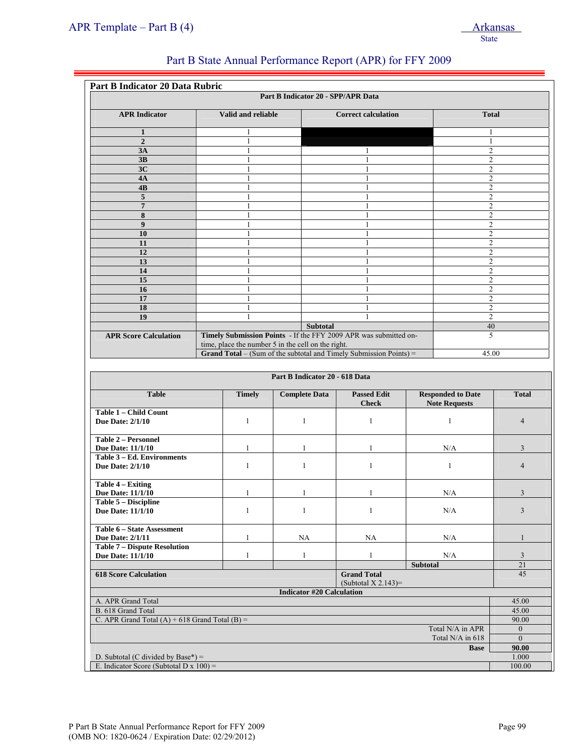## Part B Indicator 20 Data Rubric

| Part B Indicator 20 - SPP/APR Data | | | |
|---|---|---|---|
| **APR Indicator** | **Valid and reliable** | **Correct calculation** | **Total** |
| **1** | 1 | | 1 |
| **2** | 1 | | 1 |
| **3A** | 1 | 1 | 2 |
| **3B** | 1 | 1 | 2 |
| **3C** | 1 | 1 | 2 |
| **4A** | 1 | 1 | 2 |
| **4B** | 1 | 1 | 2 |
| **5** | 1 | 1 | 2 |
| **7** | 1 | 1 | 2 |
| **8** | 1 | 1 | 2 |
| **9** | 1 | 1 | 2 |
| **10** | 1 | 1 | 2 |
| **11** | 1 | 1 | 2 |
| **12** | 1 | 1 | 2 |
| **13** | 1 | 1 | 2 |
| **14** | 1 | 1 | 2 |
| **15** | 1 | 1 | 2 |
| **16** | 1 | 1 | 2 |
| **17** | 1 | 1 | 2 |
| **18** | 1 | 1 | 2 |
| **19** | 1 | 1 | 2 |
| | | **Subtotal** | 40 |
| **APR Score Calculation** | **Timely Submission Points** - If the FFY 2009 APR was submitted on-time, place the number 5 in the cell on the right. | | 5 |
| | **Grand Total** – (Sum of the subtotal and Timely Submission Points) = | | 45.00 |

| Part B Indicator 20 - 618 Data | | | | | |
|---|---|---|---|---|---|
| **Table** | **Timely** | **Complete Data** | **Passed Edit Check** | **Responded to Date Note Requests** | **Total** |
| **Table 1 – Child Count Due Date: 2/1/10** | 1 | 1 | 1 | 1 | 4 |
| **Table 2 – Personnel Due Date: 11/1/10** | 1 | 1 | 1 | N/A | 3 |
| **Table 3 – Ed. Environments Due Date: 2/1/10** | 1 | 1 | 1 | 1 | 4 |
| **Table 4 – Exiting Due Date: 11/1/10** | 1 | 1 | 1 | N/A | 3 |
| **Table 5 – Discipline Due Date: 11/1/10** | 1 | 1 | 1 | N/A | 3 |
| **Table 6 – State Assessment Due Date: 2/1/11** | 1 | NA | NA | N/A | 1 |
| **Table 7 – Dispute Resolution Due Date: 11/1/10** | 1 | 1 | 1 | N/A | 3 |
| | | | | **Subtotal** | 21 |
| **618 Score Calculation** | | | **Grand Total** (Subtotal X 2.143)= | | 45 |

| Indicator #20 Calculation | |
|---|---|
| A. APR Grand Total | 45.00 |
| B. 618 Grand Total | 45.00 |
| C. APR Grand Total (A) + 618 Grand Total (B) = | 90.00 |
| Total N/A in APR | 0 |
| Total N/A in 618 | 0 |
| **Base** | **90.00** |
| D. Subtotal (C divided by Base*) = | 1.000 |
| E. Indicator Score (Subtotal D x 100) = | 100.00 |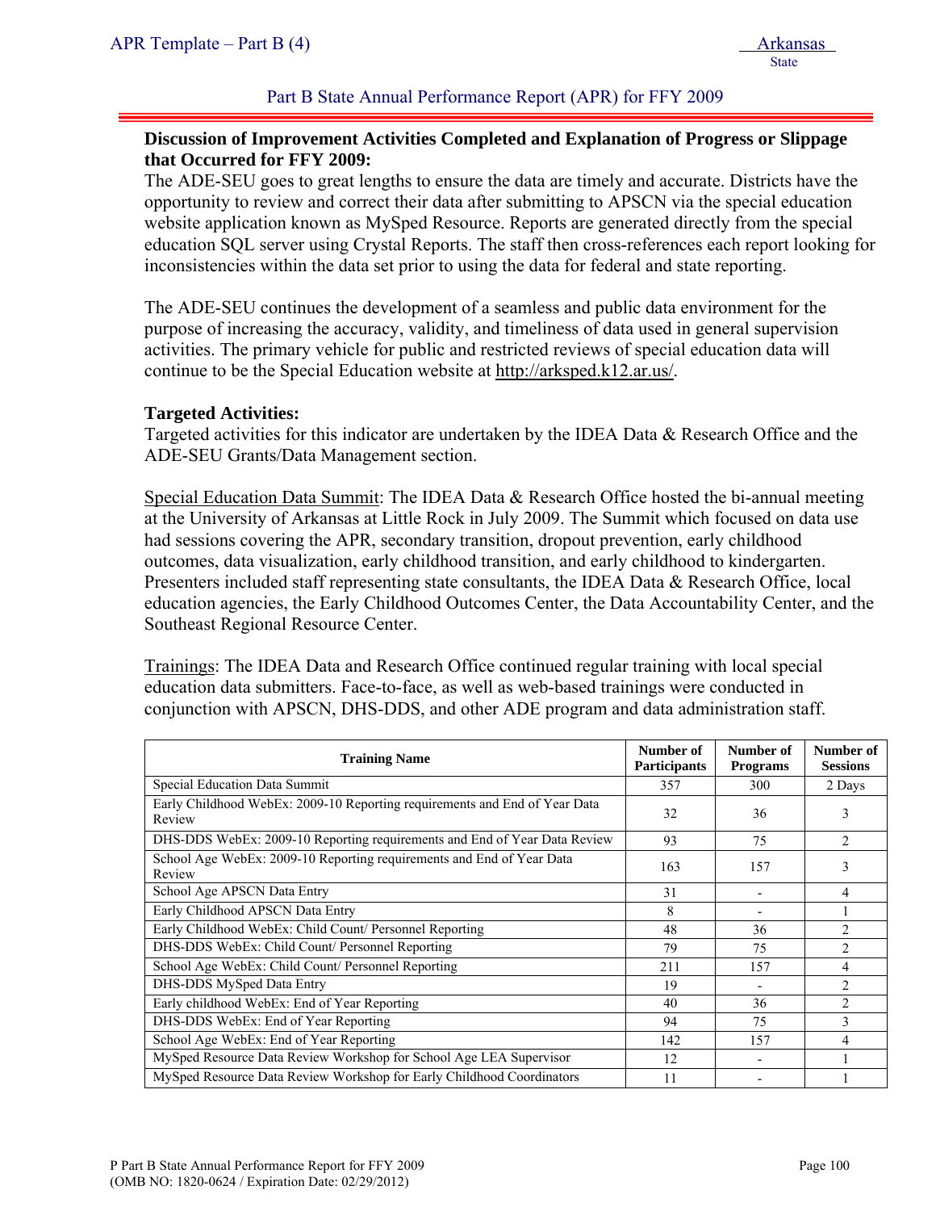**Discussion of Improvement Activities Completed and Explanation of Progress or Slippage that Occurred for FFY 2009:**

The ADE-SEU goes to great lengths to ensure the data are timely and accurate. Districts have the opportunity to review and correct their data after submitting to APSCN via the special education website application known as MySped Resource. Reports are generated directly from the special education SQL server using Crystal Reports. The staff then cross-references each report looking for inconsistencies within the data set prior to using the data for federal and state reporting.

The ADE-SEU continues the development of a seamless and public data environment for the purpose of increasing the accuracy, validity, and timeliness of data used in general supervision activities. The primary vehicle for public and restricted reviews of special education data will continue to be the Special Education website at http://arksped.k12.ar.us/.

**Targeted Activities:**

Targeted activities for this indicator are undertaken by the IDEA Data & Research Office and the ADE-SEU Grants/Data Management section.

Special Education Data Summit: The IDEA Data & Research Office hosted the bi-annual meeting at the University of Arkansas at Little Rock in July 2009. The Summit which focused on data use had sessions covering the APR, secondary transition, dropout prevention, early childhood outcomes, data visualization, early childhood transition, and early childhood to kindergarten. Presenters included staff representing state consultants, the IDEA Data & Research Office, local education agencies, the Early Childhood Outcomes Center, the Data Accountability Center, and the Southeast Regional Resource Center.

Trainings: The IDEA Data and Research Office continued regular training with local special education data submitters. Face-to-face, as well as web-based trainings were conducted in conjunction with APSCN, DHS-DDS, and other ADE program and data administration staff.

| Training Name | Number of Participants | Number of Programs | Number of Sessions |
|---|---|---|---|
| Special Education Data Summit | 357 | 300 | 2 Days |
| Early Childhood WebEx: 2009-10 Reporting requirements and End of Year Data Review | 32 | 36 | 3 |
| DHS-DDS WebEx: 2009-10 Reporting requirements and End of Year Data Review | 93 | 75 | 2 |
| School Age WebEx: 2009-10 Reporting requirements and End of Year Data Review | 163 | 157 | 3 |
| School Age APSCN Data Entry | 31 | - | 4 |
| Early Childhood APSCN Data Entry | 8 | - | 1 |
| Early Childhood WebEx: Child Count/ Personnel Reporting | 48 | 36 | 2 |
| DHS-DDS WebEx: Child Count/ Personnel Reporting | 79 | 75 | 2 |
| School Age WebEx: Child Count/ Personnel Reporting | 211 | 157 | 4 |
| DHS-DDS MySped Data Entry | 19 | - | 2 |
| Early childhood WebEx: End of Year Reporting | 40 | 36 | 2 |
| DHS-DDS WebEx: End of Year Reporting | 94 | 75 | 3 |
| School Age WebEx: End of Year Reporting | 142 | 157 | 4 |
| MySped Resource Data Review Workshop for School Age LEA Supervisor | 12 | - | 1 |
| MySped Resource Data Review Workshop for Early Childhood Coordinators | 11 | - | 1 |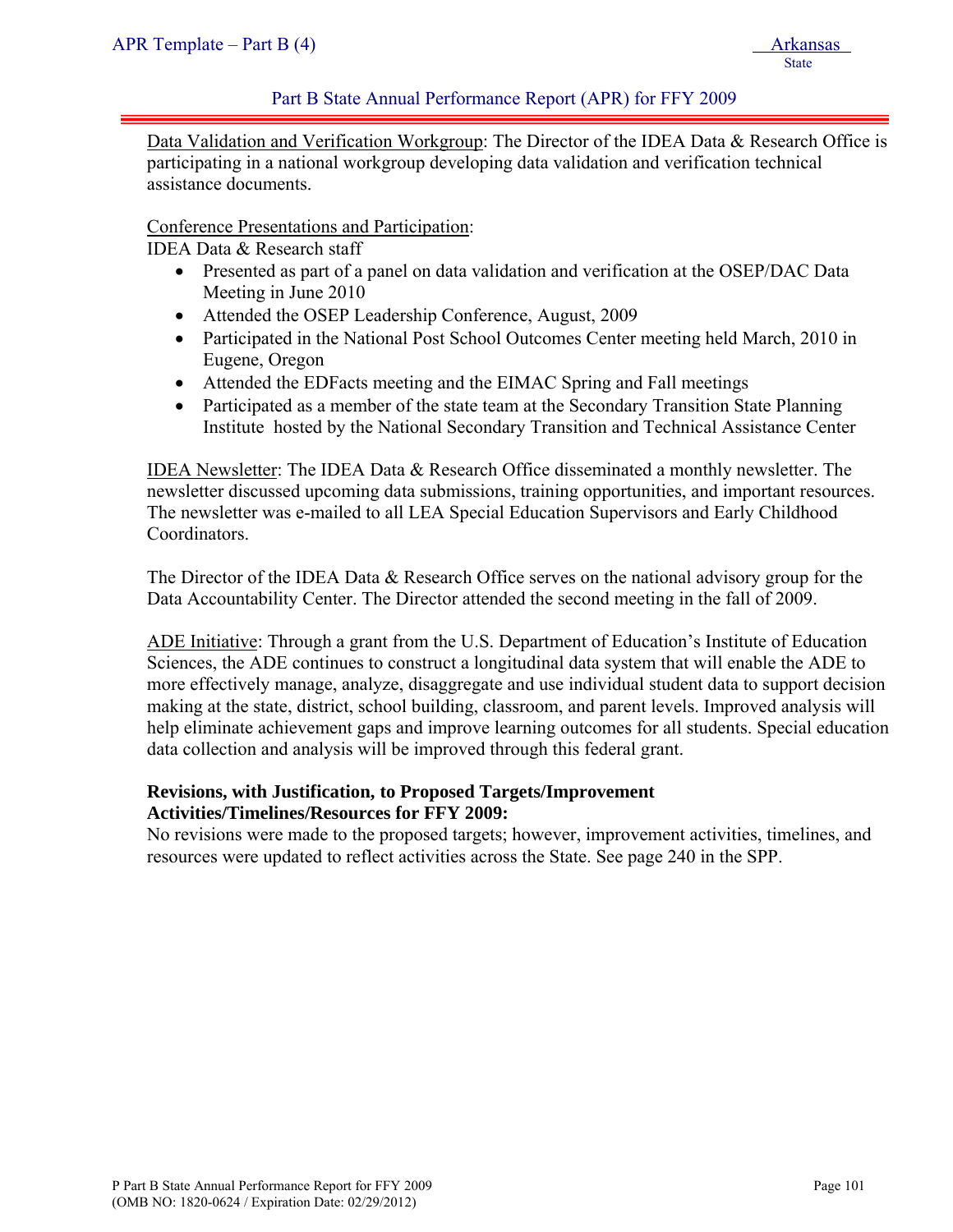Data Validation and Verification Workgroup: The Director of the IDEA Data & Research Office is participating in a national workgroup developing data validation and verification technical assistance documents.

Conference Presentations and Participation:
IDEA Data & Research staff

- Presented as part of a panel on data validation and verification at the OSEP/DAC Data Meeting in June 2010
- Attended the OSEP Leadership Conference, August, 2009
- Participated in the National Post School Outcomes Center meeting held March, 2010 in Eugene, Oregon
- Attended the EDFacts meeting and the EIMAC Spring and Fall meetings
- Participated as a member of the state team at the Secondary Transition State Planning Institute hosted by the National Secondary Transition and Technical Assistance Center

IDEA Newsletter: The IDEA Data & Research Office disseminated a monthly newsletter. The newsletter discussed upcoming data submissions, training opportunities, and important resources. The newsletter was e-mailed to all LEA Special Education Supervisors and Early Childhood Coordinators.

The Director of the IDEA Data & Research Office serves on the national advisory group for the Data Accountability Center. The Director attended the second meeting in the fall of 2009.

ADE Initiative: Through a grant from the U.S. Department of Education's Institute of Education Sciences, the ADE continues to construct a longitudinal data system that will enable the ADE to more effectively manage, analyze, disaggregate and use individual student data to support decision making at the state, district, school building, classroom, and parent levels. Improved analysis will help eliminate achievement gaps and improve learning outcomes for all students. Special education data collection and analysis will be improved through this federal grant.

**Revisions, with Justification, to Proposed Targets/Improvement Activities/Timelines/Resources for FFY 2009:**

No revisions were made to the proposed targets; however, improvement activities, timelines, and resources were updated to reflect activities across the State. See page 240 in the SPP.